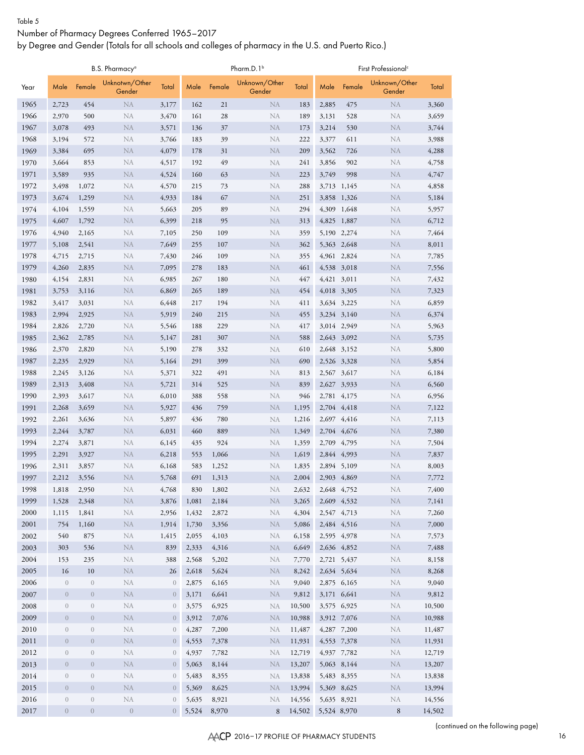Table 5

Number of Pharmacy Degrees Conferred 1965–2017

by Degree and Gender (Totals for all schools and colleges of pharmacy in the U.S. and Puerto Rico.)

| | B.S. Pharmacy[a] | | | | Pharm.D.1[b] | | | | First Professional[c] | | | |
|---|---|---|---|---|---|---|---|---|---|---|---|---|
| Year | Male | Female | Unknotwn/Other Gender | Total | Male | Female | Unknown/Other Gender | Total | Male | Female | Unknown/Other Gender | Total |
| 1965 | 2,723 | 454 | NA | 3,177 | 162 | 21 | NA | 183 | 2,885 | 475 | NA | 3,360 |
| 1966 | 2,970 | 500 | NA | 3,470 | 161 | 28 | NA | 189 | 3,131 | 528 | NA | 3,659 |
| 1967 | 3,078 | 493 | NA | 3,571 | 136 | 37 | NA | 173 | 3,214 | 530 | NA | 3,744 |
| 1968 | 3,194 | 572 | NA | 3,766 | 183 | 39 | NA | 222 | 3,377 | 611 | NA | 3,988 |
| 1969 | 3,384 | 695 | NA | 4,079 | 178 | 31 | NA | 209 | 3,562 | 726 | NA | 4,288 |
| 1970 | 3,664 | 853 | NA | 4,517 | 192 | 49 | NA | 241 | 3,856 | 902 | NA | 4,758 |
| 1971 | 3,589 | 935 | NA | 4,524 | 160 | 63 | NA | 223 | 3,749 | 998 | NA | 4,747 |
| 1972 | 3,498 | 1,072 | NA | 4,570 | 215 | 73 | NA | 288 | 3,713 | 1,145 | NA | 4,858 |
| 1973 | 3,674 | 1,259 | NA | 4,933 | 184 | 67 | NA | 251 | 3,858 | 1,326 | NA | 5,184 |
| 1974 | 4,104 | 1,559 | NA | 5,663 | 205 | 89 | NA | 294 | 4,309 | 1,648 | NA | 5,957 |
| 1975 | 4,607 | 1,792 | NA | 6,399 | 218 | 95 | NA | 313 | 4,825 | 1,887 | NA | 6,712 |
| 1976 | 4,940 | 2,165 | NA | 7,105 | 250 | 109 | NA | 359 | 5,190 | 2,274 | NA | 7,464 |
| 1977 | 5,108 | 2,541 | NA | 7,649 | 255 | 107 | NA | 362 | 5,363 | 2,648 | NA | 8,011 |
| 1978 | 4,715 | 2,715 | NA | 7,430 | 246 | 109 | NA | 355 | 4,961 | 2,824 | NA | 7,785 |
| 1979 | 4,260 | 2,835 | NA | 7,095 | 278 | 183 | NA | 461 | 4,538 | 3,018 | NA | 7,556 |
| 1980 | 4,154 | 2,831 | NA | 6,985 | 267 | 180 | NA | 447 | 4,421 | 3,011 | NA | 7,432 |
| 1981 | 3,753 | 3,116 | NA | 6,869 | 265 | 189 | NA | 454 | 4,018 | 3,305 | NA | 7,323 |
| 1982 | 3,417 | 3,031 | NA | 6,448 | 217 | 194 | NA | 411 | 3,634 | 3,225 | NA | 6,859 |
| 1983 | 2,994 | 2,925 | NA | 5,919 | 240 | 215 | NA | 455 | 3,234 | 3,140 | NA | 6,374 |
| 1984 | 2,826 | 2,720 | NA | 5,546 | 188 | 229 | NA | 417 | 3,014 | 2,949 | NA | 5,963 |
| 1985 | 2,362 | 2,785 | NA | 5,147 | 281 | 307 | NA | 588 | 2,643 | 3,092 | NA | 5,735 |
| 1986 | 2,370 | 2,820 | NA | 5,190 | 278 | 332 | NA | 610 | 2,648 | 3,152 | NA | 5,800 |
| 1987 | 2,235 | 2,929 | NA | 5,164 | 291 | 399 | NA | 690 | 2,526 | 3,328 | NA | 5,854 |
| 1988 | 2,245 | 3,126 | NA | 5,371 | 322 | 491 | NA | 813 | 2,567 | 3,617 | NA | 6,184 |
| 1989 | 2,313 | 3,408 | NA | 5,721 | 314 | 525 | NA | 839 | 2,627 | 3,933 | NA | 6,560 |
| 1990 | 2,393 | 3,617 | NA | 6,010 | 388 | 558 | NA | 946 | 2,781 | 4,175 | NA | 6,956 |
| 1991 | 2,268 | 3,659 | NA | 5,927 | 436 | 759 | NA | 1,195 | 2,704 | 4,418 | NA | 7,122 |
| 1992 | 2,261 | 3,636 | NA | 5,897 | 436 | 780 | NA | 1,216 | 2,697 | 4,416 | NA | 7,113 |
| 1993 | 2,244 | 3,787 | NA | 6,031 | 460 | 889 | NA | 1,349 | 2,704 | 4,676 | NA | 7,380 |
| 1994 | 2,274 | 3,871 | NA | 6,145 | 435 | 924 | NA | 1,359 | 2,709 | 4,795 | NA | 7,504 |
| 1995 | 2,291 | 3,927 | NA | 6,218 | 553 | 1,066 | NA | 1,619 | 2,844 | 4,993 | NA | 7,837 |
| 1996 | 2,311 | 3,857 | NA | 6,168 | 583 | 1,252 | NA | 1,835 | 2,894 | 5,109 | NA | 8,003 |
| 1997 | 2,212 | 3,556 | NA | 5,768 | 691 | 1,313 | NA | 2,004 | 2,903 | 4,869 | NA | 7,772 |
| 1998 | 1,818 | 2,950 | NA | 4,768 | 830 | 1,802 | NA | 2,632 | 2,648 | 4,752 | NA | 7,400 |
| 1999 | 1,528 | 2,348 | NA | 3,876 | 1,081 | 2,184 | NA | 3,265 | 2,609 | 4,532 | NA | 7,141 |
| 2000 | 1,115 | 1,841 | NA | 2,956 | 1,432 | 2,872 | NA | 4,304 | 2,547 | 4,713 | NA | 7,260 |
| 2001 | 754 | 1,160 | NA | 1,914 | 1,730 | 3,356 | NA | 5,086 | 2,484 | 4,516 | NA | 7,000 |
| 2002 | 540 | 875 | NA | 1,415 | 2,055 | 4,103 | NA | 6,158 | 2,595 | 4,978 | NA | 7,573 |
| 2003 | 303 | 536 | NA | 839 | 2,333 | 4,316 | NA | 6,649 | 2,636 | 4,852 | NA | 7,488 |
| 2004 | 153 | 235 | NA | 388 | 2,568 | 5,202 | NA | 7,770 | 2,721 | 5,437 | NA | 8,158 |
| 2005 | 16 | 10 | NA | 26 | 2,618 | 5,624 | NA | 8,242 | 2,634 | 5,634 | NA | 8,268 |
| 2006 | 0 | 0 | NA | 0 | 2,875 | 6,165 | NA | 9,040 | 2,875 | 6,165 | NA | 9,040 |
| 2007 | 0 | 0 | NA | 0 | 3,171 | 6,641 | NA | 9,812 | 3,171 | 6,641 | NA | 9,812 |
| 2008 | 0 | 0 | NA | 0 | 3,575 | 6,925 | NA | 10,500 | 3,575 | 6,925 | NA | 10,500 |
| 2009 | 0 | 0 | NA | 0 | 3,912 | 7,076 | NA | 10,988 | 3,912 | 7,076 | NA | 10,988 |
| 2010 | 0 | 0 | NA | 0 | 4,287 | 7,200 | NA | 11,487 | 4,287 | 7,200 | NA | 11,487 |
| 2011 | 0 | 0 | NA | 0 | 4,553 | 7,378 | NA | 11,931 | 4,553 | 7,378 | NA | 11,931 |
| 2012 | 0 | 0 | NA | 0 | 4,937 | 7,782 | NA | 12,719 | 4,937 | 7,782 | NA | 12,719 |
| 2013 | 0 | 0 | NA | 0 | 5,063 | 8,144 | NA | 13,207 | 5,063 | 8,144 | NA | 13,207 |
| 2014 | 0 | 0 | NA | 0 | 5,483 | 8,355 | NA | 13,838 | 5,483 | 8,355 | NA | 13,838 |
| 2015 | 0 | 0 | NA | 0 | 5,369 | 8,625 | NA | 13,994 | 5,369 | 8,625 | NA | 13,994 |
| 2016 | 0 | 0 | NA | 0 | 5,635 | 8,921 | NA | 14,556 | 5,635 | 8,921 | NA | 14,556 |
| 2017 | 0 | 0 | 0 | 0 | 5,524 | 8,970 | 8 | 14,502 | 5,524 | 8,970 | 8 | 14,502 |

(continued on the following page)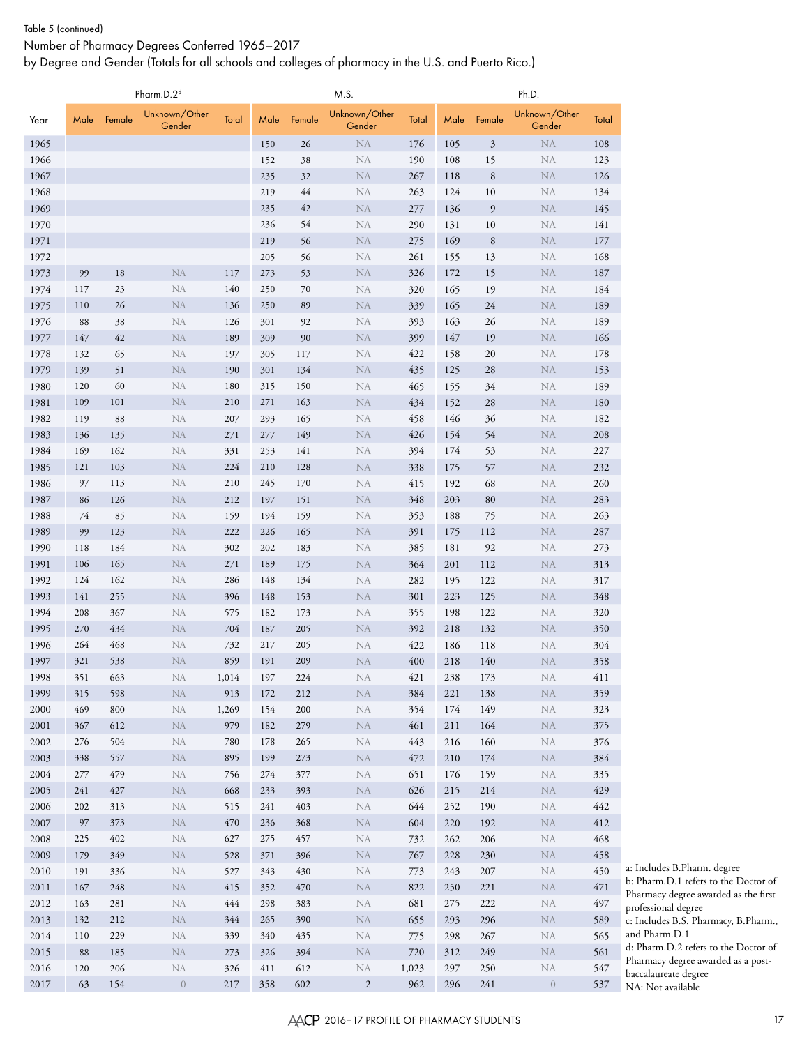Table 5 (continued)

Number of Pharmacy Degrees Conferred 1965–2017

by Degree and Gender (Totals for all schools and colleges of pharmacy in the U.S. and Puerto Rico.)

| | Pharm.D.2[d] | | | | M.S. | | | | Ph.D. | | | |
|---|---|---|---|---|---|---|---|---|---|---|---|---|
| Year | Male | Female | Unknown/Other Gender | Total | Male | Female | Unknown/Other Gender | Total | Male | Female | Unknown/Other Gender | Total |
| 1965 | | | | | 150 | 26 | NA | 176 | 105 | 3 | NA | 108 |
| 1966 | | | | | 152 | 38 | NA | 190 | 108 | 15 | NA | 123 |
| 1967 | | | | | 235 | 32 | NA | 267 | 118 | 8 | NA | 126 |
| 1968 | | | | | 219 | 44 | NA | 263 | 124 | 10 | NA | 134 |
| 1969 | | | | | 235 | 42 | NA | 277 | 136 | 9 | NA | 145 |
| 1970 | | | | | 236 | 54 | NA | 290 | 131 | 10 | NA | 141 |
| 1971 | | | | | 219 | 56 | NA | 275 | 169 | 8 | NA | 177 |
| 1972 | | | | | 205 | 56 | NA | 261 | 155 | 13 | NA | 168 |
| 1973 | 99 | 18 | NA | 117 | 273 | 53 | NA | 326 | 172 | 15 | NA | 187 |
| 1974 | 117 | 23 | NA | 140 | 250 | 70 | NA | 320 | 165 | 19 | NA | 184 |
| 1975 | 110 | 26 | NA | 136 | 250 | 89 | NA | 339 | 165 | 24 | NA | 189 |
| 1976 | 88 | 38 | NA | 126 | 301 | 92 | NA | 393 | 163 | 26 | NA | 189 |
| 1977 | 147 | 42 | NA | 189 | 309 | 90 | NA | 399 | 147 | 19 | NA | 166 |
| 1978 | 132 | 65 | NA | 197 | 305 | 117 | NA | 422 | 158 | 20 | NA | 178 |
| 1979 | 139 | 51 | NA | 190 | 301 | 134 | NA | 435 | 125 | 28 | NA | 153 |
| 1980 | 120 | 60 | NA | 180 | 315 | 150 | NA | 465 | 155 | 34 | NA | 189 |
| 1981 | 109 | 101 | NA | 210 | 271 | 163 | NA | 434 | 152 | 28 | NA | 180 |
| 1982 | 119 | 88 | NA | 207 | 293 | 165 | NA | 458 | 146 | 36 | NA | 182 |
| 1983 | 136 | 135 | NA | 271 | 277 | 149 | NA | 426 | 154 | 54 | NA | 208 |
| 1984 | 169 | 162 | NA | 331 | 253 | 141 | NA | 394 | 174 | 53 | NA | 227 |
| 1985 | 121 | 103 | NA | 224 | 210 | 128 | NA | 338 | 175 | 57 | NA | 232 |
| 1986 | 97 | 113 | NA | 210 | 245 | 170 | NA | 415 | 192 | 68 | NA | 260 |
| 1987 | 86 | 126 | NA | 212 | 197 | 151 | NA | 348 | 203 | 80 | NA | 283 |
| 1988 | 74 | 85 | NA | 159 | 194 | 159 | NA | 353 | 188 | 75 | NA | 263 |
| 1989 | 99 | 123 | NA | 222 | 226 | 165 | NA | 391 | 175 | 112 | NA | 287 |
| 1990 | 118 | 184 | NA | 302 | 202 | 183 | NA | 385 | 181 | 92 | NA | 273 |
| 1991 | 106 | 165 | NA | 271 | 189 | 175 | NA | 364 | 201 | 112 | NA | 313 |
| 1992 | 124 | 162 | NA | 286 | 148 | 134 | NA | 282 | 195 | 122 | NA | 317 |
| 1993 | 141 | 255 | NA | 396 | 148 | 153 | NA | 301 | 223 | 125 | NA | 348 |
| 1994 | 208 | 367 | NA | 575 | 182 | 173 | NA | 355 | 198 | 122 | NA | 320 |
| 1995 | 270 | 434 | NA | 704 | 187 | 205 | NA | 392 | 218 | 132 | NA | 350 |
| 1996 | 264 | 468 | NA | 732 | 217 | 205 | NA | 422 | 186 | 118 | NA | 304 |
| 1997 | 321 | 538 | NA | 859 | 191 | 209 | NA | 400 | 218 | 140 | NA | 358 |
| 1998 | 351 | 663 | NA | 1,014 | 197 | 224 | NA | 421 | 238 | 173 | NA | 411 |
| 1999 | 315 | 598 | NA | 913 | 172 | 212 | NA | 384 | 221 | 138 | NA | 359 |
| 2000 | 469 | 800 | NA | 1,269 | 154 | 200 | NA | 354 | 174 | 149 | NA | 323 |
| 2001 | 367 | 612 | NA | 979 | 182 | 279 | NA | 461 | 211 | 164 | NA | 375 |
| 2002 | 276 | 504 | NA | 780 | 178 | 265 | NA | 443 | 216 | 160 | NA | 376 |
| 2003 | 338 | 557 | NA | 895 | 199 | 273 | NA | 472 | 210 | 174 | NA | 384 |
| 2004 | 277 | 479 | NA | 756 | 274 | 377 | NA | 651 | 176 | 159 | NA | 335 |
| 2005 | 241 | 427 | NA | 668 | 233 | 393 | NA | 626 | 215 | 214 | NA | 429 |
| 2006 | 202 | 313 | NA | 515 | 241 | 403 | NA | 644 | 252 | 190 | NA | 442 |
| 2007 | 97 | 373 | NA | 470 | 236 | 368 | NA | 604 | 220 | 192 | NA | 412 |
| 2008 | 225 | 402 | NA | 627 | 275 | 457 | NA | 732 | 262 | 206 | NA | 468 |
| 2009 | 179 | 349 | NA | 528 | 371 | 396 | NA | 767 | 228 | 230 | NA | 458 |
| 2010 | 191 | 336 | NA | 527 | 343 | 430 | NA | 773 | 243 | 207 | NA | 450 |
| 2011 | 167 | 248 | NA | 415 | 352 | 470 | NA | 822 | 250 | 221 | NA | 471 |
| 2012 | 163 | 281 | NA | 444 | 298 | 383 | NA | 681 | 275 | 222 | NA | 497 |
| 2013 | 132 | 212 | NA | 344 | 265 | 390 | NA | 655 | 293 | 296 | NA | 589 |
| 2014 | 110 | 229 | NA | 339 | 340 | 435 | NA | 775 | 298 | 267 | NA | 565 |
| 2015 | 88 | 185 | NA | 273 | 326 | 394 | NA | 720 | 312 | 249 | NA | 561 |
| 2016 | 120 | 206 | NA | 326 | 411 | 612 | NA | 1,023 | 297 | 250 | NA | 547 |
| 2017 | 63 | 154 | 0 | 217 | 358 | 602 | 2 | 962 | 296 | 241 | 0 | 537 |

a: Includes B.Pharm. degree

b: Pharm.D.1 refers to the Doctor of Pharmacy degree awarded as the first professional degree

c: Includes B.S. Pharmacy, B.Pharm., and Pharm.D.1

d: Pharm.D.2 refers to the Doctor of Pharmacy degree awarded as a post-baccalaureate degree

NA: Not available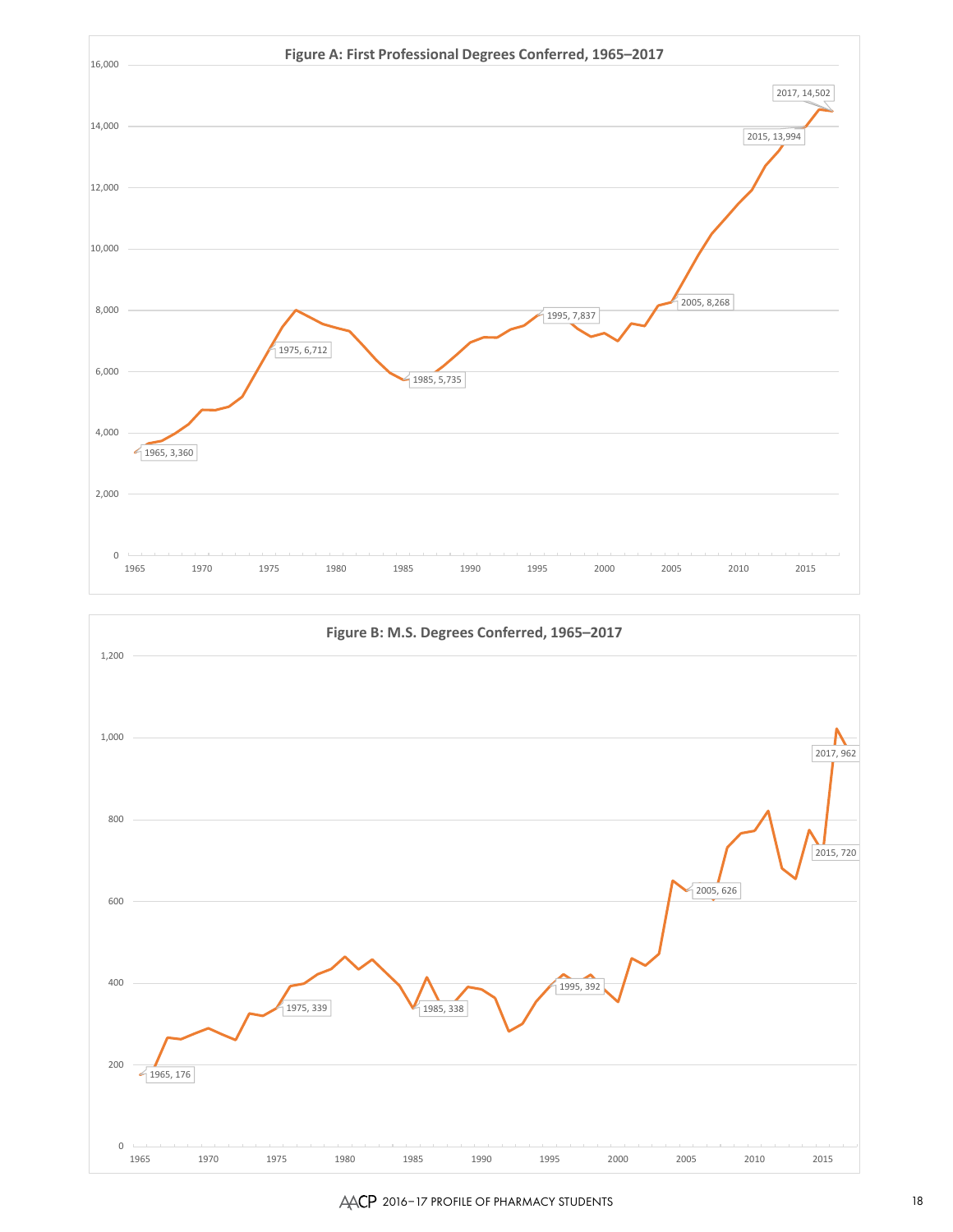**Figure A: First Professional Degrees Conferred, 1965–2017**

| Year | Degrees |
| --- | --- |
| 1965 | 3,360 |
| 1975 | 6,712 |
| 1985 | 5,735 |
| 1995 | 7,837 |
| 2005 | 8,268 |
| 2015 | 13,994 |
| 2017 | 14,502 |

**Figure B: M.S. Degrees Conferred, 1965–2017**

| Year | Degrees |
| --- | --- |
| 1965 | 176 |
| 1975 | 339 |
| 1985 | 338 |
| 1995 | 392 |
| 2005 | 626 |
| 2015 | 720 |
| 2017 | 962 |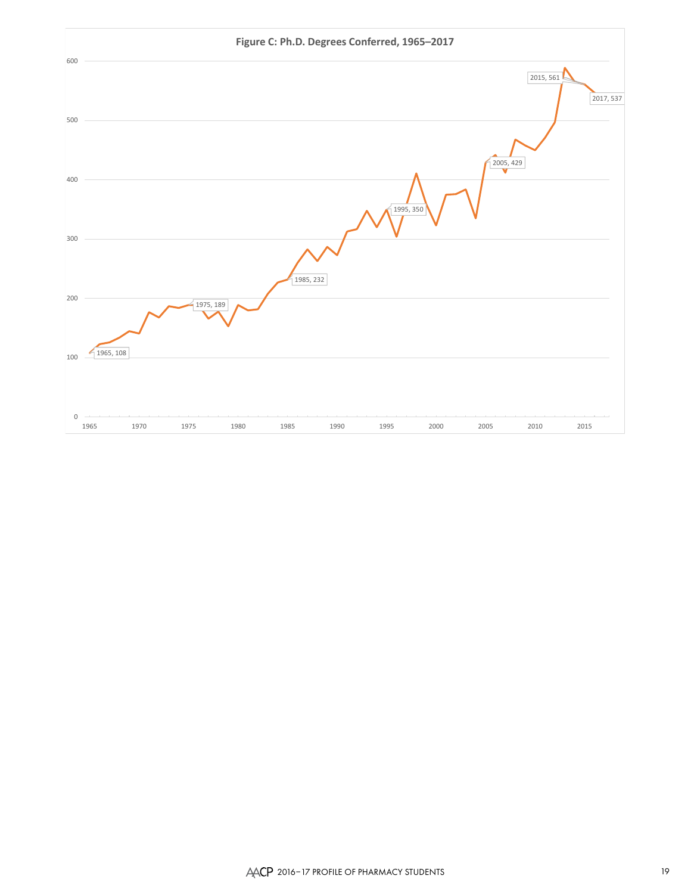**Figure C: Ph.D. Degrees Conferred, 1965–2017**

| Year | Ph.D. Degrees Conferred |
| --- | --- |
| 1965 | 108 |
| 1975 | 189 |
| 1985 | 232 |
| 1995 | 350 |
| 2005 | 429 |
| 2015 | 561 |
| 2017 | 537 |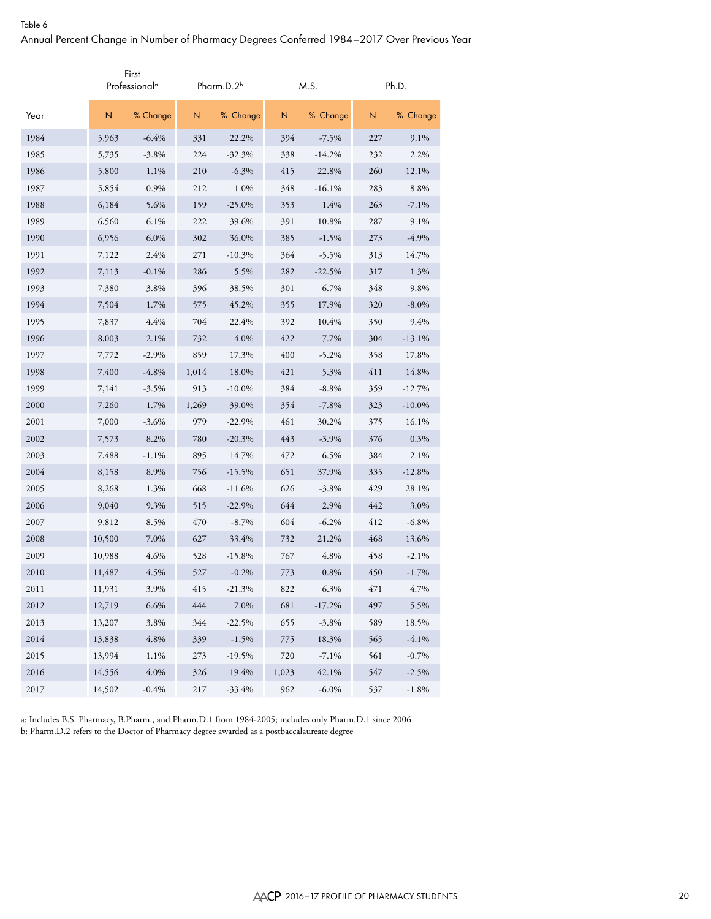Table 6

Annual Percent Change in Number of Pharmacy Degrees Conferred 1984–2017 Over Previous Year

| | First Professional[a] | | Pharm.D.2[b] | | M.S. | | Ph.D. | |
|---|---|---|---|---|---|---|---|---|
| Year | N | % Change | N | % Change | N | % Change | N | % Change |
| 1984 | 5,963 | -6.4% | 331 | 22.2% | 394 | -7.5% | 227 | 9.1% |
| 1985 | 5,735 | -3.8% | 224 | -32.3% | 338 | -14.2% | 232 | 2.2% |
| 1986 | 5,800 | 1.1% | 210 | -6.3% | 415 | 22.8% | 260 | 12.1% |
| 1987 | 5,854 | 0.9% | 212 | 1.0% | 348 | -16.1% | 283 | 8.8% |
| 1988 | 6,184 | 5.6% | 159 | -25.0% | 353 | 1.4% | 263 | -7.1% |
| 1989 | 6,560 | 6.1% | 222 | 39.6% | 391 | 10.8% | 287 | 9.1% |
| 1990 | 6,956 | 6.0% | 302 | 36.0% | 385 | -1.5% | 273 | -4.9% |
| 1991 | 7,122 | 2.4% | 271 | -10.3% | 364 | -5.5% | 313 | 14.7% |
| 1992 | 7,113 | -0.1% | 286 | 5.5% | 282 | -22.5% | 317 | 1.3% |
| 1993 | 7,380 | 3.8% | 396 | 38.5% | 301 | 6.7% | 348 | 9.8% |
| 1994 | 7,504 | 1.7% | 575 | 45.2% | 355 | 17.9% | 320 | -8.0% |
| 1995 | 7,837 | 4.4% | 704 | 22.4% | 392 | 10.4% | 350 | 9.4% |
| 1996 | 8,003 | 2.1% | 732 | 4.0% | 422 | 7.7% | 304 | -13.1% |
| 1997 | 7,772 | -2.9% | 859 | 17.3% | 400 | -5.2% | 358 | 17.8% |
| 1998 | 7,400 | -4.8% | 1,014 | 18.0% | 421 | 5.3% | 411 | 14.8% |
| 1999 | 7,141 | -3.5% | 913 | -10.0% | 384 | -8.8% | 359 | -12.7% |
| 2000 | 7,260 | 1.7% | 1,269 | 39.0% | 354 | -7.8% | 323 | -10.0% |
| 2001 | 7,000 | -3.6% | 979 | -22.9% | 461 | 30.2% | 375 | 16.1% |
| 2002 | 7,573 | 8.2% | 780 | -20.3% | 443 | -3.9% | 376 | 0.3% |
| 2003 | 7,488 | -1.1% | 895 | 14.7% | 472 | 6.5% | 384 | 2.1% |
| 2004 | 8,158 | 8.9% | 756 | -15.5% | 651 | 37.9% | 335 | -12.8% |
| 2005 | 8,268 | 1.3% | 668 | -11.6% | 626 | -3.8% | 429 | 28.1% |
| 2006 | 9,040 | 9.3% | 515 | -22.9% | 644 | 2.9% | 442 | 3.0% |
| 2007 | 9,812 | 8.5% | 470 | -8.7% | 604 | -6.2% | 412 | -6.8% |
| 2008 | 10,500 | 7.0% | 627 | 33.4% | 732 | 21.2% | 468 | 13.6% |
| 2009 | 10,988 | 4.6% | 528 | -15.8% | 767 | 4.8% | 458 | -2.1% |
| 2010 | 11,487 | 4.5% | 527 | -0.2% | 773 | 0.8% | 450 | -1.7% |
| 2011 | 11,931 | 3.9% | 415 | -21.3% | 822 | 6.3% | 471 | 4.7% |
| 2012 | 12,719 | 6.6% | 444 | 7.0% | 681 | -17.2% | 497 | 5.5% |
| 2013 | 13,207 | 3.8% | 344 | -22.5% | 655 | -3.8% | 589 | 18.5% |
| 2014 | 13,838 | 4.8% | 339 | -1.5% | 775 | 18.3% | 565 | -4.1% |
| 2015 | 13,994 | 1.1% | 273 | -19.5% | 720 | -7.1% | 561 | -0.7% |
| 2016 | 14,556 | 4.0% | 326 | 19.4% | 1,023 | 42.1% | 547 | -2.5% |
| 2017 | 14,502 | -0.4% | 217 | -33.4% | 962 | -6.0% | 537 | -1.8% |

a: Includes B.S. Pharmacy, B.Pharm., and Pharm.D.1 from 1984-2005; includes only Pharm.D.1 since 2006

b: Pharm.D.2 refers to the Doctor of Pharmacy degree awarded as a postbaccalaureate degree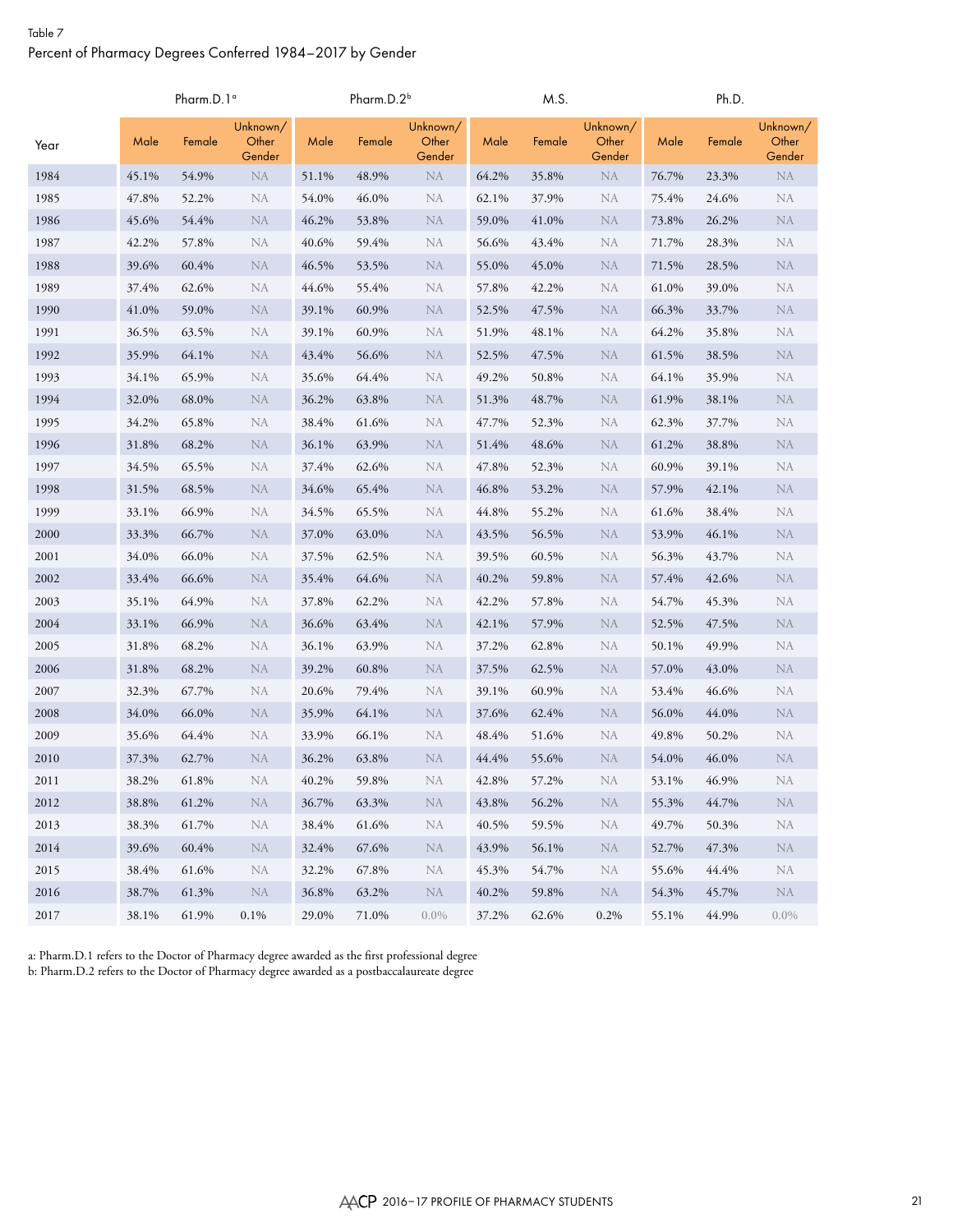Table 7

Percent of Pharmacy Degrees Conferred 1984–2017 by Gender

| | Pharm.D.1[a] | | | Pharm.D.2[b] | | | M.S. | | | Ph.D. | | |
|---|---|---|---|---|---|---|---|---|---|---|---|---|
| Year | Male | Female | Unknown/ Other Gender | Male | Female | Unknown/ Other Gender | Male | Female | Unknown/ Other Gender | Male | Female | Unknown/ Other Gender |
| 1984 | 45.1% | 54.9% | NA | 51.1% | 48.9% | NA | 64.2% | 35.8% | NA | 76.7% | 23.3% | NA |
| 1985 | 47.8% | 52.2% | NA | 54.0% | 46.0% | NA | 62.1% | 37.9% | NA | 75.4% | 24.6% | NA |
| 1986 | 45.6% | 54.4% | NA | 46.2% | 53.8% | NA | 59.0% | 41.0% | NA | 73.8% | 26.2% | NA |
| 1987 | 42.2% | 57.8% | NA | 40.6% | 59.4% | NA | 56.6% | 43.4% | NA | 71.7% | 28.3% | NA |
| 1988 | 39.6% | 60.4% | NA | 46.5% | 53.5% | NA | 55.0% | 45.0% | NA | 71.5% | 28.5% | NA |
| 1989 | 37.4% | 62.6% | NA | 44.6% | 55.4% | NA | 57.8% | 42.2% | NA | 61.0% | 39.0% | NA |
| 1990 | 41.0% | 59.0% | NA | 39.1% | 60.9% | NA | 52.5% | 47.5% | NA | 66.3% | 33.7% | NA |
| 1991 | 36.5% | 63.5% | NA | 39.1% | 60.9% | NA | 51.9% | 48.1% | NA | 64.2% | 35.8% | NA |
| 1992 | 35.9% | 64.1% | NA | 43.4% | 56.6% | NA | 52.5% | 47.5% | NA | 61.5% | 38.5% | NA |
| 1993 | 34.1% | 65.9% | NA | 35.6% | 64.4% | NA | 49.2% | 50.8% | NA | 64.1% | 35.9% | NA |
| 1994 | 32.0% | 68.0% | NA | 36.2% | 63.8% | NA | 51.3% | 48.7% | NA | 61.9% | 38.1% | NA |
| 1995 | 34.2% | 65.8% | NA | 38.4% | 61.6% | NA | 47.7% | 52.3% | NA | 62.3% | 37.7% | NA |
| 1996 | 31.8% | 68.2% | NA | 36.1% | 63.9% | NA | 51.4% | 48.6% | NA | 61.2% | 38.8% | NA |
| 1997 | 34.5% | 65.5% | NA | 37.4% | 62.6% | NA | 47.8% | 52.3% | NA | 60.9% | 39.1% | NA |
| 1998 | 31.5% | 68.5% | NA | 34.6% | 65.4% | NA | 46.8% | 53.2% | NA | 57.9% | 42.1% | NA |
| 1999 | 33.1% | 66.9% | NA | 34.5% | 65.5% | NA | 44.8% | 55.2% | NA | 61.6% | 38.4% | NA |
| 2000 | 33.3% | 66.7% | NA | 37.0% | 63.0% | NA | 43.5% | 56.5% | NA | 53.9% | 46.1% | NA |
| 2001 | 34.0% | 66.0% | NA | 37.5% | 62.5% | NA | 39.5% | 60.5% | NA | 56.3% | 43.7% | NA |
| 2002 | 33.4% | 66.6% | NA | 35.4% | 64.6% | NA | 40.2% | 59.8% | NA | 57.4% | 42.6% | NA |
| 2003 | 35.1% | 64.9% | NA | 37.8% | 62.2% | NA | 42.2% | 57.8% | NA | 54.7% | 45.3% | NA |
| 2004 | 33.1% | 66.9% | NA | 36.6% | 63.4% | NA | 42.1% | 57.9% | NA | 52.5% | 47.5% | NA |
| 2005 | 31.8% | 68.2% | NA | 36.1% | 63.9% | NA | 37.2% | 62.8% | NA | 50.1% | 49.9% | NA |
| 2006 | 31.8% | 68.2% | NA | 39.2% | 60.8% | NA | 37.5% | 62.5% | NA | 57.0% | 43.0% | NA |
| 2007 | 32.3% | 67.7% | NA | 20.6% | 79.4% | NA | 39.1% | 60.9% | NA | 53.4% | 46.6% | NA |
| 2008 | 34.0% | 66.0% | NA | 35.9% | 64.1% | NA | 37.6% | 62.4% | NA | 56.0% | 44.0% | NA |
| 2009 | 35.6% | 64.4% | NA | 33.9% | 66.1% | NA | 48.4% | 51.6% | NA | 49.8% | 50.2% | NA |
| 2010 | 37.3% | 62.7% | NA | 36.2% | 63.8% | NA | 44.4% | 55.6% | NA | 54.0% | 46.0% | NA |
| 2011 | 38.2% | 61.8% | NA | 40.2% | 59.8% | NA | 42.8% | 57.2% | NA | 53.1% | 46.9% | NA |
| 2012 | 38.8% | 61.2% | NA | 36.7% | 63.3% | NA | 43.8% | 56.2% | NA | 55.3% | 44.7% | NA |
| 2013 | 38.3% | 61.7% | NA | 38.4% | 61.6% | NA | 40.5% | 59.5% | NA | 49.7% | 50.3% | NA |
| 2014 | 39.6% | 60.4% | NA | 32.4% | 67.6% | NA | 43.9% | 56.1% | NA | 52.7% | 47.3% | NA |
| 2015 | 38.4% | 61.6% | NA | 32.2% | 67.8% | NA | 45.3% | 54.7% | NA | 55.6% | 44.4% | NA |
| 2016 | 38.7% | 61.3% | NA | 36.8% | 63.2% | NA | 40.2% | 59.8% | NA | 54.3% | 45.7% | NA |
| 2017 | 38.1% | 61.9% | 0.1% | 29.0% | 71.0% | 0.0% | 37.2% | 62.6% | 0.2% | 55.1% | 44.9% | 0.0% |

a: Pharm.D.1 refers to the Doctor of Pharmacy degree awarded as the first professional degree
b: Pharm.D.2 refers to the Doctor of Pharmacy degree awarded as a postbaccalaureate degree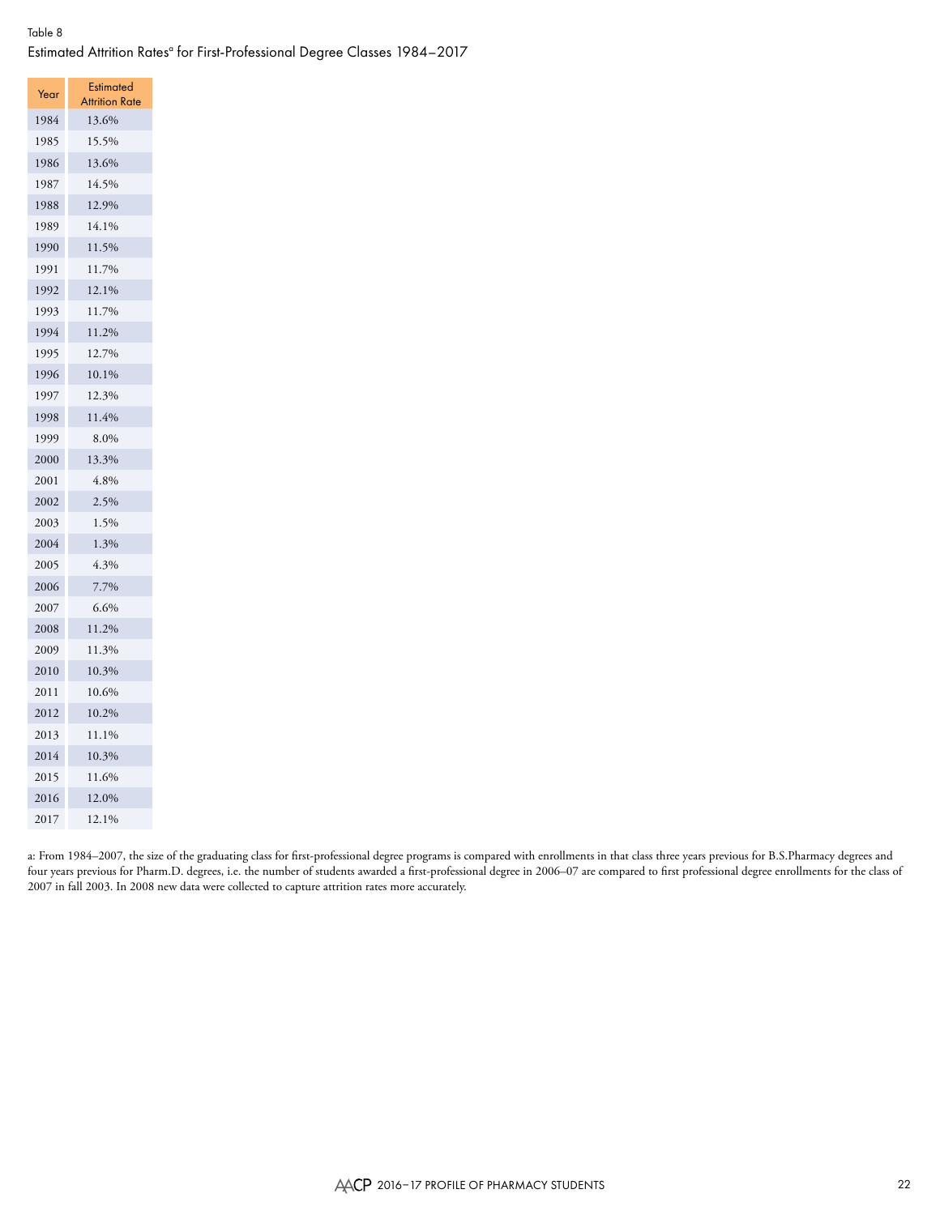Table 8

Estimated Attrition Rates[a] for First-Professional Degree Classes 1984–2017

| Year | Estimated Attrition Rate |
|---|---|
| 1984 | 13.6% |
| 1985 | 15.5% |
| 1986 | 13.6% |
| 1987 | 14.5% |
| 1988 | 12.9% |
| 1989 | 14.1% |
| 1990 | 11.5% |
| 1991 | 11.7% |
| 1992 | 12.1% |
| 1993 | 11.7% |
| 1994 | 11.2% |
| 1995 | 12.7% |
| 1996 | 10.1% |
| 1997 | 12.3% |
| 1998 | 11.4% |
| 1999 | 8.0% |
| 2000 | 13.3% |
| 2001 | 4.8% |
| 2002 | 2.5% |
| 2003 | 1.5% |
| 2004 | 1.3% |
| 2005 | 4.3% |
| 2006 | 7.7% |
| 2007 | 6.6% |
| 2008 | 11.2% |
| 2009 | 11.3% |
| 2010 | 10.3% |
| 2011 | 10.6% |
| 2012 | 10.2% |
| 2013 | 11.1% |
| 2014 | 10.3% |
| 2015 | 11.6% |
| 2016 | 12.0% |
| 2017 | 12.1% |

a: From 1984–2007, the size of the graduating class for first-professional degree programs is compared with enrollments in that class three years previous for B.S.Pharmacy degrees and four years previous for Pharm.D. degrees, i.e. the number of students awarded a first-professional degree in 2006–07 are compared to first professional degree enrollments for the class of 2007 in fall 2003. In 2008 new data were collected to capture attrition rates more accurately.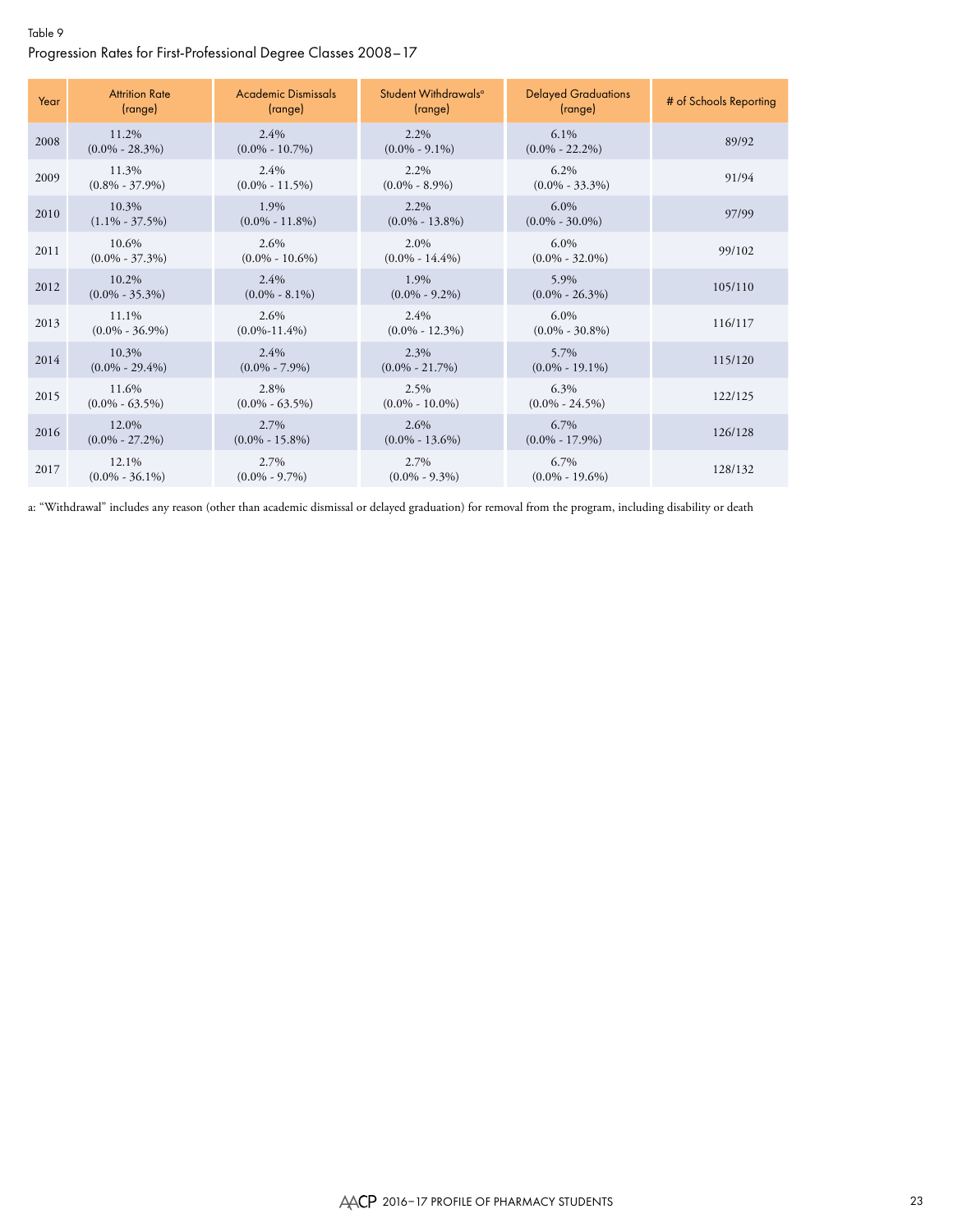Table 9

Progression Rates for First-Professional Degree Classes 2008–17

| Year | Attrition Rate (range) | Academic Dismissals (range) | Student Withdrawals[a] (range) | Delayed Graduations (range) | # of Schools Reporting |
|---|---|---|---|---|---|
| 2008 | 11.2% (0.0% - 28.3%) | 2.4% (0.0% - 10.7%) | 2.2% (0.0% - 9.1%) | 6.1% (0.0% - 22.2%) | 89/92 |
| 2009 | 11.3% (0.8% - 37.9%) | 2.4% (0.0% - 11.5%) | 2.2% (0.0% - 8.9%) | 6.2% (0.0% - 33.3%) | 91/94 |
| 2010 | 10.3% (1.1% - 37.5%) | 1.9% (0.0% - 11.8%) | 2.2% (0.0% - 13.8%) | 6.0% (0.0% - 30.0%) | 97/99 |
| 2011 | 10.6% (0.0% - 37.3%) | 2.6% (0.0% - 10.6%) | 2.0% (0.0% - 14.4%) | 6.0% (0.0% - 32.0%) | 99/102 |
| 2012 | 10.2% (0.0% - 35.3%) | 2.4% (0.0% - 8.1%) | 1.9% (0.0% - 9.2%) | 5.9% (0.0% - 26.3%) | 105/110 |
| 2013 | 11.1% (0.0% - 36.9%) | 2.6% (0.0%-11.4%) | 2.4% (0.0% - 12.3%) | 6.0% (0.0% - 30.8%) | 116/117 |
| 2014 | 10.3% (0.0% - 29.4%) | 2.4% (0.0% - 7.9%) | 2.3% (0.0% - 21.7%) | 5.7% (0.0% - 19.1%) | 115/120 |
| 2015 | 11.6% (0.0% - 63.5%) | 2.8% (0.0% - 63.5%) | 2.5% (0.0% - 10.0%) | 6.3% (0.0% - 24.5%) | 122/125 |
| 2016 | 12.0% (0.0% - 27.2%) | 2.7% (0.0% - 15.8%) | 2.6% (0.0% - 13.6%) | 6.7% (0.0% - 17.9%) | 126/128 |
| 2017 | 12.1% (0.0% - 36.1%) | 2.7% (0.0% - 9.7%) | 2.7% (0.0% - 9.3%) | 6.7% (0.0% - 19.6%) | 128/132 |

a: "Withdrawal" includes any reason (other than academic dismissal or delayed graduation) for removal from the program, including disability or death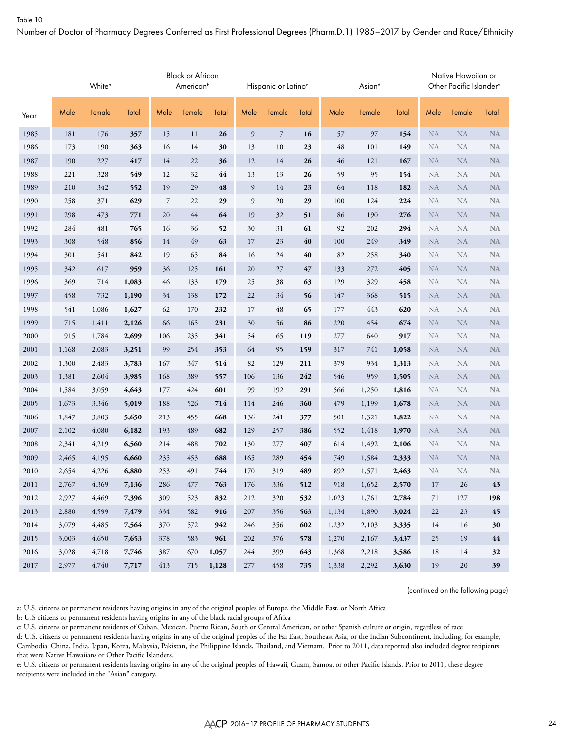Table 10

Number of Doctor of Pharmacy Degrees Conferred as First Professional Degrees (Pharm.D.1) 1985–2017 by Gender and Race/Ethnicity

| | White[a] | | | Black or African American[b] | | | Hispanic or Latino[c] | | | Asian[d] | | | Native Hawaiian or Other Pacific Islander[e] | | |
|---|---|---|---|---|---|---|---|---|---|---|---|---|---|---|---|
| Year | Male | Female | Total | Male | Female | Total | Male | Female | Total | Male | Female | Total | Male | Female | Total |
| 1985 | 181 | 176 | **357** | 15 | 11 | **26** | 9 | 7 | **16** | 57 | 97 | **154** | NA | NA | NA |
| 1986 | 173 | 190 | **363** | 16 | 14 | **30** | 13 | 10 | **23** | 48 | 101 | **149** | NA | NA | NA |
| 1987 | 190 | 227 | **417** | 14 | 22 | **36** | 12 | 14 | **26** | 46 | 121 | **167** | NA | NA | NA |
| 1988 | 221 | 328 | **549** | 12 | 32 | **44** | 13 | 13 | **26** | 59 | 95 | **154** | NA | NA | NA |
| 1989 | 210 | 342 | **552** | 19 | 29 | **48** | 9 | 14 | **23** | 64 | 118 | **182** | NA | NA | NA |
| 1990 | 258 | 371 | **629** | 7 | 22 | **29** | 9 | 20 | **29** | 100 | 124 | **224** | NA | NA | NA |
| 1991 | 298 | 473 | **771** | 20 | 44 | **64** | 19 | 32 | **51** | 86 | 190 | **276** | NA | NA | NA |
| 1992 | 284 | 481 | **765** | 16 | 36 | **52** | 30 | 31 | **61** | 92 | 202 | **294** | NA | NA | NA |
| 1993 | 308 | 548 | **856** | 14 | 49 | **63** | 17 | 23 | **40** | 100 | 249 | **349** | NA | NA | NA |
| 1994 | 301 | 541 | **842** | 19 | 65 | **84** | 16 | 24 | **40** | 82 | 258 | **340** | NA | NA | NA |
| 1995 | 342 | 617 | **959** | 36 | 125 | **161** | 20 | 27 | **47** | 133 | 272 | **405** | NA | NA | NA |
| 1996 | 369 | 714 | **1,083** | 46 | 133 | **179** | 25 | 38 | **63** | 129 | 329 | **458** | NA | NA | NA |
| 1997 | 458 | 732 | **1,190** | 34 | 138 | **172** | 22 | 34 | **56** | 147 | 368 | **515** | NA | NA | NA |
| 1998 | 541 | 1,086 | **1,627** | 62 | 170 | **232** | 17 | 48 | **65** | 177 | 443 | **620** | NA | NA | NA |
| 1999 | 715 | 1,411 | **2,126** | 66 | 165 | **231** | 30 | 56 | **86** | 220 | 454 | **674** | NA | NA | NA |
| 2000 | 915 | 1,784 | **2,699** | 106 | 235 | **341** | 54 | 65 | **119** | 277 | 640 | **917** | NA | NA | NA |
| 2001 | 1,168 | 2,083 | **3,251** | 99 | 254 | **353** | 64 | 95 | **159** | 317 | 741 | **1,058** | NA | NA | NA |
| 2002 | 1,300 | 2,483 | **3,783** | 167 | 347 | **514** | 82 | 129 | **211** | 379 | 934 | **1,313** | NA | NA | NA |
| 2003 | 1,381 | 2,604 | **3,985** | 168 | 389 | **557** | 106 | 136 | **242** | 546 | 959 | **1,505** | NA | NA | NA |
| 2004 | 1,584 | 3,059 | **4,643** | 177 | 424 | **601** | 99 | 192 | **291** | 566 | 1,250 | **1,816** | NA | NA | NA |
| 2005 | 1,673 | 3,346 | **5,019** | 188 | 526 | **714** | 114 | 246 | **360** | 479 | 1,199 | **1,678** | NA | NA | NA |
| 2006 | 1,847 | 3,803 | **5,650** | 213 | 455 | **668** | 136 | 241 | **377** | 501 | 1,321 | **1,822** | NA | NA | NA |
| 2007 | 2,102 | 4,080 | **6,182** | 193 | 489 | **682** | 129 | 257 | **386** | 552 | 1,418 | **1,970** | NA | NA | NA |
| 2008 | 2,341 | 4,219 | **6,560** | 214 | 488 | **702** | 130 | 277 | **407** | 614 | 1,492 | **2,106** | NA | NA | NA |
| 2009 | 2,465 | 4,195 | **6,660** | 235 | 453 | **688** | 165 | 289 | **454** | 749 | 1,584 | **2,333** | NA | NA | NA |
| 2010 | 2,654 | 4,226 | **6,880** | 253 | 491 | **744** | 170 | 319 | **489** | 892 | 1,571 | **2,463** | NA | NA | NA |
| 2011 | 2,767 | 4,369 | **7,136** | 286 | 477 | **763** | 176 | 336 | **512** | 918 | 1,652 | **2,570** | 17 | 26 | **43** |
| 2012 | 2,927 | 4,469 | **7,396** | 309 | 523 | **832** | 212 | 320 | **532** | 1,023 | 1,761 | **2,784** | 71 | 127 | **198** |
| 2013 | 2,880 | 4,599 | **7,479** | 334 | 582 | **916** | 207 | 356 | **563** | 1,134 | 1,890 | **3,024** | 22 | 23 | **45** |
| 2014 | 3,079 | 4,485 | **7,564** | 370 | 572 | **942** | 246 | 356 | **602** | 1,232 | 2,103 | **3,335** | 14 | 16 | **30** |
| 2015 | 3,003 | 4,650 | **7,653** | 378 | 583 | **961** | 202 | 376 | **578** | 1,270 | 2,167 | **3,437** | 25 | 19 | **44** |
| 2016 | 3,028 | 4,718 | **7,746** | 387 | 670 | **1,057** | 244 | 399 | **643** | 1,368 | 2,218 | **3,586** | 18 | 14 | **32** |
| 2017 | 2,977 | 4,740 | **7,717** | 413 | 715 | **1,128** | 277 | 458 | **735** | 1,338 | 2,292 | **3,630** | 19 | 20 | **39** |

(continued on the following page)

a: U.S. citizens or permanent residents having origins in any of the original peoples of Europe, the Middle East, or North Africa
b: U.S citizens or permanent residents having origins in any of the black racial groups of Africa
c: U.S. citizens or permanent residents of Cuban, Mexican, Puerto Rican, South or Central American, or other Spanish culture or origin, regardless of race
d: U.S. citizens or permanent residents having origins in any of the original peoples of the Far East, Southeast Asia, or the Indian Subcontinent, including, for example, Cambodia, China, India, Japan, Korea, Malaysia, Pakistan, the Philippine Islands, Thailand, and Vietnam. Prior to 2011, data reported also included degree recipients that were Native Hawaiians or Other Pacific Islanders.
e: U.S. citizens or permanent residents having origins in any of the original peoples of Hawaii, Guam, Samoa, or other Pacific Islands. Prior to 2011, these degree recipients were included in the "Asian" category.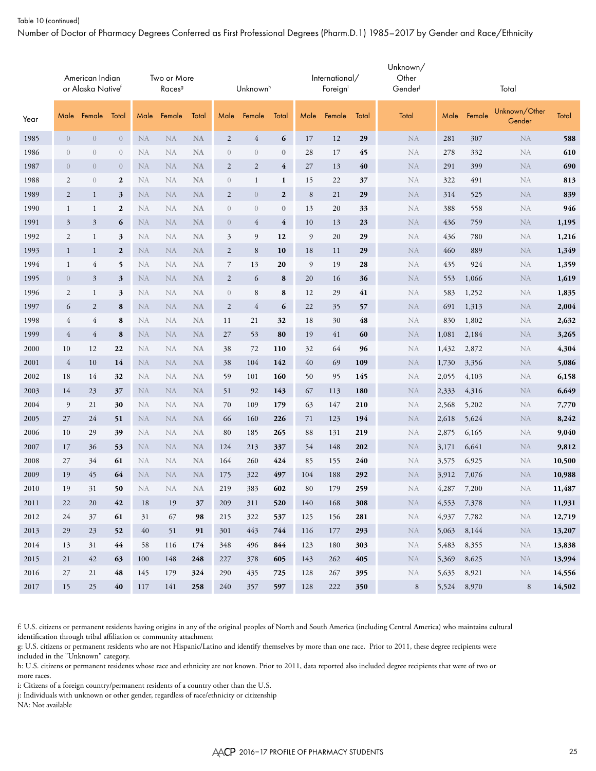Table 10 (continued)

Number of Doctor of Pharmacy Degrees Conferred as First Professional Degrees (Pharm.D.1) 1985–2017 by Gender and Race/Ethnicity

| | American Indian or Alaska Native[f] | | | Two or More Races[g] | | | Unknown[h] | | | International/ Foreign[i] | | | Unknown/ Other Gender[j] | Total | | | |
|---|---|---|---|---|---|---|---|---|---|---|---|---|---|---|---|---|---|
| Year | Male | Female | Total | Male | Female | Total | Male | Female | Total | Male | Female | Total | Total | Male | Female | Unknown/Other Gender | Total |
| 1985 | 0 | 0 | 0 | NA | NA | NA | 2 | 4 | 6 | 17 | 12 | 29 | NA | 281 | 307 | NA | 588 |
| 1986 | 0 | 0 | 0 | NA | NA | NA | 0 | 0 | 0 | 28 | 17 | 45 | NA | 278 | 332 | NA | 610 |
| 1987 | 0 | 0 | 0 | NA | NA | NA | 2 | 2 | 4 | 27 | 13 | 40 | NA | 291 | 399 | NA | 690 |
| 1988 | 2 | 0 | 2 | NA | NA | NA | 0 | 1 | 1 | 15 | 22 | 37 | NA | 322 | 491 | NA | 813 |
| 1989 | 2 | 1 | 3 | NA | NA | NA | 2 | 0 | 2 | 8 | 21 | 29 | NA | 314 | 525 | NA | 839 |
| 1990 | 1 | 1 | 2 | NA | NA | NA | 0 | 0 | 0 | 13 | 20 | 33 | NA | 388 | 558 | NA | 946 |
| 1991 | 3 | 3 | 6 | NA | NA | NA | 0 | 4 | 4 | 10 | 13 | 23 | NA | 436 | 759 | NA | 1,195 |
| 1992 | 2 | 1 | 3 | NA | NA | NA | 3 | 9 | 12 | 9 | 20 | 29 | NA | 436 | 780 | NA | 1,216 |
| 1993 | 1 | 1 | 2 | NA | NA | NA | 2 | 8 | 10 | 18 | 11 | 29 | NA | 460 | 889 | NA | 1,349 |
| 1994 | 1 | 4 | 5 | NA | NA | NA | 7 | 13 | 20 | 9 | 19 | 28 | NA | 435 | 924 | NA | 1,359 |
| 1995 | 0 | 3 | 3 | NA | NA | NA | 2 | 6 | 8 | 20 | 16 | 36 | NA | 553 | 1,066 | NA | 1,619 |
| 1996 | 2 | 1 | 3 | NA | NA | NA | 0 | 8 | 8 | 12 | 29 | 41 | NA | 583 | 1,252 | NA | 1,835 |
| 1997 | 6 | 2 | 8 | NA | NA | NA | 2 | 4 | 6 | 22 | 35 | 57 | NA | 691 | 1,313 | NA | 2,004 |
| 1998 | 4 | 4 | 8 | NA | NA | NA | 11 | 21 | 32 | 18 | 30 | 48 | NA | 830 | 1,802 | NA | 2,632 |
| 1999 | 4 | 4 | 8 | NA | NA | NA | 27 | 53 | 80 | 19 | 41 | 60 | NA | 1,081 | 2,184 | NA | 3,265 |
| 2000 | 10 | 12 | 22 | NA | NA | NA | 38 | 72 | 110 | 32 | 64 | 96 | NA | 1,432 | 2,872 | NA | 4,304 |
| 2001 | 4 | 10 | 14 | NA | NA | NA | 38 | 104 | 142 | 40 | 69 | 109 | NA | 1,730 | 3,356 | NA | 5,086 |
| 2002 | 18 | 14 | 32 | NA | NA | NA | 59 | 101 | 160 | 50 | 95 | 145 | NA | 2,055 | 4,103 | NA | 6,158 |
| 2003 | 14 | 23 | 37 | NA | NA | NA | 51 | 92 | 143 | 67 | 113 | 180 | NA | 2,333 | 4,316 | NA | 6,649 |
| 2004 | 9 | 21 | 30 | NA | NA | NA | 70 | 109 | 179 | 63 | 147 | 210 | NA | 2,568 | 5,202 | NA | 7,770 |
| 2005 | 27 | 24 | 51 | NA | NA | NA | 66 | 160 | 226 | 71 | 123 | 194 | NA | 2,618 | 5,624 | NA | 8,242 |
| 2006 | 10 | 29 | 39 | NA | NA | NA | 80 | 185 | 265 | 88 | 131 | 219 | NA | 2,875 | 6,165 | NA | 9,040 |
| 2007 | 17 | 36 | 53 | NA | NA | NA | 124 | 213 | 337 | 54 | 148 | 202 | NA | 3,171 | 6,641 | NA | 9,812 |
| 2008 | 27 | 34 | 61 | NA | NA | NA | 164 | 260 | 424 | 85 | 155 | 240 | NA | 3,575 | 6,925 | NA | 10,500 |
| 2009 | 19 | 45 | 64 | NA | NA | NA | 175 | 322 | 497 | 104 | 188 | 292 | NA | 3,912 | 7,076 | NA | 10,988 |
| 2010 | 19 | 31 | 50 | NA | NA | NA | 219 | 383 | 602 | 80 | 179 | 259 | NA | 4,287 | 7,200 | NA | 11,487 |
| 2011 | 22 | 20 | 42 | 18 | 19 | 37 | 209 | 311 | 520 | 140 | 168 | 308 | NA | 4,553 | 7,378 | NA | 11,931 |
| 2012 | 24 | 37 | 61 | 31 | 67 | 98 | 215 | 322 | 537 | 125 | 156 | 281 | NA | 4,937 | 7,782 | NA | 12,719 |
| 2013 | 29 | 23 | 52 | 40 | 51 | 91 | 301 | 443 | 744 | 116 | 177 | 293 | NA | 5,063 | 8,144 | NA | 13,207 |
| 2014 | 13 | 31 | 44 | 58 | 116 | 174 | 348 | 496 | 844 | 123 | 180 | 303 | NA | 5,483 | 8,355 | NA | 13,838 |
| 2015 | 21 | 42 | 63 | 100 | 148 | 248 | 227 | 378 | 605 | 143 | 262 | 405 | NA | 5,369 | 8,625 | NA | 13,994 |
| 2016 | 27 | 21 | 48 | 145 | 179 | 324 | 290 | 435 | 725 | 128 | 267 | 395 | NA | 5,635 | 8,921 | NA | 14,556 |
| 2017 | 15 | 25 | 40 | 117 | 141 | 258 | 240 | 357 | 597 | 128 | 222 | 350 | 8 | 5,524 | 8,970 | 8 | 14,502 |

f: U.S. citizens or permanent residents having origins in any of the original peoples of North and South America (including Central America) who maintains cultural identification through tribal affiliation or community attachment

g: U.S. citizens or permanent residents who are not Hispanic/Latino and identify themselves by more than one race. Prior to 2011, these degree recipients were included in the "Unknown" category.

h: U.S. citizens or permanent residents whose race and ethnicity are not known. Prior to 2011, data reported also included degree recipients that were of two or more races.

i: Citizens of a foreign country/permanent residents of a country other than the U.S.

j: Individuals with unknown or other gender, regardless of race/ethnicity or citizenship

NA: Not available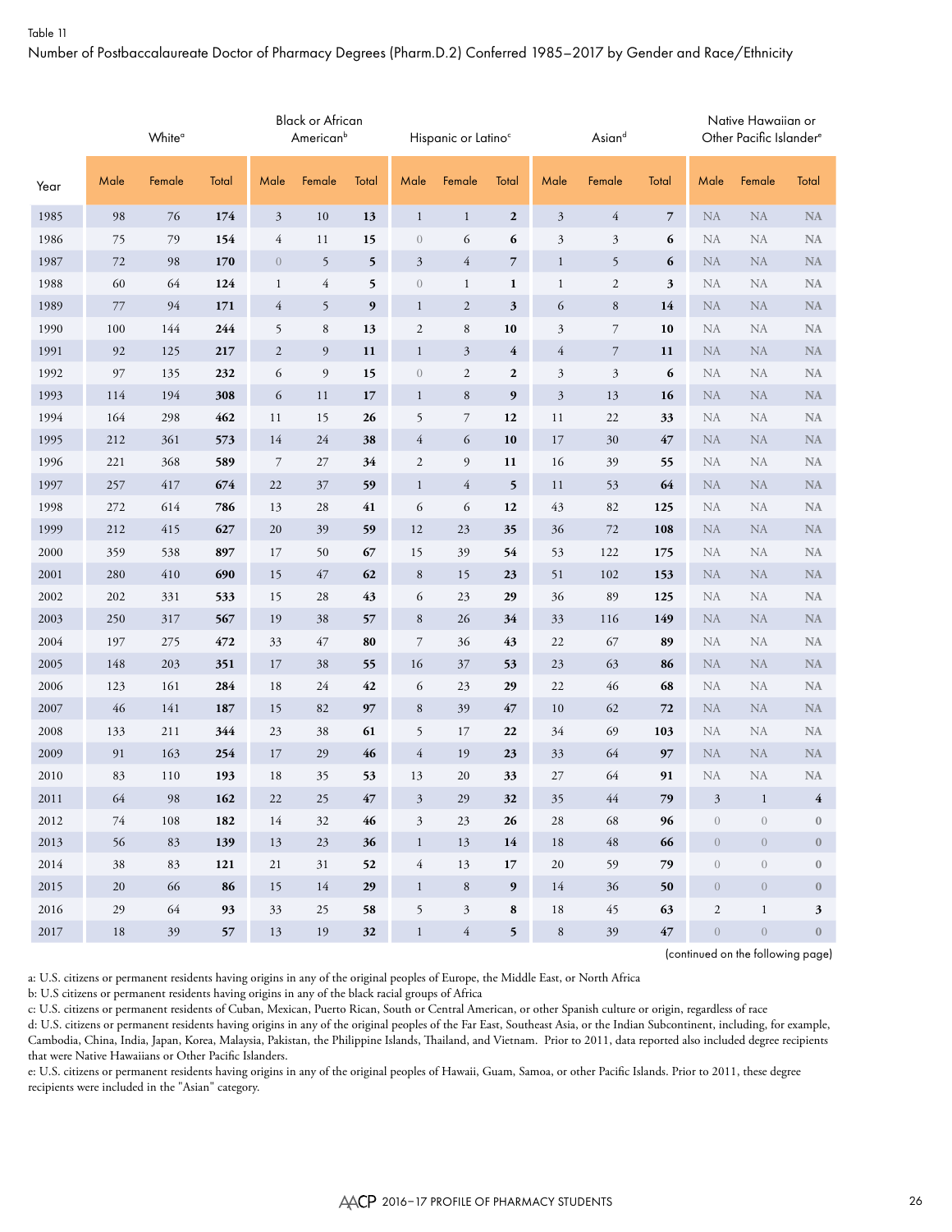Table 11

Number of Postbaccalaureate Doctor of Pharmacy Degrees (Pharm.D.2) Conferred 1985–2017 by Gender and Race/Ethnicity

| | White[a] | | | Black or African American[b] | | | Hispanic or Latino[c] | | | Asian[d] | | | Native Hawaiian or Other Pacific Islander[e] | | |
|---|---|---|---|---|---|---|---|---|---|---|---|---|---|---|---|
| Year | Male | Female | Total | Male | Female | Total | Male | Female | Total | Male | Female | Total | Male | Female | Total |
| 1985 | 98 | 76 | **174** | 3 | 10 | **13** | 1 | 1 | **2** | 3 | 4 | **7** | NA | NA | NA |
| 1986 | 75 | 79 | **154** | 4 | 11 | **15** | 0 | 6 | **6** | 3 | 3 | **6** | NA | NA | NA |
| 1987 | 72 | 98 | **170** | 0 | 5 | **5** | 3 | 4 | **7** | 1 | 5 | **6** | NA | NA | NA |
| 1988 | 60 | 64 | **124** | 1 | 4 | **5** | 0 | 1 | **1** | 1 | 2 | **3** | NA | NA | NA |
| 1989 | 77 | 94 | **171** | 4 | 5 | **9** | 1 | 2 | **3** | 6 | 8 | **14** | NA | NA | NA |
| 1990 | 100 | 144 | **244** | 5 | 8 | **13** | 2 | 8 | **10** | 3 | 7 | **10** | NA | NA | NA |
| 1991 | 92 | 125 | **217** | 2 | 9 | **11** | 1 | 3 | **4** | 4 | 7 | **11** | NA | NA | NA |
| 1992 | 97 | 135 | **232** | 6 | 9 | **15** | 0 | 2 | **2** | 3 | 3 | **6** | NA | NA | NA |
| 1993 | 114 | 194 | **308** | 6 | 11 | **17** | 1 | 8 | **9** | 3 | 13 | **16** | NA | NA | NA |
| 1994 | 164 | 298 | **462** | 11 | 15 | **26** | 5 | 7 | **12** | 11 | 22 | **33** | NA | NA | NA |
| 1995 | 212 | 361 | **573** | 14 | 24 | **38** | 4 | 6 | **10** | 17 | 30 | **47** | NA | NA | NA |
| 1996 | 221 | 368 | **589** | 7 | 27 | **34** | 2 | 9 | **11** | 16 | 39 | **55** | NA | NA | NA |
| 1997 | 257 | 417 | **674** | 22 | 37 | **59** | 1 | 4 | **5** | 11 | 53 | **64** | NA | NA | NA |
| 1998 | 272 | 614 | **786** | 13 | 28 | **41** | 6 | 6 | **12** | 43 | 82 | **125** | NA | NA | NA |
| 1999 | 212 | 415 | **627** | 20 | 39 | **59** | 12 | 23 | **35** | 36 | 72 | **108** | NA | NA | NA |
| 2000 | 359 | 538 | **897** | 17 | 50 | **67** | 15 | 39 | **54** | 53 | 122 | **175** | NA | NA | NA |
| 2001 | 280 | 410 | **690** | 15 | 47 | **62** | 8 | 15 | **23** | 51 | 102 | **153** | NA | NA | NA |
| 2002 | 202 | 331 | **533** | 15 | 28 | **43** | 6 | 23 | **29** | 36 | 89 | **125** | NA | NA | NA |
| 2003 | 250 | 317 | **567** | 19 | 38 | **57** | 8 | 26 | **34** | 33 | 116 | **149** | NA | NA | NA |
| 2004 | 197 | 275 | **472** | 33 | 47 | **80** | 7 | 36 | **43** | 22 | 67 | **89** | NA | NA | NA |
| 2005 | 148 | 203 | **351** | 17 | 38 | **55** | 16 | 37 | **53** | 23 | 63 | **86** | NA | NA | NA |
| 2006 | 123 | 161 | **284** | 18 | 24 | **42** | 6 | 23 | **29** | 22 | 46 | **68** | NA | NA | NA |
| 2007 | 46 | 141 | **187** | 15 | 82 | **97** | 8 | 39 | **47** | 10 | 62 | **72** | NA | NA | NA |
| 2008 | 133 | 211 | **344** | 23 | 38 | **61** | 5 | 17 | **22** | 34 | 69 | **103** | NA | NA | NA |
| 2009 | 91 | 163 | **254** | 17 | 29 | **46** | 4 | 19 | **23** | 33 | 64 | **97** | NA | NA | NA |
| 2010 | 83 | 110 | **193** | 18 | 35 | **53** | 13 | 20 | **33** | 27 | 64 | **91** | NA | NA | NA |
| 2011 | 64 | 98 | **162** | 22 | 25 | **47** | 3 | 29 | **32** | 35 | 44 | **79** | 3 | 1 | **4** |
| 2012 | 74 | 108 | **182** | 14 | 32 | **46** | 3 | 23 | **26** | 28 | 68 | **96** | 0 | 0 | **0** |
| 2013 | 56 | 83 | **139** | 13 | 23 | **36** | 1 | 13 | **14** | 18 | 48 | **66** | 0 | 0 | **0** |
| 2014 | 38 | 83 | **121** | 21 | 31 | **52** | 4 | 13 | **17** | 20 | 59 | **79** | 0 | 0 | **0** |
| 2015 | 20 | 66 | **86** | 15 | 14 | **29** | 1 | 8 | **9** | 14 | 36 | **50** | 0 | 0 | **0** |
| 2016 | 29 | 64 | **93** | 33 | 25 | **58** | 5 | 3 | **8** | 18 | 45 | **63** | 2 | 1 | **3** |
| 2017 | 18 | 39 | **57** | 13 | 19 | **32** | 1 | 4 | **5** | 8 | 39 | **47** | 0 | 0 | **0** |

(continued on the following page)

a: U.S. citizens or permanent residents having origins in any of the original peoples of Europe, the Middle East, or North Africa

b: U.S citizens or permanent residents having origins in any of the black racial groups of Africa

c: U.S. citizens or permanent residents of Cuban, Mexican, Puerto Rican, South or Central American, or other Spanish culture or origin, regardless of race

d: U.S. citizens or permanent residents having origins in any of the original peoples of the Far East, Southeast Asia, or the Indian Subcontinent, including, for example, Cambodia, China, India, Japan, Korea, Malaysia, Pakistan, the Philippine Islands, Thailand, and Vietnam. Prior to 2011, data reported also included degree recipients that were Native Hawaiians or Other Pacific Islanders.

e: U.S. citizens or permanent residents having origins in any of the original peoples of Hawaii, Guam, Samoa, or other Pacific Islands. Prior to 2011, these degree recipients were included in the "Asian" category.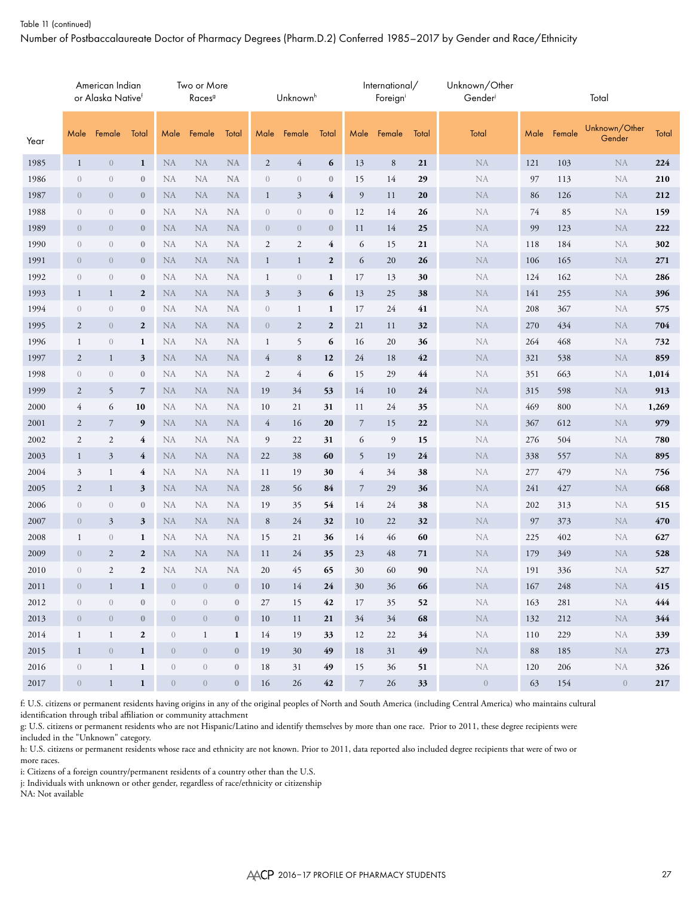Table 11 (continued)

Number of Postbaccalaureate Doctor of Pharmacy Degrees (Pharm.D.2) Conferred 1985–2017 by Gender and Race/Ethnicity

| Year | American Indian or Alaska Native[f] | | | Two or More Races[g] | | | Unknown[h] | | | International/ Foreign[i] | | | Unknown/Other Gender[j] | Total | | | |
|---|---|---|---|---|---|---|---|---|---|---|---|---|---|---|---|---|---|
| | Male | Female | Total | Male | Female | Total | Male | Female | Total | Male | Female | Total | Total | Male | Female | Unknown/Other Gender | Total |
| 1985 | 1 | 0 | **1** | NA | NA | **NA** | 2 | 4 | **6** | 13 | 8 | **21** | NA | 121 | 103 | NA | **224** |
| 1986 | 0 | 0 | **0** | NA | NA | **NA** | 0 | 0 | **0** | 15 | 14 | **29** | NA | 97 | 113 | NA | **210** |
| 1987 | 0 | 0 | **0** | NA | NA | **NA** | 1 | 3 | **4** | 9 | 11 | **20** | NA | 86 | 126 | NA | **212** |
| 1988 | 0 | 0 | **0** | NA | NA | **NA** | 0 | 0 | **0** | 12 | 14 | **26** | NA | 74 | 85 | NA | **159** |
| 1989 | 0 | 0 | **0** | NA | NA | **NA** | 0 | 0 | **0** | 11 | 14 | **25** | NA | 99 | 123 | NA | **222** |
| 1990 | 0 | 0 | **0** | NA | NA | **NA** | 2 | 2 | **4** | 6 | 15 | **21** | NA | 118 | 184 | NA | **302** |
| 1991 | 0 | 0 | **0** | NA | NA | **NA** | 1 | 1 | **2** | 6 | 20 | **26** | NA | 106 | 165 | NA | **271** |
| 1992 | 0 | 0 | **0** | NA | NA | **NA** | 1 | 0 | **1** | 17 | 13 | **30** | NA | 124 | 162 | NA | **286** |
| 1993 | 1 | 1 | **2** | NA | NA | **NA** | 3 | 3 | **6** | 13 | 25 | **38** | NA | 141 | 255 | NA | **396** |
| 1994 | 0 | 0 | **0** | NA | NA | **NA** | 0 | 1 | **1** | 17 | 24 | **41** | NA | 208 | 367 | NA | **575** |
| 1995 | 2 | 0 | **2** | NA | NA | **NA** | 0 | 2 | **2** | 21 | 11 | **32** | NA | 270 | 434 | NA | **704** |
| 1996 | 1 | 0 | **1** | NA | NA | **NA** | 1 | 5 | **6** | 16 | 20 | **36** | NA | 264 | 468 | NA | **732** |
| 1997 | 2 | 1 | **3** | NA | NA | **NA** | 4 | 8 | **12** | 24 | 18 | **42** | NA | 321 | 538 | NA | **859** |
| 1998 | 0 | 0 | **0** | NA | NA | **NA** | 2 | 4 | **6** | 15 | 29 | **44** | NA | 351 | 663 | NA | **1,014** |
| 1999 | 2 | 5 | **7** | NA | NA | **NA** | 19 | 34 | **53** | 14 | 10 | **24** | NA | 315 | 598 | NA | **913** |
| 2000 | 4 | 6 | **10** | NA | NA | **NA** | 10 | 21 | **31** | 11 | 24 | **35** | NA | 469 | 800 | NA | **1,269** |
| 2001 | 2 | 7 | **9** | NA | NA | **NA** | 4 | 16 | **20** | 7 | 15 | **22** | NA | 367 | 612 | NA | **979** |
| 2002 | 2 | 2 | **4** | NA | NA | **NA** | 9 | 22 | **31** | 6 | 9 | **15** | NA | 276 | 504 | NA | **780** |
| 2003 | 1 | 3 | **4** | NA | NA | **NA** | 22 | 38 | **60** | 5 | 19 | **24** | NA | 338 | 557 | NA | **895** |
| 2004 | 3 | 1 | **4** | NA | NA | **NA** | 11 | 19 | **30** | 4 | 34 | **38** | NA | 277 | 479 | NA | **756** |
| 2005 | 2 | 1 | **3** | NA | NA | **NA** | 28 | 56 | **84** | 7 | 29 | **36** | NA | 241 | 427 | NA | **668** |
| 2006 | 0 | 0 | **0** | NA | NA | **NA** | 19 | 35 | **54** | 14 | 24 | **38** | NA | 202 | 313 | NA | **515** |
| 2007 | 0 | 3 | **3** | NA | NA | **NA** | 8 | 24 | **32** | 10 | 22 | **32** | NA | 97 | 373 | NA | **470** |
| 2008 | 1 | 0 | **1** | NA | NA | **NA** | 15 | 21 | **36** | 14 | 46 | **60** | NA | 225 | 402 | NA | **627** |
| 2009 | 0 | 2 | **2** | NA | NA | **NA** | 11 | 24 | **35** | 23 | 48 | **71** | NA | 179 | 349 | NA | **528** |
| 2010 | 0 | 2 | **2** | NA | NA | **NA** | 20 | 45 | **65** | 30 | 60 | **90** | NA | 191 | 336 | NA | **527** |
| 2011 | 0 | 1 | **1** | 0 | 0 | **0** | 10 | 14 | **24** | 30 | 36 | **66** | NA | 167 | 248 | NA | **415** |
| 2012 | 0 | 0 | **0** | 0 | 0 | **0** | 27 | 15 | **42** | 17 | 35 | **52** | NA | 163 | 281 | NA | **444** |
| 2013 | 0 | 0 | **0** | 0 | 0 | **0** | 10 | 11 | **21** | 34 | 34 | **68** | NA | 132 | 212 | NA | **344** |
| 2014 | 1 | 1 | **2** | 0 | 1 | **1** | 14 | 19 | **33** | 12 | 22 | **34** | NA | 110 | 229 | NA | **339** |
| 2015 | 1 | 0 | **1** | 0 | 0 | **0** | 19 | 30 | **49** | 18 | 31 | **49** | NA | 88 | 185 | NA | **273** |
| 2016 | 0 | 1 | **1** | 0 | 0 | **0** | 18 | 31 | **49** | 15 | 36 | **51** | NA | 120 | 206 | NA | **326** |
| 2017 | 0 | 1 | **1** | 0 | 0 | **0** | 16 | 26 | **42** | 7 | 26 | **33** | 0 | 63 | 154 | 0 | **217** |

f: U.S. citizens or permanent residents having origins in any of the original peoples of North and South America (including Central America) who maintains cultural identification through tribal affiliation or community attachment

g: U.S. citizens or permanent residents who are not Hispanic/Latino and identify themselves by more than one race. Prior to 2011, these degree recipients were included in the "Unknown" category.

h: U.S. citizens or permanent residents whose race and ethnicity are not known. Prior to 2011, data reported also included degree recipients that were of two or more races.

i: Citizens of a foreign country/permanent residents of a country other than the U.S.

j: Individuals with unknown or other gender, regardless of race/ethnicity or citizenship

NA: Not available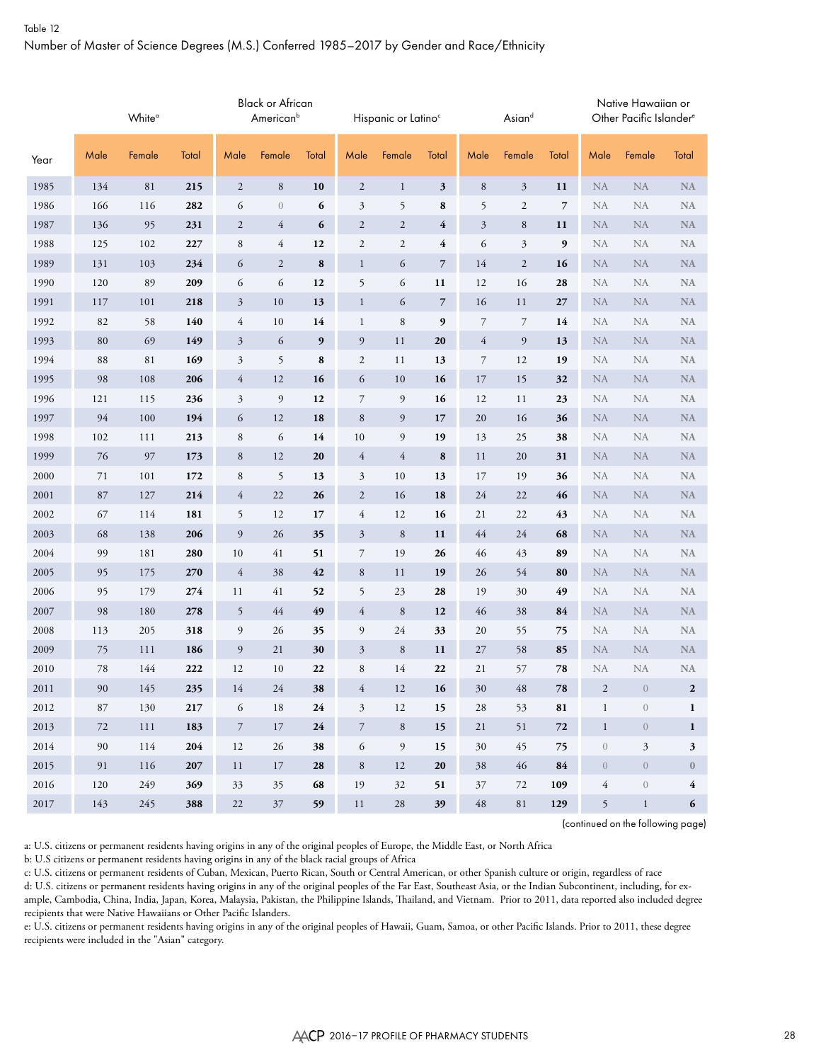Table 12

Number of Master of Science Degrees (M.S.) Conferred 1985–2017 by Gender and Race/Ethnicity

| Year | White[a] | | | Black or African American[b] | | | Hispanic or Latino[c] | | | Asian[d] | | | Native Hawaiian or Other Pacific Islander[e] | | |
|---|---|---|---|---|---|---|---|---|---|---|---|---|---|---|---|
| | Male | Female | Total | Male | Female | Total | Male | Female | Total | Male | Female | Total | Male | Female | Total |
| 1985 | 134 | 81 | **215** | 2 | 8 | **10** | 2 | 1 | **3** | 8 | 3 | **11** | NA | NA | NA |
| 1986 | 166 | 116 | **282** | 6 | 0 | **6** | 3 | 5 | **8** | 5 | 2 | **7** | NA | NA | NA |
| 1987 | 136 | 95 | **231** | 2 | 4 | **6** | 2 | 2 | **4** | 3 | 8 | **11** | NA | NA | NA |
| 1988 | 125 | 102 | **227** | 8 | 4 | **12** | 2 | 2 | **4** | 6 | 3 | **9** | NA | NA | NA |
| 1989 | 131 | 103 | **234** | 6 | 2 | **8** | 1 | 6 | **7** | 14 | 2 | **16** | NA | NA | NA |
| 1990 | 120 | 89 | **209** | 6 | 6 | **12** | 5 | 6 | **11** | 12 | 16 | **28** | NA | NA | NA |
| 1991 | 117 | 101 | **218** | 3 | 10 | **13** | 1 | 6 | **7** | 16 | 11 | **27** | NA | NA | NA |
| 1992 | 82 | 58 | **140** | 4 | 10 | **14** | 1 | 8 | **9** | 7 | 7 | **14** | NA | NA | NA |
| 1993 | 80 | 69 | **149** | 3 | 6 | **9** | 9 | 11 | **20** | 4 | 9 | **13** | NA | NA | NA |
| 1994 | 88 | 81 | **169** | 3 | 5 | **8** | 2 | 11 | **13** | 7 | 12 | **19** | NA | NA | NA |
| 1995 | 98 | 108 | **206** | 4 | 12 | **16** | 6 | 10 | **16** | 17 | 15 | **32** | NA | NA | NA |
| 1996 | 121 | 115 | **236** | 3 | 9 | **12** | 7 | 9 | **16** | 12 | 11 | **23** | NA | NA | NA |
| 1997 | 94 | 100 | **194** | 6 | 12 | **18** | 8 | 9 | **17** | 20 | 16 | **36** | NA | NA | NA |
| 1998 | 102 | 111 | **213** | 8 | 6 | **14** | 10 | 9 | **19** | 13 | 25 | **38** | NA | NA | NA |
| 1999 | 76 | 97 | **173** | 8 | 12 | **20** | 4 | 4 | **8** | 11 | 20 | **31** | NA | NA | NA |
| 2000 | 71 | 101 | **172** | 8 | 5 | **13** | 3 | 10 | **13** | 17 | 19 | **36** | NA | NA | NA |
| 2001 | 87 | 127 | **214** | 4 | 22 | **26** | 2 | 16 | **18** | 24 | 22 | **46** | NA | NA | NA |
| 2002 | 67 | 114 | **181** | 5 | 12 | **17** | 4 | 12 | **16** | 21 | 22 | **43** | NA | NA | NA |
| 2003 | 68 | 138 | **206** | 9 | 26 | **35** | 3 | 8 | **11** | 44 | 24 | **68** | NA | NA | NA |
| 2004 | 99 | 181 | **280** | 10 | 41 | **51** | 7 | 19 | **26** | 46 | 43 | **89** | NA | NA | NA |
| 2005 | 95 | 175 | **270** | 4 | 38 | **42** | 8 | 11 | **19** | 26 | 54 | **80** | NA | NA | NA |
| 2006 | 95 | 179 | **274** | 11 | 41 | **52** | 5 | 23 | **28** | 19 | 30 | **49** | NA | NA | NA |
| 2007 | 98 | 180 | **278** | 5 | 44 | **49** | 4 | 8 | **12** | 46 | 38 | **84** | NA | NA | NA |
| 2008 | 113 | 205 | **318** | 9 | 26 | **35** | 9 | 24 | **33** | 20 | 55 | **75** | NA | NA | NA |
| 2009 | 75 | 111 | **186** | 9 | 21 | **30** | 3 | 8 | **11** | 27 | 58 | **85** | NA | NA | NA |
| 2010 | 78 | 144 | **222** | 12 | 10 | **22** | 8 | 14 | **22** | 21 | 57 | **78** | NA | NA | NA |
| 2011 | 90 | 145 | **235** | 14 | 24 | **38** | 4 | 12 | **16** | 30 | 48 | **78** | 2 | 0 | **2** |
| 2012 | 87 | 130 | **217** | 6 | 18 | **24** | 3 | 12 | **15** | 28 | 53 | **81** | 1 | 0 | **1** |
| 2013 | 72 | 111 | **183** | 7 | 17 | **24** | 7 | 8 | **15** | 21 | 51 | **72** | 1 | 0 | **1** |
| 2014 | 90 | 114 | **204** | 12 | 26 | **38** | 6 | 9 | **15** | 30 | 45 | **75** | 0 | 3 | **3** |
| 2015 | 91 | 116 | **207** | 11 | 17 | **28** | 8 | 12 | **20** | 38 | 46 | **84** | 0 | 0 | **0** |
| 2016 | 120 | 249 | **369** | 33 | 35 | **68** | 19 | 32 | **51** | 37 | 72 | **109** | 4 | 0 | **4** |
| 2017 | 143 | 245 | **388** | 22 | 37 | **59** | 11 | 28 | **39** | 48 | 81 | **129** | 5 | 1 | **6** |

(continued on the following page)

a: U.S. citizens or permanent residents having origins in any of the original peoples of Europe, the Middle East, or North Africa
b: U.S citizens or permanent residents having origins in any of the black racial groups of Africa
c: U.S. citizens or permanent residents of Cuban, Mexican, Puerto Rican, South or Central American, or other Spanish culture or origin, regardless of race
d: U.S. citizens or permanent residents having origins in any of the original peoples of the Far East, Southeast Asia, or the Indian Subcontinent, including, for example, Cambodia, China, India, Japan, Korea, Malaysia, Pakistan, the Philippine Islands, Thailand, and Vietnam. Prior to 2011, data reported also included degree recipients that were Native Hawaiians or Other Pacific Islanders.
e: U.S. citizens or permanent residents having origins in any of the original peoples of Hawaii, Guam, Samoa, or other Pacific Islands. Prior to 2011, these degree recipients were included in the "Asian" category.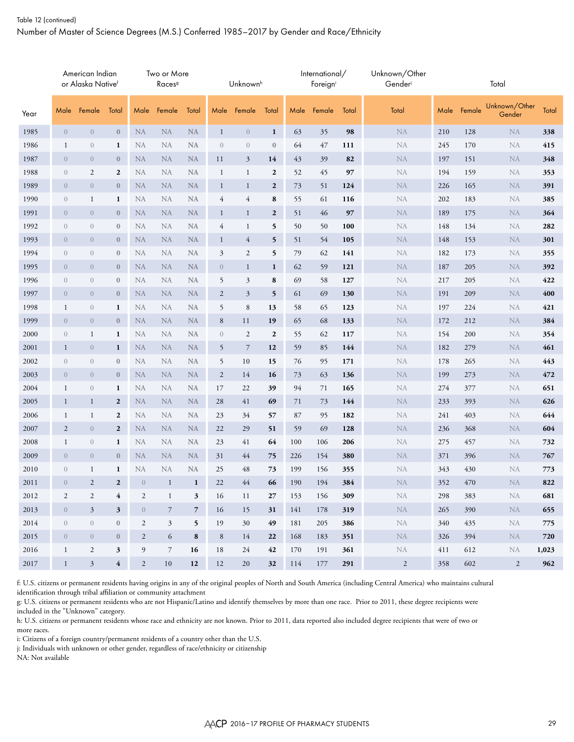Table 12 (continued)

Number of Master of Science Degrees (M.S.) Conferred 1985–2017 by Gender and Race/Ethnicity

| Year | American Indian or Alaska Native[f] | | | Two or More Races[g] | | | Unknown[h] | | | International/ Foreign[i] | | | Unknown/Other Gender[j] | Total | | | |
|---|---|---|---|---|---|---|---|---|---|---|---|---|---|---|---|---|---|
| | Male | Female | Total | Male | Female | Total | Male | Female | Total | Male | Female | Total | Total | Male | Female | Unknown/Other Gender | Total |
| 1985 | 0 | 0 | **0** | NA | NA | **NA** | 1 | 0 | **1** | 63 | 35 | **98** | NA | 210 | 128 | NA | **338** |
| 1986 | 1 | 0 | **1** | NA | NA | **NA** | 0 | 0 | **0** | 64 | 47 | **111** | NA | 245 | 170 | NA | **415** |
| 1987 | 0 | 0 | **0** | NA | NA | **NA** | 11 | 3 | **14** | 43 | 39 | **82** | NA | 197 | 151 | NA | **348** |
| 1988 | 0 | 2 | **2** | NA | NA | **NA** | 1 | 1 | **2** | 52 | 45 | **97** | NA | 194 | 159 | NA | **353** |
| 1989 | 0 | 0 | **0** | NA | NA | **NA** | 1 | 1 | **2** | 73 | 51 | **124** | NA | 226 | 165 | NA | **391** |
| 1990 | 0 | 1 | **1** | NA | NA | **NA** | 4 | 4 | **8** | 55 | 61 | **116** | NA | 202 | 183 | NA | **385** |
| 1991 | 0 | 0 | **0** | NA | NA | **NA** | 1 | 1 | **2** | 51 | 46 | **97** | NA | 189 | 175 | NA | **364** |
| 1992 | 0 | 0 | **0** | NA | NA | **NA** | 4 | 1 | **5** | 50 | 50 | **100** | NA | 148 | 134 | NA | **282** |
| 1993 | 0 | 0 | **0** | NA | NA | **NA** | 1 | 4 | **5** | 51 | 54 | **105** | NA | 148 | 153 | NA | **301** |
| 1994 | 0 | 0 | **0** | NA | NA | **NA** | 3 | 2 | **5** | 79 | 62 | **141** | NA | 182 | 173 | NA | **355** |
| 1995 | 0 | 0 | **0** | NA | NA | **NA** | 0 | 1 | **1** | 62 | 59 | **121** | NA | 187 | 205 | NA | **392** |
| 1996 | 0 | 0 | **0** | NA | NA | **NA** | 5 | 3 | **8** | 69 | 58 | **127** | NA | 217 | 205 | NA | **422** |
| 1997 | 0 | 0 | **0** | NA | NA | **NA** | 2 | 3 | **5** | 61 | 69 | **130** | NA | 191 | 209 | NA | **400** |
| 1998 | 1 | 0 | **1** | NA | NA | **NA** | 5 | 8 | **13** | 58 | 65 | **123** | NA | 197 | 224 | NA | **421** |
| 1999 | 0 | 0 | **0** | NA | NA | **NA** | 8 | 11 | **19** | 65 | 68 | **133** | NA | 172 | 212 | NA | **384** |
| 2000 | 0 | 1 | **1** | NA | NA | **NA** | 0 | 2 | **2** | 55 | 62 | **117** | NA | 154 | 200 | NA | **354** |
| 2001 | 1 | 0 | **1** | NA | NA | **NA** | 5 | 7 | **12** | 59 | 85 | **144** | NA | 182 | 279 | NA | **461** |
| 2002 | 0 | 0 | **0** | NA | NA | **NA** | 5 | 10 | **15** | 76 | 95 | **171** | NA | 178 | 265 | NA | **443** |
| 2003 | 0 | 0 | **0** | NA | NA | **NA** | 2 | 14 | **16** | 73 | 63 | **136** | NA | 199 | 273 | NA | **472** |
| 2004 | 1 | 0 | **1** | NA | NA | **NA** | 17 | 22 | **39** | 94 | 71 | **165** | NA | 274 | 377 | NA | **651** |
| 2005 | 1 | 1 | **2** | NA | NA | **NA** | 28 | 41 | **69** | 71 | 73 | **144** | NA | 233 | 393 | NA | **626** |
| 2006 | 1 | 1 | **2** | NA | NA | **NA** | 23 | 34 | **57** | 87 | 95 | **182** | NA | 241 | 403 | NA | **644** |
| 2007 | 2 | 0 | **2** | NA | NA | **NA** | 22 | 29 | **51** | 59 | 69 | **128** | NA | 236 | 368 | NA | **604** |
| 2008 | 1 | 0 | **1** | NA | NA | **NA** | 23 | 41 | **64** | 100 | 106 | **206** | NA | 275 | 457 | NA | **732** |
| 2009 | 0 | 0 | **0** | NA | NA | **NA** | 31 | 44 | **75** | 226 | 154 | **380** | NA | 371 | 396 | NA | **767** |
| 2010 | 0 | 1 | **1** | NA | NA | **NA** | 25 | 48 | **73** | 199 | 156 | **355** | NA | 343 | 430 | NA | **773** |
| 2011 | 0 | 2 | **2** | 0 | 1 | **1** | 22 | 44 | **66** | 190 | 194 | **384** | NA | 352 | 470 | NA | **822** |
| 2012 | 2 | 2 | **4** | 2 | 1 | **3** | 16 | 11 | **27** | 153 | 156 | **309** | NA | 298 | 383 | NA | **681** |
| 2013 | 0 | 3 | **3** | 0 | 7 | **7** | 16 | 15 | **31** | 141 | 178 | **319** | NA | 265 | 390 | NA | **655** |
| 2014 | 0 | 0 | **0** | 2 | 3 | **5** | 19 | 30 | **49** | 181 | 205 | **386** | NA | 340 | 435 | NA | **775** |
| 2015 | 0 | 0 | **0** | 2 | 6 | **8** | 8 | 14 | **22** | 168 | 183 | **351** | NA | 326 | 394 | NA | **720** |
| 2016 | 1 | 2 | **3** | 9 | 7 | **16** | 18 | 24 | **42** | 170 | 191 | **361** | NA | 411 | 612 | NA | **1,023** |
| 2017 | 1 | 3 | **4** | 2 | 10 | **12** | 12 | 20 | **32** | 114 | 177 | **291** | 2 | 358 | 602 | 2 | **962** |

f: U.S. citizens or permanent residents having origins in any of the original peoples of North and South America (including Central America) who maintains cultural identification through tribal affiliation or community attachment

g: U.S. citizens or permanent residents who are not Hispanic/Latino and identify themselves by more than one race. Prior to 2011, these degree recipients were included in the "Unknown" category.

h: U.S. citizens or permanent residents whose race and ethnicity are not known. Prior to 2011, data reported also included degree recipients that were of two or more races.

i: Citizens of a foreign country/permanent residents of a country other than the U.S.

j: Individuals with unknown or other gender, regardless of race/ethnicity or citizenship

NA: Not available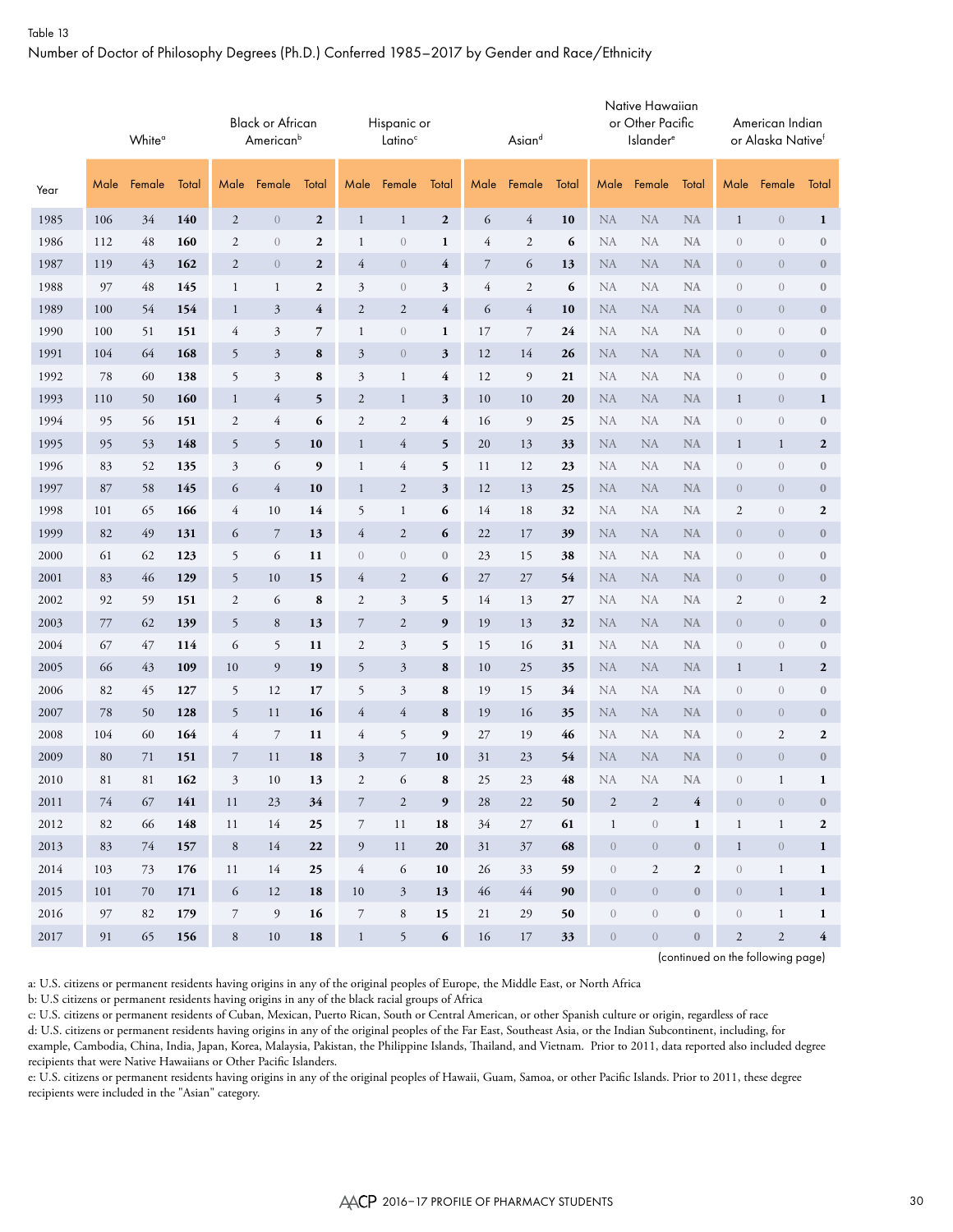Table 13

Number of Doctor of Philosophy Degrees (Ph.D.) Conferred 1985–2017 by Gender and Race/Ethnicity

| | White[a] | | | Black or African American[b] | | | Hispanic or Latino[c] | | | Asian[d] | | | Native Hawaiian or Other Pacific Islander[e] | | | American Indian or Alaska Native[f] | | |
|---|---|---|---|---|---|---|---|---|---|---|---|---|---|---|---|---|---|---|
| Year | Male | Female | Total | Male | Female | Total | Male | Female | Total | Male | Female | Total | Male | Female | Total | Male | Female | Total |
| 1985 | 106 | 34 | **140** | 2 | 0 | **2** | 1 | 1 | **2** | 6 | 4 | **10** | NA | NA | NA | 1 | 0 | **1** |
| 1986 | 112 | 48 | **160** | 2 | 0 | **2** | 1 | 0 | **1** | 4 | 2 | **6** | NA | NA | NA | 0 | 0 | **0** |
| 1987 | 119 | 43 | **162** | 2 | 0 | **2** | 4 | 0 | **4** | 7 | 6 | **13** | NA | NA | NA | 0 | 0 | **0** |
| 1988 | 97 | 48 | **145** | 1 | 1 | **2** | 3 | 0 | **3** | 4 | 2 | **6** | NA | NA | NA | 0 | 0 | **0** |
| 1989 | 100 | 54 | **154** | 1 | 3 | **4** | 2 | 2 | **4** | 6 | 4 | **10** | NA | NA | NA | 0 | 0 | **0** |
| 1990 | 100 | 51 | **151** | 4 | 3 | **7** | 1 | 0 | **1** | 17 | 7 | **24** | NA | NA | NA | 0 | 0 | **0** |
| 1991 | 104 | 64 | **168** | 5 | 3 | **8** | 3 | 0 | **3** | 12 | 14 | **26** | NA | NA | NA | 0 | 0 | **0** |
| 1992 | 78 | 60 | **138** | 5 | 3 | **8** | 3 | 1 | **4** | 12 | 9 | **21** | NA | NA | NA | 0 | 0 | **0** |
| 1993 | 110 | 50 | **160** | 1 | 4 | **5** | 2 | 1 | **3** | 10 | 10 | **20** | NA | NA | NA | 1 | 0 | **1** |
| 1994 | 95 | 56 | **151** | 2 | 4 | **6** | 2 | 2 | **4** | 16 | 9 | **25** | NA | NA | NA | 0 | 0 | **0** |
| 1995 | 95 | 53 | **148** | 5 | 5 | **10** | 1 | 4 | **5** | 20 | 13 | **33** | NA | NA | NA | 1 | 1 | **2** |
| 1996 | 83 | 52 | **135** | 3 | 6 | **9** | 1 | 4 | **5** | 11 | 12 | **23** | NA | NA | NA | 0 | 0 | **0** |
| 1997 | 87 | 58 | **145** | 6 | 4 | **10** | 1 | 2 | **3** | 12 | 13 | **25** | NA | NA | NA | 0 | 0 | **0** |
| 1998 | 101 | 65 | **166** | 4 | 10 | **14** | 5 | 1 | **6** | 14 | 18 | **32** | NA | NA | NA | 2 | 0 | **2** |
| 1999 | 82 | 49 | **131** | 6 | 7 | **13** | 4 | 2 | **6** | 22 | 17 | **39** | NA | NA | NA | 0 | 0 | **0** |
| 2000 | 61 | 62 | **123** | 5 | 6 | **11** | 0 | 0 | **0** | 23 | 15 | **38** | NA | NA | NA | 0 | 0 | **0** |
| 2001 | 83 | 46 | **129** | 5 | 10 | **15** | 4 | 2 | **6** | 27 | 27 | **54** | NA | NA | NA | 0 | 0 | **0** |
| 2002 | 92 | 59 | **151** | 2 | 6 | **8** | 2 | 3 | **5** | 14 | 13 | **27** | NA | NA | NA | 2 | 0 | **2** |
| 2003 | 77 | 62 | **139** | 5 | 8 | **13** | 7 | 2 | **9** | 19 | 13 | **32** | NA | NA | NA | 0 | 0 | **0** |
| 2004 | 67 | 47 | **114** | 6 | 5 | **11** | 2 | 3 | **5** | 15 | 16 | **31** | NA | NA | NA | 0 | 0 | **0** |
| 2005 | 66 | 43 | **109** | 10 | 9 | **19** | 5 | 3 | **8** | 10 | 25 | **35** | NA | NA | NA | 1 | 1 | **2** |
| 2006 | 82 | 45 | **127** | 5 | 12 | **17** | 5 | 3 | **8** | 19 | 15 | **34** | NA | NA | NA | 0 | 0 | **0** |
| 2007 | 78 | 50 | **128** | 5 | 11 | **16** | 4 | 4 | **8** | 19 | 16 | **35** | NA | NA | NA | 0 | 0 | **0** |
| 2008 | 104 | 60 | **164** | 4 | 7 | **11** | 4 | 5 | **9** | 27 | 19 | **46** | NA | NA | NA | 0 | 2 | **2** |
| 2009 | 80 | 71 | **151** | 7 | 11 | **18** | 3 | 7 | **10** | 31 | 23 | **54** | NA | NA | NA | 0 | 0 | **0** |
| 2010 | 81 | 81 | **162** | 3 | 10 | **13** | 2 | 6 | **8** | 25 | 23 | **48** | NA | NA | NA | 0 | 1 | **1** |
| 2011 | 74 | 67 | **141** | 11 | 23 | **34** | 7 | 2 | **9** | 28 | 22 | **50** | 2 | 2 | **4** | 0 | 0 | **0** |
| 2012 | 82 | 66 | **148** | 11 | 14 | **25** | 7 | 11 | **18** | 34 | 27 | **61** | 1 | 0 | **1** | 1 | 1 | **2** |
| 2013 | 83 | 74 | **157** | 8 | 14 | **22** | 9 | 11 | **20** | 31 | 37 | **68** | 0 | 0 | **0** | 1 | 0 | **1** |
| 2014 | 103 | 73 | **176** | 11 | 14 | **25** | 4 | 6 | **10** | 26 | 33 | **59** | 0 | 2 | **2** | 0 | 1 | **1** |
| 2015 | 101 | 70 | **171** | 6 | 12 | **18** | 10 | 3 | **13** | 46 | 44 | **90** | 0 | 0 | **0** | 0 | 1 | **1** |
| 2016 | 97 | 82 | **179** | 7 | 9 | **16** | 7 | 8 | **15** | 21 | 29 | **50** | 0 | 0 | **0** | 0 | 1 | **1** |
| 2017 | 91 | 65 | **156** | 8 | 10 | **18** | 1 | 5 | **6** | 16 | 17 | **33** | 0 | 0 | **0** | 2 | 2 | **4** |

(continued on the following page)

a: U.S. citizens or permanent residents having origins in any of the original peoples of Europe, the Middle East, or North Africa

b: U.S citizens or permanent residents having origins in any of the black racial groups of Africa

c: U.S. citizens or permanent residents of Cuban, Mexican, Puerto Rican, South or Central American, or other Spanish culture or origin, regardless of race

d: U.S. citizens or permanent residents having origins in any of the original peoples of the Far East, Southeast Asia, or the Indian Subcontinent, including, for example, Cambodia, China, India, Japan, Korea, Malaysia, Pakistan, the Philippine Islands, Thailand, and Vietnam. Prior to 2011, data reported also included degree recipients that were Native Hawaiians or Other Pacific Islanders.

e: U.S. citizens or permanent residents having origins in any of the original peoples of Hawaii, Guam, Samoa, or other Pacific Islands. Prior to 2011, these degree recipients were included in the "Asian" category.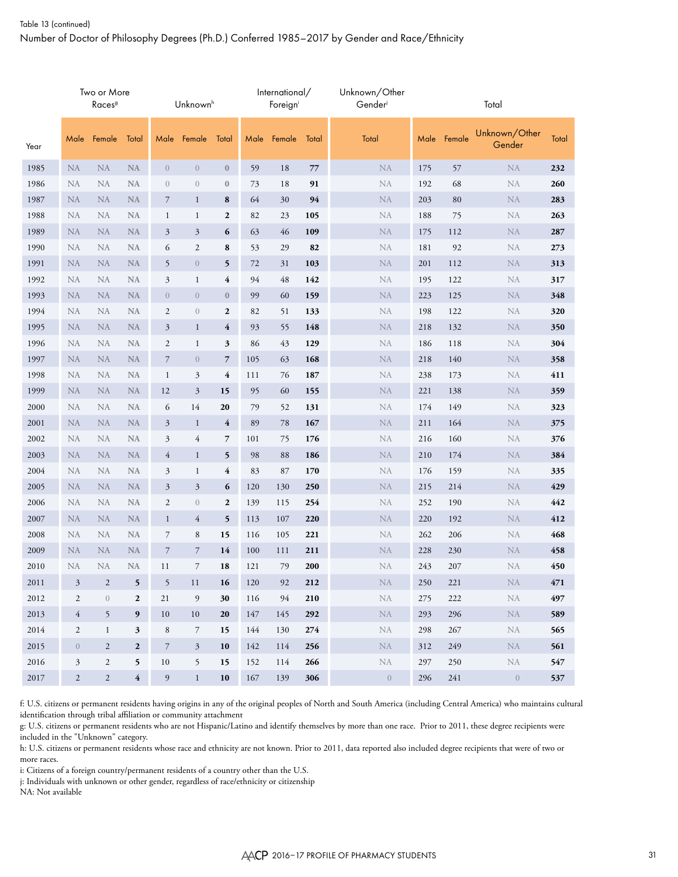Table 13 (continued)

Number of Doctor of Philosophy Degrees (Ph.D.) Conferred 1985–2017 by Gender and Race/Ethnicity

| | Two or More Races[g] | | | Unknown[h] | | | International/ Foreign[i] | | | Unknown/Other Gender[j] | Total | | | |
|---|---|---|---|---|---|---|---|---|---|---|---|---|---|---|
| Year | Male | Female | Total | Male | Female | Total | Male | Female | Total | Total | Male | Female | Unknown/Other Gender | Total |
| 1985 | NA | NA | NA | 0 | 0 | **0** | 59 | 18 | **77** | NA | 175 | 57 | NA | **232** |
| 1986 | NA | NA | NA | 0 | 0 | **0** | 73 | 18 | **91** | NA | 192 | 68 | NA | **260** |
| 1987 | NA | NA | NA | 7 | 1 | **8** | 64 | 30 | **94** | NA | 203 | 80 | NA | **283** |
| 1988 | NA | NA | NA | 1 | 1 | **2** | 82 | 23 | **105** | NA | 188 | 75 | NA | **263** |
| 1989 | NA | NA | NA | 3 | 3 | **6** | 63 | 46 | **109** | NA | 175 | 112 | NA | **287** |
| 1990 | NA | NA | NA | 6 | 2 | **8** | 53 | 29 | **82** | NA | 181 | 92 | NA | **273** |
| 1991 | NA | NA | NA | 5 | 0 | **5** | 72 | 31 | **103** | NA | 201 | 112 | NA | **313** |
| 1992 | NA | NA | NA | 3 | 1 | **4** | 94 | 48 | **142** | NA | 195 | 122 | NA | **317** |
| 1993 | NA | NA | NA | 0 | 0 | **0** | 99 | 60 | **159** | NA | 223 | 125 | NA | **348** |
| 1994 | NA | NA | NA | 2 | 0 | **2** | 82 | 51 | **133** | NA | 198 | 122 | NA | **320** |
| 1995 | NA | NA | NA | 3 | 1 | **4** | 93 | 55 | **148** | NA | 218 | 132 | NA | **350** |
| 1996 | NA | NA | NA | 2 | 1 | **3** | 86 | 43 | **129** | NA | 186 | 118 | NA | **304** |
| 1997 | NA | NA | NA | 7 | 0 | **7** | 105 | 63 | **168** | NA | 218 | 140 | NA | **358** |
| 1998 | NA | NA | NA | 1 | 3 | **4** | 111 | 76 | **187** | NA | 238 | 173 | NA | **411** |
| 1999 | NA | NA | NA | 12 | 3 | **15** | 95 | 60 | **155** | NA | 221 | 138 | NA | **359** |
| 2000 | NA | NA | NA | 6 | 14 | **20** | 79 | 52 | **131** | NA | 174 | 149 | NA | **323** |
| 2001 | NA | NA | NA | 3 | 1 | **4** | 89 | 78 | **167** | NA | 211 | 164 | NA | **375** |
| 2002 | NA | NA | NA | 3 | 4 | **7** | 101 | 75 | **176** | NA | 216 | 160 | NA | **376** |
| 2003 | NA | NA | NA | 4 | 1 | **5** | 98 | 88 | **186** | NA | 210 | 174 | NA | **384** |
| 2004 | NA | NA | NA | 3 | 1 | **4** | 83 | 87 | **170** | NA | 176 | 159 | NA | **335** |
| 2005 | NA | NA | NA | 3 | 3 | **6** | 120 | 130 | **250** | NA | 215 | 214 | NA | **429** |
| 2006 | NA | NA | NA | 2 | 0 | **2** | 139 | 115 | **254** | NA | 252 | 190 | NA | **442** |
| 2007 | NA | NA | NA | 1 | 4 | **5** | 113 | 107 | **220** | NA | 220 | 192 | NA | **412** |
| 2008 | NA | NA | NA | 7 | 8 | **15** | 116 | 105 | **221** | NA | 262 | 206 | NA | **468** |
| 2009 | NA | NA | NA | 7 | 7 | **14** | 100 | 111 | **211** | NA | 228 | 230 | NA | **458** |
| 2010 | NA | NA | NA | 11 | 7 | **18** | 121 | 79 | **200** | NA | 243 | 207 | NA | **450** |
| 2011 | 3 | 2 | **5** | 5 | 11 | **16** | 120 | 92 | **212** | NA | 250 | 221 | NA | **471** |
| 2012 | 2 | 0 | **2** | 21 | 9 | **30** | 116 | 94 | **210** | NA | 275 | 222 | NA | **497** |
| 2013 | 4 | 5 | **9** | 10 | 10 | **20** | 147 | 145 | **292** | NA | 293 | 296 | NA | **589** |
| 2014 | 2 | 1 | **3** | 8 | 7 | **15** | 144 | 130 | **274** | NA | 298 | 267 | NA | **565** |
| 2015 | 0 | 2 | **2** | 7 | 3 | **10** | 142 | 114 | **256** | NA | 312 | 249 | NA | **561** |
| 2016 | 3 | 2 | **5** | 10 | 5 | **15** | 152 | 114 | **266** | NA | 297 | 250 | NA | **547** |
| 2017 | 2 | 2 | **4** | 9 | 1 | **10** | 167 | 139 | **306** | 0 | 296 | 241 | 0 | **537** |

f: U.S. citizens or permanent residents having origins in any of the original peoples of North and South America (including Central America) who maintains cultural identification through tribal affiliation or community attachment

g: U.S. citizens or permanent residents who are not Hispanic/Latino and identify themselves by more than one race. Prior to 2011, these degree recipients were included in the "Unknown" category.

h: U.S. citizens or permanent residents whose race and ethnicity are not known. Prior to 2011, data reported also included degree recipients that were of two or more races.

i: Citizens of a foreign country/permanent residents of a country other than the U.S.

j: Individuals with unknown or other gender, regardless of race/ethnicity or citizenship

NA: Not available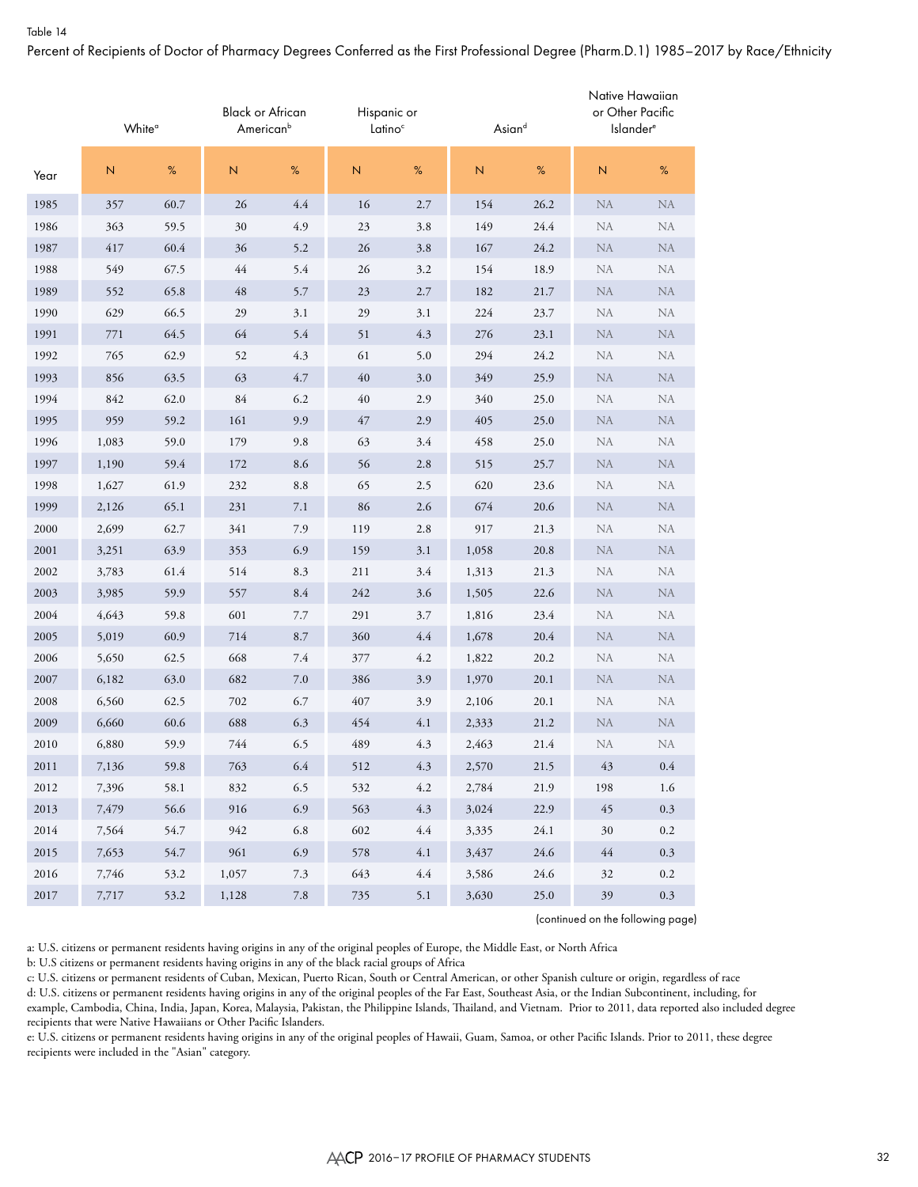Table 14

Percent of Recipients of Doctor of Pharmacy Degrees Conferred as the First Professional Degree (Pharm.D.1) 1985–2017 by Race/Ethnicity

| | White[a] | | Black or African American[b] | | Hispanic or Latino[c] | | Asian[d] | | Native Hawaiian or Other Pacific Islander[e] | |
|---|---|---|---|---|---|---|---|---|---|---|
| Year | N | % | N | % | N | % | N | % | N | % |
| 1985 | 357 | 60.7 | 26 | 4.4 | 16 | 2.7 | 154 | 26.2 | NA | NA |
| 1986 | 363 | 59.5 | 30 | 4.9 | 23 | 3.8 | 149 | 24.4 | NA | NA |
| 1987 | 417 | 60.4 | 36 | 5.2 | 26 | 3.8 | 167 | 24.2 | NA | NA |
| 1988 | 549 | 67.5 | 44 | 5.4 | 26 | 3.2 | 154 | 18.9 | NA | NA |
| 1989 | 552 | 65.8 | 48 | 5.7 | 23 | 2.7 | 182 | 21.7 | NA | NA |
| 1990 | 629 | 66.5 | 29 | 3.1 | 29 | 3.1 | 224 | 23.7 | NA | NA |
| 1991 | 771 | 64.5 | 64 | 5.4 | 51 | 4.3 | 276 | 23.1 | NA | NA |
| 1992 | 765 | 62.9 | 52 | 4.3 | 61 | 5.0 | 294 | 24.2 | NA | NA |
| 1993 | 856 | 63.5 | 63 | 4.7 | 40 | 3.0 | 349 | 25.9 | NA | NA |
| 1994 | 842 | 62.0 | 84 | 6.2 | 40 | 2.9 | 340 | 25.0 | NA | NA |
| 1995 | 959 | 59.2 | 161 | 9.9 | 47 | 2.9 | 405 | 25.0 | NA | NA |
| 1996 | 1,083 | 59.0 | 179 | 9.8 | 63 | 3.4 | 458 | 25.0 | NA | NA |
| 1997 | 1,190 | 59.4 | 172 | 8.6 | 56 | 2.8 | 515 | 25.7 | NA | NA |
| 1998 | 1,627 | 61.9 | 232 | 8.8 | 65 | 2.5 | 620 | 23.6 | NA | NA |
| 1999 | 2,126 | 65.1 | 231 | 7.1 | 86 | 2.6 | 674 | 20.6 | NA | NA |
| 2000 | 2,699 | 62.7 | 341 | 7.9 | 119 | 2.8 | 917 | 21.3 | NA | NA |
| 2001 | 3,251 | 63.9 | 353 | 6.9 | 159 | 3.1 | 1,058 | 20.8 | NA | NA |
| 2002 | 3,783 | 61.4 | 514 | 8.3 | 211 | 3.4 | 1,313 | 21.3 | NA | NA |
| 2003 | 3,985 | 59.9 | 557 | 8.4 | 242 | 3.6 | 1,505 | 22.6 | NA | NA |
| 2004 | 4,643 | 59.8 | 601 | 7.7 | 291 | 3.7 | 1,816 | 23.4 | NA | NA |
| 2005 | 5,019 | 60.9 | 714 | 8.7 | 360 | 4.4 | 1,678 | 20.4 | NA | NA |
| 2006 | 5,650 | 62.5 | 668 | 7.4 | 377 | 4.2 | 1,822 | 20.2 | NA | NA |
| 2007 | 6,182 | 63.0 | 682 | 7.0 | 386 | 3.9 | 1,970 | 20.1 | NA | NA |
| 2008 | 6,560 | 62.5 | 702 | 6.7 | 407 | 3.9 | 2,106 | 20.1 | NA | NA |
| 2009 | 6,660 | 60.6 | 688 | 6.3 | 454 | 4.1 | 2,333 | 21.2 | NA | NA |
| 2010 | 6,880 | 59.9 | 744 | 6.5 | 489 | 4.3 | 2,463 | 21.4 | NA | NA |
| 2011 | 7,136 | 59.8 | 763 | 6.4 | 512 | 4.3 | 2,570 | 21.5 | 43 | 0.4 |
| 2012 | 7,396 | 58.1 | 832 | 6.5 | 532 | 4.2 | 2,784 | 21.9 | 198 | 1.6 |
| 2013 | 7,479 | 56.6 | 916 | 6.9 | 563 | 4.3 | 3,024 | 22.9 | 45 | 0.3 |
| 2014 | 7,564 | 54.7 | 942 | 6.8 | 602 | 4.4 | 3,335 | 24.1 | 30 | 0.2 |
| 2015 | 7,653 | 54.7 | 961 | 6.9 | 578 | 4.1 | 3,437 | 24.6 | 44 | 0.3 |
| 2016 | 7,746 | 53.2 | 1,057 | 7.3 | 643 | 4.4 | 3,586 | 24.6 | 32 | 0.2 |
| 2017 | 7,717 | 53.2 | 1,128 | 7.8 | 735 | 5.1 | 3,630 | 25.0 | 39 | 0.3 |

(continued on the following page)

a: U.S. citizens or permanent residents having origins in any of the original peoples of Europe, the Middle East, or North Africa

b: U.S citizens or permanent residents having origins in any of the black racial groups of Africa

c: U.S. citizens or permanent residents of Cuban, Mexican, Puerto Rican, South or Central American, or other Spanish culture or origin, regardless of race

d: U.S. citizens or permanent residents having origins in any of the original peoples of the Far East, Southeast Asia, or the Indian Subcontinent, including, for example, Cambodia, China, India, Japan, Korea, Malaysia, Pakistan, the Philippine Islands, Thailand, and Vietnam. Prior to 2011, data reported also included degree recipients that were Native Hawaiians or Other Pacific Islanders.

e: U.S. citizens or permanent residents having origins in any of the original peoples of Hawaii, Guam, Samoa, or other Pacific Islands. Prior to 2011, these degree recipients were included in the "Asian" category.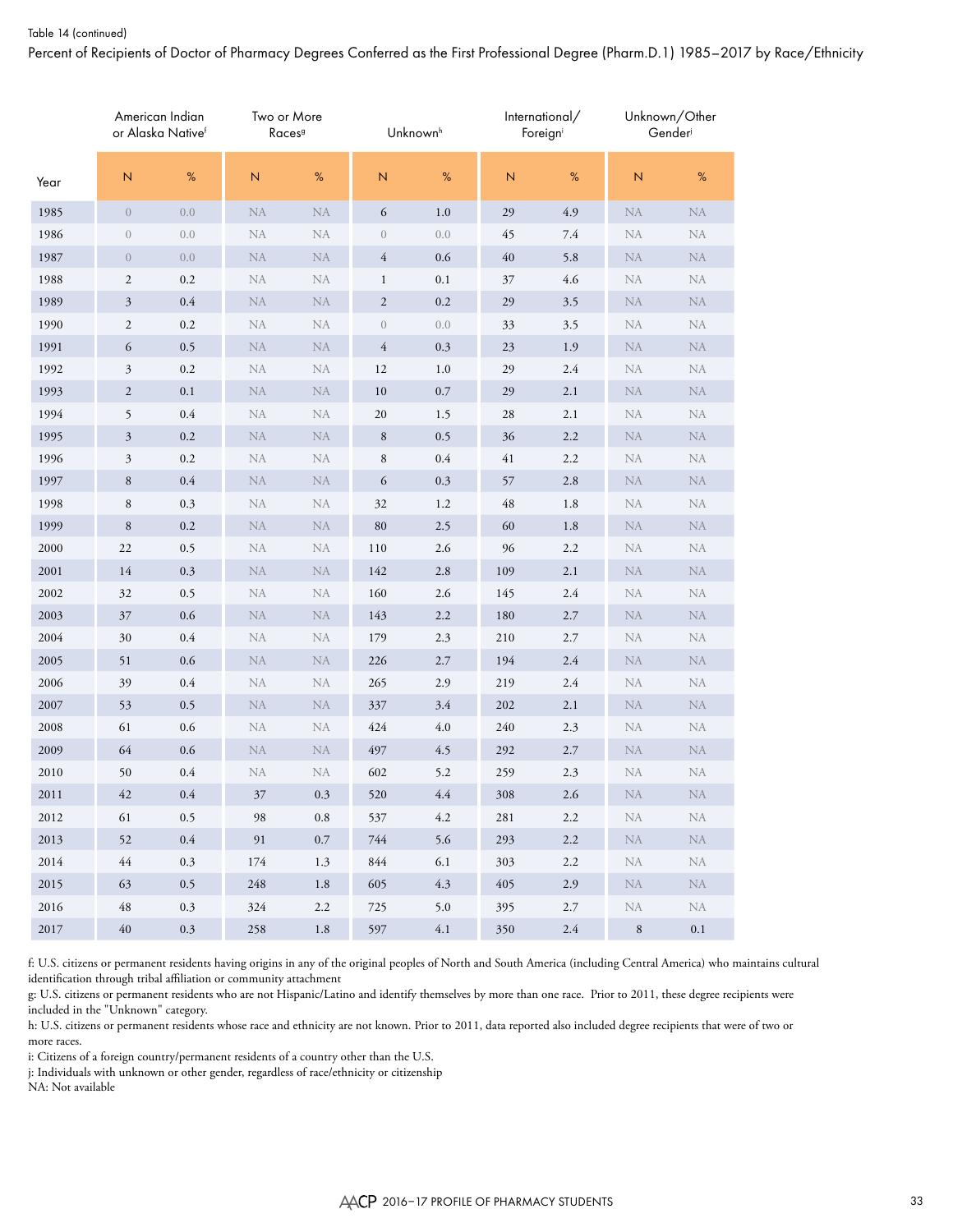Table 14 (continued)

Percent of Recipients of Doctor of Pharmacy Degrees Conferred as the First Professional Degree (Pharm.D.1) 1985–2017 by Race/Ethnicity

| | American Indian or Alaska Native[f] | | Two or More Races[g] | | Unknown[h] | | International/ Foreign[i] | | Unknown/Other Gender[j] | |
|---|---|---|---|---|---|---|---|---|---|---|
| Year | N | % | N | % | N | % | N | % | N | % |
| 1985 | 0 | 0.0 | NA | NA | 6 | 1.0 | 29 | 4.9 | NA | NA |
| 1986 | 0 | 0.0 | NA | NA | 0 | 0.0 | 45 | 7.4 | NA | NA |
| 1987 | 0 | 0.0 | NA | NA | 4 | 0.6 | 40 | 5.8 | NA | NA |
| 1988 | 2 | 0.2 | NA | NA | 1 | 0.1 | 37 | 4.6 | NA | NA |
| 1989 | 3 | 0.4 | NA | NA | 2 | 0.2 | 29 | 3.5 | NA | NA |
| 1990 | 2 | 0.2 | NA | NA | 0 | 0.0 | 33 | 3.5 | NA | NA |
| 1991 | 6 | 0.5 | NA | NA | 4 | 0.3 | 23 | 1.9 | NA | NA |
| 1992 | 3 | 0.2 | NA | NA | 12 | 1.0 | 29 | 2.4 | NA | NA |
| 1993 | 2 | 0.1 | NA | NA | 10 | 0.7 | 29 | 2.1 | NA | NA |
| 1994 | 5 | 0.4 | NA | NA | 20 | 1.5 | 28 | 2.1 | NA | NA |
| 1995 | 3 | 0.2 | NA | NA | 8 | 0.5 | 36 | 2.2 | NA | NA |
| 1996 | 3 | 0.2 | NA | NA | 8 | 0.4 | 41 | 2.2 | NA | NA |
| 1997 | 8 | 0.4 | NA | NA | 6 | 0.3 | 57 | 2.8 | NA | NA |
| 1998 | 8 | 0.3 | NA | NA | 32 | 1.2 | 48 | 1.8 | NA | NA |
| 1999 | 8 | 0.2 | NA | NA | 80 | 2.5 | 60 | 1.8 | NA | NA |
| 2000 | 22 | 0.5 | NA | NA | 110 | 2.6 | 96 | 2.2 | NA | NA |
| 2001 | 14 | 0.3 | NA | NA | 142 | 2.8 | 109 | 2.1 | NA | NA |
| 2002 | 32 | 0.5 | NA | NA | 160 | 2.6 | 145 | 2.4 | NA | NA |
| 2003 | 37 | 0.6 | NA | NA | 143 | 2.2 | 180 | 2.7 | NA | NA |
| 2004 | 30 | 0.4 | NA | NA | 179 | 2.3 | 210 | 2.7 | NA | NA |
| 2005 | 51 | 0.6 | NA | NA | 226 | 2.7 | 194 | 2.4 | NA | NA |
| 2006 | 39 | 0.4 | NA | NA | 265 | 2.9 | 219 | 2.4 | NA | NA |
| 2007 | 53 | 0.5 | NA | NA | 337 | 3.4 | 202 | 2.1 | NA | NA |
| 2008 | 61 | 0.6 | NA | NA | 424 | 4.0 | 240 | 2.3 | NA | NA |
| 2009 | 64 | 0.6 | NA | NA | 497 | 4.5 | 292 | 2.7 | NA | NA |
| 2010 | 50 | 0.4 | NA | NA | 602 | 5.2 | 259 | 2.3 | NA | NA |
| 2011 | 42 | 0.4 | 37 | 0.3 | 520 | 4.4 | 308 | 2.6 | NA | NA |
| 2012 | 61 | 0.5 | 98 | 0.8 | 537 | 4.2 | 281 | 2.2 | NA | NA |
| 2013 | 52 | 0.4 | 91 | 0.7 | 744 | 5.6 | 293 | 2.2 | NA | NA |
| 2014 | 44 | 0.3 | 174 | 1.3 | 844 | 6.1 | 303 | 2.2 | NA | NA |
| 2015 | 63 | 0.5 | 248 | 1.8 | 605 | 4.3 | 405 | 2.9 | NA | NA |
| 2016 | 48 | 0.3 | 324 | 2.2 | 725 | 5.0 | 395 | 2.7 | NA | NA |
| 2017 | 40 | 0.3 | 258 | 1.8 | 597 | 4.1 | 350 | 2.4 | 8 | 0.1 |

f: U.S. citizens or permanent residents having origins in any of the original peoples of North and South America (including Central America) who maintains cultural identification through tribal affiliation or community attachment

g: U.S. citizens or permanent residents who are not Hispanic/Latino and identify themselves by more than one race. Prior to 2011, these degree recipients were included in the "Unknown" category.

h: U.S. citizens or permanent residents whose race and ethnicity are not known. Prior to 2011, data reported also included degree recipients that were of two or more races.

i: Citizens of a foreign country/permanent residents of a country other than the U.S.

j: Individuals with unknown or other gender, regardless of race/ethnicity or citizenship

NA: Not available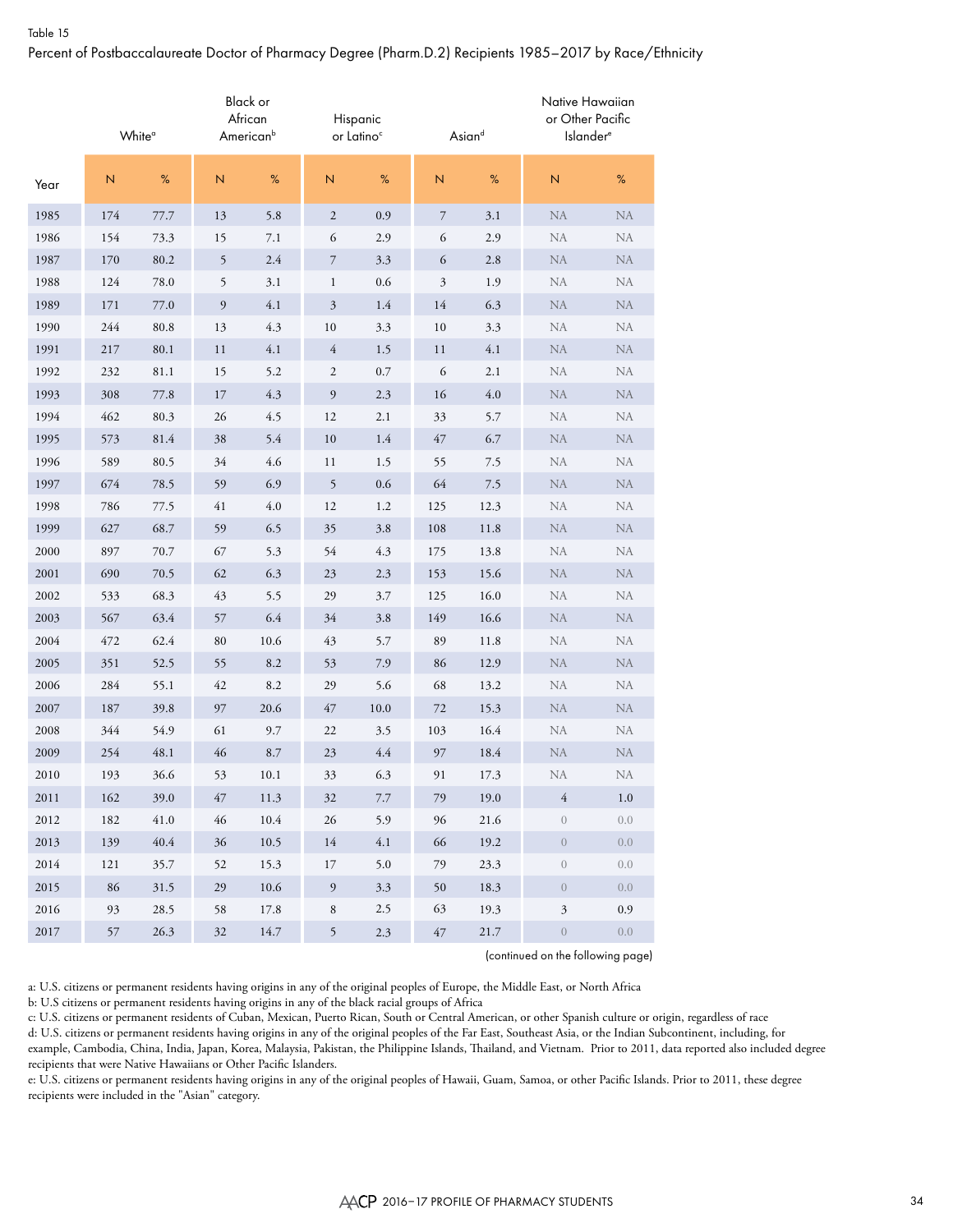Table 15

Percent of Postbaccalaureate Doctor of Pharmacy Degree (Pharm.D.2) Recipients 1985–2017 by Race/Ethnicity

| | White[a] | | Black or African American[b] | | Hispanic or Latino[c] | | Asian[d] | | Native Hawaiian or Other Pacific Islander[e] | |
|---|---|---|---|---|---|---|---|---|---|---|
| Year | N | % | N | % | N | % | N | % | N | % |
| 1985 | 174 | 77.7 | 13 | 5.8 | 2 | 0.9 | 7 | 3.1 | NA | NA |
| 1986 | 154 | 73.3 | 15 | 7.1 | 6 | 2.9 | 6 | 2.9 | NA | NA |
| 1987 | 170 | 80.2 | 5 | 2.4 | 7 | 3.3 | 6 | 2.8 | NA | NA |
| 1988 | 124 | 78.0 | 5 | 3.1 | 1 | 0.6 | 3 | 1.9 | NA | NA |
| 1989 | 171 | 77.0 | 9 | 4.1 | 3 | 1.4 | 14 | 6.3 | NA | NA |
| 1990 | 244 | 80.8 | 13 | 4.3 | 10 | 3.3 | 10 | 3.3 | NA | NA |
| 1991 | 217 | 80.1 | 11 | 4.1 | 4 | 1.5 | 11 | 4.1 | NA | NA |
| 1992 | 232 | 81.1 | 15 | 5.2 | 2 | 0.7 | 6 | 2.1 | NA | NA |
| 1993 | 308 | 77.8 | 17 | 4.3 | 9 | 2.3 | 16 | 4.0 | NA | NA |
| 1994 | 462 | 80.3 | 26 | 4.5 | 12 | 2.1 | 33 | 5.7 | NA | NA |
| 1995 | 573 | 81.4 | 38 | 5.4 | 10 | 1.4 | 47 | 6.7 | NA | NA |
| 1996 | 589 | 80.5 | 34 | 4.6 | 11 | 1.5 | 55 | 7.5 | NA | NA |
| 1997 | 674 | 78.5 | 59 | 6.9 | 5 | 0.6 | 64 | 7.5 | NA | NA |
| 1998 | 786 | 77.5 | 41 | 4.0 | 12 | 1.2 | 125 | 12.3 | NA | NA |
| 1999 | 627 | 68.7 | 59 | 6.5 | 35 | 3.8 | 108 | 11.8 | NA | NA |
| 2000 | 897 | 70.7 | 67 | 5.3 | 54 | 4.3 | 175 | 13.8 | NA | NA |
| 2001 | 690 | 70.5 | 62 | 6.3 | 23 | 2.3 | 153 | 15.6 | NA | NA |
| 2002 | 533 | 68.3 | 43 | 5.5 | 29 | 3.7 | 125 | 16.0 | NA | NA |
| 2003 | 567 | 63.4 | 57 | 6.4 | 34 | 3.8 | 149 | 16.6 | NA | NA |
| 2004 | 472 | 62.4 | 80 | 10.6 | 43 | 5.7 | 89 | 11.8 | NA | NA |
| 2005 | 351 | 52.5 | 55 | 8.2 | 53 | 7.9 | 86 | 12.9 | NA | NA |
| 2006 | 284 | 55.1 | 42 | 8.2 | 29 | 5.6 | 68 | 13.2 | NA | NA |
| 2007 | 187 | 39.8 | 97 | 20.6 | 47 | 10.0 | 72 | 15.3 | NA | NA |
| 2008 | 344 | 54.9 | 61 | 9.7 | 22 | 3.5 | 103 | 16.4 | NA | NA |
| 2009 | 254 | 48.1 | 46 | 8.7 | 23 | 4.4 | 97 | 18.4 | NA | NA |
| 2010 | 193 | 36.6 | 53 | 10.1 | 33 | 6.3 | 91 | 17.3 | NA | NA |
| 2011 | 162 | 39.0 | 47 | 11.3 | 32 | 7.7 | 79 | 19.0 | 4 | 1.0 |
| 2012 | 182 | 41.0 | 46 | 10.4 | 26 | 5.9 | 96 | 21.6 | 0 | 0.0 |
| 2013 | 139 | 40.4 | 36 | 10.5 | 14 | 4.1 | 66 | 19.2 | 0 | 0.0 |
| 2014 | 121 | 35.7 | 52 | 15.3 | 17 | 5.0 | 79 | 23.3 | 0 | 0.0 |
| 2015 | 86 | 31.5 | 29 | 10.6 | 9 | 3.3 | 50 | 18.3 | 0 | 0.0 |
| 2016 | 93 | 28.5 | 58 | 17.8 | 8 | 2.5 | 63 | 19.3 | 3 | 0.9 |
| 2017 | 57 | 26.3 | 32 | 14.7 | 5 | 2.3 | 47 | 21.7 | 0 | 0.0 |

(continued on the following page)

a: U.S. citizens or permanent residents having origins in any of the original peoples of Europe, the Middle East, or North Africa

b: U.S citizens or permanent residents having origins in any of the black racial groups of Africa

c: U.S. citizens or permanent residents of Cuban, Mexican, Puerto Rican, South or Central American, or other Spanish culture or origin, regardless of race

d: U.S. citizens or permanent residents having origins in any of the original peoples of the Far East, Southeast Asia, or the Indian Subcontinent, including, for example, Cambodia, China, India, Japan, Korea, Malaysia, Pakistan, the Philippine Islands, Thailand, and Vietnam. Prior to 2011, data reported also included degree recipients that were Native Hawaiians or Other Pacific Islanders.

e: U.S. citizens or permanent residents having origins in any of the original peoples of Hawaii, Guam, Samoa, or other Pacific Islands. Prior to 2011, these degree recipients were included in the "Asian" category.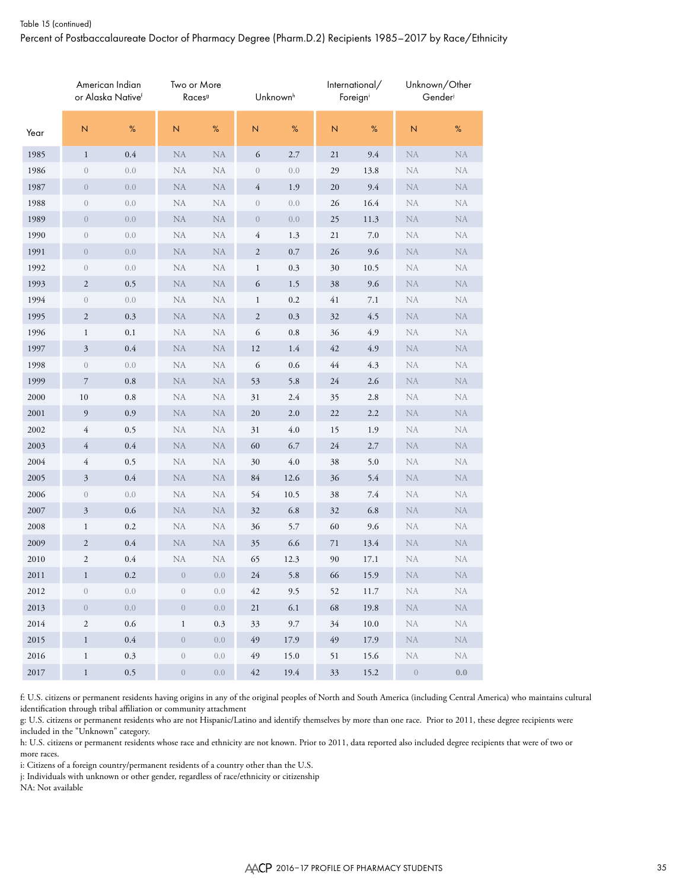Table 15 (continued)

Percent of Postbaccalaureate Doctor of Pharmacy Degree (Pharm.D.2) Recipients 1985–2017 by Race/Ethnicity

| | American Indian or Alaska Native[f] | | Two or More Races[g] | | Unknown[h] | | International/ Foreign[i] | | Unknown/Other Gender[j] | |
|---|---|---|---|---|---|---|---|---|---|---|
| Year | N | % | N | % | N | % | N | % | N | % |
| 1985 | 1 | 0.4 | NA | NA | 6 | 2.7 | 21 | 9.4 | NA | NA |
| 1986 | 0 | 0.0 | NA | NA | 0 | 0.0 | 29 | 13.8 | NA | NA |
| 1987 | 0 | 0.0 | NA | NA | 4 | 1.9 | 20 | 9.4 | NA | NA |
| 1988 | 0 | 0.0 | NA | NA | 0 | 0.0 | 26 | 16.4 | NA | NA |
| 1989 | 0 | 0.0 | NA | NA | 0 | 0.0 | 25 | 11.3 | NA | NA |
| 1990 | 0 | 0.0 | NA | NA | 4 | 1.3 | 21 | 7.0 | NA | NA |
| 1991 | 0 | 0.0 | NA | NA | 2 | 0.7 | 26 | 9.6 | NA | NA |
| 1992 | 0 | 0.0 | NA | NA | 1 | 0.3 | 30 | 10.5 | NA | NA |
| 1993 | 2 | 0.5 | NA | NA | 6 | 1.5 | 38 | 9.6 | NA | NA |
| 1994 | 0 | 0.0 | NA | NA | 1 | 0.2 | 41 | 7.1 | NA | NA |
| 1995 | 2 | 0.3 | NA | NA | 2 | 0.3 | 32 | 4.5 | NA | NA |
| 1996 | 1 | 0.1 | NA | NA | 6 | 0.8 | 36 | 4.9 | NA | NA |
| 1997 | 3 | 0.4 | NA | NA | 12 | 1.4 | 42 | 4.9 | NA | NA |
| 1998 | 0 | 0.0 | NA | NA | 6 | 0.6 | 44 | 4.3 | NA | NA |
| 1999 | 7 | 0.8 | NA | NA | 53 | 5.8 | 24 | 2.6 | NA | NA |
| 2000 | 10 | 0.8 | NA | NA | 31 | 2.4 | 35 | 2.8 | NA | NA |
| 2001 | 9 | 0.9 | NA | NA | 20 | 2.0 | 22 | 2.2 | NA | NA |
| 2002 | 4 | 0.5 | NA | NA | 31 | 4.0 | 15 | 1.9 | NA | NA |
| 2003 | 4 | 0.4 | NA | NA | 60 | 6.7 | 24 | 2.7 | NA | NA |
| 2004 | 4 | 0.5 | NA | NA | 30 | 4.0 | 38 | 5.0 | NA | NA |
| 2005 | 3 | 0.4 | NA | NA | 84 | 12.6 | 36 | 5.4 | NA | NA |
| 2006 | 0 | 0.0 | NA | NA | 54 | 10.5 | 38 | 7.4 | NA | NA |
| 2007 | 3 | 0.6 | NA | NA | 32 | 6.8 | 32 | 6.8 | NA | NA |
| 2008 | 1 | 0.2 | NA | NA | 36 | 5.7 | 60 | 9.6 | NA | NA |
| 2009 | 2 | 0.4 | NA | NA | 35 | 6.6 | 71 | 13.4 | NA | NA |
| 2010 | 2 | 0.4 | NA | NA | 65 | 12.3 | 90 | 17.1 | NA | NA |
| 2011 | 1 | 0.2 | 0 | 0.0 | 24 | 5.8 | 66 | 15.9 | NA | NA |
| 2012 | 0 | 0.0 | 0 | 0.0 | 42 | 9.5 | 52 | 11.7 | NA | NA |
| 2013 | 0 | 0.0 | 0 | 0.0 | 21 | 6.1 | 68 | 19.8 | NA | NA |
| 2014 | 2 | 0.6 | 1 | 0.3 | 33 | 9.7 | 34 | 10.0 | NA | NA |
| 2015 | 1 | 0.4 | 0 | 0.0 | 49 | 17.9 | 49 | 17.9 | NA | NA |
| 2016 | 1 | 0.3 | 0 | 0.0 | 49 | 15.0 | 51 | 15.6 | NA | NA |
| 2017 | 1 | 0.5 | 0 | 0.0 | 42 | 19.4 | 33 | 15.2 | 0 | 0.0 |

f: U.S. citizens or permanent residents having origins in any of the original peoples of North and South America (including Central America) who maintains cultural identification through tribal affiliation or community attachment

g: U.S. citizens or permanent residents who are not Hispanic/Latino and identify themselves by more than one race. Prior to 2011, these degree recipients were included in the "Unknown" category.

h: U.S. citizens or permanent residents whose race and ethnicity are not known. Prior to 2011, data reported also included degree recipients that were of two or more races.

i: Citizens of a foreign country/permanent residents of a country other than the U.S.

j: Individuals with unknown or other gender, regardless of race/ethnicity or citizenship

NA: Not available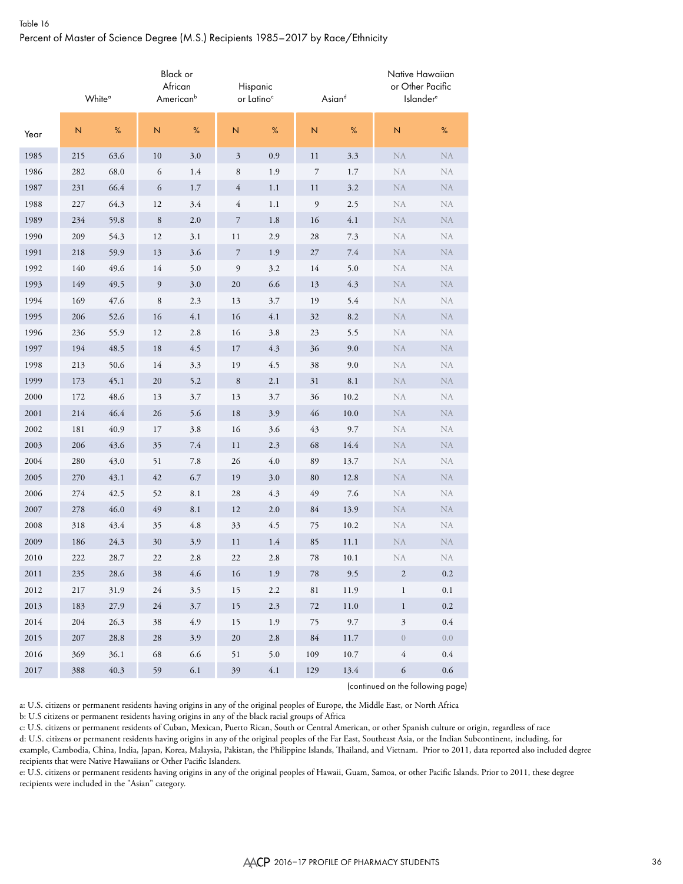Table 16

Percent of Master of Science Degree (M.S.) Recipients 1985–2017 by Race/Ethnicity

| Year | White[a] | | Black or African American[b] | | Hispanic or Latino[c] | | Asian[d] | | Native Hawaiian or Other Pacific Islander[e] | |
|---|---|---|---|---|---|---|---|---|---|---|
| | N | % | N | % | N | % | N | % | N | % |
| 1985 | 215 | 63.6 | 10 | 3.0 | 3 | 0.9 | 11 | 3.3 | NA | NA |
| 1986 | 282 | 68.0 | 6 | 1.4 | 8 | 1.9 | 7 | 1.7 | NA | NA |
| 1987 | 231 | 66.4 | 6 | 1.7 | 4 | 1.1 | 11 | 3.2 | NA | NA |
| 1988 | 227 | 64.3 | 12 | 3.4 | 4 | 1.1 | 9 | 2.5 | NA | NA |
| 1989 | 234 | 59.8 | 8 | 2.0 | 7 | 1.8 | 16 | 4.1 | NA | NA |
| 1990 | 209 | 54.3 | 12 | 3.1 | 11 | 2.9 | 28 | 7.3 | NA | NA |
| 1991 | 218 | 59.9 | 13 | 3.6 | 7 | 1.9 | 27 | 7.4 | NA | NA |
| 1992 | 140 | 49.6 | 14 | 5.0 | 9 | 3.2 | 14 | 5.0 | NA | NA |
| 1993 | 149 | 49.5 | 9 | 3.0 | 20 | 6.6 | 13 | 4.3 | NA | NA |
| 1994 | 169 | 47.6 | 8 | 2.3 | 13 | 3.7 | 19 | 5.4 | NA | NA |
| 1995 | 206 | 52.6 | 16 | 4.1 | 16 | 4.1 | 32 | 8.2 | NA | NA |
| 1996 | 236 | 55.9 | 12 | 2.8 | 16 | 3.8 | 23 | 5.5 | NA | NA |
| 1997 | 194 | 48.5 | 18 | 4.5 | 17 | 4.3 | 36 | 9.0 | NA | NA |
| 1998 | 213 | 50.6 | 14 | 3.3 | 19 | 4.5 | 38 | 9.0 | NA | NA |
| 1999 | 173 | 45.1 | 20 | 5.2 | 8 | 2.1 | 31 | 8.1 | NA | NA |
| 2000 | 172 | 48.6 | 13 | 3.7 | 13 | 3.7 | 36 | 10.2 | NA | NA |
| 2001 | 214 | 46.4 | 26 | 5.6 | 18 | 3.9 | 46 | 10.0 | NA | NA |
| 2002 | 181 | 40.9 | 17 | 3.8 | 16 | 3.6 | 43 | 9.7 | NA | NA |
| 2003 | 206 | 43.6 | 35 | 7.4 | 11 | 2.3 | 68 | 14.4 | NA | NA |
| 2004 | 280 | 43.0 | 51 | 7.8 | 26 | 4.0 | 89 | 13.7 | NA | NA |
| 2005 | 270 | 43.1 | 42 | 6.7 | 19 | 3.0 | 80 | 12.8 | NA | NA |
| 2006 | 274 | 42.5 | 52 | 8.1 | 28 | 4.3 | 49 | 7.6 | NA | NA |
| 2007 | 278 | 46.0 | 49 | 8.1 | 12 | 2.0 | 84 | 13.9 | NA | NA |
| 2008 | 318 | 43.4 | 35 | 4.8 | 33 | 4.5 | 75 | 10.2 | NA | NA |
| 2009 | 186 | 24.3 | 30 | 3.9 | 11 | 1.4 | 85 | 11.1 | NA | NA |
| 2010 | 222 | 28.7 | 22 | 2.8 | 22 | 2.8 | 78 | 10.1 | NA | NA |
| 2011 | 235 | 28.6 | 38 | 4.6 | 16 | 1.9 | 78 | 9.5 | 2 | 0.2 |
| 2012 | 217 | 31.9 | 24 | 3.5 | 15 | 2.2 | 81 | 11.9 | 1 | 0.1 |
| 2013 | 183 | 27.9 | 24 | 3.7 | 15 | 2.3 | 72 | 11.0 | 1 | 0.2 |
| 2014 | 204 | 26.3 | 38 | 4.9 | 15 | 1.9 | 75 | 9.7 | 3 | 0.4 |
| 2015 | 207 | 28.8 | 28 | 3.9 | 20 | 2.8 | 84 | 11.7 | 0 | 0.0 |
| 2016 | 369 | 36.1 | 68 | 6.6 | 51 | 5.0 | 109 | 10.7 | 4 | 0.4 |
| 2017 | 388 | 40.3 | 59 | 6.1 | 39 | 4.1 | 129 | 13.4 | 6 | 0.6 |

(continued on the following page)

a: U.S. citizens or permanent residents having origins in any of the original peoples of Europe, the Middle East, or North Africa

b: U.S citizens or permanent residents having origins in any of the black racial groups of Africa

c: U.S. citizens or permanent residents of Cuban, Mexican, Puerto Rican, South or Central American, or other Spanish culture or origin, regardless of race

d: U.S. citizens or permanent residents having origins in any of the original peoples of the Far East, Southeast Asia, or the Indian Subcontinent, including, for example, Cambodia, China, India, Japan, Korea, Malaysia, Pakistan, the Philippine Islands, Thailand, and Vietnam. Prior to 2011, data reported also included degree recipients that were Native Hawaiians or Other Pacific Islanders.

e: U.S. citizens or permanent residents having origins in any of the original peoples of Hawaii, Guam, Samoa, or other Pacific Islands. Prior to 2011, these degree recipients were included in the "Asian" category.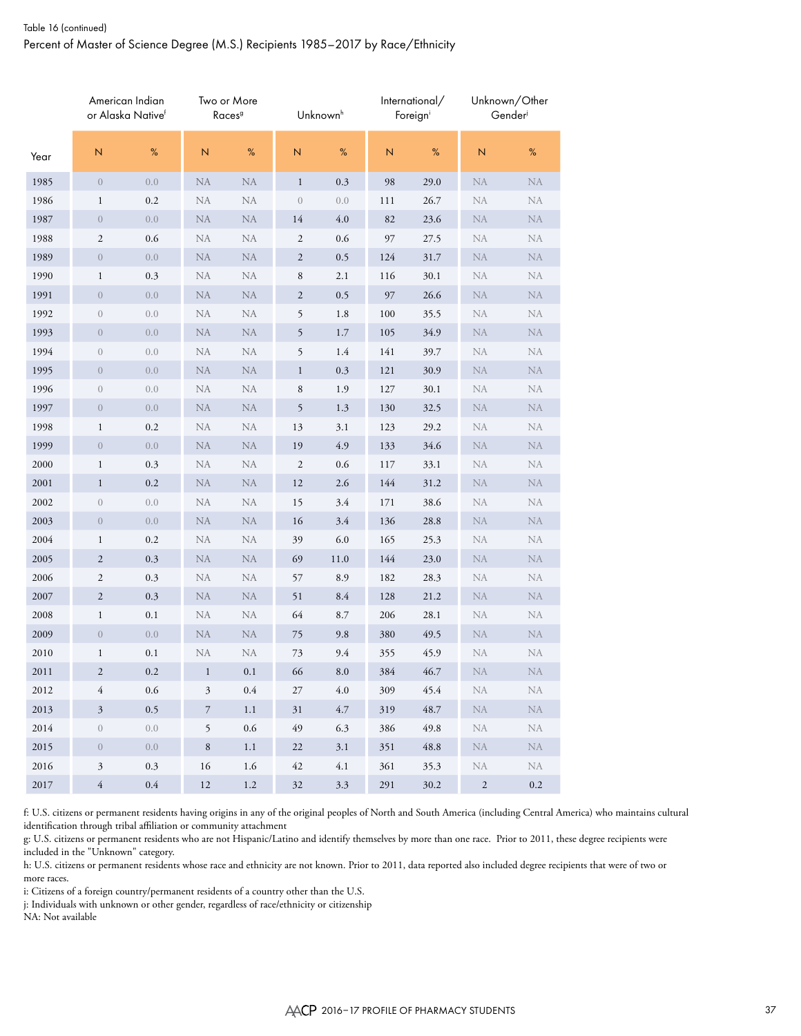Table 16 (continued)

Percent of Master of Science Degree (M.S.) Recipients 1985–2017 by Race/Ethnicity

| | American Indian or Alaska Native[f] | | Two or More Races[g] | | Unknown[h] | | International/ Foreign[i] | | Unknown/Other Gender[j] | |
|---|---|---|---|---|---|---|---|---|---|---|
| Year | N | % | N | % | N | % | N | % | N | % |
| 1985 | 0 | 0.0 | NA | NA | 1 | 0.3 | 98 | 29.0 | NA | NA |
| 1986 | 1 | 0.2 | NA | NA | 0 | 0.0 | 111 | 26.7 | NA | NA |
| 1987 | 0 | 0.0 | NA | NA | 14 | 4.0 | 82 | 23.6 | NA | NA |
| 1988 | 2 | 0.6 | NA | NA | 2 | 0.6 | 97 | 27.5 | NA | NA |
| 1989 | 0 | 0.0 | NA | NA | 2 | 0.5 | 124 | 31.7 | NA | NA |
| 1990 | 1 | 0.3 | NA | NA | 8 | 2.1 | 116 | 30.1 | NA | NA |
| 1991 | 0 | 0.0 | NA | NA | 2 | 0.5 | 97 | 26.6 | NA | NA |
| 1992 | 0 | 0.0 | NA | NA | 5 | 1.8 | 100 | 35.5 | NA | NA |
| 1993 | 0 | 0.0 | NA | NA | 5 | 1.7 | 105 | 34.9 | NA | NA |
| 1994 | 0 | 0.0 | NA | NA | 5 | 1.4 | 141 | 39.7 | NA | NA |
| 1995 | 0 | 0.0 | NA | NA | 1 | 0.3 | 121 | 30.9 | NA | NA |
| 1996 | 0 | 0.0 | NA | NA | 8 | 1.9 | 127 | 30.1 | NA | NA |
| 1997 | 0 | 0.0 | NA | NA | 5 | 1.3 | 130 | 32.5 | NA | NA |
| 1998 | 1 | 0.2 | NA | NA | 13 | 3.1 | 123 | 29.2 | NA | NA |
| 1999 | 0 | 0.0 | NA | NA | 19 | 4.9 | 133 | 34.6 | NA | NA |
| 2000 | 1 | 0.3 | NA | NA | 2 | 0.6 | 117 | 33.1 | NA | NA |
| 2001 | 1 | 0.2 | NA | NA | 12 | 2.6 | 144 | 31.2 | NA | NA |
| 2002 | 0 | 0.0 | NA | NA | 15 | 3.4 | 171 | 38.6 | NA | NA |
| 2003 | 0 | 0.0 | NA | NA | 16 | 3.4 | 136 | 28.8 | NA | NA |
| 2004 | 1 | 0.2 | NA | NA | 39 | 6.0 | 165 | 25.3 | NA | NA |
| 2005 | 2 | 0.3 | NA | NA | 69 | 11.0 | 144 | 23.0 | NA | NA |
| 2006 | 2 | 0.3 | NA | NA | 57 | 8.9 | 182 | 28.3 | NA | NA |
| 2007 | 2 | 0.3 | NA | NA | 51 | 8.4 | 128 | 21.2 | NA | NA |
| 2008 | 1 | 0.1 | NA | NA | 64 | 8.7 | 206 | 28.1 | NA | NA |
| 2009 | 0 | 0.0 | NA | NA | 75 | 9.8 | 380 | 49.5 | NA | NA |
| 2010 | 1 | 0.1 | NA | NA | 73 | 9.4 | 355 | 45.9 | NA | NA |
| 2011 | 2 | 0.2 | 1 | 0.1 | 66 | 8.0 | 384 | 46.7 | NA | NA |
| 2012 | 4 | 0.6 | 3 | 0.4 | 27 | 4.0 | 309 | 45.4 | NA | NA |
| 2013 | 3 | 0.5 | 7 | 1.1 | 31 | 4.7 | 319 | 48.7 | NA | NA |
| 2014 | 0 | 0.0 | 5 | 0.6 | 49 | 6.3 | 386 | 49.8 | NA | NA |
| 2015 | 0 | 0.0 | 8 | 1.1 | 22 | 3.1 | 351 | 48.8 | NA | NA |
| 2016 | 3 | 0.3 | 16 | 1.6 | 42 | 4.1 | 361 | 35.3 | NA | NA |
| 2017 | 4 | 0.4 | 12 | 1.2 | 32 | 3.3 | 291 | 30.2 | 2 | 0.2 |

f: U.S. citizens or permanent residents having origins in any of the original peoples of North and South America (including Central America) who maintains cultural identification through tribal affiliation or community attachment

g: U.S. citizens or permanent residents who are not Hispanic/Latino and identify themselves by more than one race. Prior to 2011, these degree recipients were included in the "Unknown" category.

h: U.S. citizens or permanent residents whose race and ethnicity are not known. Prior to 2011, data reported also included degree recipients that were of two or more races.

i: Citizens of a foreign country/permanent residents of a country other than the U.S.

j: Individuals with unknown or other gender, regardless of race/ethnicity or citizenship

NA: Not available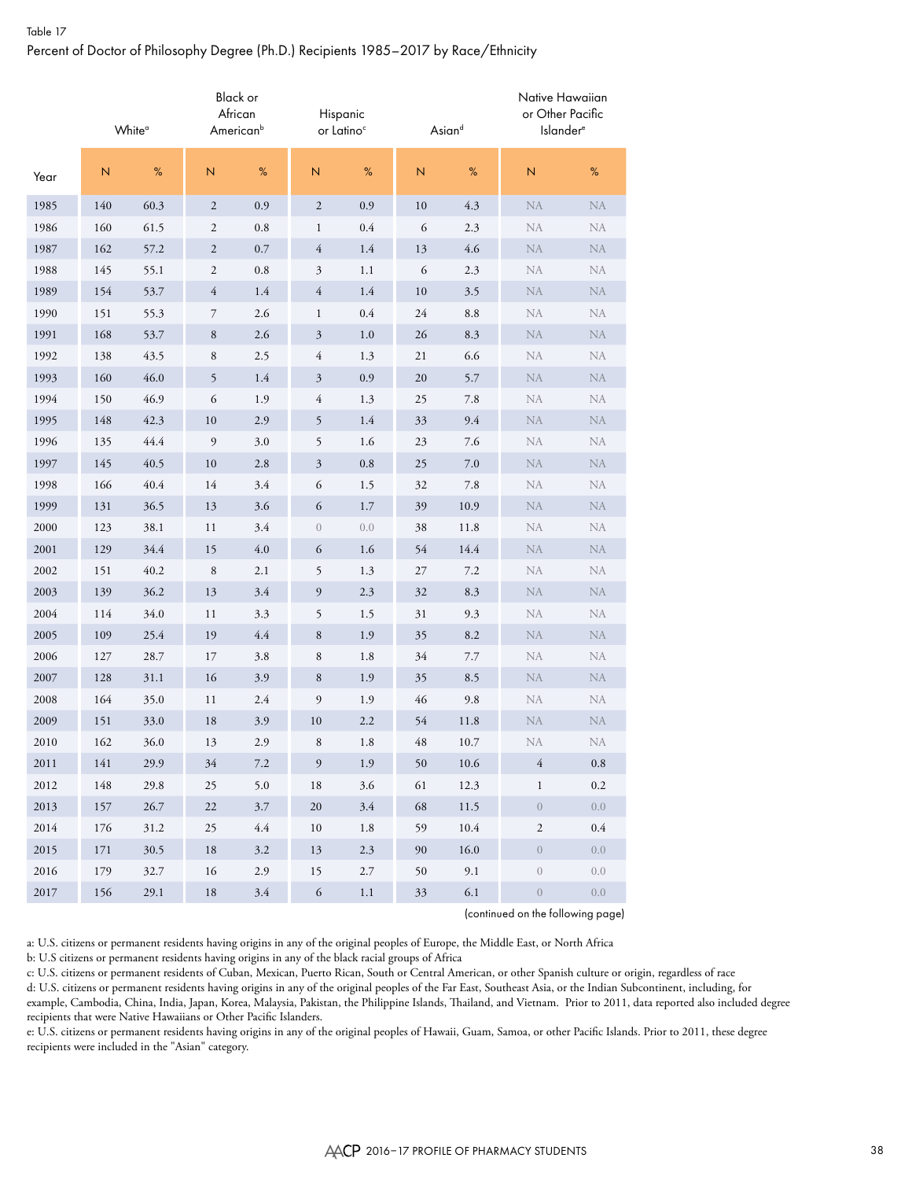Table 17

Percent of Doctor of Philosophy Degree (Ph.D.) Recipients 1985–2017 by Race/Ethnicity

| Year | White[a] | | Black or African American[b] | | Hispanic or Latino[c] | | Asian[d] | | Native Hawaiian or Other Pacific Islander[e] | |
|---|---|---|---|---|---|---|---|---|---|---|
| | N | % | N | % | N | % | N | % | N | % |
| 1985 | 140 | 60.3 | 2 | 0.9 | 2 | 0.9 | 10 | 4.3 | NA | NA |
| 1986 | 160 | 61.5 | 2 | 0.8 | 1 | 0.4 | 6 | 2.3 | NA | NA |
| 1987 | 162 | 57.2 | 2 | 0.7 | 4 | 1.4 | 13 | 4.6 | NA | NA |
| 1988 | 145 | 55.1 | 2 | 0.8 | 3 | 1.1 | 6 | 2.3 | NA | NA |
| 1989 | 154 | 53.7 | 4 | 1.4 | 4 | 1.4 | 10 | 3.5 | NA | NA |
| 1990 | 151 | 55.3 | 7 | 2.6 | 1 | 0.4 | 24 | 8.8 | NA | NA |
| 1991 | 168 | 53.7 | 8 | 2.6 | 3 | 1.0 | 26 | 8.3 | NA | NA |
| 1992 | 138 | 43.5 | 8 | 2.5 | 4 | 1.3 | 21 | 6.6 | NA | NA |
| 1993 | 160 | 46.0 | 5 | 1.4 | 3 | 0.9 | 20 | 5.7 | NA | NA |
| 1994 | 150 | 46.9 | 6 | 1.9 | 4 | 1.3 | 25 | 7.8 | NA | NA |
| 1995 | 148 | 42.3 | 10 | 2.9 | 5 | 1.4 | 33 | 9.4 | NA | NA |
| 1996 | 135 | 44.4 | 9 | 3.0 | 5 | 1.6 | 23 | 7.6 | NA | NA |
| 1997 | 145 | 40.5 | 10 | 2.8 | 3 | 0.8 | 25 | 7.0 | NA | NA |
| 1998 | 166 | 40.4 | 14 | 3.4 | 6 | 1.5 | 32 | 7.8 | NA | NA |
| 1999 | 131 | 36.5 | 13 | 3.6 | 6 | 1.7 | 39 | 10.9 | NA | NA |
| 2000 | 123 | 38.1 | 11 | 3.4 | 0 | 0.0 | 38 | 11.8 | NA | NA |
| 2001 | 129 | 34.4 | 15 | 4.0 | 6 | 1.6 | 54 | 14.4 | NA | NA |
| 2002 | 151 | 40.2 | 8 | 2.1 | 5 | 1.3 | 27 | 7.2 | NA | NA |
| 2003 | 139 | 36.2 | 13 | 3.4 | 9 | 2.3 | 32 | 8.3 | NA | NA |
| 2004 | 114 | 34.0 | 11 | 3.3 | 5 | 1.5 | 31 | 9.3 | NA | NA |
| 2005 | 109 | 25.4 | 19 | 4.4 | 8 | 1.9 | 35 | 8.2 | NA | NA |
| 2006 | 127 | 28.7 | 17 | 3.8 | 8 | 1.8 | 34 | 7.7 | NA | NA |
| 2007 | 128 | 31.1 | 16 | 3.9 | 8 | 1.9 | 35 | 8.5 | NA | NA |
| 2008 | 164 | 35.0 | 11 | 2.4 | 9 | 1.9 | 46 | 9.8 | NA | NA |
| 2009 | 151 | 33.0 | 18 | 3.9 | 10 | 2.2 | 54 | 11.8 | NA | NA |
| 2010 | 162 | 36.0 | 13 | 2.9 | 8 | 1.8 | 48 | 10.7 | NA | NA |
| 2011 | 141 | 29.9 | 34 | 7.2 | 9 | 1.9 | 50 | 10.6 | 4 | 0.8 |
| 2012 | 148 | 29.8 | 25 | 5.0 | 18 | 3.6 | 61 | 12.3 | 1 | 0.2 |
| 2013 | 157 | 26.7 | 22 | 3.7 | 20 | 3.4 | 68 | 11.5 | 0 | 0.0 |
| 2014 | 176 | 31.2 | 25 | 4.4 | 10 | 1.8 | 59 | 10.4 | 2 | 0.4 |
| 2015 | 171 | 30.5 | 18 | 3.2 | 13 | 2.3 | 90 | 16.0 | 0 | 0.0 |
| 2016 | 179 | 32.7 | 16 | 2.9 | 15 | 2.7 | 50 | 9.1 | 0 | 0.0 |
| 2017 | 156 | 29.1 | 18 | 3.4 | 6 | 1.1 | 33 | 6.1 | 0 | 0.0 |

(continued on the following page)

a: U.S. citizens or permanent residents having origins in any of the original peoples of Europe, the Middle East, or North Africa

b: U.S citizens or permanent residents having origins in any of the black racial groups of Africa

c: U.S. citizens or permanent residents of Cuban, Mexican, Puerto Rican, South or Central American, or other Spanish culture or origin, regardless of race

d: U.S. citizens or permanent residents having origins in any of the original peoples of the Far East, Southeast Asia, or the Indian Subcontinent, including, for example, Cambodia, China, India, Japan, Korea, Malaysia, Pakistan, the Philippine Islands, Thailand, and Vietnam. Prior to 2011, data reported also included degree recipients that were Native Hawaiians or Other Pacific Islanders.

e: U.S. citizens or permanent residents having origins in any of the original peoples of Hawaii, Guam, Samoa, or other Pacific Islands. Prior to 2011, these degree recipients were included in the "Asian" category.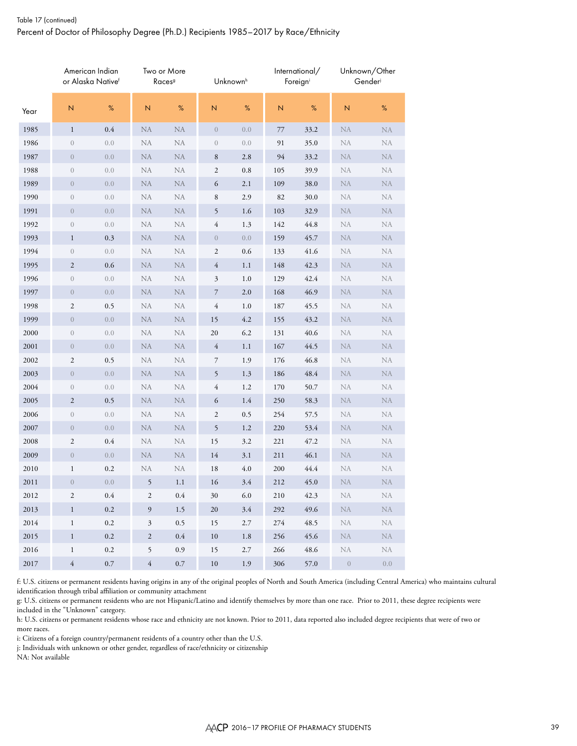Table 17 (continued)

Percent of Doctor of Philosophy Degree (Ph.D.) Recipients 1985–2017 by Race/Ethnicity

| | American Indian or Alaska Native[f] | | Two or More Races[g] | | Unknown[h] | | International/ Foreign[i] | | Unknown/Other Gender[j] | |
|---|---|---|---|---|---|---|---|---|---|---|
| Year | N | % | N | % | N | % | N | % | N | % |
| 1985 | 1 | 0.4 | NA | NA | 0 | 0.0 | 77 | 33.2 | NA | NA |
| 1986 | 0 | 0.0 | NA | NA | 0 | 0.0 | 91 | 35.0 | NA | NA |
| 1987 | 0 | 0.0 | NA | NA | 8 | 2.8 | 94 | 33.2 | NA | NA |
| 1988 | 0 | 0.0 | NA | NA | 2 | 0.8 | 105 | 39.9 | NA | NA |
| 1989 | 0 | 0.0 | NA | NA | 6 | 2.1 | 109 | 38.0 | NA | NA |
| 1990 | 0 | 0.0 | NA | NA | 8 | 2.9 | 82 | 30.0 | NA | NA |
| 1991 | 0 | 0.0 | NA | NA | 5 | 1.6 | 103 | 32.9 | NA | NA |
| 1992 | 0 | 0.0 | NA | NA | 4 | 1.3 | 142 | 44.8 | NA | NA |
| 1993 | 1 | 0.3 | NA | NA | 0 | 0.0 | 159 | 45.7 | NA | NA |
| 1994 | 0 | 0.0 | NA | NA | 2 | 0.6 | 133 | 41.6 | NA | NA |
| 1995 | 2 | 0.6 | NA | NA | 4 | 1.1 | 148 | 42.3 | NA | NA |
| 1996 | 0 | 0.0 | NA | NA | 3 | 1.0 | 129 | 42.4 | NA | NA |
| 1997 | 0 | 0.0 | NA | NA | 7 | 2.0 | 168 | 46.9 | NA | NA |
| 1998 | 2 | 0.5 | NA | NA | 4 | 1.0 | 187 | 45.5 | NA | NA |
| 1999 | 0 | 0.0 | NA | NA | 15 | 4.2 | 155 | 43.2 | NA | NA |
| 2000 | 0 | 0.0 | NA | NA | 20 | 6.2 | 131 | 40.6 | NA | NA |
| 2001 | 0 | 0.0 | NA | NA | 4 | 1.1 | 167 | 44.5 | NA | NA |
| 2002 | 2 | 0.5 | NA | NA | 7 | 1.9 | 176 | 46.8 | NA | NA |
| 2003 | 0 | 0.0 | NA | NA | 5 | 1.3 | 186 | 48.4 | NA | NA |
| 2004 | 0 | 0.0 | NA | NA | 4 | 1.2 | 170 | 50.7 | NA | NA |
| 2005 | 2 | 0.5 | NA | NA | 6 | 1.4 | 250 | 58.3 | NA | NA |
| 2006 | 0 | 0.0 | NA | NA | 2 | 0.5 | 254 | 57.5 | NA | NA |
| 2007 | 0 | 0.0 | NA | NA | 5 | 1.2 | 220 | 53.4 | NA | NA |
| 2008 | 2 | 0.4 | NA | NA | 15 | 3.2 | 221 | 47.2 | NA | NA |
| 2009 | 0 | 0.0 | NA | NA | 14 | 3.1 | 211 | 46.1 | NA | NA |
| 2010 | 1 | 0.2 | NA | NA | 18 | 4.0 | 200 | 44.4 | NA | NA |
| 2011 | 0 | 0.0 | 5 | 1.1 | 16 | 3.4 | 212 | 45.0 | NA | NA |
| 2012 | 2 | 0.4 | 2 | 0.4 | 30 | 6.0 | 210 | 42.3 | NA | NA |
| 2013 | 1 | 0.2 | 9 | 1.5 | 20 | 3.4 | 292 | 49.6 | NA | NA |
| 2014 | 1 | 0.2 | 3 | 0.5 | 15 | 2.7 | 274 | 48.5 | NA | NA |
| 2015 | 1 | 0.2 | 2 | 0.4 | 10 | 1.8 | 256 | 45.6 | NA | NA |
| 2016 | 1 | 0.2 | 5 | 0.9 | 15 | 2.7 | 266 | 48.6 | NA | NA |
| 2017 | 4 | 0.7 | 4 | 0.7 | 10 | 1.9 | 306 | 57.0 | 0 | 0.0 |

f: U.S. citizens or permanent residents having origins in any of the original peoples of North and South America (including Central America) who maintains cultural identification through tribal affiliation or community attachment

g: U.S. citizens or permanent residents who are not Hispanic/Latino and identify themselves by more than one race. Prior to 2011, these degree recipients were included in the "Unknown" category.

h: U.S. citizens or permanent residents whose race and ethnicity are not known. Prior to 2011, data reported also included degree recipients that were of two or more races.

i: Citizens of a foreign country/permanent residents of a country other than the U.S.

j: Individuals with unknown or other gender, regardless of race/ethnicity or citizenship

NA: Not available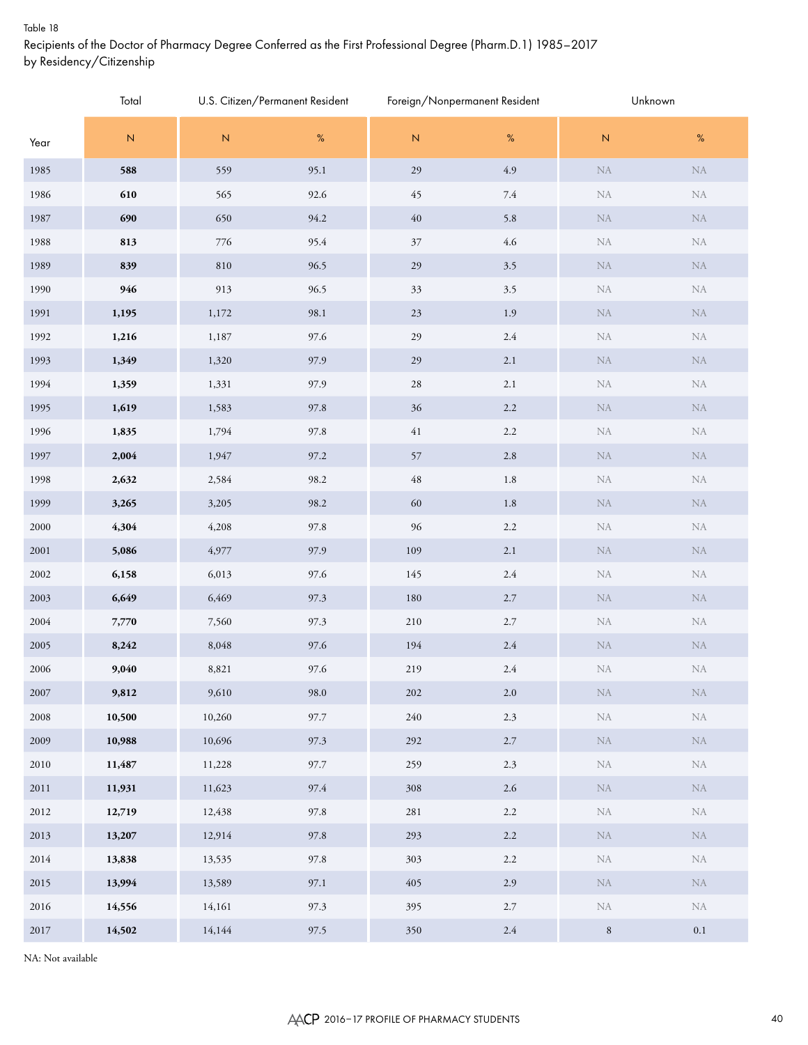Table 18

Recipients of the Doctor of Pharmacy Degree Conferred as the First Professional Degree (Pharm.D.1) 1985–2017 by Residency/Citizenship

| | Total | U.S. Citizen/Permanent Resident | | Foreign/Nonpermanent Resident | | Unknown | |
|---|---|---|---|---|---|---|---|
| Year | N | N | % | N | % | N | % |
| 1985 | **588** | 559 | 95.1 | 29 | 4.9 | NA | NA |
| 1986 | **610** | 565 | 92.6 | 45 | 7.4 | NA | NA |
| 1987 | **690** | 650 | 94.2 | 40 | 5.8 | NA | NA |
| 1988 | **813** | 776 | 95.4 | 37 | 4.6 | NA | NA |
| 1989 | **839** | 810 | 96.5 | 29 | 3.5 | NA | NA |
| 1990 | **946** | 913 | 96.5 | 33 | 3.5 | NA | NA |
| 1991 | **1,195** | 1,172 | 98.1 | 23 | 1.9 | NA | NA |
| 1992 | **1,216** | 1,187 | 97.6 | 29 | 2.4 | NA | NA |
| 1993 | **1,349** | 1,320 | 97.9 | 29 | 2.1 | NA | NA |
| 1994 | **1,359** | 1,331 | 97.9 | 28 | 2.1 | NA | NA |
| 1995 | **1,619** | 1,583 | 97.8 | 36 | 2.2 | NA | NA |
| 1996 | **1,835** | 1,794 | 97.8 | 41 | 2.2 | NA | NA |
| 1997 | **2,004** | 1,947 | 97.2 | 57 | 2.8 | NA | NA |
| 1998 | **2,632** | 2,584 | 98.2 | 48 | 1.8 | NA | NA |
| 1999 | **3,265** | 3,205 | 98.2 | 60 | 1.8 | NA | NA |
| 2000 | **4,304** | 4,208 | 97.8 | 96 | 2.2 | NA | NA |
| 2001 | **5,086** | 4,977 | 97.9 | 109 | 2.1 | NA | NA |
| 2002 | **6,158** | 6,013 | 97.6 | 145 | 2.4 | NA | NA |
| 2003 | **6,649** | 6,469 | 97.3 | 180 | 2.7 | NA | NA |
| 2004 | **7,770** | 7,560 | 97.3 | 210 | 2.7 | NA | NA |
| 2005 | **8,242** | 8,048 | 97.6 | 194 | 2.4 | NA | NA |
| 2006 | **9,040** | 8,821 | 97.6 | 219 | 2.4 | NA | NA |
| 2007 | **9,812** | 9,610 | 98.0 | 202 | 2.0 | NA | NA |
| 2008 | **10,500** | 10,260 | 97.7 | 240 | 2.3 | NA | NA |
| 2009 | **10,988** | 10,696 | 97.3 | 292 | 2.7 | NA | NA |
| 2010 | **11,487** | 11,228 | 97.7 | 259 | 2.3 | NA | NA |
| 2011 | **11,931** | 11,623 | 97.4 | 308 | 2.6 | NA | NA |
| 2012 | **12,719** | 12,438 | 97.8 | 281 | 2.2 | NA | NA |
| 2013 | **13,207** | 12,914 | 97.8 | 293 | 2.2 | NA | NA |
| 2014 | **13,838** | 13,535 | 97.8 | 303 | 2.2 | NA | NA |
| 2015 | **13,994** | 13,589 | 97.1 | 405 | 2.9 | NA | NA |
| 2016 | **14,556** | 14,161 | 97.3 | 395 | 2.7 | NA | NA |
| 2017 | **14,502** | 14,144 | 97.5 | 350 | 2.4 | 8 | 0.1 |

NA: Not available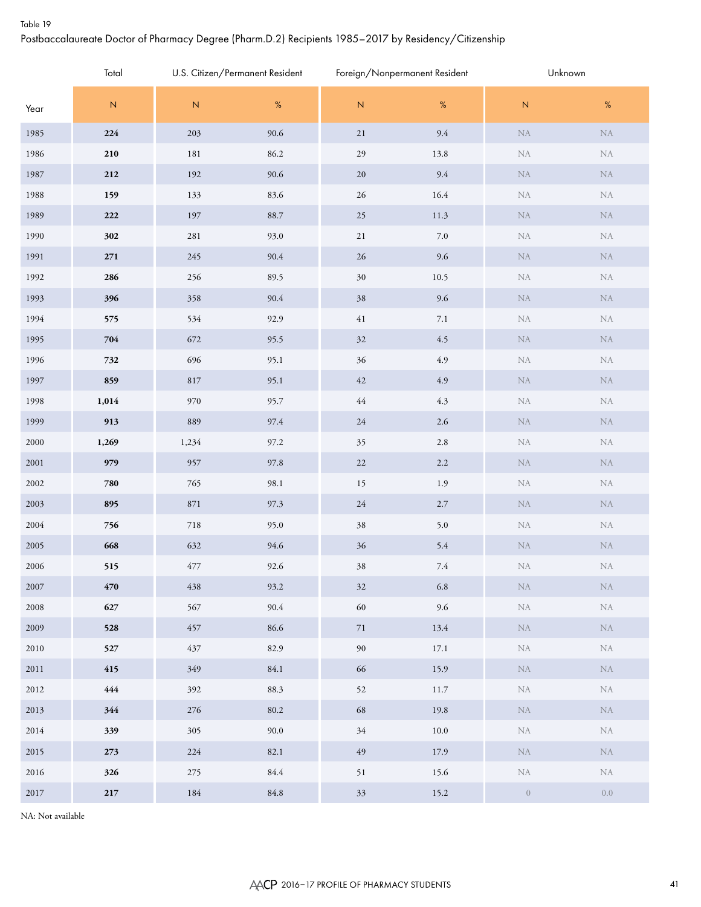Table 19

Postbaccalaureate Doctor of Pharmacy Degree (Pharm.D.2) Recipients 1985–2017 by Residency/Citizenship

| Year | Total | U.S. Citizen/Permanent Resident | | Foreign/Nonpermanent Resident | | Unknown | |
|---|---|---|---|---|---|---|---|
| | N | N | % | N | % | N | % |
| 1985 | **224** | 203 | 90.6 | 21 | 9.4 | NA | NA |
| 1986 | **210** | 181 | 86.2 | 29 | 13.8 | NA | NA |
| 1987 | **212** | 192 | 90.6 | 20 | 9.4 | NA | NA |
| 1988 | **159** | 133 | 83.6 | 26 | 16.4 | NA | NA |
| 1989 | **222** | 197 | 88.7 | 25 | 11.3 | NA | NA |
| 1990 | **302** | 281 | 93.0 | 21 | 7.0 | NA | NA |
| 1991 | **271** | 245 | 90.4 | 26 | 9.6 | NA | NA |
| 1992 | **286** | 256 | 89.5 | 30 | 10.5 | NA | NA |
| 1993 | **396** | 358 | 90.4 | 38 | 9.6 | NA | NA |
| 1994 | **575** | 534 | 92.9 | 41 | 7.1 | NA | NA |
| 1995 | **704** | 672 | 95.5 | 32 | 4.5 | NA | NA |
| 1996 | **732** | 696 | 95.1 | 36 | 4.9 | NA | NA |
| 1997 | **859** | 817 | 95.1 | 42 | 4.9 | NA | NA |
| 1998 | **1,014** | 970 | 95.7 | 44 | 4.3 | NA | NA |
| 1999 | **913** | 889 | 97.4 | 24 | 2.6 | NA | NA |
| 2000 | **1,269** | 1,234 | 97.2 | 35 | 2.8 | NA | NA |
| 2001 | **979** | 957 | 97.8 | 22 | 2.2 | NA | NA |
| 2002 | **780** | 765 | 98.1 | 15 | 1.9 | NA | NA |
| 2003 | **895** | 871 | 97.3 | 24 | 2.7 | NA | NA |
| 2004 | **756** | 718 | 95.0 | 38 | 5.0 | NA | NA |
| 2005 | **668** | 632 | 94.6 | 36 | 5.4 | NA | NA |
| 2006 | **515** | 477 | 92.6 | 38 | 7.4 | NA | NA |
| 2007 | **470** | 438 | 93.2 | 32 | 6.8 | NA | NA |
| 2008 | **627** | 567 | 90.4 | 60 | 9.6 | NA | NA |
| 2009 | **528** | 457 | 86.6 | 71 | 13.4 | NA | NA |
| 2010 | **527** | 437 | 82.9 | 90 | 17.1 | NA | NA |
| 2011 | **415** | 349 | 84.1 | 66 | 15.9 | NA | NA |
| 2012 | **444** | 392 | 88.3 | 52 | 11.7 | NA | NA |
| 2013 | **344** | 276 | 80.2 | 68 | 19.8 | NA | NA |
| 2014 | **339** | 305 | 90.0 | 34 | 10.0 | NA | NA |
| 2015 | **273** | 224 | 82.1 | 49 | 17.9 | NA | NA |
| 2016 | **326** | 275 | 84.4 | 51 | 15.6 | NA | NA |
| 2017 | **217** | 184 | 84.8 | 33 | 15.2 | 0 | 0.0 |

NA: Not available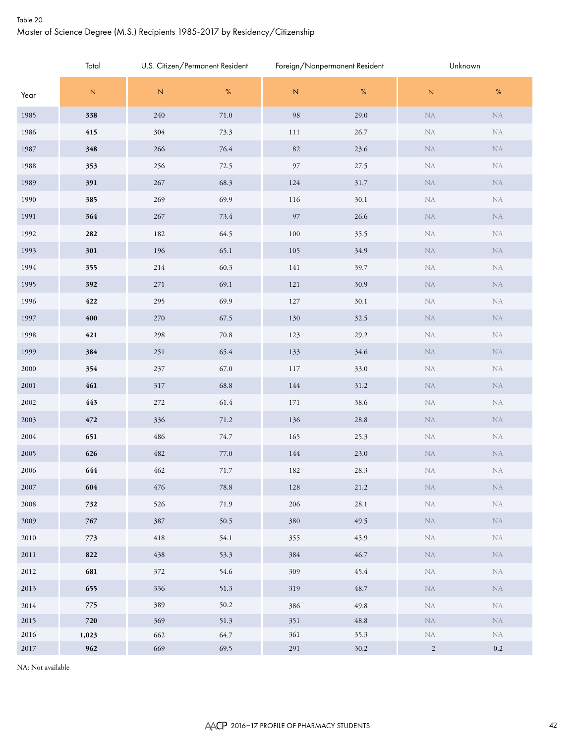Table 20

Master of Science Degree (M.S.) Recipients 1985-2017 by Residency/Citizenship

| Year | Total | U.S. Citizen/Permanent Resident | | Foreign/Nonpermanent Resident | | Unknown | |
|---|---|---|---|---|---|---|---|
| | N | N | % | N | % | N | % |
| 1985 | **338** | 240 | 71.0 | 98 | 29.0 | NA | NA |
| 1986 | **415** | 304 | 73.3 | 111 | 26.7 | NA | NA |
| 1987 | **348** | 266 | 76.4 | 82 | 23.6 | NA | NA |
| 1988 | **353** | 256 | 72.5 | 97 | 27.5 | NA | NA |
| 1989 | **391** | 267 | 68.3 | 124 | 31.7 | NA | NA |
| 1990 | **385** | 269 | 69.9 | 116 | 30.1 | NA | NA |
| 1991 | **364** | 267 | 73.4 | 97 | 26.6 | NA | NA |
| 1992 | **282** | 182 | 64.5 | 100 | 35.5 | NA | NA |
| 1993 | **301** | 196 | 65.1 | 105 | 34.9 | NA | NA |
| 1994 | **355** | 214 | 60.3 | 141 | 39.7 | NA | NA |
| 1995 | **392** | 271 | 69.1 | 121 | 30.9 | NA | NA |
| 1996 | **422** | 295 | 69.9 | 127 | 30.1 | NA | NA |
| 1997 | **400** | 270 | 67.5 | 130 | 32.5 | NA | NA |
| 1998 | **421** | 298 | 70.8 | 123 | 29.2 | NA | NA |
| 1999 | **384** | 251 | 65.4 | 133 | 34.6 | NA | NA |
| 2000 | **354** | 237 | 67.0 | 117 | 33.0 | NA | NA |
| 2001 | **461** | 317 | 68.8 | 144 | 31.2 | NA | NA |
| 2002 | **443** | 272 | 61.4 | 171 | 38.6 | NA | NA |
| 2003 | **472** | 336 | 71.2 | 136 | 28.8 | NA | NA |
| 2004 | **651** | 486 | 74.7 | 165 | 25.3 | NA | NA |
| 2005 | **626** | 482 | 77.0 | 144 | 23.0 | NA | NA |
| 2006 | **644** | 462 | 71.7 | 182 | 28.3 | NA | NA |
| 2007 | **604** | 476 | 78.8 | 128 | 21.2 | NA | NA |
| 2008 | **732** | 526 | 71.9 | 206 | 28.1 | NA | NA |
| 2009 | **767** | 387 | 50.5 | 380 | 49.5 | NA | NA |
| 2010 | **773** | 418 | 54.1 | 355 | 45.9 | NA | NA |
| 2011 | **822** | 438 | 53.3 | 384 | 46.7 | NA | NA |
| 2012 | **681** | 372 | 54.6 | 309 | 45.4 | NA | NA |
| 2013 | **655** | 336 | 51.3 | 319 | 48.7 | NA | NA |
| 2014 | **775** | 389 | 50.2 | 386 | 49.8 | NA | NA |
| 2015 | **720** | 369 | 51.3 | 351 | 48.8 | NA | NA |
| 2016 | **1,023** | 662 | 64.7 | 361 | 35.3 | NA | NA |
| 2017 | **962** | 669 | 69.5 | 291 | 30.2 | 2 | 0.2 |

NA: Not available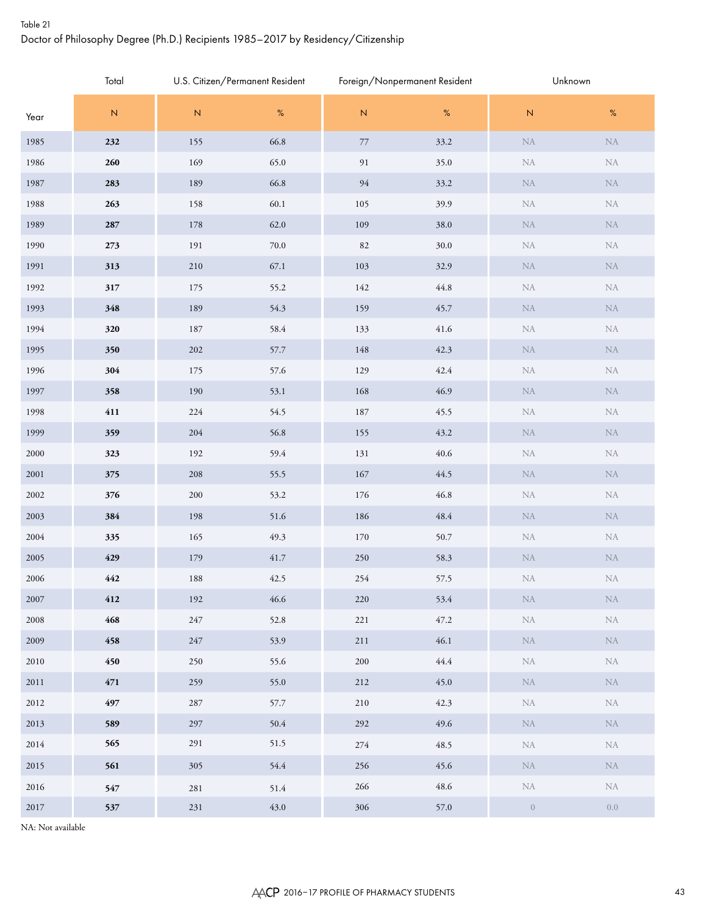Table 21

Doctor of Philosophy Degree (Ph.D.) Recipients 1985–2017 by Residency/Citizenship

| | Total | U.S. Citizen/Permanent Resident | | Foreign/Nonpermanent Resident | | Unknown | |
|---|---|---|---|---|---|---|---|
| Year | N | N | % | N | % | N | % |
| 1985 | **232** | 155 | 66.8 | 77 | 33.2 | NA | NA |
| 1986 | **260** | 169 | 65.0 | 91 | 35.0 | NA | NA |
| 1987 | **283** | 189 | 66.8 | 94 | 33.2 | NA | NA |
| 1988 | **263** | 158 | 60.1 | 105 | 39.9 | NA | NA |
| 1989 | **287** | 178 | 62.0 | 109 | 38.0 | NA | NA |
| 1990 | **273** | 191 | 70.0 | 82 | 30.0 | NA | NA |
| 1991 | **313** | 210 | 67.1 | 103 | 32.9 | NA | NA |
| 1992 | **317** | 175 | 55.2 | 142 | 44.8 | NA | NA |
| 1993 | **348** | 189 | 54.3 | 159 | 45.7 | NA | NA |
| 1994 | **320** | 187 | 58.4 | 133 | 41.6 | NA | NA |
| 1995 | **350** | 202 | 57.7 | 148 | 42.3 | NA | NA |
| 1996 | **304** | 175 | 57.6 | 129 | 42.4 | NA | NA |
| 1997 | **358** | 190 | 53.1 | 168 | 46.9 | NA | NA |
| 1998 | **411** | 224 | 54.5 | 187 | 45.5 | NA | NA |
| 1999 | **359** | 204 | 56.8 | 155 | 43.2 | NA | NA |
| 2000 | **323** | 192 | 59.4 | 131 | 40.6 | NA | NA |
| 2001 | **375** | 208 | 55.5 | 167 | 44.5 | NA | NA |
| 2002 | **376** | 200 | 53.2 | 176 | 46.8 | NA | NA |
| 2003 | **384** | 198 | 51.6 | 186 | 48.4 | NA | NA |
| 2004 | **335** | 165 | 49.3 | 170 | 50.7 | NA | NA |
| 2005 | **429** | 179 | 41.7 | 250 | 58.3 | NA | NA |
| 2006 | **442** | 188 | 42.5 | 254 | 57.5 | NA | NA |
| 2007 | **412** | 192 | 46.6 | 220 | 53.4 | NA | NA |
| 2008 | **468** | 247 | 52.8 | 221 | 47.2 | NA | NA |
| 2009 | **458** | 247 | 53.9 | 211 | 46.1 | NA | NA |
| 2010 | **450** | 250 | 55.6 | 200 | 44.4 | NA | NA |
| 2011 | **471** | 259 | 55.0 | 212 | 45.0 | NA | NA |
| 2012 | **497** | 287 | 57.7 | 210 | 42.3 | NA | NA |
| 2013 | **589** | 297 | 50.4 | 292 | 49.6 | NA | NA |
| 2014 | **565** | 291 | 51.5 | 274 | 48.5 | NA | NA |
| 2015 | **561** | 305 | 54.4 | 256 | 45.6 | NA | NA |
| 2016 | **547** | 281 | 51.4 | 266 | 48.6 | NA | NA |
| 2017 | **537** | 231 | 43.0 | 306 | 57.0 | 0 | 0.0 |

NA: Not available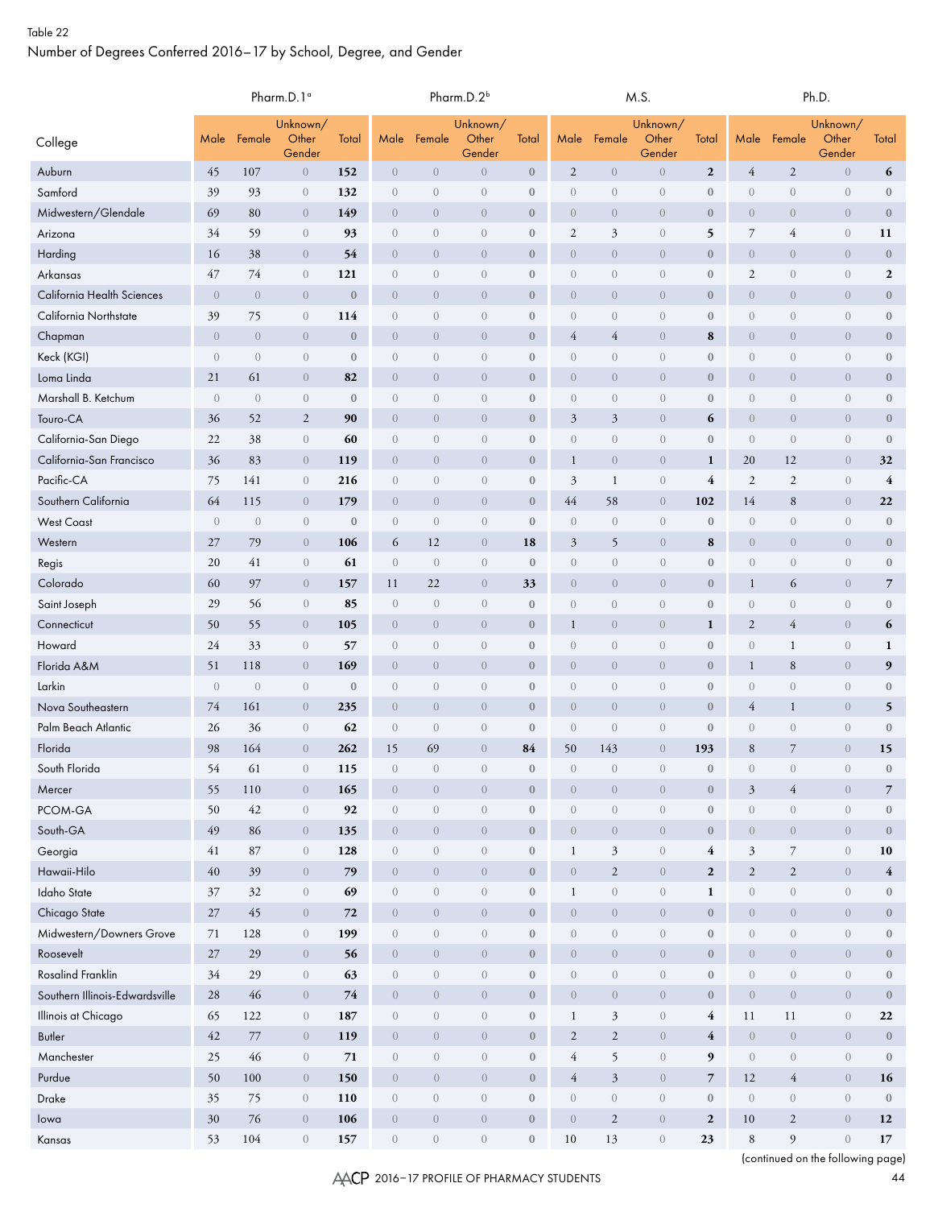Table 22

Number of Degrees Conferred 2016–17 by School, Degree, and Gender

| College | Pharm.D.1[a] | | | | Pharm.D.2[b] | | | | M.S. | | | | Ph.D. | | | |
|---|---|---|---|---|---|---|---|---|---|---|---|---|---|---|---|---|
| | Male | Female | Unknown/ Other Gender | Total | Male | Female | Unknown/ Other Gender | Total | Male | Female | Unknown/ Other Gender | Total | Male | Female | Unknown/ Other Gender | Total |
| Auburn | 45 | 107 | 0 | **152** | 0 | 0 | 0 | **0** | 2 | 0 | 0 | **2** | 4 | 2 | 0 | **6** |
| Samford | 39 | 93 | 0 | **132** | 0 | 0 | 0 | **0** | 0 | 0 | 0 | **0** | 0 | 0 | 0 | **0** |
| Midwestern/Glendale | 69 | 80 | 0 | **149** | 0 | 0 | 0 | **0** | 0 | 0 | 0 | **0** | 0 | 0 | 0 | **0** |
| Arizona | 34 | 59 | 0 | **93** | 0 | 0 | 0 | **0** | 2 | 3 | 0 | **5** | 7 | 4 | 0 | **11** |
| Harding | 16 | 38 | 0 | **54** | 0 | 0 | 0 | **0** | 0 | 0 | 0 | **0** | 0 | 0 | 0 | **0** |
| Arkansas | 47 | 74 | 0 | **121** | 0 | 0 | 0 | **0** | 0 | 0 | 0 | **0** | 2 | 0 | 0 | **2** |
| California Health Sciences | 0 | 0 | 0 | **0** | 0 | 0 | 0 | **0** | 0 | 0 | 0 | **0** | 0 | 0 | 0 | **0** |
| California Northstate | 39 | 75 | 0 | **114** | 0 | 0 | 0 | **0** | 0 | 0 | 0 | **0** | 0 | 0 | 0 | **0** |
| Chapman | 0 | 0 | 0 | **0** | 0 | 0 | 0 | **0** | 4 | 4 | 0 | **8** | 0 | 0 | 0 | **0** |
| Keck (KGI) | 0 | 0 | 0 | **0** | 0 | 0 | 0 | **0** | 0 | 0 | 0 | **0** | 0 | 0 | 0 | **0** |
| Loma Linda | 21 | 61 | 0 | **82** | 0 | 0 | 0 | **0** | 0 | 0 | 0 | **0** | 0 | 0 | 0 | **0** |
| Marshall B. Ketchum | 0 | 0 | 0 | **0** | 0 | 0 | 0 | **0** | 0 | 0 | 0 | **0** | 0 | 0 | 0 | **0** |
| Touro-CA | 36 | 52 | 2 | **90** | 0 | 0 | 0 | **0** | 3 | 3 | 0 | **6** | 0 | 0 | 0 | **0** |
| California-San Diego | 22 | 38 | 0 | **60** | 0 | 0 | 0 | **0** | 0 | 0 | 0 | **0** | 0 | 0 | 0 | **0** |
| California-San Francisco | 36 | 83 | 0 | **119** | 0 | 0 | 0 | **0** | 1 | 0 | 0 | **1** | 20 | 12 | 0 | **32** |
| Pacific-CA | 75 | 141 | 0 | **216** | 0 | 0 | 0 | **0** | 3 | 1 | 0 | **4** | 2 | 2 | 0 | **4** |
| Southern California | 64 | 115 | 0 | **179** | 0 | 0 | 0 | **0** | 44 | 58 | 0 | **102** | 14 | 8 | 0 | **22** |
| West Coast | 0 | 0 | 0 | **0** | 0 | 0 | 0 | **0** | 0 | 0 | 0 | **0** | 0 | 0 | 0 | **0** |
| Western | 27 | 79 | 0 | **106** | 6 | 12 | 0 | **18** | 3 | 5 | 0 | **8** | 0 | 0 | 0 | **0** |
| Regis | 20 | 41 | 0 | **61** | 0 | 0 | 0 | **0** | 0 | 0 | 0 | **0** | 0 | 0 | 0 | **0** |
| Colorado | 60 | 97 | 0 | **157** | 11 | 22 | 0 | **33** | 0 | 0 | 0 | **0** | 1 | 6 | 0 | **7** |
| Saint Joseph | 29 | 56 | 0 | **85** | 0 | 0 | 0 | **0** | 0 | 0 | 0 | **0** | 0 | 0 | 0 | **0** |
| Connecticut | 50 | 55 | 0 | **105** | 0 | 0 | 0 | **0** | 1 | 0 | 0 | **1** | 2 | 4 | 0 | **6** |
| Howard | 24 | 33 | 0 | **57** | 0 | 0 | 0 | **0** | 0 | 0 | 0 | **0** | 0 | 1 | 0 | **1** |
| Florida A&M | 51 | 118 | 0 | **169** | 0 | 0 | 0 | **0** | 0 | 0 | 0 | **0** | 1 | 8 | 0 | **9** |
| Larkin | 0 | 0 | 0 | **0** | 0 | 0 | 0 | **0** | 0 | 0 | 0 | **0** | 0 | 0 | 0 | **0** |
| Nova Southeastern | 74 | 161 | 0 | **235** | 0 | 0 | 0 | **0** | 0 | 0 | 0 | **0** | 4 | 1 | 0 | **5** |
| Palm Beach Atlantic | 26 | 36 | 0 | **62** | 0 | 0 | 0 | **0** | 0 | 0 | 0 | **0** | 0 | 0 | 0 | **0** |
| Florida | 98 | 164 | 0 | **262** | 15 | 69 | 0 | **84** | 50 | 143 | 0 | **193** | 8 | 7 | 0 | **15** |
| South Florida | 54 | 61 | 0 | **115** | 0 | 0 | 0 | **0** | 0 | 0 | 0 | **0** | 0 | 0 | 0 | **0** |
| Mercer | 55 | 110 | 0 | **165** | 0 | 0 | 0 | **0** | 0 | 0 | 0 | **0** | 3 | 4 | 0 | **7** |
| PCOM-GA | 50 | 42 | 0 | **92** | 0 | 0 | 0 | **0** | 0 | 0 | 0 | **0** | 0 | 0 | 0 | **0** |
| South-GA | 49 | 86 | 0 | **135** | 0 | 0 | 0 | **0** | 0 | 0 | 0 | **0** | 0 | 0 | 0 | **0** |
| Georgia | 41 | 87 | 0 | **128** | 0 | 0 | 0 | **0** | 1 | 3 | 0 | **4** | 3 | 7 | 0 | **10** |
| Hawaii-Hilo | 40 | 39 | 0 | **79** | 0 | 0 | 0 | **0** | 0 | 2 | 0 | **2** | 2 | 2 | 0 | **4** |
| Idaho State | 37 | 32 | 0 | **69** | 0 | 0 | 0 | **0** | 1 | 0 | 0 | **1** | 0 | 0 | 0 | **0** |
| Chicago State | 27 | 45 | 0 | **72** | 0 | 0 | 0 | **0** | 0 | 0 | 0 | **0** | 0 | 0 | 0 | **0** |
| Midwestern/Downers Grove | 71 | 128 | 0 | **199** | 0 | 0 | 0 | **0** | 0 | 0 | 0 | **0** | 0 | 0 | 0 | **0** |
| Roosevelt | 27 | 29 | 0 | **56** | 0 | 0 | 0 | **0** | 0 | 0 | 0 | **0** | 0 | 0 | 0 | **0** |
| Rosalind Franklin | 34 | 29 | 0 | **63** | 0 | 0 | 0 | **0** | 0 | 0 | 0 | **0** | 0 | 0 | 0 | **0** |
| Southern Illinois-Edwardsville | 28 | 46 | 0 | **74** | 0 | 0 | 0 | **0** | 0 | 0 | 0 | **0** | 0 | 0 | 0 | **0** |
| Illinois at Chicago | 65 | 122 | 0 | **187** | 0 | 0 | 0 | **0** | 1 | 3 | 0 | **4** | 11 | 11 | 0 | **22** |
| Butler | 42 | 77 | 0 | **119** | 0 | 0 | 0 | **0** | 2 | 2 | 0 | **4** | 0 | 0 | 0 | **0** |
| Manchester | 25 | 46 | 0 | **71** | 0 | 0 | 0 | **0** | 4 | 5 | 0 | **9** | 0 | 0 | 0 | **0** |
| Purdue | 50 | 100 | 0 | **150** | 0 | 0 | 0 | **0** | 4 | 3 | 0 | **7** | 12 | 4 | 0 | **16** |
| Drake | 35 | 75 | 0 | **110** | 0 | 0 | 0 | **0** | 0 | 0 | 0 | **0** | 0 | 0 | 0 | **0** |
| Iowa | 30 | 76 | 0 | **106** | 0 | 0 | 0 | **0** | 0 | 2 | 0 | **2** | 10 | 2 | 0 | **12** |
| Kansas | 53 | 104 | 0 | **157** | 0 | 0 | 0 | **0** | 10 | 13 | 0 | **23** | 8 | 9 | 0 | **17** |

(continued on the following page)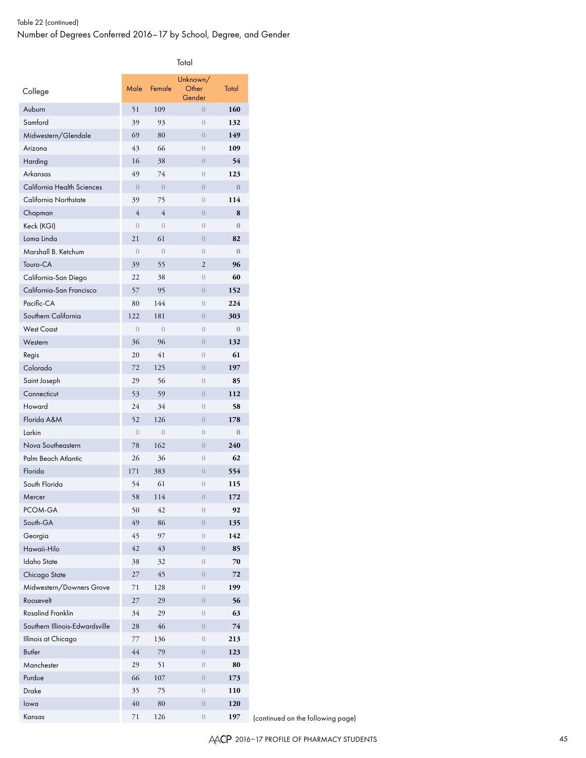Table 22 (continued)

Number of Degrees Conferred 2016–17 by School, Degree, and Gender

| College | Total | | | |
|---|---|---|---|---|
| | Male | Female | Unknown/ Other Gender | Total |
| Auburn | 51 | 109 | 0 | **160** |
| Samford | 39 | 93 | 0 | **132** |
| Midwestern/Glendale | 69 | 80 | 0 | **149** |
| Arizona | 43 | 66 | 0 | **109** |
| Harding | 16 | 38 | 0 | **54** |
| Arkansas | 49 | 74 | 0 | **123** |
| California Health Sciences | 0 | 0 | 0 | **0** |
| California Northstate | 39 | 75 | 0 | **114** |
| Chapman | 4 | 4 | 0 | **8** |
| Keck (KGI) | 0 | 0 | 0 | **0** |
| Loma Linda | 21 | 61 | 0 | **82** |
| Marshall B. Ketchum | 0 | 0 | 0 | **0** |
| Touro-CA | 39 | 55 | 2 | **96** |
| California-San Diego | 22 | 38 | 0 | **60** |
| California-San Francisco | 57 | 95 | 0 | **152** |
| Pacific-CA | 80 | 144 | 0 | **224** |
| Southern California | 122 | 181 | 0 | **303** |
| West Coast | 0 | 0 | 0 | **0** |
| Western | 36 | 96 | 0 | **132** |
| Regis | 20 | 41 | 0 | **61** |
| Colorado | 72 | 125 | 0 | **197** |
| Saint Joseph | 29 | 56 | 0 | **85** |
| Connecticut | 53 | 59 | 0 | **112** |
| Howard | 24 | 34 | 0 | **58** |
| Florida A&M | 52 | 126 | 0 | **178** |
| Larkin | 0 | 0 | 0 | **0** |
| Nova Southeastern | 78 | 162 | 0 | **240** |
| Palm Beach Atlantic | 26 | 36 | 0 | **62** |
| Florida | 171 | 383 | 0 | **554** |
| South Florida | 54 | 61 | 0 | **115** |
| Mercer | 58 | 114 | 0 | **172** |
| PCOM-GA | 50 | 42 | 0 | **92** |
| South-GA | 49 | 86 | 0 | **135** |
| Georgia | 45 | 97 | 0 | **142** |
| Hawaii-Hilo | 42 | 43 | 0 | **85** |
| Idaho State | 38 | 32 | 0 | **70** |
| Chicago State | 27 | 45 | 0 | **72** |
| Midwestern/Downers Grove | 71 | 128 | 0 | **199** |
| Roosevelt | 27 | 29 | 0 | **56** |
| Rosalind Franklin | 34 | 29 | 0 | **63** |
| Southern Illinois-Edwardsville | 28 | 46 | 0 | **74** |
| Illinois at Chicago | 77 | 136 | 0 | **213** |
| Butler | 44 | 79 | 0 | **123** |
| Manchester | 29 | 51 | 0 | **80** |
| Purdue | 66 | 107 | 0 | **173** |
| Drake | 35 | 75 | 0 | **110** |
| Iowa | 40 | 80 | 0 | **120** |
| Kansas | 71 | 126 | 0 | **197** |

(continued on the following page)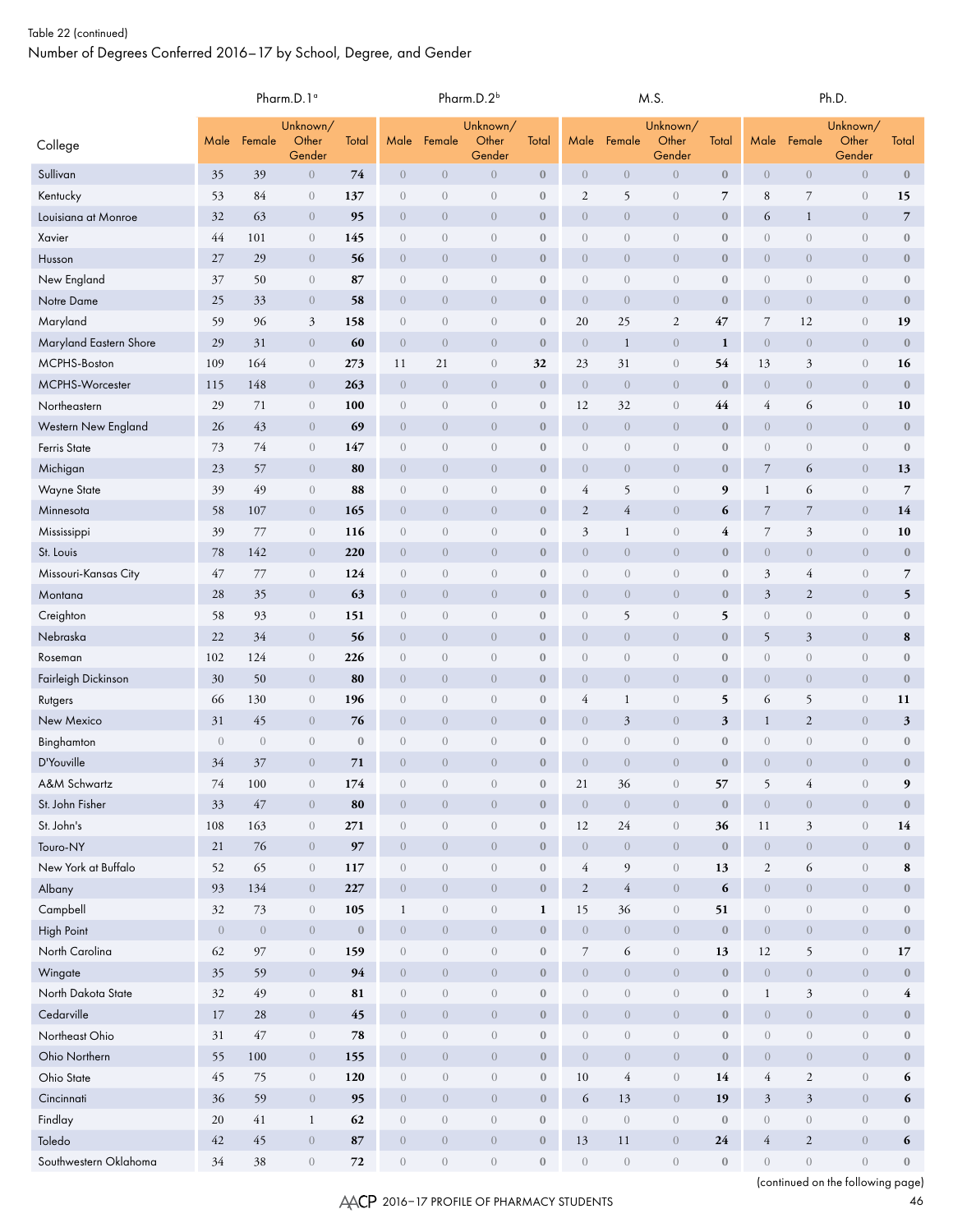Table 22 (continued)

## Number of Degrees Conferred 2016–17 by School, Degree, and Gender

| College | Pharm.D.1[a] | | | | Pharm.D.2[b] | | | | M.S. | | | | Ph.D. | | | |
|---|---|---|---|---|---|---|---|---|---|---|---|---|---|---|---|---|
| | Male | Female | Unknown/ Other Gender | Total | Male | Female | Unknown/ Other Gender | Total | Male | Female | Unknown/ Other Gender | Total | Male | Female | Unknown/ Other Gender | Total |
| Sullivan | 35 | 39 | 0 | **74** | 0 | 0 | 0 | **0** | 0 | 0 | 0 | **0** | 0 | 0 | 0 | **0** |
| Kentucky | 53 | 84 | 0 | **137** | 0 | 0 | 0 | **0** | 2 | 5 | 0 | **7** | 8 | 7 | 0 | **15** |
| Louisiana at Monroe | 32 | 63 | 0 | **95** | 0 | 0 | 0 | **0** | 0 | 0 | 0 | **0** | 6 | 1 | 0 | **7** |
| Xavier | 44 | 101 | 0 | **145** | 0 | 0 | 0 | **0** | 0 | 0 | 0 | **0** | 0 | 0 | 0 | **0** |
| Husson | 27 | 29 | 0 | **56** | 0 | 0 | 0 | **0** | 0 | 0 | 0 | **0** | 0 | 0 | 0 | **0** |
| New England | 37 | 50 | 0 | **87** | 0 | 0 | 0 | **0** | 0 | 0 | 0 | **0** | 0 | 0 | 0 | **0** |
| Notre Dame | 25 | 33 | 0 | **58** | 0 | 0 | 0 | **0** | 0 | 0 | 0 | **0** | 0 | 0 | 0 | **0** |
| Maryland | 59 | 96 | 3 | **158** | 0 | 0 | 0 | **0** | 20 | 25 | 2 | **47** | 7 | 12 | 0 | **19** |
| Maryland Eastern Shore | 29 | 31 | 0 | **60** | 0 | 0 | 0 | **0** | 0 | 1 | 0 | **1** | 0 | 0 | 0 | **0** |
| MCPHS-Boston | 109 | 164 | 0 | **273** | 11 | 21 | 0 | **32** | 23 | 31 | 0 | **54** | 13 | 3 | 0 | **16** |
| MCPHS-Worcester | 115 | 148 | 0 | **263** | 0 | 0 | 0 | **0** | 0 | 0 | 0 | **0** | 0 | 0 | 0 | **0** |
| Northeastern | 29 | 71 | 0 | **100** | 0 | 0 | 0 | **0** | 12 | 32 | 0 | **44** | 4 | 6 | 0 | **10** |
| Western New England | 26 | 43 | 0 | **69** | 0 | 0 | 0 | **0** | 0 | 0 | 0 | **0** | 0 | 0 | 0 | **0** |
| Ferris State | 73 | 74 | 0 | **147** | 0 | 0 | 0 | **0** | 0 | 0 | 0 | **0** | 0 | 0 | 0 | **0** |
| Michigan | 23 | 57 | 0 | **80** | 0 | 0 | 0 | **0** | 0 | 0 | 0 | **0** | 7 | 6 | 0 | **13** |
| Wayne State | 39 | 49 | 0 | **88** | 0 | 0 | 0 | **0** | 4 | 5 | 0 | **9** | 1 | 6 | 0 | **7** |
| Minnesota | 58 | 107 | 0 | **165** | 0 | 0 | 0 | **0** | 2 | 4 | 0 | **6** | 7 | 7 | 0 | **14** |
| Mississippi | 39 | 77 | 0 | **116** | 0 | 0 | 0 | **0** | 3 | 1 | 0 | **4** | 7 | 3 | 0 | **10** |
| St. Louis | 78 | 142 | 0 | **220** | 0 | 0 | 0 | **0** | 0 | 0 | 0 | **0** | 0 | 0 | 0 | **0** |
| Missouri-Kansas City | 47 | 77 | 0 | **124** | 0 | 0 | 0 | **0** | 0 | 0 | 0 | **0** | 3 | 4 | 0 | **7** |
| Montana | 28 | 35 | 0 | **63** | 0 | 0 | 0 | **0** | 0 | 0 | 0 | **0** | 3 | 2 | 0 | **5** |
| Creighton | 58 | 93 | 0 | **151** | 0 | 0 | 0 | **0** | 0 | 5 | 0 | **5** | 0 | 0 | 0 | **0** |
| Nebraska | 22 | 34 | 0 | **56** | 0 | 0 | 0 | **0** | 0 | 0 | 0 | **0** | 5 | 3 | 0 | **8** |
| Roseman | 102 | 124 | 0 | **226** | 0 | 0 | 0 | **0** | 0 | 0 | 0 | **0** | 0 | 0 | 0 | **0** |
| Fairleigh Dickinson | 30 | 50 | 0 | **80** | 0 | 0 | 0 | **0** | 0 | 0 | 0 | **0** | 0 | 0 | 0 | **0** |
| Rutgers | 66 | 130 | 0 | **196** | 0 | 0 | 0 | **0** | 4 | 1 | 0 | **5** | 6 | 5 | 0 | **11** |
| New Mexico | 31 | 45 | 0 | **76** | 0 | 0 | 0 | **0** | 0 | 3 | 0 | **3** | 1 | 2 | 0 | **3** |
| Binghamton | 0 | 0 | 0 | **0** | 0 | 0 | 0 | **0** | 0 | 0 | 0 | **0** | 0 | 0 | 0 | **0** |
| D'Youville | 34 | 37 | 0 | **71** | 0 | 0 | 0 | **0** | 0 | 0 | 0 | **0** | 0 | 0 | 0 | **0** |
| A&M Schwartz | 74 | 100 | 0 | **174** | 0 | 0 | 0 | **0** | 21 | 36 | 0 | **57** | 5 | 4 | 0 | **9** |
| St. John Fisher | 33 | 47 | 0 | **80** | 0 | 0 | 0 | **0** | 0 | 0 | 0 | **0** | 0 | 0 | 0 | **0** |
| St. John's | 108 | 163 | 0 | **271** | 0 | 0 | 0 | **0** | 12 | 24 | 0 | **36** | 11 | 3 | 0 | **14** |
| Touro-NY | 21 | 76 | 0 | **97** | 0 | 0 | 0 | **0** | 0 | 0 | 0 | **0** | 0 | 0 | 0 | **0** |
| New York at Buffalo | 52 | 65 | 0 | **117** | 0 | 0 | 0 | **0** | 4 | 9 | 0 | **13** | 2 | 6 | 0 | **8** |
| Albany | 93 | 134 | 0 | **227** | 0 | 0 | 0 | **0** | 2 | 4 | 0 | **6** | 0 | 0 | 0 | **0** |
| Campbell | 32 | 73 | 0 | **105** | 1 | 0 | 0 | **1** | 15 | 36 | 0 | **51** | 0 | 0 | 0 | **0** |
| High Point | 0 | 0 | 0 | **0** | 0 | 0 | 0 | **0** | 0 | 0 | 0 | **0** | 0 | 0 | 0 | **0** |
| North Carolina | 62 | 97 | 0 | **159** | 0 | 0 | 0 | **0** | 7 | 6 | 0 | **13** | 12 | 5 | 0 | **17** |
| Wingate | 35 | 59 | 0 | **94** | 0 | 0 | 0 | **0** | 0 | 0 | 0 | **0** | 0 | 0 | 0 | **0** |
| North Dakota State | 32 | 49 | 0 | **81** | 0 | 0 | 0 | **0** | 0 | 0 | 0 | **0** | 1 | 3 | 0 | **4** |
| Cedarville | 17 | 28 | 0 | **45** | 0 | 0 | 0 | **0** | 0 | 0 | 0 | **0** | 0 | 0 | 0 | **0** |
| Northeast Ohio | 31 | 47 | 0 | **78** | 0 | 0 | 0 | **0** | 0 | 0 | 0 | **0** | 0 | 0 | 0 | **0** |
| Ohio Northern | 55 | 100 | 0 | **155** | 0 | 0 | 0 | **0** | 0 | 0 | 0 | **0** | 0 | 0 | 0 | **0** |
| Ohio State | 45 | 75 | 0 | **120** | 0 | 0 | 0 | **0** | 10 | 4 | 0 | **14** | 4 | 2 | 0 | **6** |
| Cincinnati | 36 | 59 | 0 | **95** | 0 | 0 | 0 | **0** | 6 | 13 | 0 | **19** | 3 | 3 | 0 | **6** |
| Findlay | 20 | 41 | 1 | **62** | 0 | 0 | 0 | **0** | 0 | 0 | 0 | **0** | 0 | 0 | 0 | **0** |
| Toledo | 42 | 45 | 0 | **87** | 0 | 0 | 0 | **0** | 13 | 11 | 0 | **24** | 4 | 2 | 0 | **6** |
| Southwestern Oklahoma | 34 | 38 | 0 | **72** | 0 | 0 | 0 | **0** | 0 | 0 | 0 | **0** | 0 | 0 | 0 | **0** |

(continued on the following page)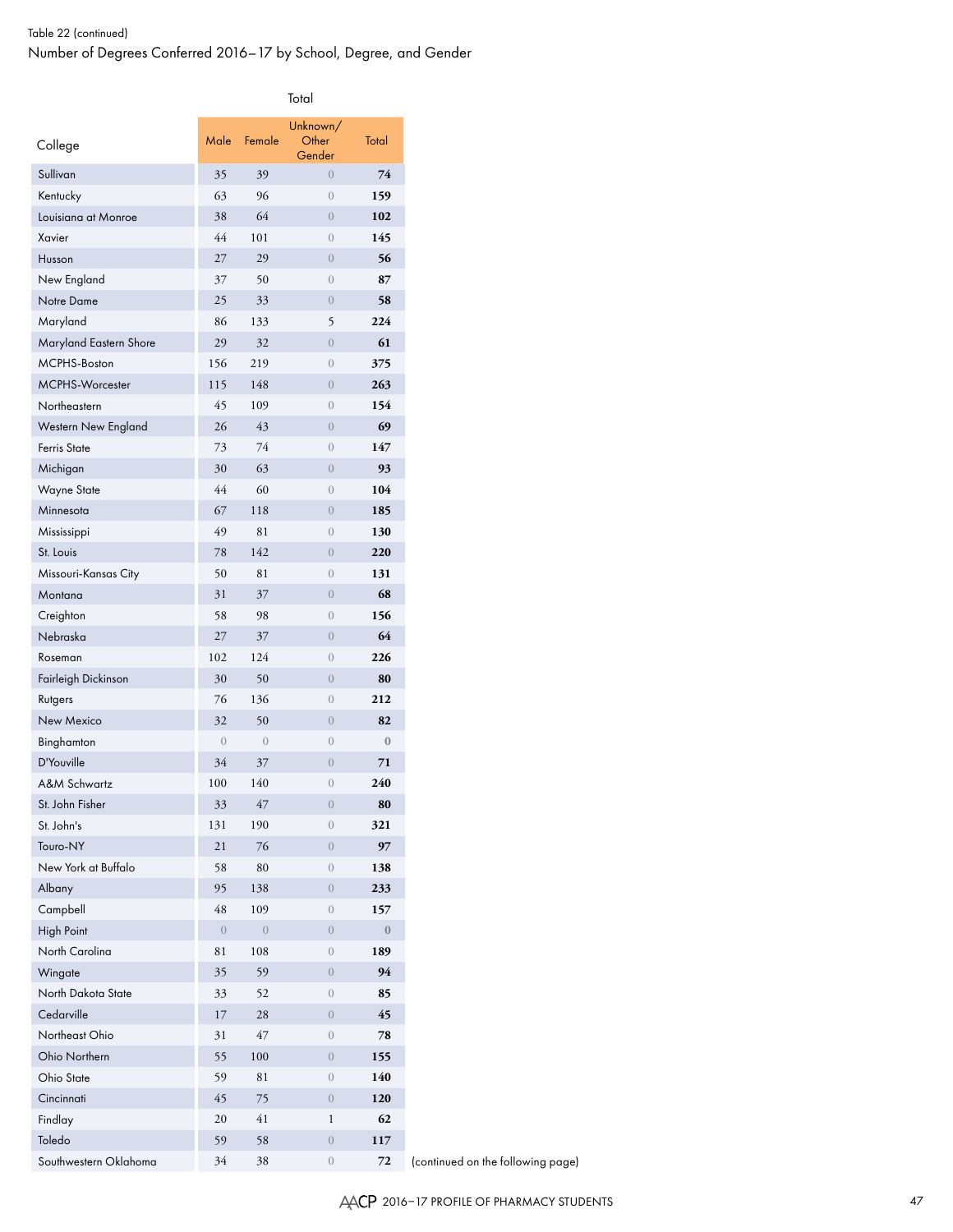Table 22 (continued)

Number of Degrees Conferred 2016–17 by School, Degree, and Gender

| College | Total | | | |
|---|---|---|---|---|
| | Male | Female | Unknown/ Other Gender | Total |
| Sullivan | 35 | 39 | 0 | **74** |
| Kentucky | 63 | 96 | 0 | **159** |
| Louisiana at Monroe | 38 | 64 | 0 | **102** |
| Xavier | 44 | 101 | 0 | **145** |
| Husson | 27 | 29 | 0 | **56** |
| New England | 37 | 50 | 0 | **87** |
| Notre Dame | 25 | 33 | 0 | **58** |
| Maryland | 86 | 133 | 5 | **224** |
| Maryland Eastern Shore | 29 | 32 | 0 | **61** |
| MCPHS-Boston | 156 | 219 | 0 | **375** |
| MCPHS-Worcester | 115 | 148 | 0 | **263** |
| Northeastern | 45 | 109 | 0 | **154** |
| Western New England | 26 | 43 | 0 | **69** |
| Ferris State | 73 | 74 | 0 | **147** |
| Michigan | 30 | 63 | 0 | **93** |
| Wayne State | 44 | 60 | 0 | **104** |
| Minnesota | 67 | 118 | 0 | **185** |
| Mississippi | 49 | 81 | 0 | **130** |
| St. Louis | 78 | 142 | 0 | **220** |
| Missouri-Kansas City | 50 | 81 | 0 | **131** |
| Montana | 31 | 37 | 0 | **68** |
| Creighton | 58 | 98 | 0 | **156** |
| Nebraska | 27 | 37 | 0 | **64** |
| Roseman | 102 | 124 | 0 | **226** |
| Fairleigh Dickinson | 30 | 50 | 0 | **80** |
| Rutgers | 76 | 136 | 0 | **212** |
| New Mexico | 32 | 50 | 0 | **82** |
| Binghamton | 0 | 0 | 0 | **0** |
| D'Youville | 34 | 37 | 0 | **71** |
| A&M Schwartz | 100 | 140 | 0 | **240** |
| St. John Fisher | 33 | 47 | 0 | **80** |
| St. John's | 131 | 190 | 0 | **321** |
| Touro-NY | 21 | 76 | 0 | **97** |
| New York at Buffalo | 58 | 80 | 0 | **138** |
| Albany | 95 | 138 | 0 | **233** |
| Campbell | 48 | 109 | 0 | **157** |
| High Point | 0 | 0 | 0 | **0** |
| North Carolina | 81 | 108 | 0 | **189** |
| Wingate | 35 | 59 | 0 | **94** |
| North Dakota State | 33 | 52 | 0 | **85** |
| Cedarville | 17 | 28 | 0 | **45** |
| Northeast Ohio | 31 | 47 | 0 | **78** |
| Ohio Northern | 55 | 100 | 0 | **155** |
| Ohio State | 59 | 81 | 0 | **140** |
| Cincinnati | 45 | 75 | 0 | **120** |
| Findlay | 20 | 41 | 1 | **62** |
| Toledo | 59 | 58 | 0 | **117** |
| Southwestern Oklahoma | 34 | 38 | 0 | **72** |

(continued on the following page)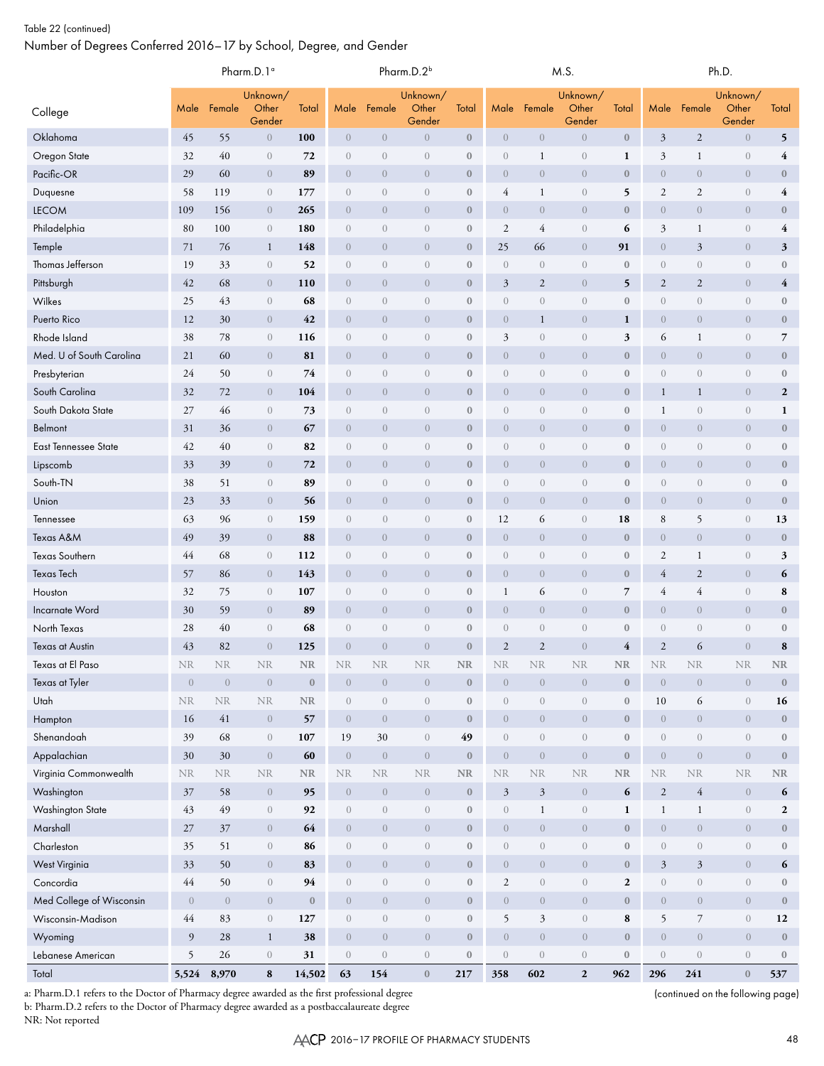Table 22 (continued)

Number of Degrees Conferred 2016–17 by School, Degree, and Gender

| College | Pharm.D.1[a] | | | | Pharm.D.2[b] | | | | M.S. | | | | Ph.D. | | | |
|---|---|---|---|---|---|---|---|---|---|---|---|---|---|---|---|---|
| | Male | Female | Unknown/ Other Gender | Total | Male | Female | Unknown/ Other Gender | Total | Male | Female | Unknown/ Other Gender | Total | Male | Female | Unknown/ Other Gender | Total |
| Oklahoma | 45 | 55 | 0 | **100** | 0 | 0 | 0 | **0** | 0 | 0 | 0 | **0** | 3 | 2 | 0 | **5** |
| Oregon State | 32 | 40 | 0 | **72** | 0 | 0 | 0 | **0** | 0 | 1 | 0 | **1** | 3 | 1 | 0 | **4** |
| Pacific-OR | 29 | 60 | 0 | **89** | 0 | 0 | 0 | **0** | 0 | 0 | 0 | **0** | 0 | 0 | 0 | **0** |
| Duquesne | 58 | 119 | 0 | **177** | 0 | 0 | 0 | **0** | 4 | 1 | 0 | **5** | 2 | 2 | 0 | **4** |
| LECOM | 109 | 156 | 0 | **265** | 0 | 0 | 0 | **0** | 0 | 0 | 0 | **0** | 0 | 0 | 0 | **0** |
| Philadelphia | 80 | 100 | 0 | **180** | 0 | 0 | 0 | **0** | 2 | 4 | 0 | **6** | 3 | 1 | 0 | **4** |
| Temple | 71 | 76 | 1 | **148** | 0 | 0 | 0 | **0** | 25 | 66 | 0 | **91** | 0 | 3 | 0 | **3** |
| Thomas Jefferson | 19 | 33 | 0 | **52** | 0 | 0 | 0 | **0** | 0 | 0 | 0 | **0** | 0 | 0 | 0 | **0** |
| Pittsburgh | 42 | 68 | 0 | **110** | 0 | 0 | 0 | **0** | 3 | 2 | 0 | **5** | 2 | 2 | 0 | **4** |
| Wilkes | 25 | 43 | 0 | **68** | 0 | 0 | 0 | **0** | 0 | 0 | 0 | **0** | 0 | 0 | 0 | **0** |
| Puerto Rico | 12 | 30 | 0 | **42** | 0 | 0 | 0 | **0** | 0 | 1 | 0 | **1** | 0 | 0 | 0 | **0** |
| Rhode Island | 38 | 78 | 0 | **116** | 0 | 0 | 0 | **0** | 3 | 0 | 0 | **3** | 6 | 1 | 0 | **7** |
| Med. U of South Carolina | 21 | 60 | 0 | **81** | 0 | 0 | 0 | **0** | 0 | 0 | 0 | **0** | 0 | 0 | 0 | **0** |
| Presbyterian | 24 | 50 | 0 | **74** | 0 | 0 | 0 | **0** | 0 | 0 | 0 | **0** | 0 | 0 | 0 | **0** |
| South Carolina | 32 | 72 | 0 | **104** | 0 | 0 | 0 | **0** | 0 | 0 | 0 | **0** | 1 | 1 | 0 | **2** |
| South Dakota State | 27 | 46 | 0 | **73** | 0 | 0 | 0 | **0** | 0 | 0 | 0 | **0** | 1 | 0 | 0 | **1** |
| Belmont | 31 | 36 | 0 | **67** | 0 | 0 | 0 | **0** | 0 | 0 | 0 | **0** | 0 | 0 | 0 | **0** |
| East Tennessee State | 42 | 40 | 0 | **82** | 0 | 0 | 0 | **0** | 0 | 0 | 0 | **0** | 0 | 0 | 0 | **0** |
| Lipscomb | 33 | 39 | 0 | **72** | 0 | 0 | 0 | **0** | 0 | 0 | 0 | **0** | 0 | 0 | 0 | **0** |
| South-TN | 38 | 51 | 0 | **89** | 0 | 0 | 0 | **0** | 0 | 0 | 0 | **0** | 0 | 0 | 0 | **0** |
| Union | 23 | 33 | 0 | **56** | 0 | 0 | 0 | **0** | 0 | 0 | 0 | **0** | 0 | 0 | 0 | **0** |
| Tennessee | 63 | 96 | 0 | **159** | 0 | 0 | 0 | **0** | 12 | 6 | 0 | **18** | 8 | 5 | 0 | **13** |
| Texas A&M | 49 | 39 | 0 | **88** | 0 | 0 | 0 | **0** | 0 | 0 | 0 | **0** | 0 | 0 | 0 | **0** |
| Texas Southern | 44 | 68 | 0 | **112** | 0 | 0 | 0 | **0** | 0 | 0 | 0 | **0** | 2 | 1 | 0 | **3** |
| Texas Tech | 57 | 86 | 0 | **143** | 0 | 0 | 0 | **0** | 0 | 0 | 0 | **0** | 4 | 2 | 0 | **6** |
| Houston | 32 | 75 | 0 | **107** | 0 | 0 | 0 | **0** | 1 | 6 | 0 | **7** | 4 | 4 | 0 | **8** |
| Incarnate Word | 30 | 59 | 0 | **89** | 0 | 0 | 0 | **0** | 0 | 0 | 0 | **0** | 0 | 0 | 0 | **0** |
| North Texas | 28 | 40 | 0 | **68** | 0 | 0 | 0 | **0** | 0 | 0 | 0 | **0** | 0 | 0 | 0 | **0** |
| Texas at Austin | 43 | 82 | 0 | **125** | 0 | 0 | 0 | **0** | 2 | 2 | 0 | **4** | 2 | 6 | 0 | **8** |
| Texas at El Paso | NR | NR | NR | **NR** | NR | NR | NR | **NR** | NR | NR | NR | **NR** | NR | NR | NR | **NR** |
| Texas at Tyler | 0 | 0 | 0 | **0** | 0 | 0 | 0 | **0** | 0 | 0 | 0 | **0** | 0 | 0 | 0 | **0** |
| Utah | NR | NR | NR | **NR** | 0 | 0 | 0 | **0** | 0 | 0 | 0 | **0** | 10 | 6 | 0 | **16** |
| Hampton | 16 | 41 | 0 | **57** | 0 | 0 | 0 | **0** | 0 | 0 | 0 | **0** | 0 | 0 | 0 | **0** |
| Shenandoah | 39 | 68 | 0 | **107** | 19 | 30 | 0 | **49** | 0 | 0 | 0 | **0** | 0 | 0 | 0 | **0** |
| Appalachian | 30 | 30 | 0 | **60** | 0 | 0 | 0 | **0** | 0 | 0 | 0 | **0** | 0 | 0 | 0 | **0** |
| Virginia Commonwealth | NR | NR | NR | **NR** | NR | NR | NR | **NR** | NR | NR | NR | **NR** | NR | NR | NR | **NR** |
| Washington | 37 | 58 | 0 | **95** | 0 | 0 | 0 | **0** | 3 | 3 | 0 | **6** | 2 | 4 | 0 | **6** |
| Washington State | 43 | 49 | 0 | **92** | 0 | 0 | 0 | **0** | 0 | 1 | 0 | **1** | 1 | 1 | 0 | **2** |
| Marshall | 27 | 37 | 0 | **64** | 0 | 0 | 0 | **0** | 0 | 0 | 0 | **0** | 0 | 0 | 0 | **0** |
| Charleston | 35 | 51 | 0 | **86** | 0 | 0 | 0 | **0** | 0 | 0 | 0 | **0** | 0 | 0 | 0 | **0** |
| West Virginia | 33 | 50 | 0 | **83** | 0 | 0 | 0 | **0** | 0 | 0 | 0 | **0** | 3 | 3 | 0 | **6** |
| Concordia | 44 | 50 | 0 | **94** | 0 | 0 | 0 | **0** | 2 | 0 | 0 | **2** | 0 | 0 | 0 | **0** |
| Med College of Wisconsin | 0 | 0 | 0 | **0** | 0 | 0 | 0 | **0** | 0 | 0 | 0 | **0** | 0 | 0 | 0 | **0** |
| Wisconsin-Madison | 44 | 83 | 0 | **127** | 0 | 0 | 0 | **0** | 5 | 3 | 0 | **8** | 5 | 7 | 0 | **12** |
| Wyoming | 9 | 28 | 1 | **38** | 0 | 0 | 0 | **0** | 0 | 0 | 0 | **0** | 0 | 0 | 0 | **0** |
| Lebanese American | 5 | 26 | 0 | **31** | 0 | 0 | 0 | **0** | 0 | 0 | 0 | **0** | 0 | 0 | 0 | **0** |
| Total | **5,524** | **8,970** | **8** | **14,502** | **63** | **154** | **0** | **217** | **358** | **602** | **2** | **962** | **296** | **241** | **0** | **537** |

a: Pharm.D.1 refers to the Doctor of Pharmacy degree awarded as the first professional degree
b: Pharm.D.2 refers to the Doctor of Pharmacy degree awarded as a postbaccalaureate degree
NR: Not reported

(continued on the following page)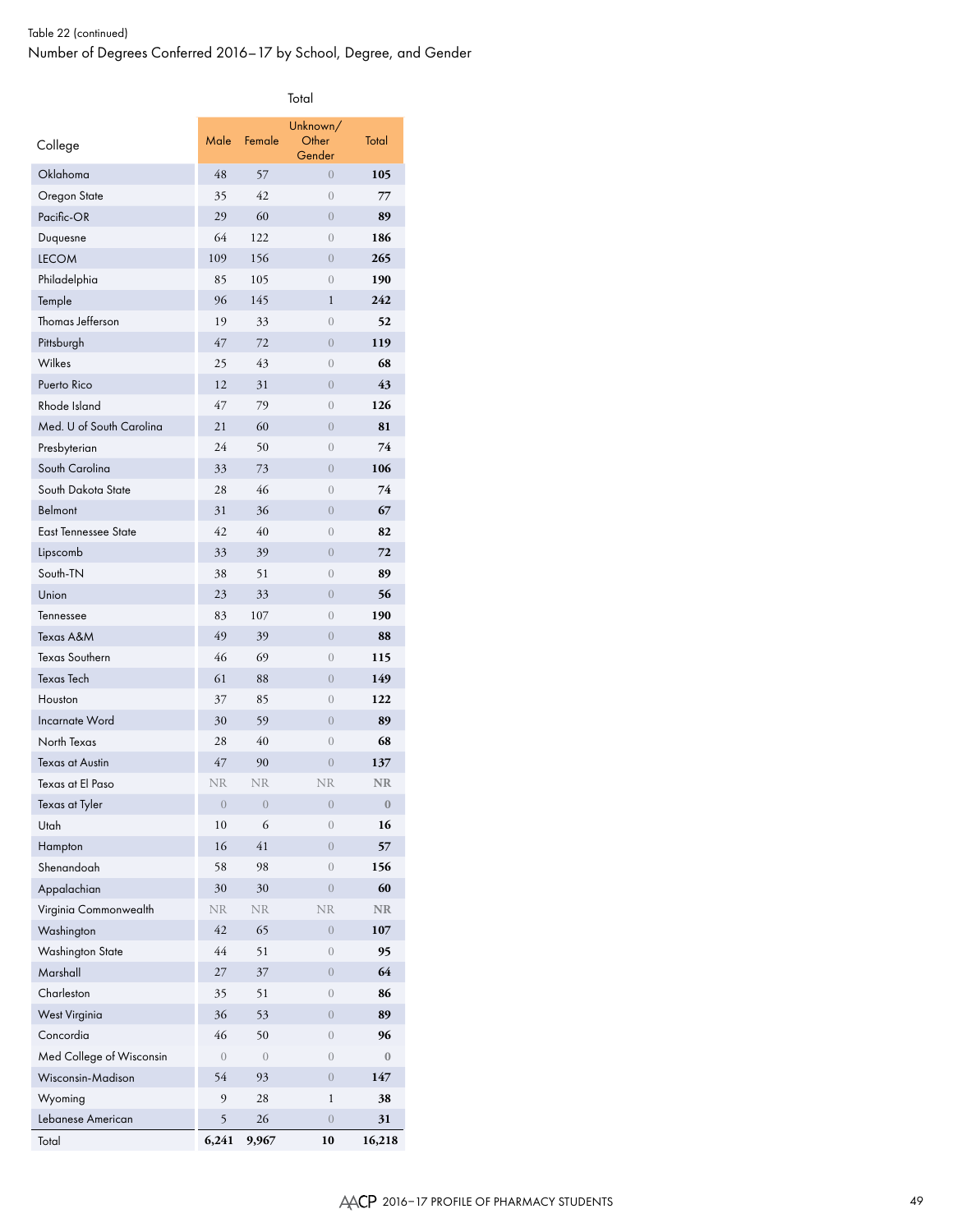Table 22 (continued)

Number of Degrees Conferred 2016–17 by School, Degree, and Gender

| College | Total | | | |
|---|---|---|---|---|
| | Male | Female | Unknown/ Other Gender | Total |
| Oklahoma | 48 | 57 | 0 | **105** |
| Oregon State | 35 | 42 | 0 | **77** |
| Pacific-OR | 29 | 60 | 0 | **89** |
| Duquesne | 64 | 122 | 0 | **186** |
| LECOM | 109 | 156 | 0 | **265** |
| Philadelphia | 85 | 105 | 0 | **190** |
| Temple | 96 | 145 | 1 | **242** |
| Thomas Jefferson | 19 | 33 | 0 | **52** |
| Pittsburgh | 47 | 72 | 0 | **119** |
| Wilkes | 25 | 43 | 0 | **68** |
| Puerto Rico | 12 | 31 | 0 | **43** |
| Rhode Island | 47 | 79 | 0 | **126** |
| Med. U of South Carolina | 21 | 60 | 0 | **81** |
| Presbyterian | 24 | 50 | 0 | **74** |
| South Carolina | 33 | 73 | 0 | **106** |
| South Dakota State | 28 | 46 | 0 | **74** |
| Belmont | 31 | 36 | 0 | **67** |
| East Tennessee State | 42 | 40 | 0 | **82** |
| Lipscomb | 33 | 39 | 0 | **72** |
| South-TN | 38 | 51 | 0 | **89** |
| Union | 23 | 33 | 0 | **56** |
| Tennessee | 83 | 107 | 0 | **190** |
| Texas A&M | 49 | 39 | 0 | **88** |
| Texas Southern | 46 | 69 | 0 | **115** |
| Texas Tech | 61 | 88 | 0 | **149** |
| Houston | 37 | 85 | 0 | **122** |
| Incarnate Word | 30 | 59 | 0 | **89** |
| North Texas | 28 | 40 | 0 | **68** |
| Texas at Austin | 47 | 90 | 0 | **137** |
| Texas at El Paso | NR | NR | NR | **NR** |
| Texas at Tyler | 0 | 0 | 0 | **0** |
| Utah | 10 | 6 | 0 | **16** |
| Hampton | 16 | 41 | 0 | **57** |
| Shenandoah | 58 | 98 | 0 | **156** |
| Appalachian | 30 | 30 | 0 | **60** |
| Virginia Commonwealth | NR | NR | NR | **NR** |
| Washington | 42 | 65 | 0 | **107** |
| Washington State | 44 | 51 | 0 | **95** |
| Marshall | 27 | 37 | 0 | **64** |
| Charleston | 35 | 51 | 0 | **86** |
| West Virginia | 36 | 53 | 0 | **89** |
| Concordia | 46 | 50 | 0 | **96** |
| Med College of Wisconsin | 0 | 0 | 0 | **0** |
| Wisconsin-Madison | 54 | 93 | 0 | **147** |
| Wyoming | 9 | 28 | 1 | **38** |
| Lebanese American | 5 | 26 | 0 | **31** |
| Total | **6,241** | **9,967** | **10** | **16,218** |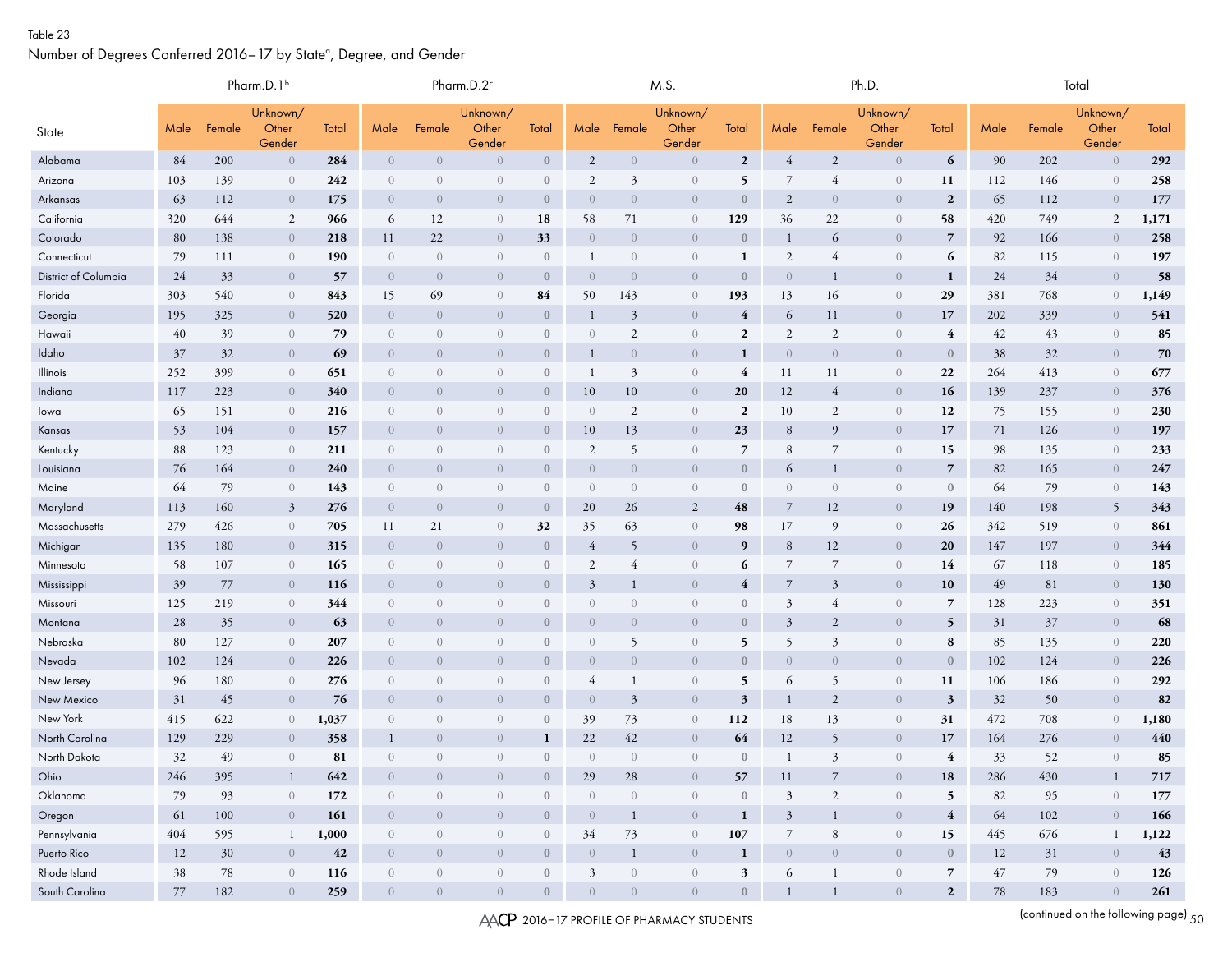Table 23

Number of Degrees Conferred 2016–17 by State[a], Degree, and Gender

| State | Pharm.D.1[b] | | | | Pharm.D.2[c] | | | | M.S. | | | | Ph.D. | | | | Total | | | |
|---|---|---|---|---|---|---|---|---|---|---|---|---|---|---|---|---|---|---|---|---|
| | Male | Female | Unknown/ Other Gender | Total | Male | Female | Unknown/ Other Gender | Total | Male | Female | Unknown/ Other Gender | Total | Male | Female | Unknown/ Other Gender | Total | Male | Female | Unknown/ Other Gender | Total |
| Alabama | 84 | 200 | 0 | **284** | 0 | 0 | 0 | **0** | 2 | 0 | 0 | **2** | 4 | 2 | 0 | **6** | 90 | 202 | 0 | **292** |
| Arizona | 103 | 139 | 0 | **242** | 0 | 0 | 0 | **0** | 2 | 3 | 0 | **5** | 7 | 4 | 0 | **11** | 112 | 146 | 0 | **258** |
| Arkansas | 63 | 112 | 0 | **175** | 0 | 0 | 0 | **0** | 0 | 0 | 0 | **0** | 2 | 0 | 0 | **2** | 65 | 112 | 0 | **177** |
| California | 320 | 644 | 2 | **966** | 6 | 12 | 0 | **18** | 58 | 71 | 0 | **129** | 36 | 22 | 0 | **58** | 420 | 749 | 2 | **1,171** |
| Colorado | 80 | 138 | 0 | **218** | 11 | 22 | 0 | **33** | 0 | 0 | 0 | **0** | 1 | 6 | 0 | **7** | 92 | 166 | 0 | **258** |
| Connecticut | 79 | 111 | 0 | **190** | 0 | 0 | 0 | **0** | 1 | 0 | 0 | **1** | 2 | 4 | 0 | **6** | 82 | 115 | 0 | **197** |
| District of Columbia | 24 | 33 | 0 | **57** | 0 | 0 | 0 | **0** | 0 | 0 | 0 | **0** | 0 | 1 | 0 | **1** | 24 | 34 | 0 | **58** |
| Florida | 303 | 540 | 0 | **843** | 15 | 69 | 0 | **84** | 50 | 143 | 0 | **193** | 13 | 16 | 0 | **29** | 381 | 768 | 0 | **1,149** |
| Georgia | 195 | 325 | 0 | **520** | 0 | 0 | 0 | **0** | 1 | 3 | 0 | **4** | 6 | 11 | 0 | **17** | 202 | 339 | 0 | **541** |
| Hawaii | 40 | 39 | 0 | **79** | 0 | 0 | 0 | **0** | 0 | 2 | 0 | **2** | 2 | 2 | 0 | **4** | 42 | 43 | 0 | **85** |
| Idaho | 37 | 32 | 0 | **69** | 0 | 0 | 0 | **0** | 1 | 0 | 0 | **1** | 0 | 0 | 0 | **0** | 38 | 32 | 0 | **70** |
| Illinois | 252 | 399 | 0 | **651** | 0 | 0 | 0 | **0** | 1 | 3 | 0 | **4** | 11 | 11 | 0 | **22** | 264 | 413 | 0 | **677** |
| Indiana | 117 | 223 | 0 | **340** | 0 | 0 | 0 | **0** | 10 | 10 | 0 | **20** | 12 | 4 | 0 | **16** | 139 | 237 | 0 | **376** |
| Iowa | 65 | 151 | 0 | **216** | 0 | 0 | 0 | **0** | 0 | 2 | 0 | **2** | 10 | 2 | 0 | **12** | 75 | 155 | 0 | **230** |
| Kansas | 53 | 104 | 0 | **157** | 0 | 0 | 0 | **0** | 10 | 13 | 0 | **23** | 8 | 9 | 0 | **17** | 71 | 126 | 0 | **197** |
| Kentucky | 88 | 123 | 0 | **211** | 0 | 0 | 0 | **0** | 2 | 5 | 0 | **7** | 8 | 7 | 0 | **15** | 98 | 135 | 0 | **233** |
| Louisiana | 76 | 164 | 0 | **240** | 0 | 0 | 0 | **0** | 0 | 0 | 0 | **0** | 6 | 1 | 0 | **7** | 82 | 165 | 0 | **247** |
| Maine | 64 | 79 | 0 | **143** | 0 | 0 | 0 | **0** | 0 | 0 | 0 | **0** | 0 | 0 | 0 | **0** | 64 | 79 | 0 | **143** |
| Maryland | 113 | 160 | 3 | **276** | 0 | 0 | 0 | **0** | 20 | 26 | 2 | **48** | 7 | 12 | 0 | **19** | 140 | 198 | 5 | **343** |
| Massachusetts | 279 | 426 | 0 | **705** | 11 | 21 | 0 | **32** | 35 | 63 | 0 | **98** | 17 | 9 | 0 | **26** | 342 | 519 | 0 | **861** |
| Michigan | 135 | 180 | 0 | **315** | 0 | 0 | 0 | **0** | 4 | 5 | 0 | **9** | 8 | 12 | 0 | **20** | 147 | 197 | 0 | **344** |
| Minnesota | 58 | 107 | 0 | **165** | 0 | 0 | 0 | **0** | 2 | 4 | 0 | **6** | 7 | 7 | 0 | **14** | 67 | 118 | 0 | **185** |
| Mississippi | 39 | 77 | 0 | **116** | 0 | 0 | 0 | **0** | 3 | 1 | 0 | **4** | 7 | 3 | 0 | **10** | 49 | 81 | 0 | **130** |
| Missouri | 125 | 219 | 0 | **344** | 0 | 0 | 0 | **0** | 0 | 0 | 0 | **0** | 3 | 4 | 0 | **7** | 128 | 223 | 0 | **351** |
| Montana | 28 | 35 | 0 | **63** | 0 | 0 | 0 | **0** | 0 | 0 | 0 | **0** | 3 | 2 | 0 | **5** | 31 | 37 | 0 | **68** |
| Nebraska | 80 | 127 | 0 | **207** | 0 | 0 | 0 | **0** | 0 | 5 | 0 | **5** | 5 | 3 | 0 | **8** | 85 | 135 | 0 | **220** |
| Nevada | 102 | 124 | 0 | **226** | 0 | 0 | 0 | **0** | 0 | 0 | 0 | **0** | 0 | 0 | 0 | **0** | 102 | 124 | 0 | **226** |
| New Jersey | 96 | 180 | 0 | **276** | 0 | 0 | 0 | **0** | 4 | 1 | 0 | **5** | 6 | 5 | 0 | **11** | 106 | 186 | 0 | **292** |
| New Mexico | 31 | 45 | 0 | **76** | 0 | 0 | 0 | **0** | 0 | 3 | 0 | **3** | 1 | 2 | 0 | **3** | 32 | 50 | 0 | **82** |
| New York | 415 | 622 | 0 | **1,037** | 0 | 0 | 0 | **0** | 39 | 73 | 0 | **112** | 18 | 13 | 0 | **31** | 472 | 708 | 0 | **1,180** |
| North Carolina | 129 | 229 | 0 | **358** | 1 | 0 | 0 | **1** | 22 | 42 | 0 | **64** | 12 | 5 | 0 | **17** | 164 | 276 | 0 | **440** |
| North Dakota | 32 | 49 | 0 | **81** | 0 | 0 | 0 | **0** | 0 | 0 | 0 | **0** | 1 | 3 | 0 | **4** | 33 | 52 | 0 | **85** |
| Ohio | 246 | 395 | 1 | **642** | 0 | 0 | 0 | **0** | 29 | 28 | 0 | **57** | 11 | 7 | 0 | **18** | 286 | 430 | 1 | **717** |
| Oklahoma | 79 | 93 | 0 | **172** | 0 | 0 | 0 | **0** | 0 | 0 | 0 | **0** | 3 | 2 | 0 | **5** | 82 | 95 | 0 | **177** |
| Oregon | 61 | 100 | 0 | **161** | 0 | 0 | 0 | **0** | 0 | 1 | 0 | **1** | 3 | 1 | 0 | **4** | 64 | 102 | 0 | **166** |
| Pennsylvania | 404 | 595 | 1 | **1,000** | 0 | 0 | 0 | **0** | 34 | 73 | 0 | **107** | 7 | 8 | 0 | **15** | 445 | 676 | 1 | **1,122** |
| Puerto Rico | 12 | 30 | 0 | **42** | 0 | 0 | 0 | **0** | 0 | 1 | 0 | **1** | 0 | 0 | 0 | **0** | 12 | 31 | 0 | **43** |
| Rhode Island | 38 | 78 | 0 | **116** | 0 | 0 | 0 | **0** | 3 | 0 | 0 | **3** | 6 | 1 | 0 | **7** | 47 | 79 | 0 | **126** |
| South Carolina | 77 | 182 | 0 | **259** | 0 | 0 | 0 | **0** | 0 | 0 | 0 | **0** | 1 | 1 | 0 | **2** | 78 | 183 | 0 | **261** |

(continued on the following page)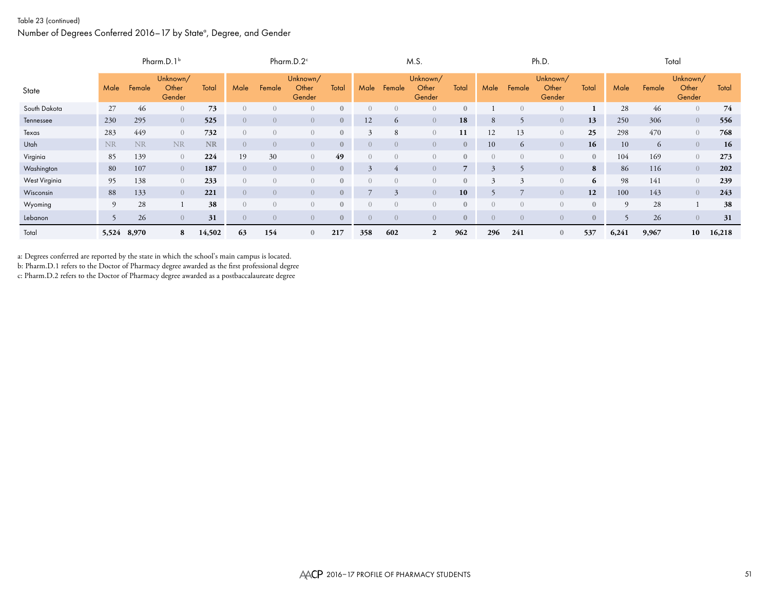Table 23 (continued)

Number of Degrees Conferred 2016–17 by State[a], Degree, and Gender

| State | Pharm.D.1[b] | | | | Pharm.D.2[c] | | | | M.S. | | | | Ph.D. | | | | Total | | | |
|---|---|---|---|---|---|---|---|---|---|---|---|---|---|---|---|---|---|---|---|---|
| | Male | Female | Unknown/ Other Gender | Total | Male | Female | Unknown/ Other Gender | Total | Male | Female | Unknown/ Other Gender | Total | Male | Female | Unknown/ Other Gender | Total | Male | Female | Unknown/ Other Gender | Total |
| South Dakota | 27 | 46 | 0 | **73** | 0 | 0 | 0 | **0** | 0 | 0 | 0 | **0** | 1 | 0 | 0 | **1** | 28 | 46 | 0 | **74** |
| Tennessee | 230 | 295 | 0 | **525** | 0 | 0 | 0 | **0** | 12 | 6 | 0 | **18** | 8 | 5 | 0 | **13** | 250 | 306 | 0 | **556** |
| Texas | 283 | 449 | 0 | **732** | 0 | 0 | 0 | **0** | 3 | 8 | 0 | **11** | 12 | 13 | 0 | **25** | 298 | 470 | 0 | **768** |
| Utah | NR | NR | NR | **NR** | 0 | 0 | 0 | **0** | 0 | 0 | 0 | **0** | 10 | 6 | 0 | **16** | 10 | 6 | 0 | **16** |
| Virginia | 85 | 139 | 0 | **224** | 19 | 30 | 0 | **49** | 0 | 0 | 0 | **0** | 0 | 0 | 0 | **0** | 104 | 169 | 0 | **273** |
| Washington | 80 | 107 | 0 | **187** | 0 | 0 | 0 | **0** | 3 | 4 | 0 | **7** | 3 | 5 | 0 | **8** | 86 | 116 | 0 | **202** |
| West Virginia | 95 | 138 | 0 | **233** | 0 | 0 | 0 | **0** | 0 | 0 | 0 | **0** | 3 | 3 | 0 | **6** | 98 | 141 | 0 | **239** |
| Wisconsin | 88 | 133 | 0 | **221** | 0 | 0 | 0 | **0** | 7 | 3 | 0 | **10** | 5 | 7 | 0 | **12** | 100 | 143 | 0 | **243** |
| Wyoming | 9 | 28 | 1 | **38** | 0 | 0 | 0 | **0** | 0 | 0 | 0 | **0** | 0 | 0 | 0 | **0** | 9 | 28 | 1 | **38** |
| Lebanon | 5 | 26 | 0 | **31** | 0 | 0 | 0 | **0** | 0 | 0 | 0 | **0** | 0 | 0 | 0 | **0** | 5 | 26 | 0 | **31** |
| Total | **5,524** | **8,970** | **8** | **14,502** | **63** | **154** | **0** | **217** | **358** | **602** | **2** | **962** | **296** | **241** | **0** | **537** | **6,241** | **9,967** | **10** | **16,218** |

a: Degrees conferred are reported by the state in which the school's main campus is located.
b: Pharm.D.1 refers to the Doctor of Pharmacy degree awarded as the first professional degree
c: Pharm.D.2 refers to the Doctor of Pharmacy degree awarded as a postbaccalaureate degree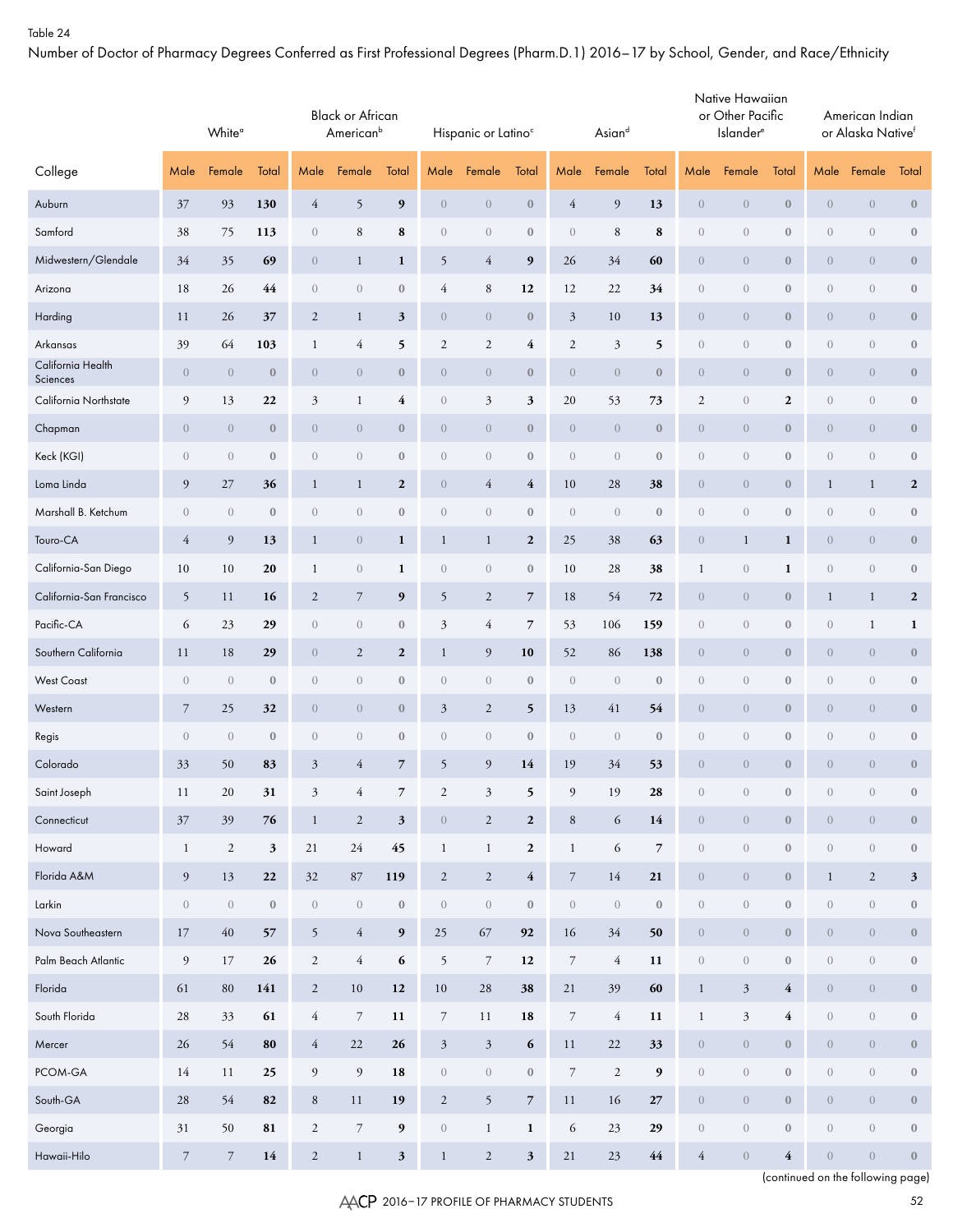Table 24

Number of Doctor of Pharmacy Degrees Conferred as First Professional Degrees (Pharm.D.1) 2016–17 by School, Gender, and Race/Ethnicity

| College | White[a] | | | Black or African American[b] | | | Hispanic or Latino[c] | | | Asian[d] | | | Native Hawaiian or Other Pacific Islander[e] | | | American Indian or Alaska Native[f] | | |
|---|---|---|---|---|---|---|---|---|---|---|---|---|---|---|---|---|---|---|
| | Male | Female | Total | Male | Female | Total | Male | Female | Total | Male | Female | Total | Male | Female | Total | Male | Female | Total |
| Auburn | 37 | 93 | **130** | 4 | 5 | **9** | 0 | 0 | **0** | 4 | 9 | **13** | 0 | 0 | **0** | 0 | 0 | **0** |
| Samford | 38 | 75 | **113** | 0 | 8 | **8** | 0 | 0 | **0** | 0 | 8 | **8** | 0 | 0 | **0** | 0 | 0 | **0** |
| Midwestern/Glendale | 34 | 35 | **69** | 0 | 1 | **1** | 5 | 4 | **9** | 26 | 34 | **60** | 0 | 0 | **0** | 0 | 0 | **0** |
| Arizona | 18 | 26 | **44** | 0 | 0 | **0** | 4 | 8 | **12** | 12 | 22 | **34** | 0 | 0 | **0** | 0 | 0 | **0** |
| Harding | 11 | 26 | **37** | 2 | 1 | **3** | 0 | 0 | **0** | 3 | 10 | **13** | 0 | 0 | **0** | 0 | 0 | **0** |
| Arkansas | 39 | 64 | **103** | 1 | 4 | **5** | 2 | 2 | **4** | 2 | 3 | **5** | 0 | 0 | **0** | 0 | 0 | **0** |
| California Health Sciences | 0 | 0 | **0** | 0 | 0 | **0** | 0 | 0 | **0** | 0 | 0 | **0** | 0 | 0 | **0** | 0 | 0 | **0** |
| California Northstate | 9 | 13 | **22** | 3 | 1 | **4** | 0 | 3 | **3** | 20 | 53 | **73** | 2 | 0 | **2** | 0 | 0 | **0** |
| Chapman | 0 | 0 | **0** | 0 | 0 | **0** | 0 | 0 | **0** | 0 | 0 | **0** | 0 | 0 | **0** | 0 | 0 | **0** |
| Keck (KGI) | 0 | 0 | **0** | 0 | 0 | **0** | 0 | 0 | **0** | 0 | 0 | **0** | 0 | 0 | **0** | 0 | 0 | **0** |
| Loma Linda | 9 | 27 | **36** | 1 | 1 | **2** | 0 | 4 | **4** | 10 | 28 | **38** | 0 | 0 | **0** | 1 | 1 | **2** |
| Marshall B. Ketchum | 0 | 0 | **0** | 0 | 0 | **0** | 0 | 0 | **0** | 0 | 0 | **0** | 0 | 0 | **0** | 0 | 0 | **0** |
| Touro-CA | 4 | 9 | **13** | 1 | 0 | **1** | 1 | 1 | **2** | 25 | 38 | **63** | 0 | 1 | **1** | 0 | 0 | **0** |
| California-San Diego | 10 | 10 | **20** | 1 | 0 | **1** | 0 | 0 | **0** | 10 | 28 | **38** | 1 | 0 | **1** | 0 | 0 | **0** |
| California-San Francisco | 5 | 11 | **16** | 2 | 7 | **9** | 5 | 2 | **7** | 18 | 54 | **72** | 0 | 0 | **0** | 1 | 1 | **2** |
| Pacific-CA | 6 | 23 | **29** | 0 | 0 | **0** | 3 | 4 | **7** | 53 | 106 | **159** | 0 | 0 | **0** | 0 | 1 | **1** |
| Southern California | 11 | 18 | **29** | 0 | 2 | **2** | 1 | 9 | **10** | 52 | 86 | **138** | 0 | 0 | **0** | 0 | 0 | **0** |
| West Coast | 0 | 0 | **0** | 0 | 0 | **0** | 0 | 0 | **0** | 0 | 0 | **0** | 0 | 0 | **0** | 0 | 0 | **0** |
| Western | 7 | 25 | **32** | 0 | 0 | **0** | 3 | 2 | **5** | 13 | 41 | **54** | 0 | 0 | **0** | 0 | 0 | **0** |
| Regis | 0 | 0 | **0** | 0 | 0 | **0** | 0 | 0 | **0** | 0 | 0 | **0** | 0 | 0 | **0** | 0 | 0 | **0** |
| Colorado | 33 | 50 | **83** | 3 | 4 | **7** | 5 | 9 | **14** | 19 | 34 | **53** | 0 | 0 | **0** | 0 | 0 | **0** |
| Saint Joseph | 11 | 20 | **31** | 3 | 4 | **7** | 2 | 3 | **5** | 9 | 19 | **28** | 0 | 0 | **0** | 0 | 0 | **0** |
| Connecticut | 37 | 39 | **76** | 1 | 2 | **3** | 0 | 2 | **2** | 8 | 6 | **14** | 0 | 0 | **0** | 0 | 0 | **0** |
| Howard | 1 | 2 | **3** | 21 | 24 | **45** | 1 | 1 | **2** | 1 | 6 | **7** | 0 | 0 | **0** | 0 | 0 | **0** |
| Florida A&M | 9 | 13 | **22** | 32 | 87 | **119** | 2 | 2 | **4** | 7 | 14 | **21** | 0 | 0 | **0** | 1 | 2 | **3** |
| Larkin | 0 | 0 | **0** | 0 | 0 | **0** | 0 | 0 | **0** | 0 | 0 | **0** | 0 | 0 | **0** | 0 | 0 | **0** |
| Nova Southeastern | 17 | 40 | **57** | 5 | 4 | **9** | 25 | 67 | **92** | 16 | 34 | **50** | 0 | 0 | **0** | 0 | 0 | **0** |
| Palm Beach Atlantic | 9 | 17 | **26** | 2 | 4 | **6** | 5 | 7 | **12** | 7 | 4 | **11** | 0 | 0 | **0** | 0 | 0 | **0** |
| Florida | 61 | 80 | **141** | 2 | 10 | **12** | 10 | 28 | **38** | 21 | 39 | **60** | 1 | 3 | **4** | 0 | 0 | **0** |
| South Florida | 28 | 33 | **61** | 4 | 7 | **11** | 7 | 11 | **18** | 7 | 4 | **11** | 1 | 3 | **4** | 0 | 0 | **0** |
| Mercer | 26 | 54 | **80** | 4 | 22 | **26** | 3 | 3 | **6** | 11 | 22 | **33** | 0 | 0 | **0** | 0 | 0 | **0** |
| PCOM-GA | 14 | 11 | **25** | 9 | 9 | **18** | 0 | 0 | **0** | 7 | 2 | **9** | 0 | 0 | **0** | 0 | 0 | **0** |
| South-GA | 28 | 54 | **82** | 8 | 11 | **19** | 2 | 5 | **7** | 11 | 16 | **27** | 0 | 0 | **0** | 0 | 0 | **0** |
| Georgia | 31 | 50 | **81** | 2 | 7 | **9** | 0 | 1 | **1** | 6 | 23 | **29** | 0 | 0 | **0** | 0 | 0 | **0** |
| Hawaii-Hilo | 7 | 7 | **14** | 2 | 1 | **3** | 1 | 2 | **3** | 21 | 23 | **44** | 4 | 0 | **4** | 0 | 0 | **0** |

(continued on the following page)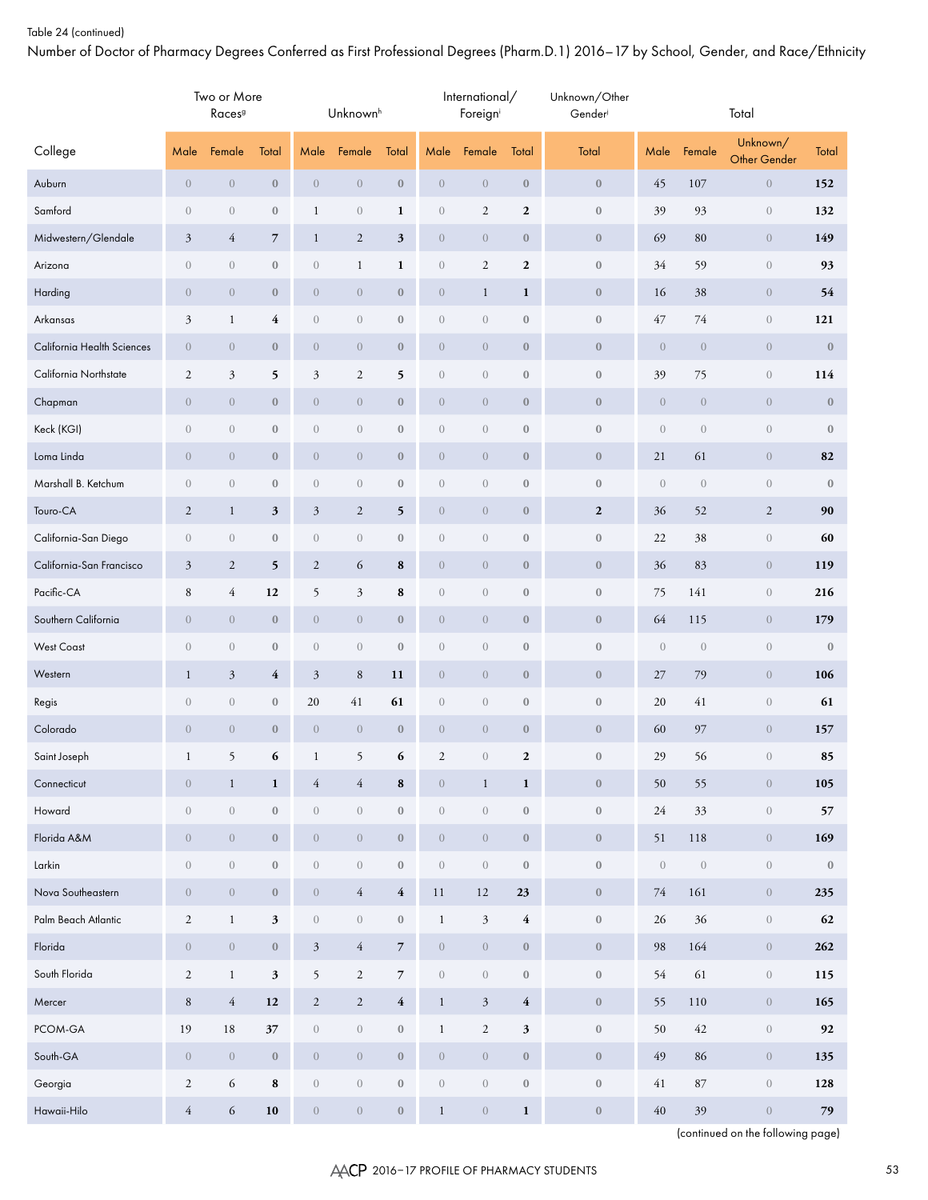Table 24 (continued)

Number of Doctor of Pharmacy Degrees Conferred as First Professional Degrees (Pharm.D.1) 2016–17 by School, Gender, and Race/Ethnicity

| | Two or More Races[g] | | | Unknown[h] | | | International/ Foreign[i] | | | Unknown/Other Gender[j] | Total | | | |
|---|---|---|---|---|---|---|---|---|---|---|---|---|---|---|
| College | Male | Female | Total | Male | Female | Total | Male | Female | Total | Total | Male | Female | Unknown/ Other Gender | Total |
| Auburn | 0 | 0 | 0 | 0 | 0 | 0 | 0 | 0 | 0 | 0 | 45 | 107 | 0 | 152 |
| Samford | 0 | 0 | 0 | 1 | 0 | 1 | 0 | 2 | 2 | 0 | 39 | 93 | 0 | 132 |
| Midwestern/Glendale | 3 | 4 | 7 | 1 | 2 | 3 | 0 | 0 | 0 | 0 | 69 | 80 | 0 | 149 |
| Arizona | 0 | 0 | 0 | 0 | 1 | 1 | 0 | 2 | 2 | 0 | 34 | 59 | 0 | 93 |
| Harding | 0 | 0 | 0 | 0 | 0 | 0 | 0 | 1 | 1 | 0 | 16 | 38 | 0 | 54 |
| Arkansas | 3 | 1 | 4 | 0 | 0 | 0 | 0 | 0 | 0 | 0 | 47 | 74 | 0 | 121 |
| California Health Sciences | 0 | 0 | 0 | 0 | 0 | 0 | 0 | 0 | 0 | 0 | 0 | 0 | 0 | 0 |
| California Northstate | 2 | 3 | 5 | 3 | 2 | 5 | 0 | 0 | 0 | 0 | 39 | 75 | 0 | 114 |
| Chapman | 0 | 0 | 0 | 0 | 0 | 0 | 0 | 0 | 0 | 0 | 0 | 0 | 0 | 0 |
| Keck (KGI) | 0 | 0 | 0 | 0 | 0 | 0 | 0 | 0 | 0 | 0 | 0 | 0 | 0 | 0 |
| Loma Linda | 0 | 0 | 0 | 0 | 0 | 0 | 0 | 0 | 0 | 0 | 21 | 61 | 0 | 82 |
| Marshall B. Ketchum | 0 | 0 | 0 | 0 | 0 | 0 | 0 | 0 | 0 | 0 | 0 | 0 | 0 | 0 |
| Touro-CA | 2 | 1 | 3 | 3 | 2 | 5 | 0 | 0 | 0 | 2 | 36 | 52 | 2 | 90 |
| California-San Diego | 0 | 0 | 0 | 0 | 0 | 0 | 0 | 0 | 0 | 0 | 22 | 38 | 0 | 60 |
| California-San Francisco | 3 | 2 | 5 | 2 | 6 | 8 | 0 | 0 | 0 | 0 | 36 | 83 | 0 | 119 |
| Pacific-CA | 8 | 4 | 12 | 5 | 3 | 8 | 0 | 0 | 0 | 0 | 75 | 141 | 0 | 216 |
| Southern California | 0 | 0 | 0 | 0 | 0 | 0 | 0 | 0 | 0 | 0 | 64 | 115 | 0 | 179 |
| West Coast | 0 | 0 | 0 | 0 | 0 | 0 | 0 | 0 | 0 | 0 | 0 | 0 | 0 | 0 |
| Western | 1 | 3 | 4 | 3 | 8 | 11 | 0 | 0 | 0 | 0 | 27 | 79 | 0 | 106 |
| Regis | 0 | 0 | 0 | 20 | 41 | 61 | 0 | 0 | 0 | 0 | 20 | 41 | 0 | 61 |
| Colorado | 0 | 0 | 0 | 0 | 0 | 0 | 0 | 0 | 0 | 0 | 60 | 97 | 0 | 157 |
| Saint Joseph | 1 | 5 | 6 | 1 | 5 | 6 | 2 | 0 | 2 | 0 | 29 | 56 | 0 | 85 |
| Connecticut | 0 | 1 | 1 | 4 | 4 | 8 | 0 | 1 | 1 | 0 | 50 | 55 | 0 | 105 |
| Howard | 0 | 0 | 0 | 0 | 0 | 0 | 0 | 0 | 0 | 0 | 24 | 33 | 0 | 57 |
| Florida A&M | 0 | 0 | 0 | 0 | 0 | 0 | 0 | 0 | 0 | 0 | 51 | 118 | 0 | 169 |
| Larkin | 0 | 0 | 0 | 0 | 0 | 0 | 0 | 0 | 0 | 0 | 0 | 0 | 0 | 0 |
| Nova Southeastern | 0 | 0 | 0 | 0 | 4 | 4 | 11 | 12 | 23 | 0 | 74 | 161 | 0 | 235 |
| Palm Beach Atlantic | 2 | 1 | 3 | 0 | 0 | 0 | 1 | 3 | 4 | 0 | 26 | 36 | 0 | 62 |
| Florida | 0 | 0 | 0 | 3 | 4 | 7 | 0 | 0 | 0 | 0 | 98 | 164 | 0 | 262 |
| South Florida | 2 | 1 | 3 | 5 | 2 | 7 | 0 | 0 | 0 | 0 | 54 | 61 | 0 | 115 |
| Mercer | 8 | 4 | 12 | 2 | 2 | 4 | 1 | 3 | 4 | 0 | 55 | 110 | 0 | 165 |
| PCOM-GA | 19 | 18 | 37 | 0 | 0 | 0 | 1 | 2 | 3 | 0 | 50 | 42 | 0 | 92 |
| South-GA | 0 | 0 | 0 | 0 | 0 | 0 | 0 | 0 | 0 | 0 | 49 | 86 | 0 | 135 |
| Georgia | 2 | 6 | 8 | 0 | 0 | 0 | 0 | 0 | 0 | 0 | 41 | 87 | 0 | 128 |
| Hawaii-Hilo | 4 | 6 | 10 | 0 | 0 | 0 | 1 | 0 | 1 | 0 | 40 | 39 | 0 | 79 |

(continued on the following page)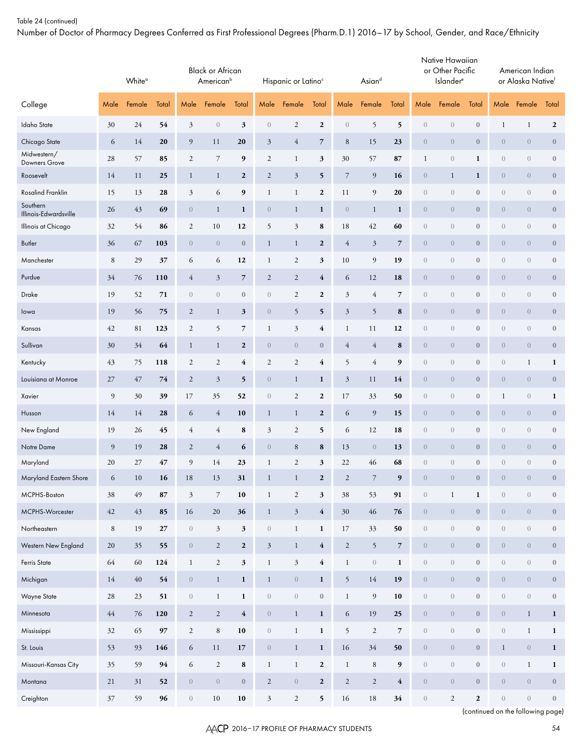Table 24 (continued)

Number of Doctor of Pharmacy Degrees Conferred as First Professional Degrees (Pharm.D.1) 2016–17 by School, Gender, and Race/Ethnicity

| College | White[a] | | | Black or African American[b] | | | Hispanic or Latino[c] | | | Asian[d] | | | Native Hawaiian or Other Pacific Islander[e] | | | American Indian or Alaska Native[f] | | |
|---|---|---|---|---|---|---|---|---|---|---|---|---|---|---|---|---|---|---|
| | Male | Female | Total | Male | Female | Total | Male | Female | Total | Male | Female | Total | Male | Female | Total | Male | Female | Total |
| Idaho State | 30 | 24 | **54** | 3 | 0 | **3** | 0 | 2 | **2** | 0 | 5 | **5** | 0 | 0 | **0** | 1 | 1 | **2** |
| Chicago State | 6 | 14 | **20** | 9 | 11 | **20** | 3 | 4 | **7** | 8 | 15 | **23** | 0 | 0 | **0** | 0 | 0 | **0** |
| Midwestern/ Downers Grove | 28 | 57 | **85** | 2 | 7 | **9** | 2 | 1 | **3** | 30 | 57 | **87** | 1 | 0 | **1** | 0 | 0 | **0** |
| Roosevelt | 14 | 11 | **25** | 1 | 1 | **2** | 2 | 3 | **5** | 7 | 9 | **16** | 0 | 1 | **1** | 0 | 0 | **0** |
| Rosalind Franklin | 15 | 13 | **28** | 3 | 6 | **9** | 1 | 1 | **2** | 11 | 9 | **20** | 0 | 0 | **0** | 0 | 0 | **0** |
| Southern Illinois-Edwardsville | 26 | 43 | **69** | 0 | 1 | **1** | 0 | 1 | **1** | 0 | 1 | **1** | 0 | 0 | **0** | 0 | 0 | **0** |
| Illinois at Chicago | 32 | 54 | **86** | 2 | 10 | **12** | 5 | 3 | **8** | 18 | 42 | **60** | 0 | 0 | **0** | 0 | 0 | **0** |
| Butler | 36 | 67 | **103** | 0 | 0 | **0** | 1 | 1 | **2** | 4 | 3 | **7** | 0 | 0 | **0** | 0 | 0 | **0** |
| Manchester | 8 | 29 | **37** | 6 | 6 | **12** | 1 | 2 | **3** | 10 | 9 | **19** | 0 | 0 | **0** | 0 | 0 | **0** |
| Purdue | 34 | 76 | **110** | 4 | 3 | **7** | 2 | 2 | **4** | 6 | 12 | **18** | 0 | 0 | **0** | 0 | 0 | **0** |
| Drake | 19 | 52 | **71** | 0 | 0 | **0** | 0 | 2 | **2** | 3 | 4 | **7** | 0 | 0 | **0** | 0 | 0 | **0** |
| Iowa | 19 | 56 | **75** | 2 | 1 | **3** | 0 | 5 | **5** | 3 | 5 | **8** | 0 | 0 | **0** | 0 | 0 | **0** |
| Kansas | 42 | 81 | **123** | 2 | 5 | **7** | 1 | 3 | **4** | 1 | 11 | **12** | 0 | 0 | **0** | 0 | 0 | **0** |
| Sullivan | 30 | 34 | **64** | 1 | 1 | **2** | 0 | 0 | **0** | 4 | 4 | **8** | 0 | 0 | **0** | 0 | 0 | **0** |
| Kentucky | 43 | 75 | **118** | 2 | 2 | **4** | 2 | 2 | **4** | 5 | 4 | **9** | 0 | 0 | **0** | 0 | 1 | **1** |
| Louisiana at Monroe | 27 | 47 | **74** | 2 | 3 | **5** | 0 | 1 | **1** | 3 | 11 | **14** | 0 | 0 | **0** | 0 | 0 | **0** |
| Xavier | 9 | 30 | **39** | 17 | 35 | **52** | 0 | 2 | **2** | 17 | 33 | **50** | 0 | 0 | **0** | 1 | 0 | **1** |
| Husson | 14 | 14 | **28** | 6 | 4 | **10** | 1 | 1 | **2** | 6 | 9 | **15** | 0 | 0 | **0** | 0 | 0 | **0** |
| New England | 19 | 26 | **45** | 4 | 4 | **8** | 3 | 2 | **5** | 6 | 12 | **18** | 0 | 0 | **0** | 0 | 0 | **0** |
| Notre Dame | 9 | 19 | **28** | 2 | 4 | **6** | 0 | 8 | **8** | 13 | 0 | **13** | 0 | 0 | **0** | 0 | 0 | **0** |
| Maryland | 20 | 27 | **47** | 9 | 14 | **23** | 1 | 2 | **3** | 22 | 46 | **68** | 0 | 0 | **0** | 0 | 0 | **0** |
| Maryland Eastern Shore | 6 | 10 | **16** | 18 | 13 | **31** | 1 | 1 | **2** | 2 | 7 | **9** | 0 | 0 | **0** | 0 | 0 | **0** |
| MCPHS-Boston | 38 | 49 | **87** | 3 | 7 | **10** | 1 | 2 | **3** | 38 | 53 | **91** | 0 | 1 | **1** | 0 | 0 | **0** |
| MCPHS-Worcester | 42 | 43 | **85** | 16 | 20 | **36** | 1 | 3 | **4** | 30 | 46 | **76** | 0 | 0 | **0** | 0 | 0 | **0** |
| Northeastern | 8 | 19 | **27** | 0 | 3 | **3** | 0 | 1 | **1** | 17 | 33 | **50** | 0 | 0 | **0** | 0 | 0 | **0** |
| Western New England | 20 | 35 | **55** | 0 | 2 | **2** | 3 | 1 | **4** | 2 | 5 | **7** | 0 | 0 | **0** | 0 | 0 | **0** |
| Ferris State | 64 | 60 | **124** | 1 | 2 | **3** | 1 | 3 | **4** | 1 | 0 | **1** | 0 | 0 | **0** | 0 | 0 | **0** |
| Michigan | 14 | 40 | **54** | 0 | 1 | **1** | 1 | 0 | **1** | 5 | 14 | **19** | 0 | 0 | **0** | 0 | 0 | **0** |
| Wayne State | 28 | 23 | **51** | 0 | 1 | **1** | 0 | 0 | **0** | 1 | 9 | **10** | 0 | 0 | **0** | 0 | 0 | **0** |
| Minnesota | 44 | 76 | **120** | 2 | 2 | **4** | 0 | 1 | **1** | 6 | 19 | **25** | 0 | 0 | **0** | 0 | 1 | **1** |
| Mississippi | 32 | 65 | **97** | 2 | 8 | **10** | 0 | 1 | **1** | 5 | 2 | **7** | 0 | 0 | **0** | 0 | 1 | **1** |
| St. Louis | 53 | 93 | **146** | 6 | 11 | **17** | 0 | 1 | **1** | 16 | 34 | **50** | 0 | 0 | **0** | 1 | 0 | **1** |
| Missouri-Kansas City | 35 | 59 | **94** | 6 | 2 | **8** | 1 | 1 | **2** | 1 | 8 | **9** | 0 | 0 | **0** | 0 | 1 | **1** |
| Montana | 21 | 31 | **52** | 0 | 0 | **0** | 2 | 0 | **2** | 2 | 2 | **4** | 0 | 0 | **0** | 0 | 0 | **0** |
| Creighton | 37 | 59 | **96** | 0 | 10 | **10** | 3 | 2 | **5** | 16 | 18 | **34** | 0 | 2 | **2** | 0 | 0 | **0** |

(continued on the following page)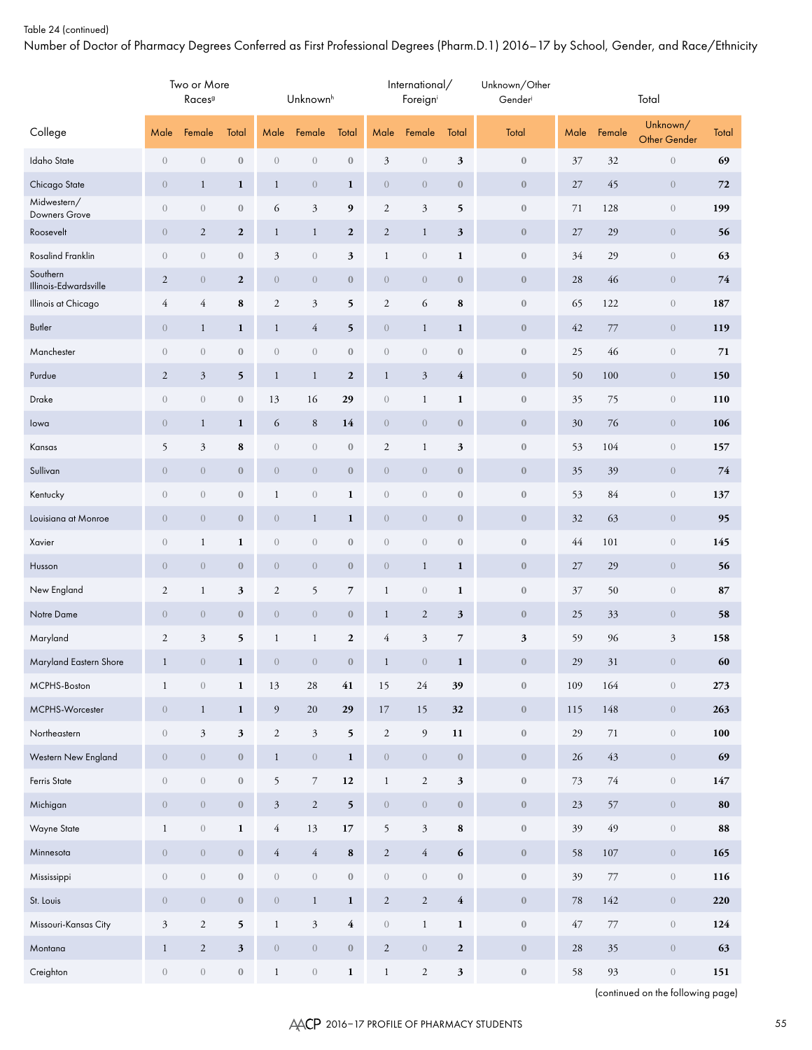Table 24 (continued)

Number of Doctor of Pharmacy Degrees Conferred as First Professional Degrees (Pharm.D.1) 2016–17 by School, Gender, and Race/Ethnicity

| College | Two or More Races[g] | | | Unknown[h] | | | International/ Foreign[i] | | | Unknown/Other Gender[j] | Total | | | |
|---|---|---|---|---|---|---|---|---|---|---|---|---|---|---|
| | Male | Female | Total | Male | Female | Total | Male | Female | Total | Total | Male | Female | Unknown/ Other Gender | Total |
| Idaho State | 0 | 0 | 0 | 0 | 0 | 0 | 3 | 0 | 3 | 0 | 37 | 32 | 0 | 69 |
| Chicago State | 0 | 1 | 1 | 1 | 0 | 1 | 0 | 0 | 0 | 0 | 27 | 45 | 0 | 72 |
| Midwestern/ Downers Grove | 0 | 0 | 0 | 6 | 3 | 9 | 2 | 3 | 5 | 0 | 71 | 128 | 0 | 199 |
| Roosevelt | 0 | 2 | 2 | 1 | 1 | 2 | 2 | 1 | 3 | 0 | 27 | 29 | 0 | 56 |
| Rosalind Franklin | 0 | 0 | 0 | 3 | 0 | 3 | 1 | 0 | 1 | 0 | 34 | 29 | 0 | 63 |
| Southern Illinois-Edwardsville | 2 | 0 | 2 | 0 | 0 | 0 | 0 | 0 | 0 | 0 | 28 | 46 | 0 | 74 |
| Illinois at Chicago | 4 | 4 | 8 | 2 | 3 | 5 | 2 | 6 | 8 | 0 | 65 | 122 | 0 | 187 |
| Butler | 0 | 1 | 1 | 1 | 4 | 5 | 0 | 1 | 1 | 0 | 42 | 77 | 0 | 119 |
| Manchester | 0 | 0 | 0 | 0 | 0 | 0 | 0 | 0 | 0 | 0 | 25 | 46 | 0 | 71 |
| Purdue | 2 | 3 | 5 | 1 | 1 | 2 | 1 | 3 | 4 | 0 | 50 | 100 | 0 | 150 |
| Drake | 0 | 0 | 0 | 13 | 16 | 29 | 0 | 1 | 1 | 0 | 35 | 75 | 0 | 110 |
| Iowa | 0 | 1 | 1 | 6 | 8 | 14 | 0 | 0 | 0 | 0 | 30 | 76 | 0 | 106 |
| Kansas | 5 | 3 | 8 | 0 | 0 | 0 | 2 | 1 | 3 | 0 | 53 | 104 | 0 | 157 |
| Sullivan | 0 | 0 | 0 | 0 | 0 | 0 | 0 | 0 | 0 | 0 | 35 | 39 | 0 | 74 |
| Kentucky | 0 | 0 | 0 | 1 | 0 | 1 | 0 | 0 | 0 | 0 | 53 | 84 | 0 | 137 |
| Louisiana at Monroe | 0 | 0 | 0 | 0 | 1 | 1 | 0 | 0 | 0 | 0 | 32 | 63 | 0 | 95 |
| Xavier | 0 | 1 | 1 | 0 | 0 | 0 | 0 | 0 | 0 | 0 | 44 | 101 | 0 | 145 |
| Husson | 0 | 0 | 0 | 0 | 0 | 0 | 0 | 1 | 1 | 0 | 27 | 29 | 0 | 56 |
| New England | 2 | 1 | 3 | 2 | 5 | 7 | 1 | 0 | 1 | 0 | 37 | 50 | 0 | 87 |
| Notre Dame | 0 | 0 | 0 | 0 | 0 | 0 | 1 | 2 | 3 | 0 | 25 | 33 | 0 | 58 |
| Maryland | 2 | 3 | 5 | 1 | 1 | 2 | 4 | 3 | 7 | 3 | 59 | 96 | 3 | 158 |
| Maryland Eastern Shore | 1 | 0 | 1 | 0 | 0 | 0 | 1 | 0 | 1 | 0 | 29 | 31 | 0 | 60 |
| MCPHS-Boston | 1 | 0 | 1 | 13 | 28 | 41 | 15 | 24 | 39 | 0 | 109 | 164 | 0 | 273 |
| MCPHS-Worcester | 0 | 1 | 1 | 9 | 20 | 29 | 17 | 15 | 32 | 0 | 115 | 148 | 0 | 263 |
| Northeastern | 0 | 3 | 3 | 2 | 3 | 5 | 2 | 9 | 11 | 0 | 29 | 71 | 0 | 100 |
| Western New England | 0 | 0 | 0 | 1 | 0 | 1 | 0 | 0 | 0 | 0 | 26 | 43 | 0 | 69 |
| Ferris State | 0 | 0 | 0 | 5 | 7 | 12 | 1 | 2 | 3 | 0 | 73 | 74 | 0 | 147 |
| Michigan | 0 | 0 | 0 | 3 | 2 | 5 | 0 | 0 | 0 | 0 | 23 | 57 | 0 | 80 |
| Wayne State | 1 | 0 | 1 | 4 | 13 | 17 | 5 | 3 | 8 | 0 | 39 | 49 | 0 | 88 |
| Minnesota | 0 | 0 | 0 | 4 | 4 | 8 | 2 | 4 | 6 | 0 | 58 | 107 | 0 | 165 |
| Mississippi | 0 | 0 | 0 | 0 | 0 | 0 | 0 | 0 | 0 | 0 | 39 | 77 | 0 | 116 |
| St. Louis | 0 | 0 | 0 | 0 | 1 | 1 | 2 | 2 | 4 | 0 | 78 | 142 | 0 | 220 |
| Missouri-Kansas City | 3 | 2 | 5 | 1 | 3 | 4 | 0 | 1 | 1 | 0 | 47 | 77 | 0 | 124 |
| Montana | 1 | 2 | 3 | 0 | 0 | 0 | 2 | 0 | 2 | 0 | 28 | 35 | 0 | 63 |
| Creighton | 0 | 0 | 0 | 1 | 0 | 1 | 1 | 2 | 3 | 0 | 58 | 93 | 0 | 151 |

(continued on the following page)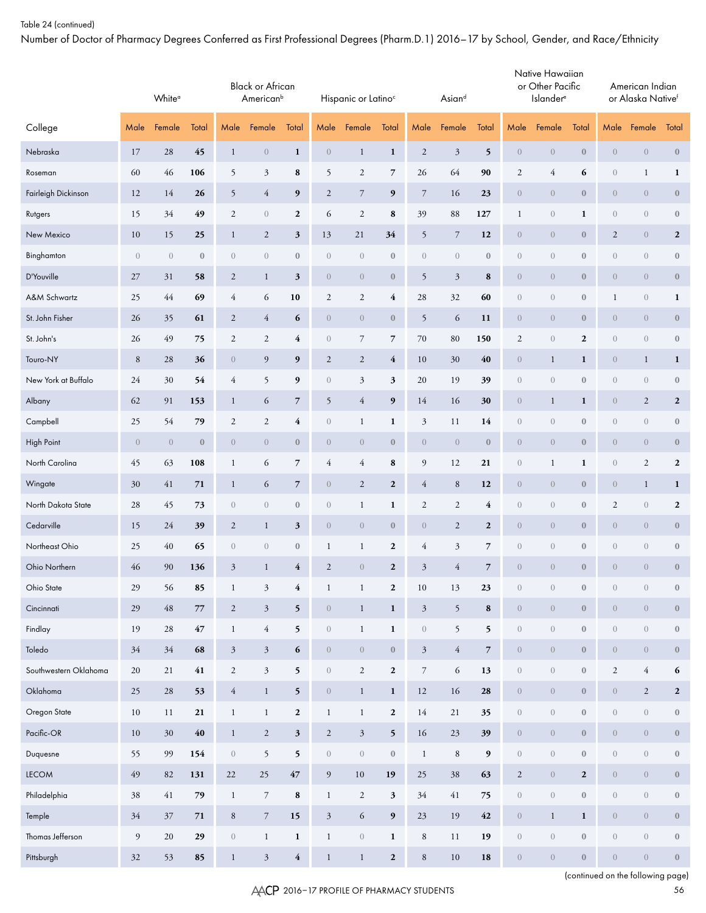Table 24 (continued)

Number of Doctor of Pharmacy Degrees Conferred as First Professional Degrees (Pharm.D.1) 2016–17 by School, Gender, and Race/Ethnicity

| | White[a] | | | Black or African American[b] | | | Hispanic or Latino[c] | | | Asian[d] | | | Native Hawaiian or Other Pacific Islander[e] | | | American Indian or Alaska Native[f] | | |
|---|---|---|---|---|---|---|---|---|---|---|---|---|---|---|---|---|---|---|
| College | Male | Female | Total | Male | Female | Total | Male | Female | Total | Male | Female | Total | Male | Female | Total | Male | Female | Total |
| Nebraska | 17 | 28 | **45** | 1 | 0 | **1** | 0 | 1 | **1** | 2 | 3 | **5** | 0 | 0 | **0** | 0 | 0 | **0** |
| Roseman | 60 | 46 | **106** | 5 | 3 | **8** | 5 | 2 | **7** | 26 | 64 | **90** | 2 | 4 | **6** | 0 | 1 | **1** |
| Fairleigh Dickinson | 12 | 14 | **26** | 5 | 4 | **9** | 2 | 7 | **9** | 7 | 16 | **23** | 0 | 0 | **0** | 0 | 0 | **0** |
| Rutgers | 15 | 34 | **49** | 2 | 0 | **2** | 6 | 2 | **8** | 39 | 88 | **127** | 1 | 0 | **1** | 0 | 0 | **0** |
| New Mexico | 10 | 15 | **25** | 1 | 2 | **3** | 13 | 21 | **34** | 5 | 7 | **12** | 0 | 0 | **0** | 2 | 0 | **2** |
| Binghamton | 0 | 0 | **0** | 0 | 0 | **0** | 0 | 0 | **0** | 0 | 0 | **0** | 0 | 0 | **0** | 0 | 0 | **0** |
| D'Youville | 27 | 31 | **58** | 2 | 1 | **3** | 0 | 0 | **0** | 5 | 3 | **8** | 0 | 0 | **0** | 0 | 0 | **0** |
| A&M Schwartz | 25 | 44 | **69** | 4 | 6 | **10** | 2 | 2 | **4** | 28 | 32 | **60** | 0 | 0 | **0** | 1 | 0 | **1** |
| St. John Fisher | 26 | 35 | **61** | 2 | 4 | **6** | 0 | 0 | **0** | 5 | 6 | **11** | 0 | 0 | **0** | 0 | 0 | **0** |
| St. John's | 26 | 49 | **75** | 2 | 2 | **4** | 0 | 7 | **7** | 70 | 80 | **150** | 2 | 0 | **2** | 0 | 0 | **0** |
| Touro-NY | 8 | 28 | **36** | 0 | 9 | **9** | 2 | 2 | **4** | 10 | 30 | **40** | 0 | 1 | **1** | 0 | 1 | **1** |
| New York at Buffalo | 24 | 30 | **54** | 4 | 5 | **9** | 0 | 3 | **3** | 20 | 19 | **39** | 0 | 0 | **0** | 0 | 0 | **0** |
| Albany | 62 | 91 | **153** | 1 | 6 | **7** | 5 | 4 | **9** | 14 | 16 | **30** | 0 | 1 | **1** | 0 | 2 | **2** |
| Campbell | 25 | 54 | **79** | 2 | 2 | **4** | 0 | 1 | **1** | 3 | 11 | **14** | 0 | 0 | **0** | 0 | 0 | **0** |
| High Point | 0 | 0 | **0** | 0 | 0 | **0** | 0 | 0 | **0** | 0 | 0 | **0** | 0 | 0 | **0** | 0 | 0 | **0** |
| North Carolina | 45 | 63 | **108** | 1 | 6 | **7** | 4 | 4 | **8** | 9 | 12 | **21** | 0 | 1 | **1** | 0 | 2 | **2** |
| Wingate | 30 | 41 | **71** | 1 | 6 | **7** | 0 | 2 | **2** | 4 | 8 | **12** | 0 | 0 | **0** | 0 | 1 | **1** |
| North Dakota State | 28 | 45 | **73** | 0 | 0 | **0** | 0 | 1 | **1** | 2 | 2 | **4** | 0 | 0 | **0** | 2 | 0 | **2** |
| Cedarville | 15 | 24 | **39** | 2 | 1 | **3** | 0 | 0 | **0** | 0 | 2 | **2** | 0 | 0 | **0** | 0 | 0 | **0** |
| Northeast Ohio | 25 | 40 | **65** | 0 | 0 | **0** | 1 | 1 | **2** | 4 | 3 | **7** | 0 | 0 | **0** | 0 | 0 | **0** |
| Ohio Northern | 46 | 90 | **136** | 3 | 1 | **4** | 2 | 0 | **2** | 3 | 4 | **7** | 0 | 0 | **0** | 0 | 0 | **0** |
| Ohio State | 29 | 56 | **85** | 1 | 3 | **4** | 1 | 1 | **2** | 10 | 13 | **23** | 0 | 0 | **0** | 0 | 0 | **0** |
| Cincinnati | 29 | 48 | **77** | 2 | 3 | **5** | 0 | 1 | **1** | 3 | 5 | **8** | 0 | 0 | **0** | 0 | 0 | **0** |
| Findlay | 19 | 28 | **47** | 1 | 4 | **5** | 0 | 1 | **1** | 0 | 5 | **5** | 0 | 0 | **0** | 0 | 0 | **0** |
| Toledo | 34 | 34 | **68** | 3 | 3 | **6** | 0 | 0 | **0** | 3 | 4 | **7** | 0 | 0 | **0** | 0 | 0 | **0** |
| Southwestern Oklahoma | 20 | 21 | **41** | 2 | 3 | **5** | 0 | 2 | **2** | 7 | 6 | **13** | 0 | 0 | **0** | 2 | 4 | **6** |
| Oklahoma | 25 | 28 | **53** | 4 | 1 | **5** | 0 | 1 | **1** | 12 | 16 | **28** | 0 | 0 | **0** | 0 | 2 | **2** |
| Oregon State | 10 | 11 | **21** | 1 | 1 | **2** | 1 | 1 | **2** | 14 | 21 | **35** | 0 | 0 | **0** | 0 | 0 | **0** |
| Pacific-OR | 10 | 30 | **40** | 1 | 2 | **3** | 2 | 3 | **5** | 16 | 23 | **39** | 0 | 0 | **0** | 0 | 0 | **0** |
| Duquesne | 55 | 99 | **154** | 0 | 5 | **5** | 0 | 0 | **0** | 1 | 8 | **9** | 0 | 0 | **0** | 0 | 0 | **0** |
| LECOM | 49 | 82 | **131** | 22 | 25 | **47** | 9 | 10 | **19** | 25 | 38 | **63** | 2 | 0 | **2** | 0 | 0 | **0** |
| Philadelphia | 38 | 41 | **79** | 1 | 7 | **8** | 1 | 2 | **3** | 34 | 41 | **75** | 0 | 0 | **0** | 0 | 0 | **0** |
| Temple | 34 | 37 | **71** | 8 | 7 | **15** | 3 | 6 | **9** | 23 | 19 | **42** | 0 | 1 | **1** | 0 | 0 | **0** |
| Thomas Jefferson | 9 | 20 | **29** | 0 | 1 | **1** | 1 | 0 | **1** | 8 | 11 | **19** | 0 | 0 | **0** | 0 | 0 | **0** |
| Pittsburgh | 32 | 53 | **85** | 1 | 3 | **4** | 1 | 1 | **2** | 8 | 10 | **18** | 0 | 0 | **0** | 0 | 0 | **0** |

(continued on the following page)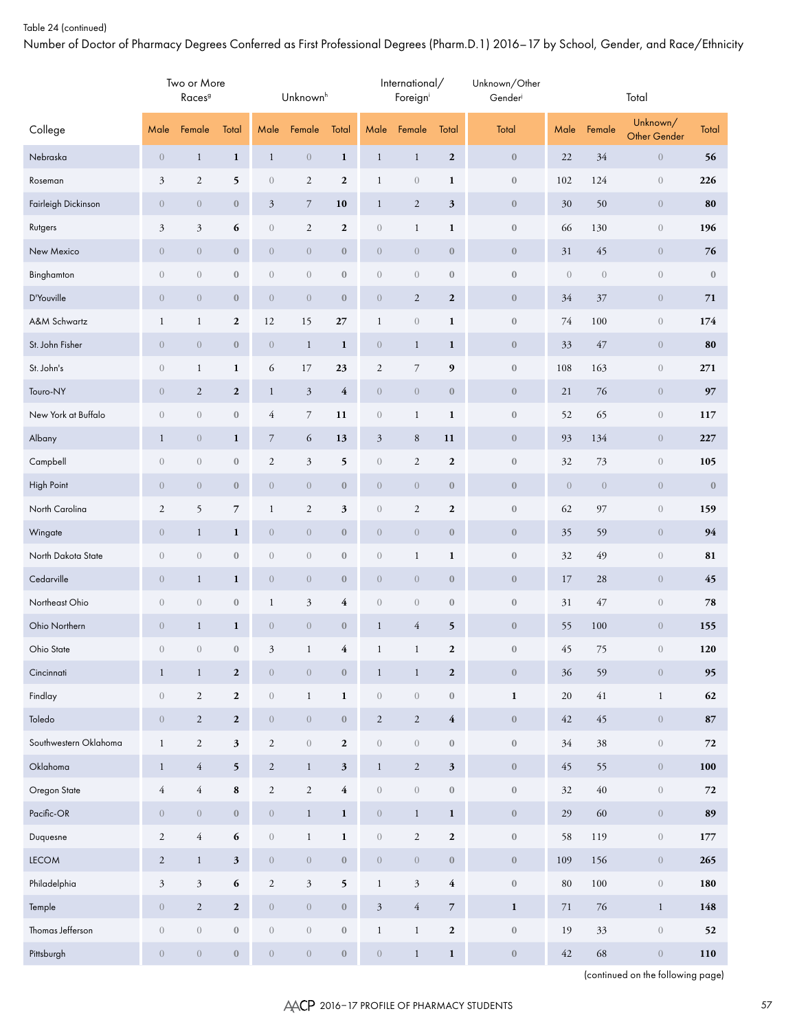Table 24 (continued)

Number of Doctor of Pharmacy Degrees Conferred as First Professional Degrees (Pharm.D.1) 2016–17 by School, Gender, and Race/Ethnicity

| College | Two or More Races[g] | | | Unknown[h] | | | International/ Foreign[i] | | | Unknown/Other Gender[j] | Total | | | |
|---|---|---|---|---|---|---|---|---|---|---|---|---|---|---|
| | Male | Female | Total | Male | Female | Total | Male | Female | Total | Total | Male | Female | Unknown/ Other Gender | Total |
| Nebraska | 0 | 1 | **1** | 1 | 0 | **1** | 1 | 1 | **2** | **0** | 22 | 34 | 0 | **56** |
| Roseman | 3 | 2 | **5** | 0 | 2 | **2** | 1 | 0 | **1** | **0** | 102 | 124 | 0 | **226** |
| Fairleigh Dickinson | 0 | 0 | **0** | 3 | 7 | **10** | 1 | 2 | **3** | **0** | 30 | 50 | 0 | **80** |
| Rutgers | 3 | 3 | **6** | 0 | 2 | **2** | 0 | 1 | **1** | **0** | 66 | 130 | 0 | **196** |
| New Mexico | 0 | 0 | **0** | 0 | 0 | **0** | 0 | 0 | **0** | **0** | 31 | 45 | 0 | **76** |
| Binghamton | 0 | 0 | **0** | 0 | 0 | **0** | 0 | 0 | **0** | **0** | 0 | 0 | 0 | **0** |
| D'Youville | 0 | 0 | **0** | 0 | 0 | **0** | 0 | 2 | **2** | **0** | 34 | 37 | 0 | **71** |
| A&M Schwartz | 1 | 1 | **2** | 12 | 15 | **27** | 1 | 0 | **1** | **0** | 74 | 100 | 0 | **174** |
| St. John Fisher | 0 | 0 | **0** | 0 | 1 | **1** | 0 | 1 | **1** | **0** | 33 | 47 | 0 | **80** |
| St. John's | 0 | 1 | **1** | 6 | 17 | **23** | 2 | 7 | **9** | **0** | 108 | 163 | 0 | **271** |
| Touro-NY | 0 | 2 | **2** | 1 | 3 | **4** | 0 | 0 | **0** | **0** | 21 | 76 | 0 | **97** |
| New York at Buffalo | 0 | 0 | **0** | 4 | 7 | **11** | 0 | 1 | **1** | **0** | 52 | 65 | 0 | **117** |
| Albany | 1 | 0 | **1** | 7 | 6 | **13** | 3 | 8 | **11** | **0** | 93 | 134 | 0 | **227** |
| Campbell | 0 | 0 | **0** | 2 | 3 | **5** | 0 | 2 | **2** | **0** | 32 | 73 | 0 | **105** |
| High Point | 0 | 0 | **0** | 0 | 0 | **0** | 0 | 0 | **0** | **0** | 0 | 0 | 0 | **0** |
| North Carolina | 2 | 5 | **7** | 1 | 2 | **3** | 0 | 2 | **2** | **0** | 62 | 97 | 0 | **159** |
| Wingate | 0 | 1 | **1** | 0 | 0 | **0** | 0 | 0 | **0** | **0** | 35 | 59 | 0 | **94** |
| North Dakota State | 0 | 0 | **0** | 0 | 0 | **0** | 0 | 1 | **1** | **0** | 32 | 49 | 0 | **81** |
| Cedarville | 0 | 1 | **1** | 0 | 0 | **0** | 0 | 0 | **0** | **0** | 17 | 28 | 0 | **45** |
| Northeast Ohio | 0 | 0 | **0** | 1 | 3 | **4** | 0 | 0 | **0** | **0** | 31 | 47 | 0 | **78** |
| Ohio Northern | 0 | 1 | **1** | 0 | 0 | **0** | 1 | 4 | **5** | **0** | 55 | 100 | 0 | **155** |
| Ohio State | 0 | 0 | **0** | 3 | 1 | **4** | 1 | 1 | **2** | **0** | 45 | 75 | 0 | **120** |
| Cincinnati | 1 | 1 | **2** | 0 | 0 | **0** | 1 | 1 | **2** | **0** | 36 | 59 | 0 | **95** |
| Findlay | 0 | 2 | **2** | 0 | 1 | **1** | 0 | 0 | **0** | **1** | 20 | 41 | 1 | **62** |
| Toledo | 0 | 2 | **2** | 0 | 0 | **0** | 2 | 2 | **4** | **0** | 42 | 45 | 0 | **87** |
| Southwestern Oklahoma | 1 | 2 | **3** | 2 | 0 | **2** | 0 | 0 | **0** | **0** | 34 | 38 | 0 | **72** |
| Oklahoma | 1 | 4 | **5** | 2 | 1 | **3** | 1 | 2 | **3** | **0** | 45 | 55 | 0 | **100** |
| Oregon State | 4 | 4 | **8** | 2 | 2 | **4** | 0 | 0 | **0** | **0** | 32 | 40 | 0 | **72** |
| Pacific-OR | 0 | 0 | **0** | 0 | 1 | **1** | 0 | 1 | **1** | **0** | 29 | 60 | 0 | **89** |
| Duquesne | 2 | 4 | **6** | 0 | 1 | **1** | 0 | 2 | **2** | **0** | 58 | 119 | 0 | **177** |
| LECOM | 2 | 1 | **3** | 0 | 0 | **0** | 0 | 0 | **0** | **0** | 109 | 156 | 0 | **265** |
| Philadelphia | 3 | 3 | **6** | 2 | 3 | **5** | 1 | 3 | **4** | **0** | 80 | 100 | 0 | **180** |
| Temple | 0 | 2 | **2** | 0 | 0 | **0** | 3 | 4 | **7** | **1** | 71 | 76 | 1 | **148** |
| Thomas Jefferson | 0 | 0 | **0** | 0 | 0 | **0** | 1 | 1 | **2** | **0** | 19 | 33 | 0 | **52** |
| Pittsburgh | 0 | 0 | **0** | 0 | 0 | **0** | 0 | 1 | **1** | **0** | 42 | 68 | 0 | **110** |

(continued on the following page)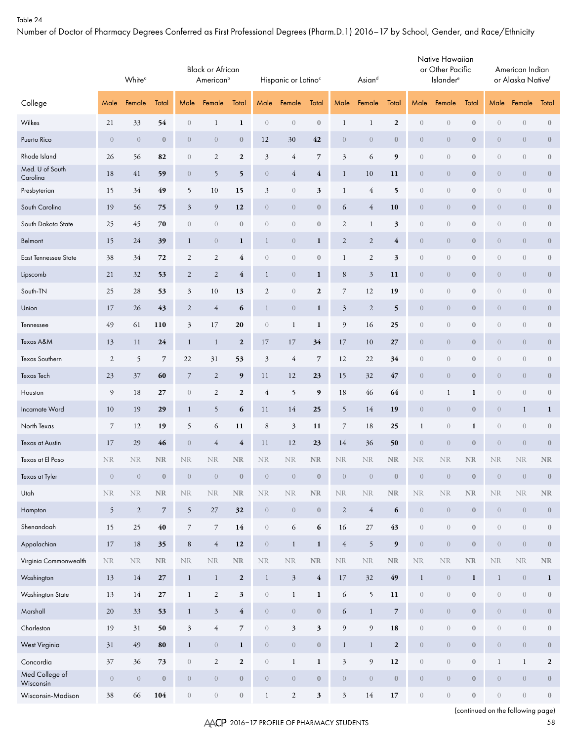Table 24

Number of Doctor of Pharmacy Degrees Conferred as First Professional Degrees (Pharm.D.1) 2016–17 by School, Gender, and Race/Ethnicity

| College | White[a] | | | Black or African American[b] | | | Hispanic or Latino[c] | | | Asian[d] | | | Native Hawaiian or Other Pacific Islander[e] | | | American Indian or Alaska Native[f] | | |
|---|---|---|---|---|---|---|---|---|---|---|---|---|---|---|---|---|---|---|
| | Male | Female | Total | Male | Female | Total | Male | Female | Total | Male | Female | Total | Male | Female | Total | Male | Female | Total |
| Wilkes | 21 | 33 | **54** | 0 | 1 | **1** | 0 | 0 | **0** | 1 | 1 | **2** | 0 | 0 | **0** | 0 | 0 | **0** |
| Puerto Rico | 0 | 0 | **0** | 0 | 0 | **0** | 12 | 30 | **42** | 0 | 0 | **0** | 0 | 0 | **0** | 0 | 0 | **0** |
| Rhode Island | 26 | 56 | **82** | 0 | 2 | **2** | 3 | 4 | **7** | 3 | 6 | **9** | 0 | 0 | **0** | 0 | 0 | **0** |
| Med. U of South Carolina | 18 | 41 | **59** | 0 | 5 | **5** | 0 | 4 | **4** | 1 | 10 | **11** | 0 | 0 | **0** | 0 | 0 | **0** |
| Presbyterian | 15 | 34 | **49** | 5 | 10 | **15** | 3 | 0 | **3** | 1 | 4 | **5** | 0 | 0 | **0** | 0 | 0 | **0** |
| South Carolina | 19 | 56 | **75** | 3 | 9 | **12** | 0 | 0 | **0** | 6 | 4 | **10** | 0 | 0 | **0** | 0 | 0 | **0** |
| South Dakota State | 25 | 45 | **70** | 0 | 0 | **0** | 0 | 0 | **0** | 2 | 1 | **3** | 0 | 0 | **0** | 0 | 0 | **0** |
| Belmont | 15 | 24 | **39** | 1 | 0 | **1** | 1 | 0 | **1** | 2 | 2 | **4** | 0 | 0 | **0** | 0 | 0 | **0** |
| East Tennessee State | 38 | 34 | **72** | 2 | 2 | **4** | 0 | 0 | **0** | 1 | 2 | **3** | 0 | 0 | **0** | 0 | 0 | **0** |
| Lipscomb | 21 | 32 | **53** | 2 | 2 | **4** | 1 | 0 | **1** | 8 | 3 | **11** | 0 | 0 | **0** | 0 | 0 | **0** |
| South-TN | 25 | 28 | **53** | 3 | 10 | **13** | 2 | 0 | **2** | 7 | 12 | **19** | 0 | 0 | **0** | 0 | 0 | **0** |
| Union | 17 | 26 | **43** | 2 | 4 | **6** | 1 | 0 | **1** | 3 | 2 | **5** | 0 | 0 | **0** | 0 | 0 | **0** |
| Tennessee | 49 | 61 | **110** | 3 | 17 | **20** | 0 | 1 | **1** | 9 | 16 | **25** | 0 | 0 | **0** | 0 | 0 | **0** |
| Texas A&M | 13 | 11 | **24** | 1 | 1 | **2** | 17 | 17 | **34** | 17 | 10 | **27** | 0 | 0 | **0** | 0 | 0 | **0** |
| Texas Southern | 2 | 5 | **7** | 22 | 31 | **53** | 3 | 4 | **7** | 12 | 22 | **34** | 0 | 0 | **0** | 0 | 0 | **0** |
| Texas Tech | 23 | 37 | **60** | 7 | 2 | **9** | 11 | 12 | **23** | 15 | 32 | **47** | 0 | 0 | **0** | 0 | 0 | **0** |
| Houston | 9 | 18 | **27** | 0 | 2 | **2** | 4 | 5 | **9** | 18 | 46 | **64** | 0 | 1 | **1** | 0 | 0 | **0** |
| Incarnate Word | 10 | 19 | **29** | 1 | 5 | **6** | 11 | 14 | **25** | 5 | 14 | **19** | 0 | 0 | **0** | 0 | 1 | **1** |
| North Texas | 7 | 12 | **19** | 5 | 6 | **11** | 8 | 3 | **11** | 7 | 18 | **25** | 1 | 0 | **1** | 0 | 0 | **0** |
| Texas at Austin | 17 | 29 | **46** | 0 | 4 | **4** | 11 | 12 | **23** | 14 | 36 | **50** | 0 | 0 | **0** | 0 | 0 | **0** |
| Texas at El Paso | NR | NR | **NR** | NR | NR | **NR** | NR | NR | **NR** | NR | NR | **NR** | NR | NR | **NR** | NR | NR | **NR** |
| Texas at Tyler | 0 | 0 | **0** | 0 | 0 | **0** | 0 | 0 | **0** | 0 | 0 | **0** | 0 | 0 | **0** | 0 | 0 | **0** |
| Utah | NR | NR | **NR** | NR | NR | **NR** | NR | NR | **NR** | NR | NR | **NR** | NR | NR | **NR** | NR | NR | **NR** |
| Hampton | 5 | 2 | **7** | 5 | 27 | **32** | 0 | 0 | **0** | 2 | 4 | **6** | 0 | 0 | **0** | 0 | 0 | **0** |
| Shenandoah | 15 | 25 | **40** | 7 | 7 | **14** | 0 | 6 | **6** | 16 | 27 | **43** | 0 | 0 | **0** | 0 | 0 | **0** |
| Appalachian | 17 | 18 | **35** | 8 | 4 | **12** | 0 | 1 | **1** | 4 | 5 | **9** | 0 | 0 | **0** | 0 | 0 | **0** |
| Virginia Commonwealth | NR | NR | **NR** | NR | NR | **NR** | NR | NR | **NR** | NR | NR | **NR** | NR | NR | **NR** | NR | NR | **NR** |
| Washington | 13 | 14 | **27** | 1 | 1 | **2** | 1 | 3 | **4** | 17 | 32 | **49** | 1 | 0 | **1** | 1 | 0 | **1** |
| Washington State | 13 | 14 | **27** | 1 | 2 | **3** | 0 | 1 | **1** | 6 | 5 | **11** | 0 | 0 | **0** | 0 | 0 | **0** |
| Marshall | 20 | 33 | **53** | 1 | 3 | **4** | 0 | 0 | **0** | 6 | 1 | **7** | 0 | 0 | **0** | 0 | 0 | **0** |
| Charleston | 19 | 31 | **50** | 3 | 4 | **7** | 0 | 3 | **3** | 9 | 9 | **18** | 0 | 0 | **0** | 0 | 0 | **0** |
| West Virginia | 31 | 49 | **80** | 1 | 0 | **1** | 0 | 0 | **0** | 1 | 1 | **2** | 0 | 0 | **0** | 0 | 0 | **0** |
| Concordia | 37 | 36 | **73** | 0 | 2 | **2** | 0 | 1 | **1** | 3 | 9 | **12** | 0 | 0 | **0** | 1 | 1 | **2** |
| Med College of Wisconsin | 0 | 0 | **0** | 0 | 0 | **0** | 0 | 0 | **0** | 0 | 0 | **0** | 0 | 0 | **0** | 0 | 0 | **0** |
| Wisconsin-Madison | 38 | 66 | **104** | 0 | 0 | **0** | 1 | 2 | **3** | 3 | 14 | **17** | 0 | 0 | **0** | 0 | 0 | **0** |

(continued on the following page)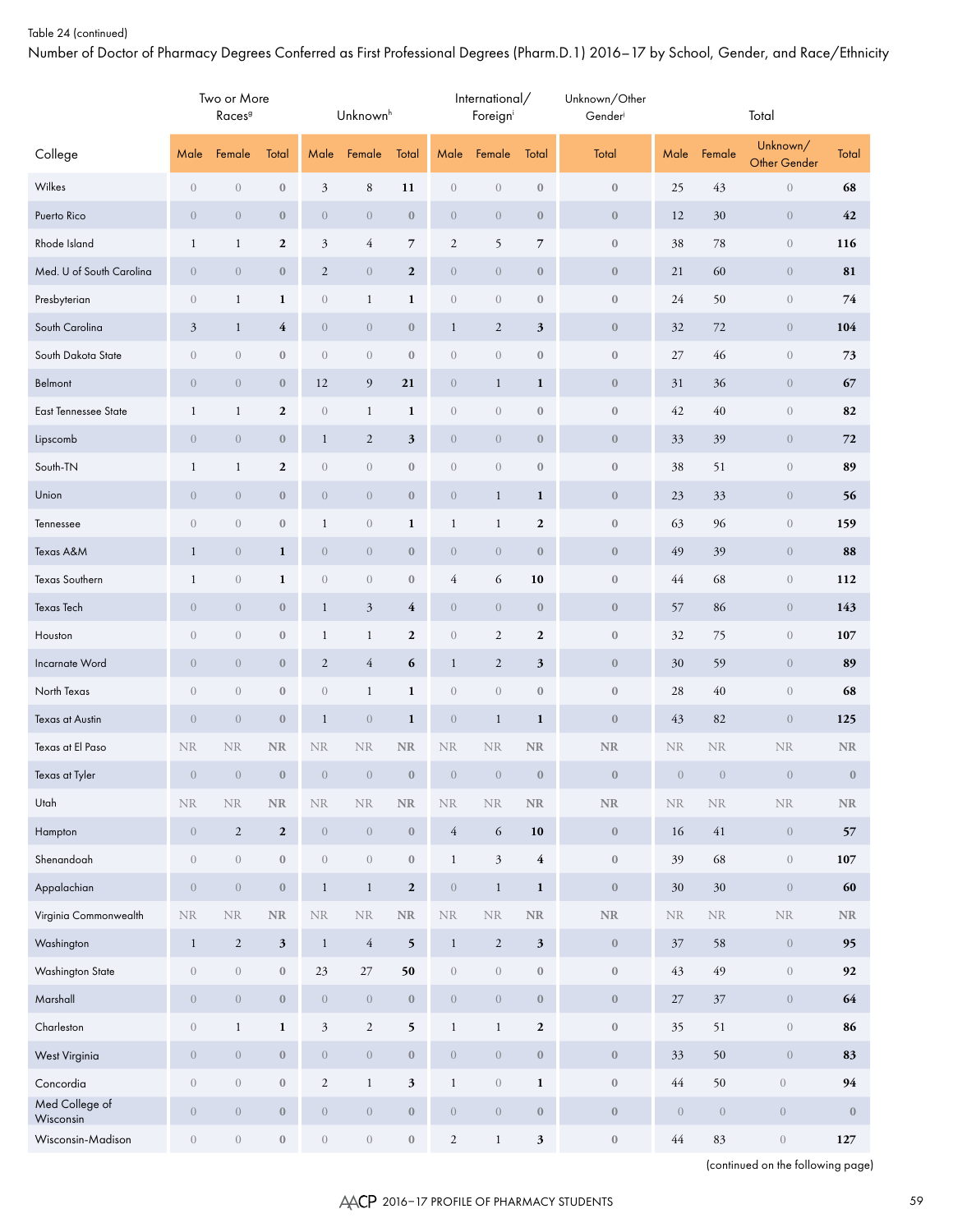Table 24 (continued)

Number of Doctor of Pharmacy Degrees Conferred as First Professional Degrees (Pharm.D.1) 2016–17 by School, Gender, and Race/Ethnicity

| College | Two or More Races[g] | | | Unknown[h] | | | International/ Foreign[i] | | | Unknown/Other Gender[j] | Total | | | |
|---|---|---|---|---|---|---|---|---|---|---|---|---|---|---|
| | Male | Female | Total | Male | Female | Total | Male | Female | Total | Total | Male | Female | Unknown/ Other Gender | Total |
| Wilkes | 0 | 0 | 0 | 3 | 8 | 11 | 0 | 0 | 0 | 0 | 25 | 43 | 0 | 68 |
| Puerto Rico | 0 | 0 | 0 | 0 | 0 | 0 | 0 | 0 | 0 | 0 | 12 | 30 | 0 | 42 |
| Rhode Island | 1 | 1 | 2 | 3 | 4 | 7 | 2 | 5 | 7 | 0 | 38 | 78 | 0 | 116 |
| Med. U of South Carolina | 0 | 0 | 0 | 2 | 0 | 2 | 0 | 0 | 0 | 0 | 21 | 60 | 0 | 81 |
| Presbyterian | 0 | 1 | 1 | 0 | 1 | 1 | 0 | 0 | 0 | 0 | 24 | 50 | 0 | 74 |
| South Carolina | 3 | 1 | 4 | 0 | 0 | 0 | 1 | 2 | 3 | 0 | 32 | 72 | 0 | 104 |
| South Dakota State | 0 | 0 | 0 | 0 | 0 | 0 | 0 | 0 | 0 | 0 | 27 | 46 | 0 | 73 |
| Belmont | 0 | 0 | 0 | 12 | 9 | 21 | 0 | 1 | 1 | 0 | 31 | 36 | 0 | 67 |
| East Tennessee State | 1 | 1 | 2 | 0 | 1 | 1 | 0 | 0 | 0 | 0 | 42 | 40 | 0 | 82 |
| Lipscomb | 0 | 0 | 0 | 1 | 2 | 3 | 0 | 0 | 0 | 0 | 33 | 39 | 0 | 72 |
| South-TN | 1 | 1 | 2 | 0 | 0 | 0 | 0 | 0 | 0 | 0 | 38 | 51 | 0 | 89 |
| Union | 0 | 0 | 0 | 0 | 0 | 0 | 0 | 1 | 1 | 0 | 23 | 33 | 0 | 56 |
| Tennessee | 0 | 0 | 0 | 1 | 0 | 1 | 1 | 1 | 2 | 0 | 63 | 96 | 0 | 159 |
| Texas A&M | 1 | 0 | 1 | 0 | 0 | 0 | 0 | 0 | 0 | 0 | 49 | 39 | 0 | 88 |
| Texas Southern | 1 | 0 | 1 | 0 | 0 | 0 | 4 | 6 | 10 | 0 | 44 | 68 | 0 | 112 |
| Texas Tech | 0 | 0 | 0 | 1 | 3 | 4 | 0 | 0 | 0 | 0 | 57 | 86 | 0 | 143 |
| Houston | 0 | 0 | 0 | 1 | 1 | 2 | 0 | 2 | 2 | 0 | 32 | 75 | 0 | 107 |
| Incarnate Word | 0 | 0 | 0 | 2 | 4 | 6 | 1 | 2 | 3 | 0 | 30 | 59 | 0 | 89 |
| North Texas | 0 | 0 | 0 | 0 | 1 | 1 | 0 | 0 | 0 | 0 | 28 | 40 | 0 | 68 |
| Texas at Austin | 0 | 0 | 0 | 1 | 0 | 1 | 0 | 1 | 1 | 0 | 43 | 82 | 0 | 125 |
| Texas at El Paso | NR | NR | NR | NR | NR | NR | NR | NR | NR | NR | NR | NR | NR | NR |
| Texas at Tyler | 0 | 0 | 0 | 0 | 0 | 0 | 0 | 0 | 0 | 0 | 0 | 0 | 0 | 0 |
| Utah | NR | NR | NR | NR | NR | NR | NR | NR | NR | NR | NR | NR | NR | NR |
| Hampton | 0 | 2 | 2 | 0 | 0 | 0 | 4 | 6 | 10 | 0 | 16 | 41 | 0 | 57 |
| Shenandoah | 0 | 0 | 0 | 0 | 0 | 0 | 1 | 3 | 4 | 0 | 39 | 68 | 0 | 107 |
| Appalachian | 0 | 0 | 0 | 1 | 1 | 2 | 0 | 1 | 1 | 0 | 30 | 30 | 0 | 60 |
| Virginia Commonwealth | NR | NR | NR | NR | NR | NR | NR | NR | NR | NR | NR | NR | NR | NR |
| Washington | 1 | 2 | 3 | 1 | 4 | 5 | 1 | 2 | 3 | 0 | 37 | 58 | 0 | 95 |
| Washington State | 0 | 0 | 0 | 23 | 27 | 50 | 0 | 0 | 0 | 0 | 43 | 49 | 0 | 92 |
| Marshall | 0 | 0 | 0 | 0 | 0 | 0 | 0 | 0 | 0 | 0 | 27 | 37 | 0 | 64 |
| Charleston | 0 | 1 | 1 | 3 | 2 | 5 | 1 | 1 | 2 | 0 | 35 | 51 | 0 | 86 |
| West Virginia | 0 | 0 | 0 | 0 | 0 | 0 | 0 | 0 | 0 | 0 | 33 | 50 | 0 | 83 |
| Concordia | 0 | 0 | 0 | 2 | 1 | 3 | 1 | 0 | 1 | 0 | 44 | 50 | 0 | 94 |
| Med College of Wisconsin | 0 | 0 | 0 | 0 | 0 | 0 | 0 | 0 | 0 | 0 | 0 | 0 | 0 | 0 |
| Wisconsin-Madison | 0 | 0 | 0 | 0 | 0 | 0 | 2 | 1 | 3 | 0 | 44 | 83 | 0 | 127 |

(continued on the following page)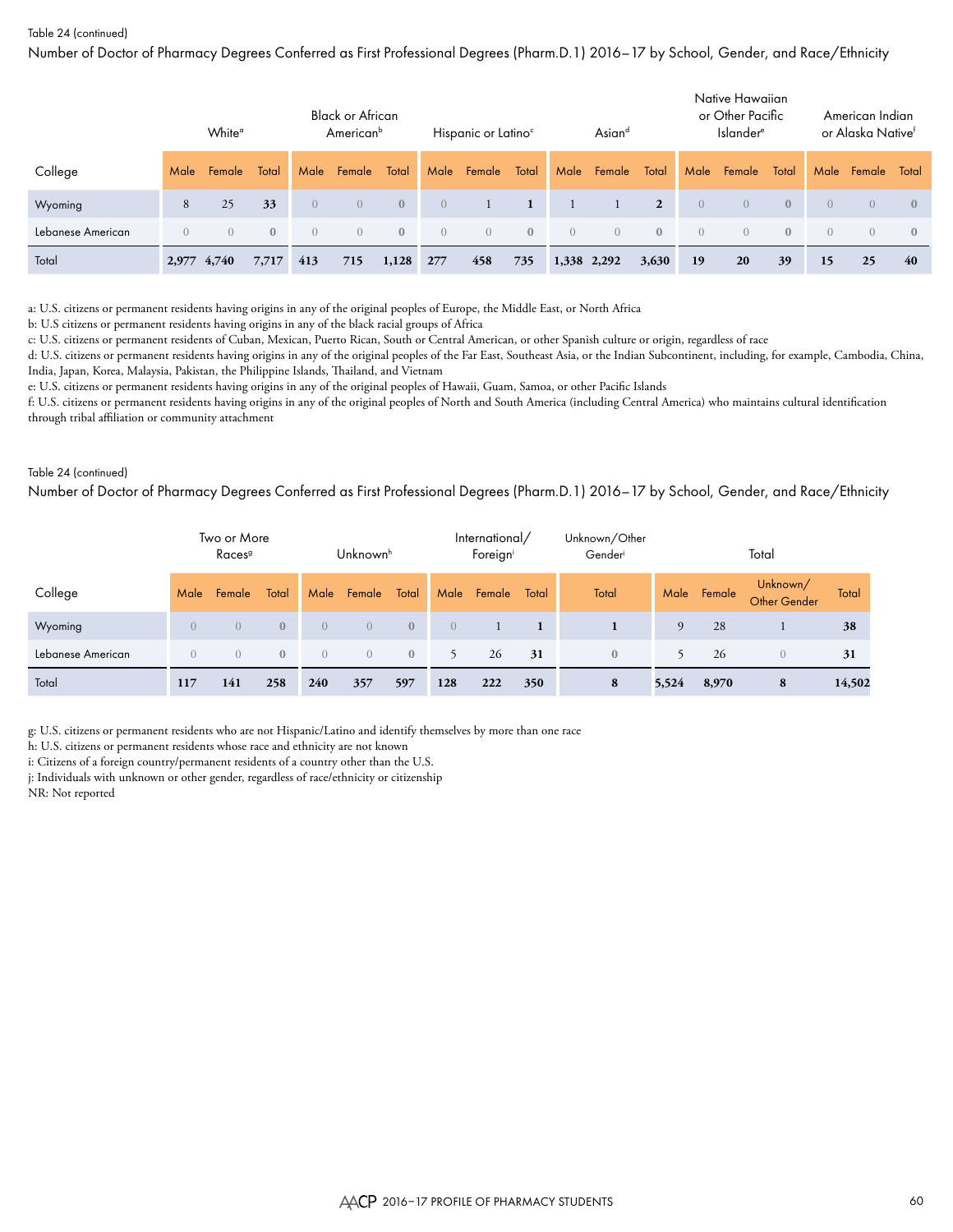Table 24 (continued)

Number of Doctor of Pharmacy Degrees Conferred as First Professional Degrees (Pharm.D.1) 2016–17 by School, Gender, and Race/Ethnicity

| College | White[a] | | | Black or African American[b] | | | Hispanic or Latino[c] | | | Asian[d] | | | Native Hawaiian or Other Pacific Islander[e] | | | American Indian or Alaska Native[f] | | |
|---|---|---|---|---|---|---|---|---|---|---|---|---|---|---|---|---|---|---|
| | Male | Female | Total | Male | Female | Total | Male | Female | Total | Male | Female | Total | Male | Female | Total | Male | Female | Total |
| Wyoming | 8 | 25 | **33** | 0 | 0 | **0** | 0 | 1 | **1** | 1 | 1 | **2** | 0 | 0 | **0** | 0 | 0 | **0** |
| Lebanese American | 0 | 0 | **0** | 0 | 0 | **0** | 0 | 0 | **0** | 0 | 0 | **0** | 0 | 0 | **0** | 0 | 0 | **0** |
| Total | **2,977** | **4,740** | **7,717** | **413** | **715** | **1,128** | **277** | **458** | **735** | **1,338** | **2,292** | **3,630** | **19** | **20** | **39** | **15** | **25** | **40** |

a: U.S. citizens or permanent residents having origins in any of the original peoples of Europe, the Middle East, or North Africa
b: U.S citizens or permanent residents having origins in any of the black racial groups of Africa
c: U.S. citizens or permanent residents of Cuban, Mexican, Puerto Rican, South or Central American, or other Spanish culture or origin, regardless of race
d: U.S. citizens or permanent residents having origins in any of the original peoples of the Far East, Southeast Asia, or the Indian Subcontinent, including, for example, Cambodia, China, India, Japan, Korea, Malaysia, Pakistan, the Philippine Islands, Thailand, and Vietnam
e: U.S. citizens or permanent residents having origins in any of the original peoples of Hawaii, Guam, Samoa, or other Pacific Islands
f: U.S. citizens or permanent residents having origins in any of the original peoples of North and South America (including Central America) who maintains cultural identification through tribal affiliation or community attachment

Table 24 (continued)

Number of Doctor of Pharmacy Degrees Conferred as First Professional Degrees (Pharm.D.1) 2016–17 by School, Gender, and Race/Ethnicity

| College | Two or More Races[g] | | | Unknown[h] | | | International/ Foreign[i] | | | Unknown/Other Gender[j] | Total | | | |
|---|---|---|---|---|---|---|---|---|---|---|---|---|---|---|
| | Male | Female | Total | Male | Female | Total | Male | Female | Total | Total | Male | Female | Unknown/ Other Gender | Total |
| Wyoming | 0 | 0 | **0** | 0 | 0 | **0** | 0 | 1 | **1** | **1** | 9 | 28 | 1 | **38** |
| Lebanese American | 0 | 0 | **0** | 0 | 0 | **0** | 5 | 26 | **31** | **0** | 5 | 26 | 0 | **31** |
| Total | **117** | **141** | **258** | **240** | **357** | **597** | **128** | **222** | **350** | **8** | **5,524** | **8,970** | **8** | **14,502** |

g: U.S. citizens or permanent residents who are not Hispanic/Latino and identify themselves by more than one race
h: U.S. citizens or permanent residents whose race and ethnicity are not known
i: Citizens of a foreign country/permanent residents of a country other than the U.S.
j: Individuals with unknown or other gender, regardless of race/ethnicity or citizenship
NR: Not reported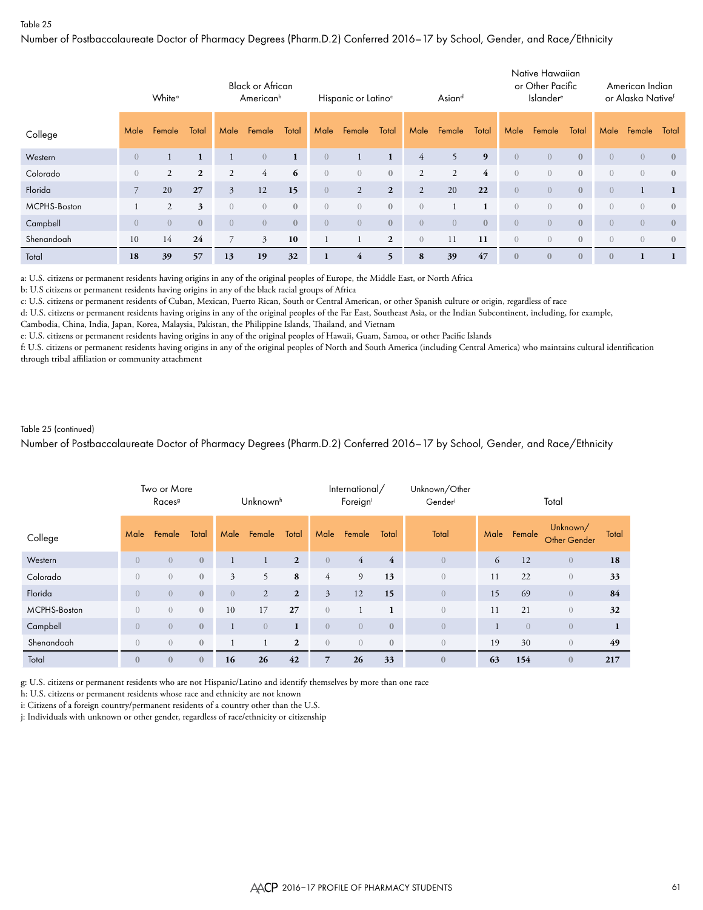Table 25

Number of Postbaccalaureate Doctor of Pharmacy Degrees (Pharm.D.2) Conferred 2016–17 by School, Gender, and Race/Ethnicity

| College | White[a] | | | Black or African American[b] | | | Hispanic or Latino[c] | | | Asian[d] | | | Native Hawaiian or Other Pacific Islander[e] | | | American Indian or Alaska Native[f] | | |
|---|---|---|---|---|---|---|---|---|---|---|---|---|---|---|---|---|---|---|
| | Male | Female | Total | Male | Female | Total | Male | Female | Total | Male | Female | Total | Male | Female | Total | Male | Female | Total |
| Western | 0 | 1 | **1** | 1 | 0 | **1** | 0 | 1 | **1** | 4 | 5 | **9** | 0 | 0 | **0** | 0 | 0 | **0** |
| Colorado | 0 | 2 | **2** | 2 | 4 | **6** | 0 | 0 | **0** | 2 | 2 | **4** | 0 | 0 | **0** | 0 | 0 | **0** |
| Florida | 7 | 20 | **27** | 3 | 12 | **15** | 0 | 2 | **2** | 2 | 20 | **22** | 0 | 0 | **0** | 0 | 1 | **1** |
| MCPHS-Boston | 1 | 2 | **3** | 0 | 0 | **0** | 0 | 0 | **0** | 0 | 1 | **1** | 0 | 0 | **0** | 0 | 0 | **0** |
| Campbell | 0 | 0 | **0** | 0 | 0 | **0** | 0 | 0 | **0** | 0 | 0 | **0** | 0 | 0 | **0** | 0 | 0 | **0** |
| Shenandoah | 10 | 14 | **24** | 7 | 3 | **10** | 1 | 1 | **2** | 0 | 11 | **11** | 0 | 0 | **0** | 0 | 0 | **0** |
| Total | **18** | **39** | **57** | **13** | **19** | **32** | **1** | **4** | **5** | **8** | **39** | **47** | **0** | **0** | **0** | **0** | **1** | **1** |

a: U.S. citizens or permanent residents having origins in any of the original peoples of Europe, the Middle East, or North Africa
b: U.S citizens or permanent residents having origins in any of the black racial groups of Africa
c: U.S. citizens or permanent residents of Cuban, Mexican, Puerto Rican, South or Central American, or other Spanish culture or origin, regardless of race
d: U.S. citizens or permanent residents having origins in any of the original peoples of the Far East, Southeast Asia, or the Indian Subcontinent, including, for example, Cambodia, China, India, Japan, Korea, Malaysia, Pakistan, the Philippine Islands, Thailand, and Vietnam
e: U.S. citizens or permanent residents having origins in any of the original peoples of Hawaii, Guam, Samoa, or other Pacific Islands
f: U.S. citizens or permanent residents having origins in any of the original peoples of North and South America (including Central America) who maintains cultural identification through tribal affiliation or community attachment

Table 25 (continued)

Number of Postbaccalaureate Doctor of Pharmacy Degrees (Pharm.D.2) Conferred 2016–17 by School, Gender, and Race/Ethnicity

| College | Two or More Races[g] | | | Unknown[h] | | | International/ Foreign[i] | | | Unknown/Other Gender[j] | Total | | | |
|---|---|---|---|---|---|---|---|---|---|---|---|---|---|---|
| | Male | Female | Total | Male | Female | Total | Male | Female | Total | Total | Male | Female | Unknown/ Other Gender | Total |
| Western | 0 | 0 | **0** | 1 | 1 | **2** | 0 | 4 | **4** | 0 | 6 | 12 | 0 | **18** |
| Colorado | 0 | 0 | **0** | 3 | 5 | **8** | 4 | 9 | **13** | 0 | 11 | 22 | 0 | **33** |
| Florida | 0 | 0 | **0** | 0 | 2 | **2** | 3 | 12 | **15** | 0 | 15 | 69 | 0 | **84** |
| MCPHS-Boston | 0 | 0 | **0** | 10 | 17 | **27** | 0 | 1 | **1** | 0 | 11 | 21 | 0 | **32** |
| Campbell | 0 | 0 | **0** | 1 | 0 | **1** | 0 | 0 | **0** | 0 | 1 | 0 | 0 | **1** |
| Shenandoah | 0 | 0 | **0** | 1 | 1 | **2** | 0 | 0 | **0** | 0 | 19 | 30 | 0 | **49** |
| Total | **0** | **0** | **0** | **16** | **26** | **42** | **7** | **26** | **33** | **0** | **63** | **154** | **0** | **217** |

g: U.S. citizens or permanent residents who are not Hispanic/Latino and identify themselves by more than one race
h: U.S. citizens or permanent residents whose race and ethnicity are not known
i: Citizens of a foreign country/permanent residents of a country other than the U.S.
j: Individuals with unknown or other gender, regardless of race/ethnicity or citizenship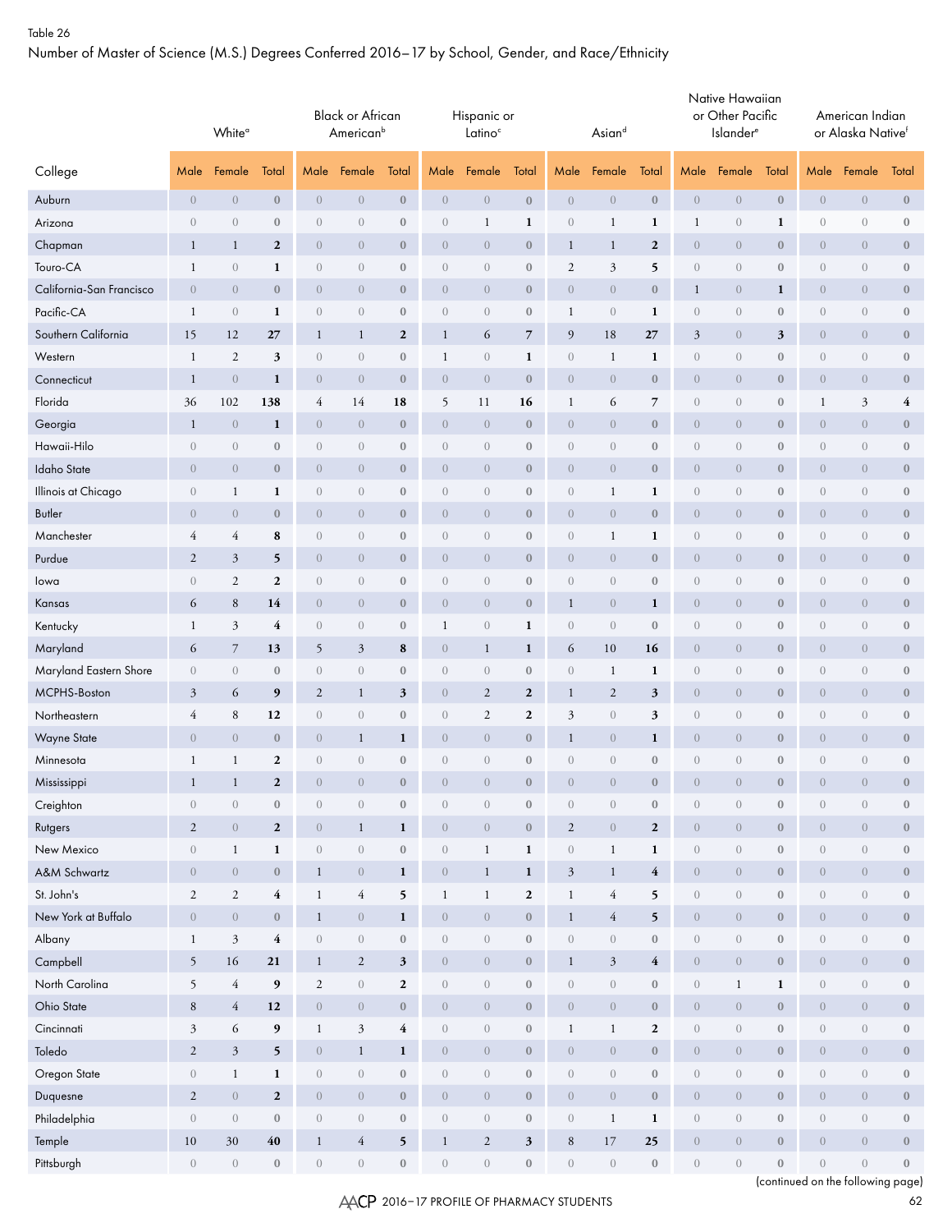Table 26

Number of Master of Science (M.S.) Degrees Conferred 2016–17 by School, Gender, and Race/Ethnicity

| | White[a] | | | Black or African American[b] | | | Hispanic or Latino[c] | | | Asian[d] | | | Native Hawaiian or Other Pacific Islander[e] | | | American Indian or Alaska Native[f] | | |
|---|---|---|---|---|---|---|---|---|---|---|---|---|---|---|---|---|---|---|
| College | Male | Female | Total | Male | Female | Total | Male | Female | Total | Male | Female | Total | Male | Female | Total | Male | Female | Total |
| Auburn | 0 | 0 | 0 | 0 | 0 | 0 | 0 | 0 | 0 | 0 | 0 | 0 | 0 | 0 | 0 | 0 | 0 | 0 |
| Arizona | 0 | 0 | 0 | 0 | 0 | 0 | 0 | 1 | 1 | 0 | 1 | 1 | 1 | 0 | 1 | 0 | 0 | 0 |
| Chapman | 1 | 1 | 2 | 0 | 0 | 0 | 0 | 0 | 0 | 1 | 1 | 2 | 0 | 0 | 0 | 0 | 0 | 0 |
| Touro-CA | 1 | 0 | 1 | 0 | 0 | 0 | 0 | 0 | 0 | 2 | 3 | 5 | 0 | 0 | 0 | 0 | 0 | 0 |
| California-San Francisco | 0 | 0 | 0 | 0 | 0 | 0 | 0 | 0 | 0 | 0 | 0 | 0 | 1 | 0 | 1 | 0 | 0 | 0 |
| Pacific-CA | 1 | 0 | 1 | 0 | 0 | 0 | 0 | 0 | 0 | 1 | 0 | 1 | 0 | 0 | 0 | 0 | 0 | 0 |
| Southern California | 15 | 12 | 27 | 1 | 1 | 2 | 1 | 6 | 7 | 9 | 18 | 27 | 3 | 0 | 3 | 0 | 0 | 0 |
| Western | 1 | 2 | 3 | 0 | 0 | 0 | 1 | 0 | 1 | 0 | 1 | 1 | 0 | 0 | 0 | 0 | 0 | 0 |
| Connecticut | 1 | 0 | 1 | 0 | 0 | 0 | 0 | 0 | 0 | 0 | 0 | 0 | 0 | 0 | 0 | 0 | 0 | 0 |
| Florida | 36 | 102 | 138 | 4 | 14 | 18 | 5 | 11 | 16 | 1 | 6 | 7 | 0 | 0 | 0 | 1 | 3 | 4 |
| Georgia | 1 | 0 | 1 | 0 | 0 | 0 | 0 | 0 | 0 | 0 | 0 | 0 | 0 | 0 | 0 | 0 | 0 | 0 |
| Hawaii-Hilo | 0 | 0 | 0 | 0 | 0 | 0 | 0 | 0 | 0 | 0 | 0 | 0 | 0 | 0 | 0 | 0 | 0 | 0 |
| Idaho State | 0 | 0 | 0 | 0 | 0 | 0 | 0 | 0 | 0 | 0 | 0 | 0 | 0 | 0 | 0 | 0 | 0 | 0 |
| Illinois at Chicago | 0 | 1 | 1 | 0 | 0 | 0 | 0 | 0 | 0 | 0 | 1 | 1 | 0 | 0 | 0 | 0 | 0 | 0 |
| Butler | 0 | 0 | 0 | 0 | 0 | 0 | 0 | 0 | 0 | 0 | 0 | 0 | 0 | 0 | 0 | 0 | 0 | 0 |
| Manchester | 4 | 4 | 8 | 0 | 0 | 0 | 0 | 0 | 0 | 0 | 1 | 1 | 0 | 0 | 0 | 0 | 0 | 0 |
| Purdue | 2 | 3 | 5 | 0 | 0 | 0 | 0 | 0 | 0 | 0 | 0 | 0 | 0 | 0 | 0 | 0 | 0 | 0 |
| Iowa | 0 | 2 | 2 | 0 | 0 | 0 | 0 | 0 | 0 | 0 | 0 | 0 | 0 | 0 | 0 | 0 | 0 | 0 |
| Kansas | 6 | 8 | 14 | 0 | 0 | 0 | 0 | 0 | 0 | 1 | 0 | 1 | 0 | 0 | 0 | 0 | 0 | 0 |
| Kentucky | 1 | 3 | 4 | 0 | 0 | 0 | 1 | 0 | 1 | 0 | 0 | 0 | 0 | 0 | 0 | 0 | 0 | 0 |
| Maryland | 6 | 7 | 13 | 5 | 3 | 8 | 0 | 1 | 1 | 6 | 10 | 16 | 0 | 0 | 0 | 0 | 0 | 0 |
| Maryland Eastern Shore | 0 | 0 | 0 | 0 | 0 | 0 | 0 | 0 | 0 | 0 | 1 | 1 | 0 | 0 | 0 | 0 | 0 | 0 |
| MCPHS-Boston | 3 | 6 | 9 | 2 | 1 | 3 | 0 | 2 | 2 | 1 | 2 | 3 | 0 | 0 | 0 | 0 | 0 | 0 |
| Northeastern | 4 | 8 | 12 | 0 | 0 | 0 | 0 | 2 | 2 | 3 | 0 | 3 | 0 | 0 | 0 | 0 | 0 | 0 |
| Wayne State | 0 | 0 | 0 | 0 | 1 | 1 | 0 | 0 | 0 | 1 | 0 | 1 | 0 | 0 | 0 | 0 | 0 | 0 |
| Minnesota | 1 | 1 | 2 | 0 | 0 | 0 | 0 | 0 | 0 | 0 | 0 | 0 | 0 | 0 | 0 | 0 | 0 | 0 |
| Mississippi | 1 | 1 | 2 | 0 | 0 | 0 | 0 | 0 | 0 | 0 | 0 | 0 | 0 | 0 | 0 | 0 | 0 | 0 |
| Creighton | 0 | 0 | 0 | 0 | 0 | 0 | 0 | 0 | 0 | 0 | 0 | 0 | 0 | 0 | 0 | 0 | 0 | 0 |
| Rutgers | 2 | 0 | 2 | 0 | 1 | 1 | 0 | 0 | 0 | 2 | 0 | 2 | 0 | 0 | 0 | 0 | 0 | 0 |
| New Mexico | 0 | 1 | 1 | 0 | 0 | 0 | 0 | 1 | 1 | 0 | 1 | 1 | 0 | 0 | 0 | 0 | 0 | 0 |
| A&M Schwartz | 0 | 0 | 0 | 1 | 0 | 1 | 0 | 1 | 1 | 3 | 1 | 4 | 0 | 0 | 0 | 0 | 0 | 0 |
| St. John's | 2 | 2 | 4 | 1 | 4 | 5 | 1 | 1 | 2 | 1 | 4 | 5 | 0 | 0 | 0 | 0 | 0 | 0 |
| New York at Buffalo | 0 | 0 | 0 | 1 | 0 | 1 | 0 | 0 | 0 | 1 | 4 | 5 | 0 | 0 | 0 | 0 | 0 | 0 |
| Albany | 1 | 3 | 4 | 0 | 0 | 0 | 0 | 0 | 0 | 0 | 0 | 0 | 0 | 0 | 0 | 0 | 0 | 0 |
| Campbell | 5 | 16 | 21 | 1 | 2 | 3 | 0 | 0 | 0 | 1 | 3 | 4 | 0 | 0 | 0 | 0 | 0 | 0 |
| North Carolina | 5 | 4 | 9 | 2 | 0 | 2 | 0 | 0 | 0 | 0 | 0 | 0 | 0 | 1 | 1 | 0 | 0 | 0 |
| Ohio State | 8 | 4 | 12 | 0 | 0 | 0 | 0 | 0 | 0 | 0 | 0 | 0 | 0 | 0 | 0 | 0 | 0 | 0 |
| Cincinnati | 3 | 6 | 9 | 1 | 3 | 4 | 0 | 0 | 0 | 1 | 1 | 2 | 0 | 0 | 0 | 0 | 0 | 0 |
| Toledo | 2 | 3 | 5 | 0 | 1 | 1 | 0 | 0 | 0 | 0 | 0 | 0 | 0 | 0 | 0 | 0 | 0 | 0 |
| Oregon State | 0 | 1 | 1 | 0 | 0 | 0 | 0 | 0 | 0 | 0 | 0 | 0 | 0 | 0 | 0 | 0 | 0 | 0 |
| Duquesne | 2 | 0 | 2 | 0 | 0 | 0 | 0 | 0 | 0 | 0 | 0 | 0 | 0 | 0 | 0 | 0 | 0 | 0 |
| Philadelphia | 0 | 0 | 0 | 0 | 0 | 0 | 0 | 0 | 0 | 0 | 1 | 1 | 0 | 0 | 0 | 0 | 0 | 0 |
| Temple | 10 | 30 | 40 | 1 | 4 | 5 | 1 | 2 | 3 | 8 | 17 | 25 | 0 | 0 | 0 | 0 | 0 | 0 |
| Pittsburgh | 0 | 0 | 0 | 0 | 0 | 0 | 0 | 0 | 0 | 0 | 0 | 0 | 0 | 0 | 0 | 0 | 0 | 0 |

(continued on the following page)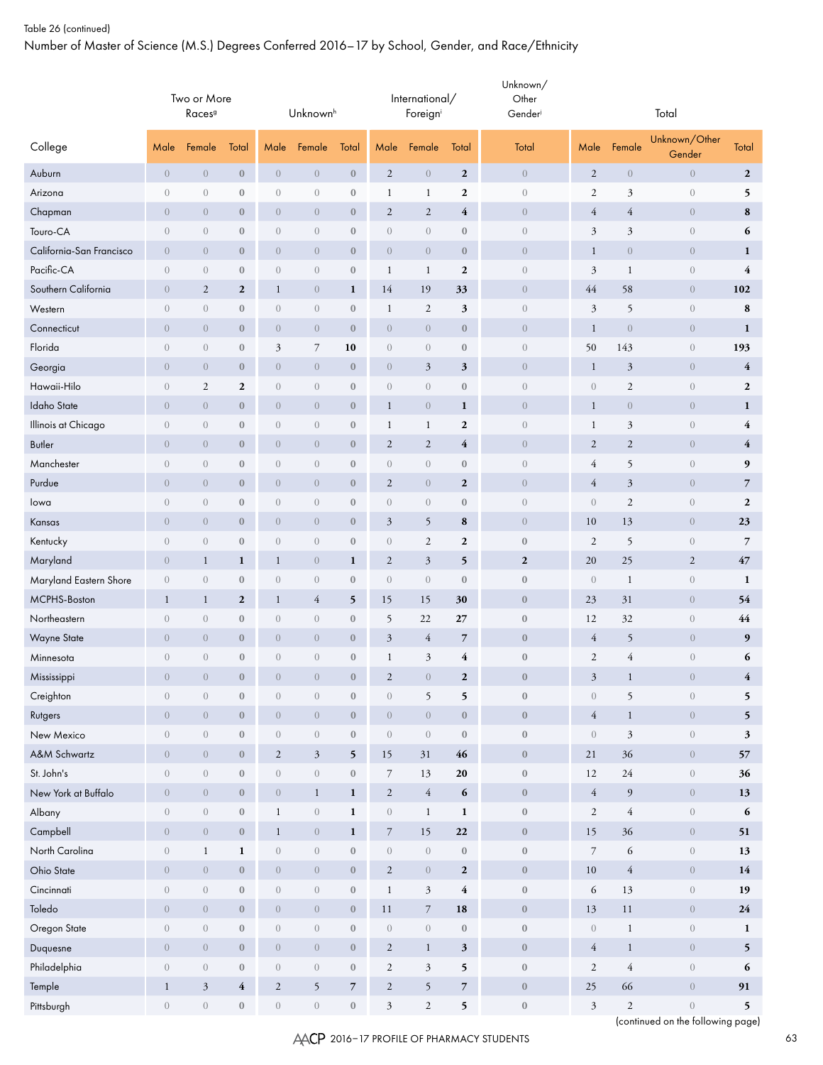Table 26 (continued)

Number of Master of Science (M.S.) Degrees Conferred 2016–17 by School, Gender, and Race/Ethnicity

| College | Two or More Races[g] | | | Unknown[h] | | | International/ Foreign[i] | | | Unknown/ Other Gender[j] | Total | | | |
|---|---|---|---|---|---|---|---|---|---|---|---|---|---|---|
| | Male | Female | Total | Male | Female | Total | Male | Female | Total | Total | Male | Female | Unknown/Other Gender | Total |
| Auburn | 0 | 0 | **0** | 0 | 0 | **0** | 2 | 0 | **2** | 0 | 2 | 0 | 0 | **2** |
| Arizona | 0 | 0 | **0** | 0 | 0 | **0** | 1 | 1 | **2** | 0 | 2 | 3 | 0 | **5** |
| Chapman | 0 | 0 | **0** | 0 | 0 | **0** | 2 | 2 | **4** | 0 | 4 | 4 | 0 | **8** |
| Touro-CA | 0 | 0 | **0** | 0 | 0 | **0** | 0 | 0 | **0** | 0 | 3 | 3 | 0 | **6** |
| California-San Francisco | 0 | 0 | **0** | 0 | 0 | **0** | 0 | 0 | **0** | 0 | 1 | 0 | 0 | **1** |
| Pacific-CA | 0 | 0 | **0** | 0 | 0 | **0** | 1 | 1 | **2** | 0 | 3 | 1 | 0 | **4** |
| Southern California | 0 | 2 | **2** | 1 | 0 | **1** | 14 | 19 | **33** | 0 | 44 | 58 | 0 | **102** |
| Western | 0 | 0 | **0** | 0 | 0 | **0** | 1 | 2 | **3** | 0 | 3 | 5 | 0 | **8** |
| Connecticut | 0 | 0 | **0** | 0 | 0 | **0** | 0 | 0 | **0** | 0 | 1 | 0 | 0 | **1** |
| Florida | 0 | 0 | **0** | 3 | 7 | **10** | 0 | 0 | **0** | 0 | 50 | 143 | 0 | **193** |
| Georgia | 0 | 0 | **0** | 0 | 0 | **0** | 0 | 3 | **3** | 0 | 1 | 3 | 0 | **4** |
| Hawaii-Hilo | 0 | 2 | **2** | 0 | 0 | **0** | 0 | 0 | **0** | 0 | 0 | 2 | 0 | **2** |
| Idaho State | 0 | 0 | **0** | 0 | 0 | **0** | 1 | 0 | **1** | 0 | 1 | 0 | 0 | **1** |
| Illinois at Chicago | 0 | 0 | **0** | 0 | 0 | **0** | 1 | 1 | **2** | 0 | 1 | 3 | 0 | **4** |
| Butler | 0 | 0 | **0** | 0 | 0 | **0** | 2 | 2 | **4** | 0 | 2 | 2 | 0 | **4** |
| Manchester | 0 | 0 | **0** | 0 | 0 | **0** | 0 | 0 | **0** | 0 | 4 | 5 | 0 | **9** |
| Purdue | 0 | 0 | **0** | 0 | 0 | **0** | 2 | 0 | **2** | 0 | 4 | 3 | 0 | **7** |
| Iowa | 0 | 0 | **0** | 0 | 0 | **0** | 0 | 0 | **0** | 0 | 0 | 2 | 0 | **2** |
| Kansas | 0 | 0 | **0** | 0 | 0 | **0** | 3 | 5 | **8** | 0 | 10 | 13 | 0 | **23** |
| Kentucky | 0 | 0 | **0** | 0 | 0 | **0** | 0 | 2 | **2** | **0** | 2 | 5 | 0 | **7** |
| Maryland | 0 | 1 | **1** | 1 | 0 | **1** | 2 | 3 | **5** | **2** | 20 | 25 | 2 | **47** |
| Maryland Eastern Shore | 0 | 0 | **0** | 0 | 0 | **0** | 0 | 0 | **0** | **0** | 0 | 1 | 0 | **1** |
| MCPHS-Boston | 1 | 1 | **2** | 1 | 4 | **5** | 15 | 15 | **30** | **0** | 23 | 31 | 0 | **54** |
| Northeastern | 0 | 0 | **0** | 0 | 0 | **0** | 5 | 22 | **27** | **0** | 12 | 32 | 0 | **44** |
| Wayne State | 0 | 0 | **0** | 0 | 0 | **0** | 3 | 4 | **7** | **0** | 4 | 5 | 0 | **9** |
| Minnesota | 0 | 0 | **0** | 0 | 0 | **0** | 1 | 3 | **4** | **0** | 2 | 4 | 0 | **6** |
| Mississippi | 0 | 0 | **0** | 0 | 0 | **0** | 2 | 0 | **2** | **0** | 3 | 1 | 0 | **4** |
| Creighton | 0 | 0 | **0** | 0 | 0 | **0** | 0 | 5 | **5** | **0** | 0 | 5 | 0 | **5** |
| Rutgers | 0 | 0 | **0** | 0 | 0 | **0** | 0 | 0 | **0** | **0** | 4 | 1 | 0 | **5** |
| New Mexico | 0 | 0 | **0** | 0 | 0 | **0** | 0 | 0 | **0** | **0** | 0 | 3 | 0 | **3** |
| A&M Schwartz | 0 | 0 | **0** | 2 | 3 | **5** | 15 | 31 | **46** | **0** | 21 | 36 | 0 | **57** |
| St. John's | 0 | 0 | **0** | 0 | 0 | **0** | 7 | 13 | **20** | **0** | 12 | 24 | 0 | **36** |
| New York at Buffalo | 0 | 0 | **0** | 0 | 1 | **1** | 2 | 4 | **6** | **0** | 4 | 9 | 0 | **13** |
| Albany | 0 | 0 | **0** | 1 | 0 | **1** | 0 | 1 | **1** | **0** | 2 | 4 | 0 | **6** |
| Campbell | 0 | 0 | **0** | 1 | 0 | **1** | 7 | 15 | **22** | **0** | 15 | 36 | 0 | **51** |
| North Carolina | 0 | 1 | **1** | 0 | 0 | **0** | 0 | 0 | **0** | **0** | 7 | 6 | 0 | **13** |
| Ohio State | 0 | 0 | **0** | 0 | 0 | **0** | 2 | 0 | **2** | **0** | 10 | 4 | 0 | **14** |
| Cincinnati | 0 | 0 | **0** | 0 | 0 | **0** | 1 | 3 | **4** | **0** | 6 | 13 | 0 | **19** |
| Toledo | 0 | 0 | **0** | 0 | 0 | **0** | 11 | 7 | **18** | **0** | 13 | 11 | 0 | **24** |
| Oregon State | 0 | 0 | **0** | 0 | 0 | **0** | 0 | 0 | **0** | **0** | 0 | 1 | 0 | **1** |
| Duquesne | 0 | 0 | **0** | 0 | 0 | **0** | 2 | 1 | **3** | **0** | 4 | 1 | 0 | **5** |
| Philadelphia | 0 | 0 | **0** | 0 | 0 | **0** | 2 | 3 | **5** | **0** | 2 | 4 | 0 | **6** |
| Temple | 1 | 3 | **4** | 2 | 5 | **7** | 2 | 5 | **7** | **0** | 25 | 66 | 0 | **91** |
| Pittsburgh | 0 | 0 | **0** | 0 | 0 | **0** | 3 | 2 | **5** | **0** | 3 | 2 | 0 | **5** |

(continued on the following page)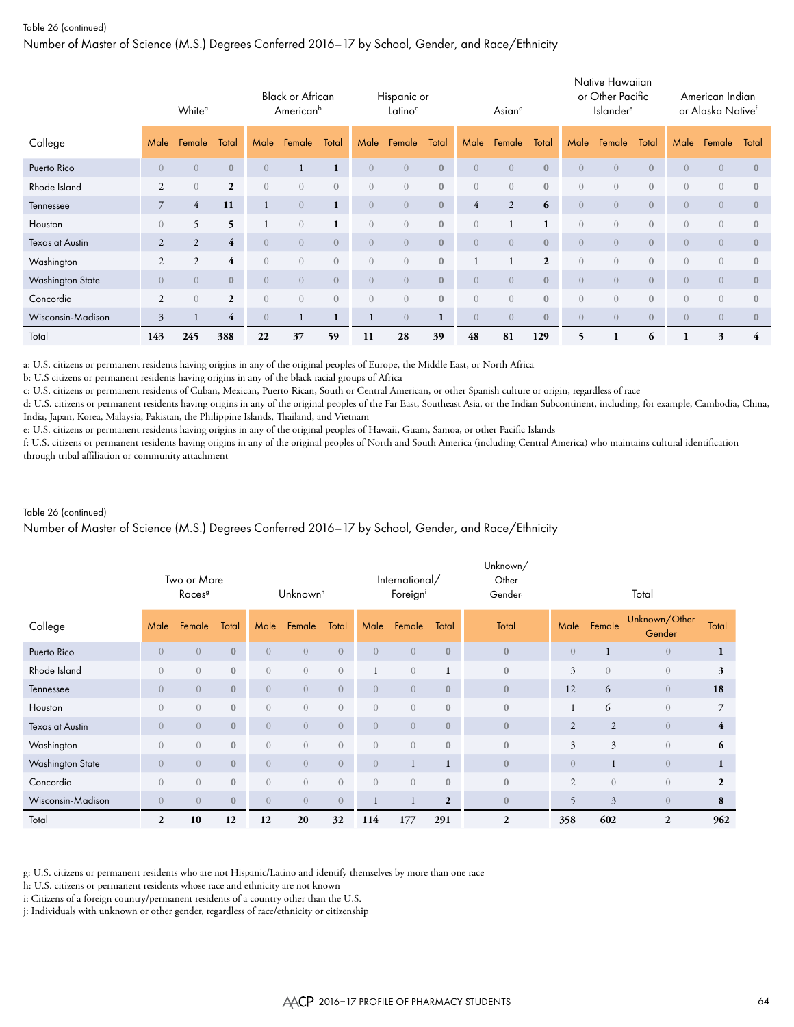Table 26 (continued)

Number of Master of Science (M.S.) Degrees Conferred 2016–17 by School, Gender, and Race/Ethnicity

| College | White[a] | | | Black or African American[b] | | | Hispanic or Latino[c] | | | Asian[d] | | | Native Hawaiian or Other Pacific Islander[e] | | | American Indian or Alaska Native[f] | | |
|---|---|---|---|---|---|---|---|---|---|---|---|---|---|---|---|---|---|---|
| | Male | Female | Total | Male | Female | Total | Male | Female | Total | Male | Female | Total | Male | Female | Total | Male | Female | Total |
| Puerto Rico | 0 | 0 | **0** | 0 | 1 | **1** | 0 | 0 | **0** | 0 | 0 | **0** | 0 | 0 | **0** | 0 | 0 | **0** |
| Rhode Island | 2 | 0 | **2** | 0 | 0 | **0** | 0 | 0 | **0** | 0 | 0 | **0** | 0 | 0 | **0** | 0 | 0 | **0** |
| Tennessee | 7 | 4 | **11** | 1 | 0 | **1** | 0 | 0 | **0** | 4 | 2 | **6** | 0 | 0 | **0** | 0 | 0 | **0** |
| Houston | 0 | 5 | **5** | 1 | 0 | **1** | 0 | 0 | **0** | 0 | 1 | **1** | 0 | 0 | **0** | 0 | 0 | **0** |
| Texas at Austin | 2 | 2 | **4** | 0 | 0 | **0** | 0 | 0 | **0** | 0 | 0 | **0** | 0 | 0 | **0** | 0 | 0 | **0** |
| Washington | 2 | 2 | **4** | 0 | 0 | **0** | 0 | 0 | **0** | 1 | 1 | **2** | 0 | 0 | **0** | 0 | 0 | **0** |
| Washington State | 0 | 0 | **0** | 0 | 0 | **0** | 0 | 0 | **0** | 0 | 0 | **0** | 0 | 0 | **0** | 0 | 0 | **0** |
| Concordia | 2 | 0 | **2** | 0 | 0 | **0** | 0 | 0 | **0** | 0 | 0 | **0** | 0 | 0 | **0** | 0 | 0 | **0** |
| Wisconsin-Madison | 3 | 1 | **4** | 0 | 1 | **1** | 1 | 0 | **1** | 0 | 0 | **0** | 0 | 0 | **0** | 0 | 0 | **0** |
| Total | **143** | **245** | **388** | **22** | **37** | **59** | **11** | **28** | **39** | **48** | **81** | **129** | **5** | **1** | **6** | **1** | **3** | **4** |

a: U.S. citizens or permanent residents having origins in any of the original peoples of Europe, the Middle East, or North Africa
b: U.S citizens or permanent residents having origins in any of the black racial groups of Africa
c: U.S. citizens or permanent residents of Cuban, Mexican, Puerto Rican, South or Central American, or other Spanish culture or origin, regardless of race
d: U.S. citizens or permanent residents having origins in any of the original peoples of the Far East, Southeast Asia, or the Indian Subcontinent, including, for example, Cambodia, China, India, Japan, Korea, Malaysia, Pakistan, the Philippine Islands, Thailand, and Vietnam
e: U.S. citizens or permanent residents having origins in any of the original peoples of Hawaii, Guam, Samoa, or other Pacific Islands
f: U.S. citizens or permanent residents having origins in any of the original peoples of North and South America (including Central America) who maintains cultural identification through tribal affiliation or community attachment

Table 26 (continued)

Number of Master of Science (M.S.) Degrees Conferred 2016–17 by School, Gender, and Race/Ethnicity

| College | Two or More Races[g] | | | Unknown[h] | | | International/ Foreign[i] | | | Unknown/ Other Gender[j] | Total | | | |
|---|---|---|---|---|---|---|---|---|---|---|---|---|---|---|
| | Male | Female | Total | Male | Female | Total | Male | Female | Total | Total | Male | Female | Unknown/Other Gender | Total |
| Puerto Rico | 0 | 0 | **0** | 0 | 0 | **0** | 0 | 0 | **0** | **0** | 0 | 1 | 0 | **1** |
| Rhode Island | 0 | 0 | **0** | 0 | 0 | **0** | 1 | 0 | **1** | **0** | 3 | 0 | 0 | **3** |
| Tennessee | 0 | 0 | **0** | 0 | 0 | **0** | 0 | 0 | **0** | **0** | 12 | 6 | 0 | **18** |
| Houston | 0 | 0 | **0** | 0 | 0 | **0** | 0 | 0 | **0** | **0** | 1 | 6 | 0 | **7** |
| Texas at Austin | 0 | 0 | **0** | 0 | 0 | **0** | 0 | 0 | **0** | **0** | 2 | 2 | 0 | **4** |
| Washington | 0 | 0 | **0** | 0 | 0 | **0** | 0 | 0 | **0** | **0** | 3 | 3 | 0 | **6** |
| Washington State | 0 | 0 | **0** | 0 | 0 | **0** | 0 | 1 | **1** | **0** | 0 | 1 | 0 | **1** |
| Concordia | 0 | 0 | **0** | 0 | 0 | **0** | 0 | 0 | **0** | **0** | 2 | 0 | 0 | **2** |
| Wisconsin-Madison | 0 | 0 | **0** | 0 | 0 | **0** | 1 | 1 | **2** | **0** | 5 | 3 | 0 | **8** |
| Total | **2** | **10** | **12** | **12** | **20** | **32** | **114** | **177** | **291** | **2** | **358** | **602** | **2** | **962** |

g: U.S. citizens or permanent residents who are not Hispanic/Latino and identify themselves by more than one race
h: U.S. citizens or permanent residents whose race and ethnicity are not known
i: Citizens of a foreign country/permanent residents of a country other than the U.S.
j: Individuals with unknown or other gender, regardless of race/ethnicity or citizenship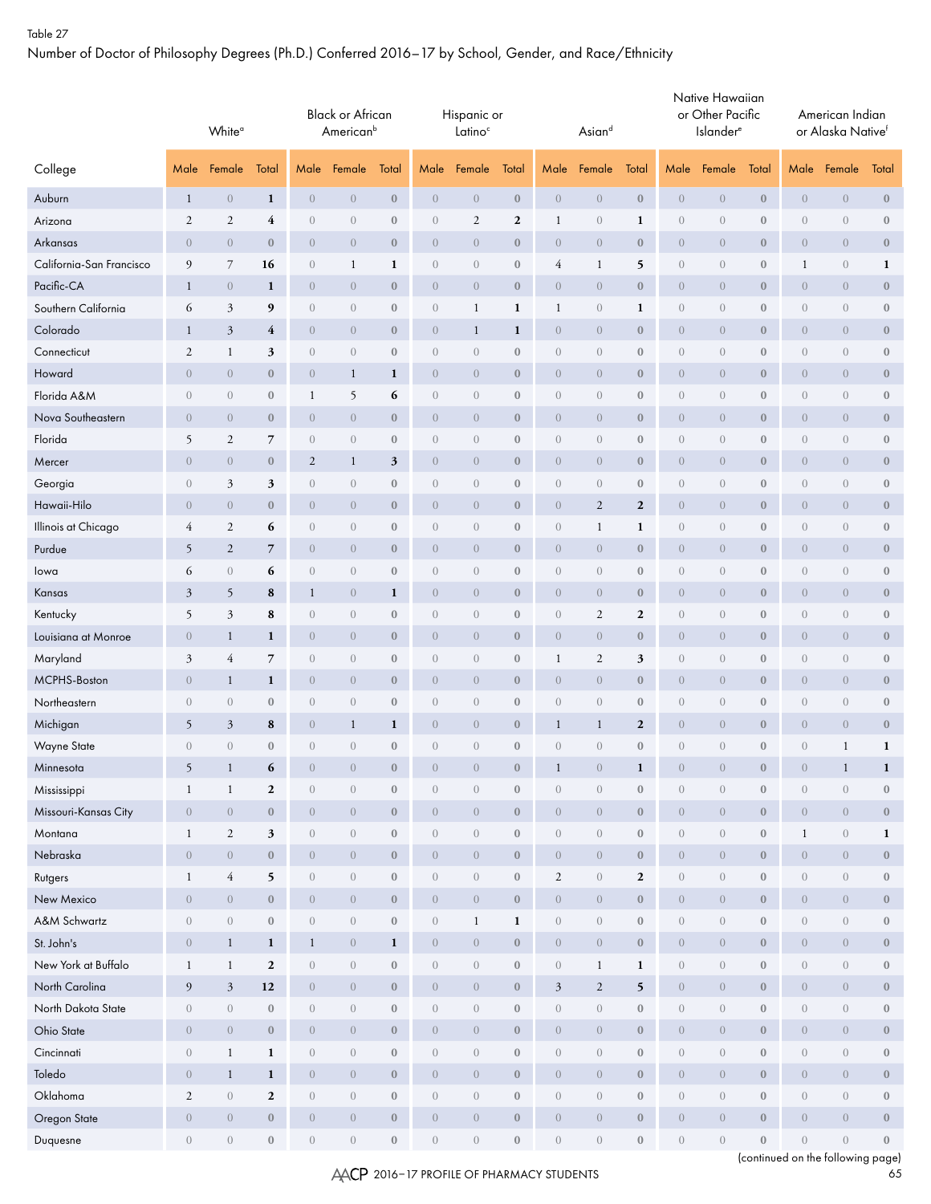Table 27

Number of Doctor of Philosophy Degrees (Ph.D.) Conferred 2016–17 by School, Gender, and Race/Ethnicity

| College | White[a] | | | Black or African American[b] | | | Hispanic or Latino[c] | | | Asian[d] | | | Native Hawaiian or Other Pacific Islander[e] | | | American Indian or Alaska Native[f] | | |
|---|---|---|---|---|---|---|---|---|---|---|---|---|---|---|---|---|---|---|
| | Male | Female | Total | Male | Female | Total | Male | Female | Total | Male | Female | Total | Male | Female | Total | Male | Female | Total |
| Auburn | 1 | 0 | **1** | 0 | 0 | **0** | 0 | 0 | **0** | 0 | 0 | **0** | 0 | 0 | **0** | 0 | 0 | **0** |
| Arizona | 2 | 2 | **4** | 0 | 0 | **0** | 0 | 2 | **2** | 1 | 0 | **1** | 0 | 0 | **0** | 0 | 0 | **0** |
| Arkansas | 0 | 0 | **0** | 0 | 0 | **0** | 0 | 0 | **0** | 0 | 0 | **0** | 0 | 0 | **0** | 0 | 0 | **0** |
| California-San Francisco | 9 | 7 | **16** | 0 | 1 | **1** | 0 | 0 | **0** | 4 | 1 | **5** | 0 | 0 | **0** | 1 | 0 | **1** |
| Pacific-CA | 1 | 0 | **1** | 0 | 0 | **0** | 0 | 0 | **0** | 0 | 0 | **0** | 0 | 0 | **0** | 0 | 0 | **0** |
| Southern California | 6 | 3 | **9** | 0 | 0 | **0** | 0 | 1 | **1** | 1 | 0 | **1** | 0 | 0 | **0** | 0 | 0 | **0** |
| Colorado | 1 | 3 | **4** | 0 | 0 | **0** | 0 | 1 | **1** | 0 | 0 | **0** | 0 | 0 | **0** | 0 | 0 | **0** |
| Connecticut | 2 | 1 | **3** | 0 | 0 | **0** | 0 | 0 | **0** | 0 | 0 | **0** | 0 | 0 | **0** | 0 | 0 | **0** |
| Howard | 0 | 0 | **0** | 0 | 1 | **1** | 0 | 0 | **0** | 0 | 0 | **0** | 0 | 0 | **0** | 0 | 0 | **0** |
| Florida A&M | 0 | 0 | **0** | 1 | 5 | **6** | 0 | 0 | **0** | 0 | 0 | **0** | 0 | 0 | **0** | 0 | 0 | **0** |
| Nova Southeastern | 0 | 0 | **0** | 0 | 0 | **0** | 0 | 0 | **0** | 0 | 0 | **0** | 0 | 0 | **0** | 0 | 0 | **0** |
| Florida | 5 | 2 | **7** | 0 | 0 | **0** | 0 | 0 | **0** | 0 | 0 | **0** | 0 | 0 | **0** | 0 | 0 | **0** |
| Mercer | 0 | 0 | **0** | 2 | 1 | **3** | 0 | 0 | **0** | 0 | 0 | **0** | 0 | 0 | **0** | 0 | 0 | **0** |
| Georgia | 0 | 3 | **3** | 0 | 0 | **0** | 0 | 0 | **0** | 0 | 0 | **0** | 0 | 0 | **0** | 0 | 0 | **0** |
| Hawaii-Hilo | 0 | 0 | **0** | 0 | 0 | **0** | 0 | 0 | **0** | 0 | 2 | **2** | 0 | 0 | **0** | 0 | 0 | **0** |
| Illinois at Chicago | 4 | 2 | **6** | 0 | 0 | **0** | 0 | 0 | **0** | 0 | 1 | **1** | 0 | 0 | **0** | 0 | 0 | **0** |
| Purdue | 5 | 2 | **7** | 0 | 0 | **0** | 0 | 0 | **0** | 0 | 0 | **0** | 0 | 0 | **0** | 0 | 0 | **0** |
| Iowa | 6 | 0 | **6** | 0 | 0 | **0** | 0 | 0 | **0** | 0 | 0 | **0** | 0 | 0 | **0** | 0 | 0 | **0** |
| Kansas | 3 | 5 | **8** | 1 | 0 | **1** | 0 | 0 | **0** | 0 | 0 | **0** | 0 | 0 | **0** | 0 | 0 | **0** |
| Kentucky | 5 | 3 | **8** | 0 | 0 | **0** | 0 | 0 | **0** | 0 | 2 | **2** | 0 | 0 | **0** | 0 | 0 | **0** |
| Louisiana at Monroe | 0 | 1 | **1** | 0 | 0 | **0** | 0 | 0 | **0** | 0 | 0 | **0** | 0 | 0 | **0** | 0 | 0 | **0** |
| Maryland | 3 | 4 | **7** | 0 | 0 | **0** | 0 | 0 | **0** | 1 | 2 | **3** | 0 | 0 | **0** | 0 | 0 | **0** |
| MCPHS-Boston | 0 | 1 | **1** | 0 | 0 | **0** | 0 | 0 | **0** | 0 | 0 | **0** | 0 | 0 | **0** | 0 | 0 | **0** |
| Northeastern | 0 | 0 | **0** | 0 | 0 | **0** | 0 | 0 | **0** | 0 | 0 | **0** | 0 | 0 | **0** | 0 | 0 | **0** |
| Michigan | 5 | 3 | **8** | 0 | 1 | **1** | 0 | 0 | **0** | 1 | 1 | **2** | 0 | 0 | **0** | 0 | 0 | **0** |
| Wayne State | 0 | 0 | **0** | 0 | 0 | **0** | 0 | 0 | **0** | 0 | 0 | **0** | 0 | 0 | **0** | 0 | 1 | **1** |
| Minnesota | 5 | 1 | **6** | 0 | 0 | **0** | 0 | 0 | **0** | 1 | 0 | **1** | 0 | 0 | **0** | 0 | 1 | **1** |
| Mississippi | 1 | 1 | **2** | 0 | 0 | **0** | 0 | 0 | **0** | 0 | 0 | **0** | 0 | 0 | **0** | 0 | 0 | **0** |
| Missouri-Kansas City | 0 | 0 | **0** | 0 | 0 | **0** | 0 | 0 | **0** | 0 | 0 | **0** | 0 | 0 | **0** | 0 | 0 | **0** |
| Montana | 1 | 2 | **3** | 0 | 0 | **0** | 0 | 0 | **0** | 0 | 0 | **0** | 0 | 0 | **0** | 1 | 0 | **1** |
| Nebraska | 0 | 0 | **0** | 0 | 0 | **0** | 0 | 0 | **0** | 0 | 0 | **0** | 0 | 0 | **0** | 0 | 0 | **0** |
| Rutgers | 1 | 4 | **5** | 0 | 0 | **0** | 0 | 0 | **0** | 2 | 0 | **2** | 0 | 0 | **0** | 0 | 0 | **0** |
| New Mexico | 0 | 0 | **0** | 0 | 0 | **0** | 0 | 0 | **0** | 0 | 0 | **0** | 0 | 0 | **0** | 0 | 0 | **0** |
| A&M Schwartz | 0 | 0 | **0** | 0 | 0 | **0** | 0 | 1 | **1** | 0 | 0 | **0** | 0 | 0 | **0** | 0 | 0 | **0** |
| St. John's | 0 | 1 | **1** | 1 | 0 | **1** | 0 | 0 | **0** | 0 | 0 | **0** | 0 | 0 | **0** | 0 | 0 | **0** |
| New York at Buffalo | 1 | 1 | **2** | 0 | 0 | **0** | 0 | 0 | **0** | 0 | 1 | **1** | 0 | 0 | **0** | 0 | 0 | **0** |
| North Carolina | 9 | 3 | **12** | 0 | 0 | **0** | 0 | 0 | **0** | 3 | 2 | **5** | 0 | 0 | **0** | 0 | 0 | **0** |
| North Dakota State | 0 | 0 | **0** | 0 | 0 | **0** | 0 | 0 | **0** | 0 | 0 | **0** | 0 | 0 | **0** | 0 | 0 | **0** |
| Ohio State | 0 | 0 | **0** | 0 | 0 | **0** | 0 | 0 | **0** | 0 | 0 | **0** | 0 | 0 | **0** | 0 | 0 | **0** |
| Cincinnati | 0 | 1 | **1** | 0 | 0 | **0** | 0 | 0 | **0** | 0 | 0 | **0** | 0 | 0 | **0** | 0 | 0 | **0** |
| Toledo | 0 | 1 | **1** | 0 | 0 | **0** | 0 | 0 | **0** | 0 | 0 | **0** | 0 | 0 | **0** | 0 | 0 | **0** |
| Oklahoma | 2 | 0 | **2** | 0 | 0 | **0** | 0 | 0 | **0** | 0 | 0 | **0** | 0 | 0 | **0** | 0 | 0 | **0** |
| Oregon State | 0 | 0 | **0** | 0 | 0 | **0** | 0 | 0 | **0** | 0 | 0 | **0** | 0 | 0 | **0** | 0 | 0 | **0** |
| Duquesne | 0 | 0 | **0** | 0 | 0 | **0** | 0 | 0 | **0** | 0 | 0 | **0** | 0 | 0 | **0** | 0 | 0 | **0** |

(continued on the following page)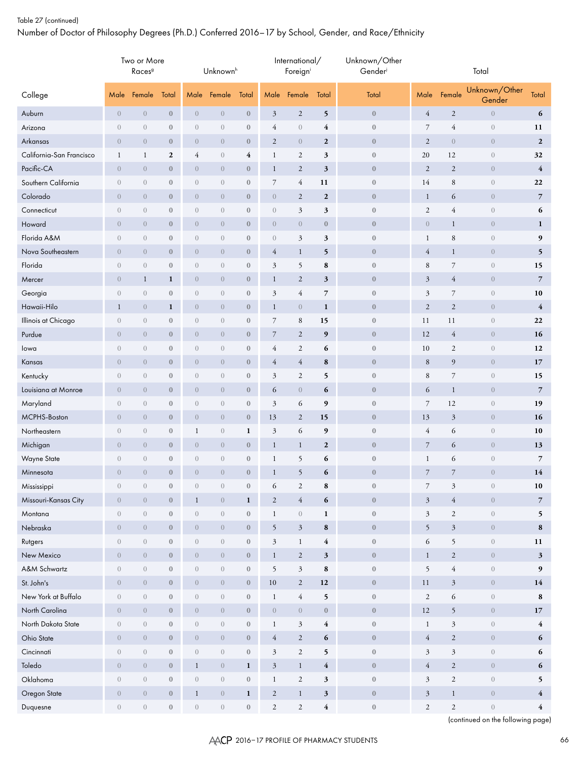Table 27 (continued)

Number of Doctor of Philosophy Degrees (Ph.D.) Conferred 2016–17 by School, Gender, and Race/Ethnicity

| | Two or More Races[g] | | | Unknown[h] | | | International/ Foreign[i] | | | Unknown/Other Gender[j] | Total | | | |
|---|---|---|---|---|---|---|---|---|---|---|---|---|---|---|
| College | Male | Female | Total | Male | Female | Total | Male | Female | Total | Total | Male | Female | Unknown/Other Gender | Total |
| Auburn | 0 | 0 | 0 | 0 | 0 | 0 | 3 | 2 | 5 | 0 | 4 | 2 | 0 | 6 |
| Arizona | 0 | 0 | 0 | 0 | 0 | 0 | 4 | 0 | 4 | 0 | 7 | 4 | 0 | 11 |
| Arkansas | 0 | 0 | 0 | 0 | 0 | 0 | 2 | 0 | 2 | 0 | 2 | 0 | 0 | 2 |
| California-San Francisco | 1 | 1 | 2 | 4 | 0 | 4 | 1 | 2 | 3 | 0 | 20 | 12 | 0 | 32 |
| Pacific-CA | 0 | 0 | 0 | 0 | 0 | 0 | 1 | 2 | 3 | 0 | 2 | 2 | 0 | 4 |
| Southern California | 0 | 0 | 0 | 0 | 0 | 0 | 7 | 4 | 11 | 0 | 14 | 8 | 0 | 22 |
| Colorado | 0 | 0 | 0 | 0 | 0 | 0 | 0 | 2 | 2 | 0 | 1 | 6 | 0 | 7 |
| Connecticut | 0 | 0 | 0 | 0 | 0 | 0 | 0 | 3 | 3 | 0 | 2 | 4 | 0 | 6 |
| Howard | 0 | 0 | 0 | 0 | 0 | 0 | 0 | 0 | 0 | 0 | 0 | 1 | 0 | 1 |
| Florida A&M | 0 | 0 | 0 | 0 | 0 | 0 | 0 | 3 | 3 | 0 | 1 | 8 | 0 | 9 |
| Nova Southeastern | 0 | 0 | 0 | 0 | 0 | 0 | 4 | 1 | 5 | 0 | 4 | 1 | 0 | 5 |
| Florida | 0 | 0 | 0 | 0 | 0 | 0 | 3 | 5 | 8 | 0 | 8 | 7 | 0 | 15 |
| Mercer | 0 | 1 | 1 | 0 | 0 | 0 | 1 | 2 | 3 | 0 | 3 | 4 | 0 | 7 |
| Georgia | 0 | 0 | 0 | 0 | 0 | 0 | 3 | 4 | 7 | 0 | 3 | 7 | 0 | 10 |
| Hawaii-Hilo | 1 | 0 | 1 | 0 | 0 | 0 | 1 | 0 | 1 | 0 | 2 | 2 | 0 | 4 |
| Illinois at Chicago | 0 | 0 | 0 | 0 | 0 | 0 | 7 | 8 | 15 | 0 | 11 | 11 | 0 | 22 |
| Purdue | 0 | 0 | 0 | 0 | 0 | 0 | 7 | 2 | 9 | 0 | 12 | 4 | 0 | 16 |
| Iowa | 0 | 0 | 0 | 0 | 0 | 0 | 4 | 2 | 6 | 0 | 10 | 2 | 0 | 12 |
| Kansas | 0 | 0 | 0 | 0 | 0 | 0 | 4 | 4 | 8 | 0 | 8 | 9 | 0 | 17 |
| Kentucky | 0 | 0 | 0 | 0 | 0 | 0 | 3 | 2 | 5 | 0 | 8 | 7 | 0 | 15 |
| Louisiana at Monroe | 0 | 0 | 0 | 0 | 0 | 0 | 6 | 0 | 6 | 0 | 6 | 1 | 0 | 7 |
| Maryland | 0 | 0 | 0 | 0 | 0 | 0 | 3 | 6 | 9 | 0 | 7 | 12 | 0 | 19 |
| MCPHS-Boston | 0 | 0 | 0 | 0 | 0 | 0 | 13 | 2 | 15 | 0 | 13 | 3 | 0 | 16 |
| Northeastern | 0 | 0 | 0 | 1 | 0 | 1 | 3 | 6 | 9 | 0 | 4 | 6 | 0 | 10 |
| Michigan | 0 | 0 | 0 | 0 | 0 | 0 | 1 | 1 | 2 | 0 | 7 | 6 | 0 | 13 |
| Wayne State | 0 | 0 | 0 | 0 | 0 | 0 | 1 | 5 | 6 | 0 | 1 | 6 | 0 | 7 |
| Minnesota | 0 | 0 | 0 | 0 | 0 | 0 | 1 | 5 | 6 | 0 | 7 | 7 | 0 | 14 |
| Mississippi | 0 | 0 | 0 | 0 | 0 | 0 | 6 | 2 | 8 | 0 | 7 | 3 | 0 | 10 |
| Missouri-Kansas City | 0 | 0 | 0 | 1 | 0 | 1 | 2 | 4 | 6 | 0 | 3 | 4 | 0 | 7 |
| Montana | 0 | 0 | 0 | 0 | 0 | 0 | 1 | 0 | 1 | 0 | 3 | 2 | 0 | 5 |
| Nebraska | 0 | 0 | 0 | 0 | 0 | 0 | 5 | 3 | 8 | 0 | 5 | 3 | 0 | 8 |
| Rutgers | 0 | 0 | 0 | 0 | 0 | 0 | 3 | 1 | 4 | 0 | 6 | 5 | 0 | 11 |
| New Mexico | 0 | 0 | 0 | 0 | 0 | 0 | 1 | 2 | 3 | 0 | 1 | 2 | 0 | 3 |
| A&M Schwartz | 0 | 0 | 0 | 0 | 0 | 0 | 5 | 3 | 8 | 0 | 5 | 4 | 0 | 9 |
| St. John's | 0 | 0 | 0 | 0 | 0 | 0 | 10 | 2 | 12 | 0 | 11 | 3 | 0 | 14 |
| New York at Buffalo | 0 | 0 | 0 | 0 | 0 | 0 | 1 | 4 | 5 | 0 | 2 | 6 | 0 | 8 |
| North Carolina | 0 | 0 | 0 | 0 | 0 | 0 | 0 | 0 | 0 | 0 | 12 | 5 | 0 | 17 |
| North Dakota State | 0 | 0 | 0 | 0 | 0 | 0 | 1 | 3 | 4 | 0 | 1 | 3 | 0 | 4 |
| Ohio State | 0 | 0 | 0 | 0 | 0 | 0 | 4 | 2 | 6 | 0 | 4 | 2 | 0 | 6 |
| Cincinnati | 0 | 0 | 0 | 0 | 0 | 0 | 3 | 2 | 5 | 0 | 3 | 3 | 0 | 6 |
| Toledo | 0 | 0 | 0 | 1 | 0 | 1 | 3 | 1 | 4 | 0 | 4 | 2 | 0 | 6 |
| Oklahoma | 0 | 0 | 0 | 0 | 0 | 0 | 1 | 2 | 3 | 0 | 3 | 2 | 0 | 5 |
| Oregon State | 0 | 0 | 0 | 1 | 0 | 1 | 2 | 1 | 3 | 0 | 3 | 1 | 0 | 4 |
| Duquesne | 0 | 0 | 0 | 0 | 0 | 0 | 2 | 2 | 4 | 0 | 2 | 2 | 0 | 4 |

(continued on the following page)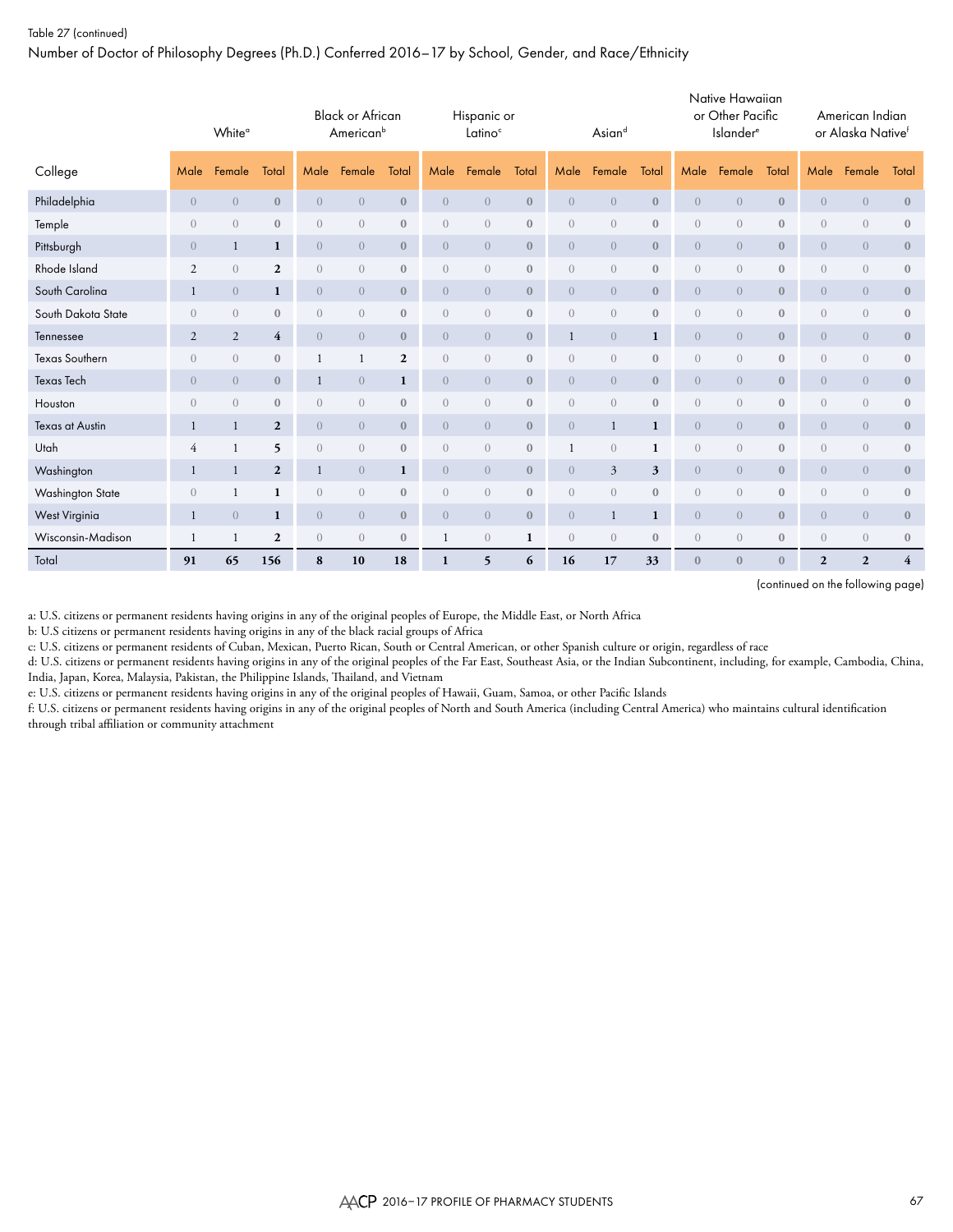Table 27 (continued)

Number of Doctor of Philosophy Degrees (Ph.D.) Conferred 2016–17 by School, Gender, and Race/Ethnicity

| | White[a] | | | Black or African American[b] | | | Hispanic or Latino[c] | | | Asian[d] | | | Native Hawaiian or Other Pacific Islander[e] | | | American Indian or Alaska Native[f] | | |
|---|---|---|---|---|---|---|---|---|---|---|---|---|---|---|---|---|---|---|
| College | Male | Female | Total | Male | Female | Total | Male | Female | Total | Male | Female | Total | Male | Female | Total | Male | Female | Total |
| Philadelphia | 0 | 0 | 0 | 0 | 0 | 0 | 0 | 0 | 0 | 0 | 0 | 0 | 0 | 0 | 0 | 0 | 0 | 0 |
| Temple | 0 | 0 | 0 | 0 | 0 | 0 | 0 | 0 | 0 | 0 | 0 | 0 | 0 | 0 | 0 | 0 | 0 | 0 |
| Pittsburgh | 0 | 1 | 1 | 0 | 0 | 0 | 0 | 0 | 0 | 0 | 0 | 0 | 0 | 0 | 0 | 0 | 0 | 0 |
| Rhode Island | 2 | 0 | 2 | 0 | 0 | 0 | 0 | 0 | 0 | 0 | 0 | 0 | 0 | 0 | 0 | 0 | 0 | 0 |
| South Carolina | 1 | 0 | 1 | 0 | 0 | 0 | 0 | 0 | 0 | 0 | 0 | 0 | 0 | 0 | 0 | 0 | 0 | 0 |
| South Dakota State | 0 | 0 | 0 | 0 | 0 | 0 | 0 | 0 | 0 | 0 | 0 | 0 | 0 | 0 | 0 | 0 | 0 | 0 |
| Tennessee | 2 | 2 | 4 | 0 | 0 | 0 | 0 | 0 | 0 | 1 | 0 | 1 | 0 | 0 | 0 | 0 | 0 | 0 |
| Texas Southern | 0 | 0 | 0 | 1 | 1 | 2 | 0 | 0 | 0 | 0 | 0 | 0 | 0 | 0 | 0 | 0 | 0 | 0 |
| Texas Tech | 0 | 0 | 0 | 1 | 0 | 1 | 0 | 0 | 0 | 0 | 0 | 0 | 0 | 0 | 0 | 0 | 0 | 0 |
| Houston | 0 | 0 | 0 | 0 | 0 | 0 | 0 | 0 | 0 | 0 | 0 | 0 | 0 | 0 | 0 | 0 | 0 | 0 |
| Texas at Austin | 1 | 1 | 2 | 0 | 0 | 0 | 0 | 0 | 0 | 0 | 1 | 1 | 0 | 0 | 0 | 0 | 0 | 0 |
| Utah | 4 | 1 | 5 | 0 | 0 | 0 | 0 | 0 | 0 | 1 | 0 | 1 | 0 | 0 | 0 | 0 | 0 | 0 |
| Washington | 1 | 1 | 2 | 1 | 0 | 1 | 0 | 0 | 0 | 0 | 3 | 3 | 0 | 0 | 0 | 0 | 0 | 0 |
| Washington State | 0 | 1 | 1 | 0 | 0 | 0 | 0 | 0 | 0 | 0 | 0 | 0 | 0 | 0 | 0 | 0 | 0 | 0 |
| West Virginia | 1 | 0 | 1 | 0 | 0 | 0 | 0 | 0 | 0 | 0 | 1 | 1 | 0 | 0 | 0 | 0 | 0 | 0 |
| Wisconsin-Madison | 1 | 1 | 2 | 0 | 0 | 0 | 1 | 0 | 1 | 0 | 0 | 0 | 0 | 0 | 0 | 0 | 0 | 0 |
| Total | 91 | 65 | 156 | 8 | 10 | 18 | 1 | 5 | 6 | 16 | 17 | 33 | 0 | 0 | 0 | 2 | 2 | 4 |

(continued on the following page)

a: U.S. citizens or permanent residents having origins in any of the original peoples of Europe, the Middle East, or North Africa

b: U.S citizens or permanent residents having origins in any of the black racial groups of Africa

c: U.S. citizens or permanent residents of Cuban, Mexican, Puerto Rican, South or Central American, or other Spanish culture or origin, regardless of race

d: U.S. citizens or permanent residents having origins in any of the original peoples of the Far East, Southeast Asia, or the Indian Subcontinent, including, for example, Cambodia, China, India, Japan, Korea, Malaysia, Pakistan, the Philippine Islands, Thailand, and Vietnam

e: U.S. citizens or permanent residents having origins in any of the original peoples of Hawaii, Guam, Samoa, or other Pacific Islands

f: U.S. citizens or permanent residents having origins in any of the original peoples of North and South America (including Central America) who maintains cultural identification through tribal affiliation or community attachment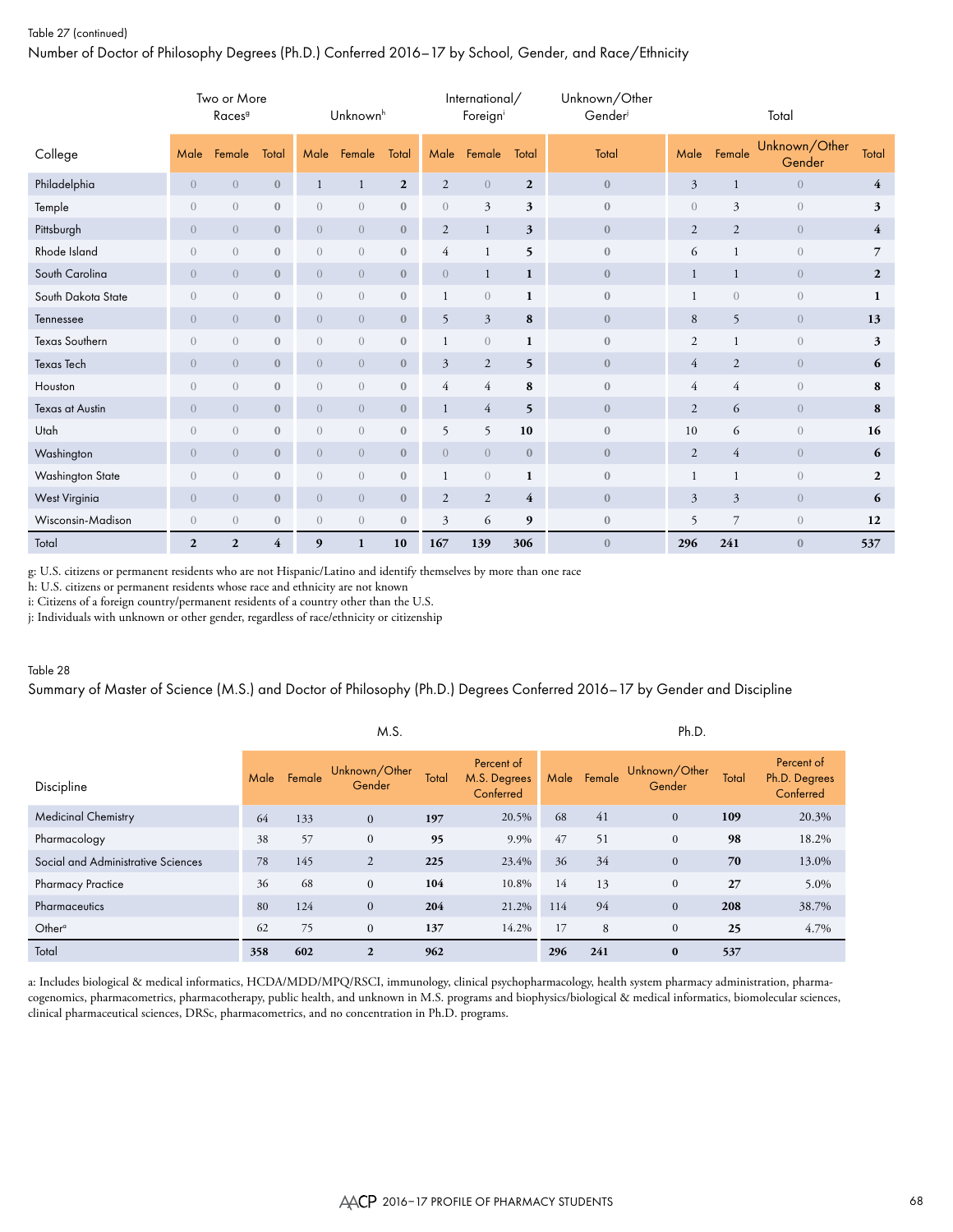Table 27 (continued)

Number of Doctor of Philosophy Degrees (Ph.D.) Conferred 2016–17 by School, Gender, and Race/Ethnicity

| College | Two or More Races[g] | | | Unknown[h] | | | International/ Foreign[i] | | | Unknown/Other Gender[j] | Total | | | |
|---|---|---|---|---|---|---|---|---|---|---|---|---|---|---|
| | Male | Female | Total | Male | Female | Total | Male | Female | Total | Total | Male | Female | Unknown/Other Gender | Total |
| Philadelphia | 0 | 0 | **0** | 1 | 1 | **2** | 2 | 0 | **2** | 0 | 3 | 1 | 0 | **4** |
| Temple | 0 | 0 | **0** | 0 | 0 | **0** | 0 | 3 | **3** | 0 | 0 | 3 | 0 | **3** |
| Pittsburgh | 0 | 0 | **0** | 0 | 0 | **0** | 2 | 1 | **3** | 0 | 2 | 2 | 0 | **4** |
| Rhode Island | 0 | 0 | **0** | 0 | 0 | **0** | 4 | 1 | **5** | 0 | 6 | 1 | 0 | **7** |
| South Carolina | 0 | 0 | **0** | 0 | 0 | **0** | 0 | 1 | **1** | 0 | 1 | 1 | 0 | **2** |
| South Dakota State | 0 | 0 | **0** | 0 | 0 | **0** | 1 | 0 | **1** | 0 | 1 | 0 | 0 | **1** |
| Tennessee | 0 | 0 | **0** | 0 | 0 | **0** | 5 | 3 | **8** | 0 | 8 | 5 | 0 | **13** |
| Texas Southern | 0 | 0 | **0** | 0 | 0 | **0** | 1 | 0 | **1** | 0 | 2 | 1 | 0 | **3** |
| Texas Tech | 0 | 0 | **0** | 0 | 0 | **0** | 3 | 2 | **5** | 0 | 4 | 2 | 0 | **6** |
| Houston | 0 | 0 | **0** | 0 | 0 | **0** | 4 | 4 | **8** | 0 | 4 | 4 | 0 | **8** |
| Texas at Austin | 0 | 0 | **0** | 0 | 0 | **0** | 1 | 4 | **5** | 0 | 2 | 6 | 0 | **8** |
| Utah | 0 | 0 | **0** | 0 | 0 | **0** | 5 | 5 | **10** | 0 | 10 | 6 | 0 | **16** |
| Washington | 0 | 0 | **0** | 0 | 0 | **0** | 0 | 0 | **0** | 0 | 2 | 4 | 0 | **6** |
| Washington State | 0 | 0 | **0** | 0 | 0 | **0** | 1 | 0 | **1** | 0 | 1 | 1 | 0 | **2** |
| West Virginia | 0 | 0 | **0** | 0 | 0 | **0** | 2 | 2 | **4** | 0 | 3 | 3 | 0 | **6** |
| Wisconsin-Madison | 0 | 0 | **0** | 0 | 0 | **0** | 3 | 6 | **9** | 0 | 5 | 7 | 0 | **12** |
| Total | **2** | **2** | **4** | **9** | **1** | **10** | **167** | **139** | **306** | **0** | **296** | **241** | **0** | **537** |

g: U.S. citizens or permanent residents who are not Hispanic/Latino and identify themselves by more than one race
h: U.S. citizens or permanent residents whose race and ethnicity are not known
i: Citizens of a foreign country/permanent residents of a country other than the U.S.
j: Individuals with unknown or other gender, regardless of race/ethnicity or citizenship

Table 28

Summary of Master of Science (M.S.) and Doctor of Philosophy (Ph.D.) Degrees Conferred 2016–17 by Gender and Discipline

| Discipline | M.S. | | | | | Ph.D. | | | | |
|---|---|---|---|---|---|---|---|---|---|---|
| | Male | Female | Unknown/Other Gender | Total | Percent of M.S. Degrees Conferred | Male | Female | Unknown/Other Gender | Total | Percent of Ph.D. Degrees Conferred |
| Medicinal Chemistry | 64 | 133 | 0 | **197** | 20.5% | 68 | 41 | 0 | **109** | 20.3% |
| Pharmacology | 38 | 57 | 0 | **95** | 9.9% | 47 | 51 | 0 | **98** | 18.2% |
| Social and Administrative Sciences | 78 | 145 | 2 | **225** | 23.4% | 36 | 34 | 0 | **70** | 13.0% |
| Pharmacy Practice | 36 | 68 | 0 | **104** | 10.8% | 14 | 13 | 0 | **27** | 5.0% |
| Pharmaceutics | 80 | 124 | 0 | **204** | 21.2% | 114 | 94 | 0 | **208** | 38.7% |
| Other[a] | 62 | 75 | 0 | **137** | 14.2% | 17 | 8 | 0 | **25** | 4.7% |
| Total | **358** | **602** | **2** | **962** | | **296** | **241** | **0** | **537** | |

a: Includes biological & medical informatics, HCDA/MDD/MPQ/RSCI, immunology, clinical psychopharmacology, health system pharmacy administration, pharmacogenomics, pharmacometrics, pharmacotherapy, public health, and unknown in M.S. programs and biophysics/biological & medical informatics, biomolecular sciences, clinical pharmaceutical sciences, DRSc, pharmacometrics, and no concentration in Ph.D. programs.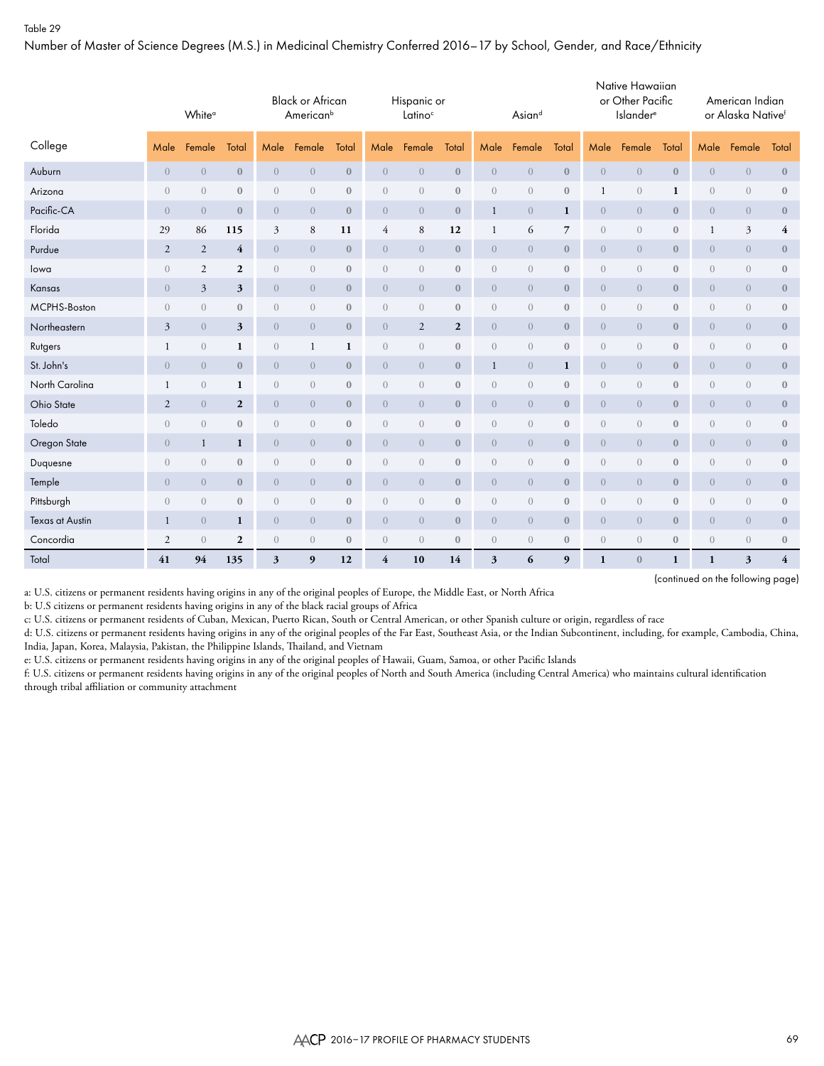Table 29

Number of Master of Science Degrees (M.S.) in Medicinal Chemistry Conferred 2016–17 by School, Gender, and Race/Ethnicity

| College | White[a] | | | Black or African American[b] | | | Hispanic or Latino[c] | | | Asian[d] | | | Native Hawaiian or Other Pacific Islander[e] | | | American Indian or Alaska Native[f] | | |
|---|---|---|---|---|---|---|---|---|---|---|---|---|---|---|---|---|---|---|
| | Male | Female | Total | Male | Female | Total | Male | Female | Total | Male | Female | Total | Male | Female | Total | Male | Female | Total |
| Auburn | 0 | 0 | **0** | 0 | 0 | **0** | 0 | 0 | **0** | 0 | 0 | **0** | 0 | 0 | **0** | 0 | 0 | **0** |
| Arizona | 0 | 0 | **0** | 0 | 0 | **0** | 0 | 0 | **0** | 0 | 0 | **0** | 1 | 0 | **1** | 0 | 0 | **0** |
| Pacific-CA | 0 | 0 | **0** | 0 | 0 | **0** | 0 | 0 | **0** | 1 | 0 | **1** | 0 | 0 | **0** | 0 | 0 | **0** |
| Florida | 29 | 86 | **115** | 3 | 8 | **11** | 4 | 8 | **12** | 1 | 6 | **7** | 0 | 0 | **0** | 1 | 3 | **4** |
| Purdue | 2 | 2 | **4** | 0 | 0 | **0** | 0 | 0 | **0** | 0 | 0 | **0** | 0 | 0 | **0** | 0 | 0 | **0** |
| Iowa | 0 | 2 | **2** | 0 | 0 | **0** | 0 | 0 | **0** | 0 | 0 | **0** | 0 | 0 | **0** | 0 | 0 | **0** |
| Kansas | 0 | 3 | **3** | 0 | 0 | **0** | 0 | 0 | **0** | 0 | 0 | **0** | 0 | 0 | **0** | 0 | 0 | **0** |
| MCPHS-Boston | 0 | 0 | **0** | 0 | 0 | **0** | 0 | 0 | **0** | 0 | 0 | **0** | 0 | 0 | **0** | 0 | 0 | **0** |
| Northeastern | 3 | 0 | **3** | 0 | 0 | **0** | 0 | 2 | **2** | 0 | 0 | **0** | 0 | 0 | **0** | 0 | 0 | **0** |
| Rutgers | 1 | 0 | **1** | 0 | 1 | **1** | 0 | 0 | **0** | 0 | 0 | **0** | 0 | 0 | **0** | 0 | 0 | **0** |
| St. John's | 0 | 0 | **0** | 0 | 0 | **0** | 0 | 0 | **0** | 1 | 0 | **1** | 0 | 0 | **0** | 0 | 0 | **0** |
| North Carolina | 1 | 0 | **1** | 0 | 0 | **0** | 0 | 0 | **0** | 0 | 0 | **0** | 0 | 0 | **0** | 0 | 0 | **0** |
| Ohio State | 2 | 0 | **2** | 0 | 0 | **0** | 0 | 0 | **0** | 0 | 0 | **0** | 0 | 0 | **0** | 0 | 0 | **0** |
| Toledo | 0 | 0 | **0** | 0 | 0 | **0** | 0 | 0 | **0** | 0 | 0 | **0** | 0 | 0 | **0** | 0 | 0 | **0** |
| Oregon State | 0 | 1 | **1** | 0 | 0 | **0** | 0 | 0 | **0** | 0 | 0 | **0** | 0 | 0 | **0** | 0 | 0 | **0** |
| Duquesne | 0 | 0 | **0** | 0 | 0 | **0** | 0 | 0 | **0** | 0 | 0 | **0** | 0 | 0 | **0** | 0 | 0 | **0** |
| Temple | 0 | 0 | **0** | 0 | 0 | **0** | 0 | 0 | **0** | 0 | 0 | **0** | 0 | 0 | **0** | 0 | 0 | **0** |
| Pittsburgh | 0 | 0 | **0** | 0 | 0 | **0** | 0 | 0 | **0** | 0 | 0 | **0** | 0 | 0 | **0** | 0 | 0 | **0** |
| Texas at Austin | 1 | 0 | **1** | 0 | 0 | **0** | 0 | 0 | **0** | 0 | 0 | **0** | 0 | 0 | **0** | 0 | 0 | **0** |
| Concordia | 2 | 0 | **2** | 0 | 0 | **0** | 0 | 0 | **0** | 0 | 0 | **0** | 0 | 0 | **0** | 0 | 0 | **0** |
| Total | **41** | **94** | **135** | **3** | **9** | **12** | **4** | **10** | **14** | **3** | **6** | **9** | **1** | **0** | **1** | **1** | **3** | **4** |

(continued on the following page)

a: U.S. citizens or permanent residents having origins in any of the original peoples of Europe, the Middle East, or North Africa

b: U.S citizens or permanent residents having origins in any of the black racial groups of Africa

c: U.S. citizens or permanent residents of Cuban, Mexican, Puerto Rican, South or Central American, or other Spanish culture or origin, regardless of race

d: U.S. citizens or permanent residents having origins in any of the original peoples of the Far East, Southeast Asia, or the Indian Subcontinent, including, for example, Cambodia, China, India, Japan, Korea, Malaysia, Pakistan, the Philippine Islands, Thailand, and Vietnam

e: U.S. citizens or permanent residents having origins in any of the original peoples of Hawaii, Guam, Samoa, or other Pacific Islands

f: U.S. citizens or permanent residents having origins in any of the original peoples of North and South America (including Central America) who maintains cultural identification through tribal affiliation or community attachment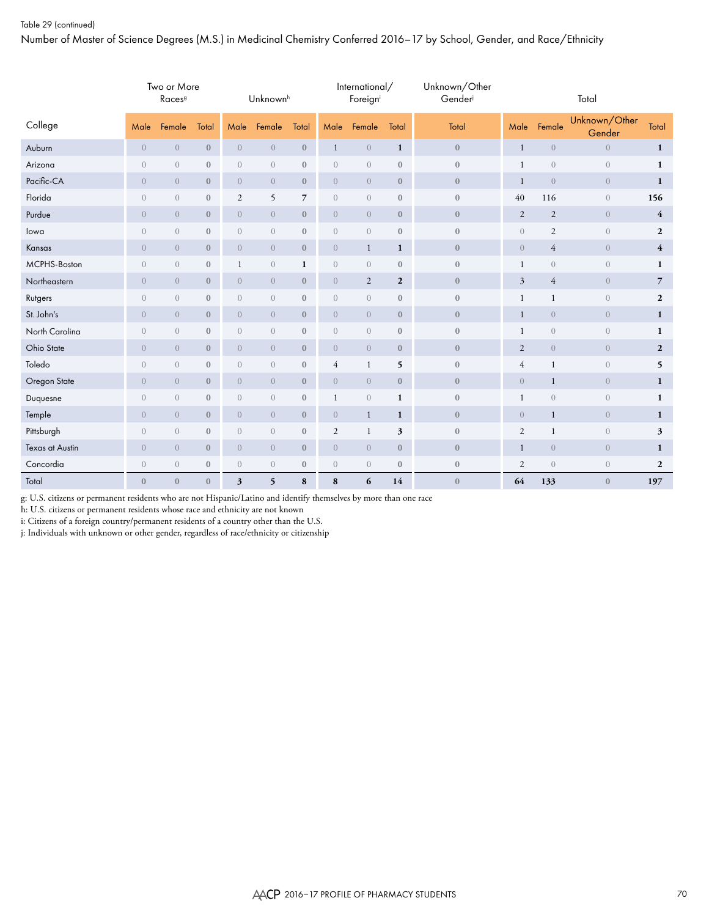Table 29 (continued)

Number of Master of Science Degrees (M.S.) in Medicinal Chemistry Conferred 2016–17 by School, Gender, and Race/Ethnicity

| College | Two or More Races[g] | | | Unknown[h] | | | International/ Foreign[i] | | | Unknown/Other Gender[j] | Total | | | |
|---|---|---|---|---|---|---|---|---|---|---|---|---|---|---|
| | Male | Female | Total | Male | Female | Total | Male | Female | Total | Total | Male | Female | Unknown/Other Gender | Total |
| Auburn | 0 | 0 | 0 | 0 | 0 | 0 | 1 | 0 | 1 | 0 | 1 | 0 | 0 | 1 |
| Arizona | 0 | 0 | 0 | 0 | 0 | 0 | 0 | 0 | 0 | 0 | 1 | 0 | 0 | 1 |
| Pacific-CA | 0 | 0 | 0 | 0 | 0 | 0 | 0 | 0 | 0 | 0 | 1 | 0 | 0 | 1 |
| Florida | 0 | 0 | 0 | 2 | 5 | 7 | 0 | 0 | 0 | 0 | 40 | 116 | 0 | 156 |
| Purdue | 0 | 0 | 0 | 0 | 0 | 0 | 0 | 0 | 0 | 0 | 2 | 2 | 0 | 4 |
| Iowa | 0 | 0 | 0 | 0 | 0 | 0 | 0 | 0 | 0 | 0 | 0 | 2 | 0 | 2 |
| Kansas | 0 | 0 | 0 | 0 | 0 | 0 | 0 | 1 | 1 | 0 | 0 | 4 | 0 | 4 |
| MCPHS-Boston | 0 | 0 | 0 | 1 | 0 | 1 | 0 | 0 | 0 | 0 | 1 | 0 | 0 | 1 |
| Northeastern | 0 | 0 | 0 | 0 | 0 | 0 | 0 | 2 | 2 | 0 | 3 | 4 | 0 | 7 |
| Rutgers | 0 | 0 | 0 | 0 | 0 | 0 | 0 | 0 | 0 | 0 | 1 | 1 | 0 | 2 |
| St. John's | 0 | 0 | 0 | 0 | 0 | 0 | 0 | 0 | 0 | 0 | 1 | 0 | 0 | 1 |
| North Carolina | 0 | 0 | 0 | 0 | 0 | 0 | 0 | 0 | 0 | 0 | 1 | 0 | 0 | 1 |
| Ohio State | 0 | 0 | 0 | 0 | 0 | 0 | 0 | 0 | 0 | 0 | 2 | 0 | 0 | 2 |
| Toledo | 0 | 0 | 0 | 0 | 0 | 0 | 4 | 1 | 5 | 0 | 4 | 1 | 0 | 5 |
| Oregon State | 0 | 0 | 0 | 0 | 0 | 0 | 0 | 0 | 0 | 0 | 0 | 1 | 0 | 1 |
| Duquesne | 0 | 0 | 0 | 0 | 0 | 0 | 1 | 0 | 1 | 0 | 1 | 0 | 0 | 1 |
| Temple | 0 | 0 | 0 | 0 | 0 | 0 | 0 | 1 | 1 | 0 | 0 | 1 | 0 | 1 |
| Pittsburgh | 0 | 0 | 0 | 0 | 0 | 0 | 2 | 1 | 3 | 0 | 2 | 1 | 0 | 3 |
| Texas at Austin | 0 | 0 | 0 | 0 | 0 | 0 | 0 | 0 | 0 | 0 | 1 | 0 | 0 | 1 |
| Concordia | 0 | 0 | 0 | 0 | 0 | 0 | 0 | 0 | 0 | 0 | 2 | 0 | 0 | 2 |
| Total | 0 | 0 | 0 | 3 | 5 | 8 | 8 | 6 | 14 | 0 | 64 | 133 | 0 | 197 |

g: U.S. citizens or permanent residents who are not Hispanic/Latino and identify themselves by more than one race
h: U.S. citizens or permanent residents whose race and ethnicity are not known
i: Citizens of a foreign country/permanent residents of a country other than the U.S.
j: Individuals with unknown or other gender, regardless of race/ethnicity or citizenship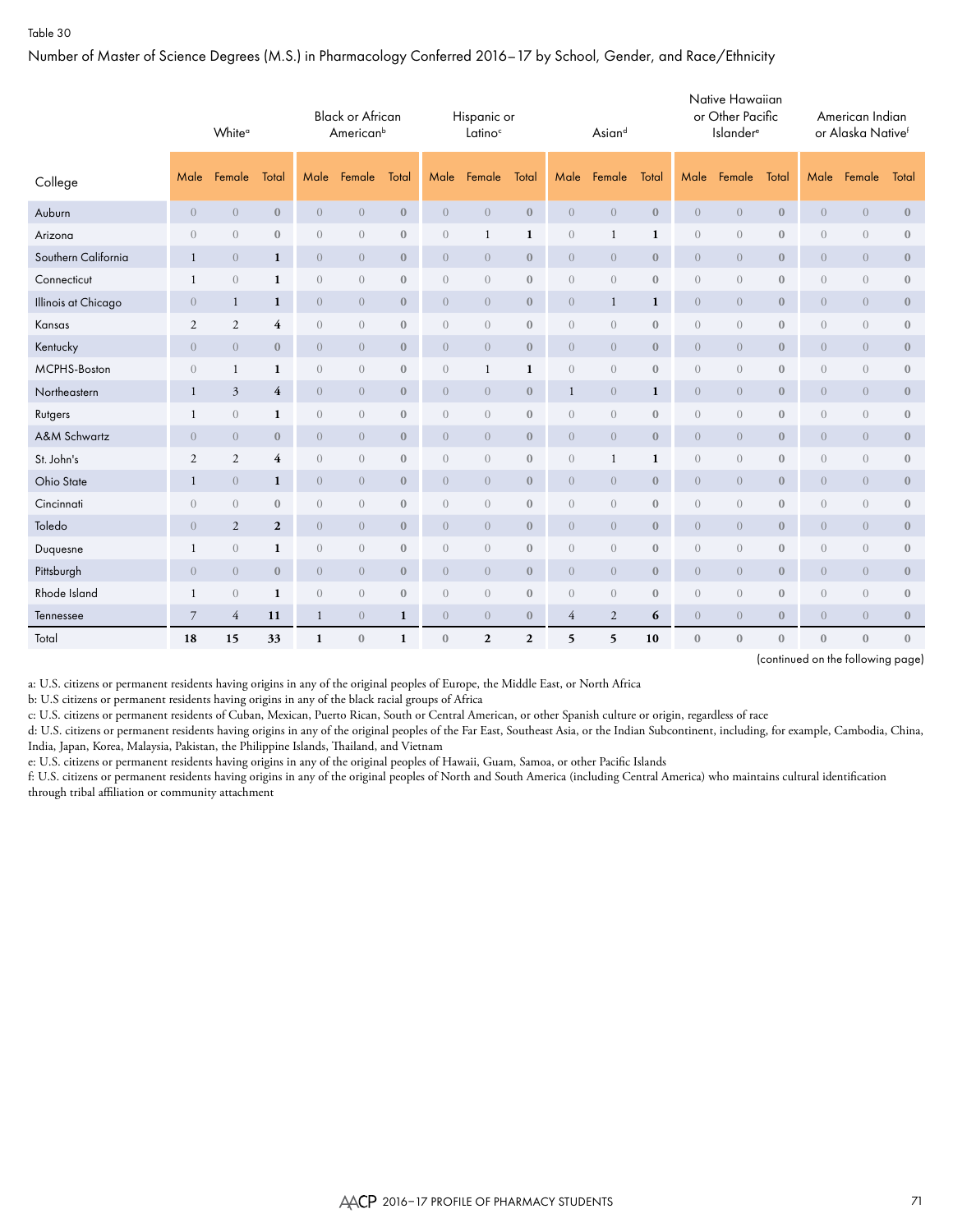Table 30

Number of Master of Science Degrees (M.S.) in Pharmacology Conferred 2016–17 by School, Gender, and Race/Ethnicity

| College | White[a] | | | Black or African American[b] | | | Hispanic or Latino[c] | | | Asian[d] | | | Native Hawaiian or Other Pacific Islander[e] | | | American Indian or Alaska Native[f] | | |
|---|---|---|---|---|---|---|---|---|---|---|---|---|---|---|---|---|---|---|
| | Male | Female | Total | Male | Female | Total | Male | Female | Total | Male | Female | Total | Male | Female | Total | Male | Female | Total |
| Auburn | 0 | 0 | 0 | 0 | 0 | 0 | 0 | 0 | 0 | 0 | 0 | 0 | 0 | 0 | 0 | 0 | 0 | 0 |
| Arizona | 0 | 0 | 0 | 0 | 0 | 0 | 0 | 1 | 1 | 0 | 1 | 1 | 0 | 0 | 0 | 0 | 0 | 0 |
| Southern California | 1 | 0 | 1 | 0 | 0 | 0 | 0 | 0 | 0 | 0 | 0 | 0 | 0 | 0 | 0 | 0 | 0 | 0 |
| Connecticut | 1 | 0 | 1 | 0 | 0 | 0 | 0 | 0 | 0 | 0 | 0 | 0 | 0 | 0 | 0 | 0 | 0 | 0 |
| Illinois at Chicago | 0 | 1 | 1 | 0 | 0 | 0 | 0 | 0 | 0 | 0 | 1 | 1 | 0 | 0 | 0 | 0 | 0 | 0 |
| Kansas | 2 | 2 | 4 | 0 | 0 | 0 | 0 | 0 | 0 | 0 | 0 | 0 | 0 | 0 | 0 | 0 | 0 | 0 |
| Kentucky | 0 | 0 | 0 | 0 | 0 | 0 | 0 | 0 | 0 | 0 | 0 | 0 | 0 | 0 | 0 | 0 | 0 | 0 |
| MCPHS-Boston | 0 | 1 | 1 | 0 | 0 | 0 | 0 | 1 | 1 | 0 | 0 | 0 | 0 | 0 | 0 | 0 | 0 | 0 |
| Northeastern | 1 | 3 | 4 | 0 | 0 | 0 | 0 | 0 | 0 | 1 | 0 | 1 | 0 | 0 | 0 | 0 | 0 | 0 |
| Rutgers | 1 | 0 | 1 | 0 | 0 | 0 | 0 | 0 | 0 | 0 | 0 | 0 | 0 | 0 | 0 | 0 | 0 | 0 |
| A&M Schwartz | 0 | 0 | 0 | 0 | 0 | 0 | 0 | 0 | 0 | 0 | 0 | 0 | 0 | 0 | 0 | 0 | 0 | 0 |
| St. John's | 2 | 2 | 4 | 0 | 0 | 0 | 0 | 0 | 0 | 0 | 1 | 1 | 0 | 0 | 0 | 0 | 0 | 0 |
| Ohio State | 1 | 0 | 1 | 0 | 0 | 0 | 0 | 0 | 0 | 0 | 0 | 0 | 0 | 0 | 0 | 0 | 0 | 0 |
| Cincinnati | 0 | 0 | 0 | 0 | 0 | 0 | 0 | 0 | 0 | 0 | 0 | 0 | 0 | 0 | 0 | 0 | 0 | 0 |
| Toledo | 0 | 2 | 2 | 0 | 0 | 0 | 0 | 0 | 0 | 0 | 0 | 0 | 0 | 0 | 0 | 0 | 0 | 0 |
| Duquesne | 1 | 0 | 1 | 0 | 0 | 0 | 0 | 0 | 0 | 0 | 0 | 0 | 0 | 0 | 0 | 0 | 0 | 0 |
| Pittsburgh | 0 | 0 | 0 | 0 | 0 | 0 | 0 | 0 | 0 | 0 | 0 | 0 | 0 | 0 | 0 | 0 | 0 | 0 |
| Rhode Island | 1 | 0 | 1 | 0 | 0 | 0 | 0 | 0 | 0 | 0 | 0 | 0 | 0 | 0 | 0 | 0 | 0 | 0 |
| Tennessee | 7 | 4 | 11 | 1 | 0 | 1 | 0 | 0 | 0 | 4 | 2 | 6 | 0 | 0 | 0 | 0 | 0 | 0 |
| Total | 18 | 15 | 33 | 1 | 0 | 1 | 0 | 2 | 2 | 5 | 5 | 10 | 0 | 0 | 0 | 0 | 0 | 0 |

(continued on the following page)

a: U.S. citizens or permanent residents having origins in any of the original peoples of Europe, the Middle East, or North Africa

b: U.S citizens or permanent residents having origins in any of the black racial groups of Africa

c: U.S. citizens or permanent residents of Cuban, Mexican, Puerto Rican, South or Central American, or other Spanish culture or origin, regardless of race

d: U.S. citizens or permanent residents having origins in any of the original peoples of the Far East, Southeast Asia, or the Indian Subcontinent, including, for example, Cambodia, China, India, Japan, Korea, Malaysia, Pakistan, the Philippine Islands, Thailand, and Vietnam

e: U.S. citizens or permanent residents having origins in any of the original peoples of Hawaii, Guam, Samoa, or other Pacific Islands

f: U.S. citizens or permanent residents having origins in any of the original peoples of North and South America (including Central America) who maintains cultural identification through tribal affiliation or community attachment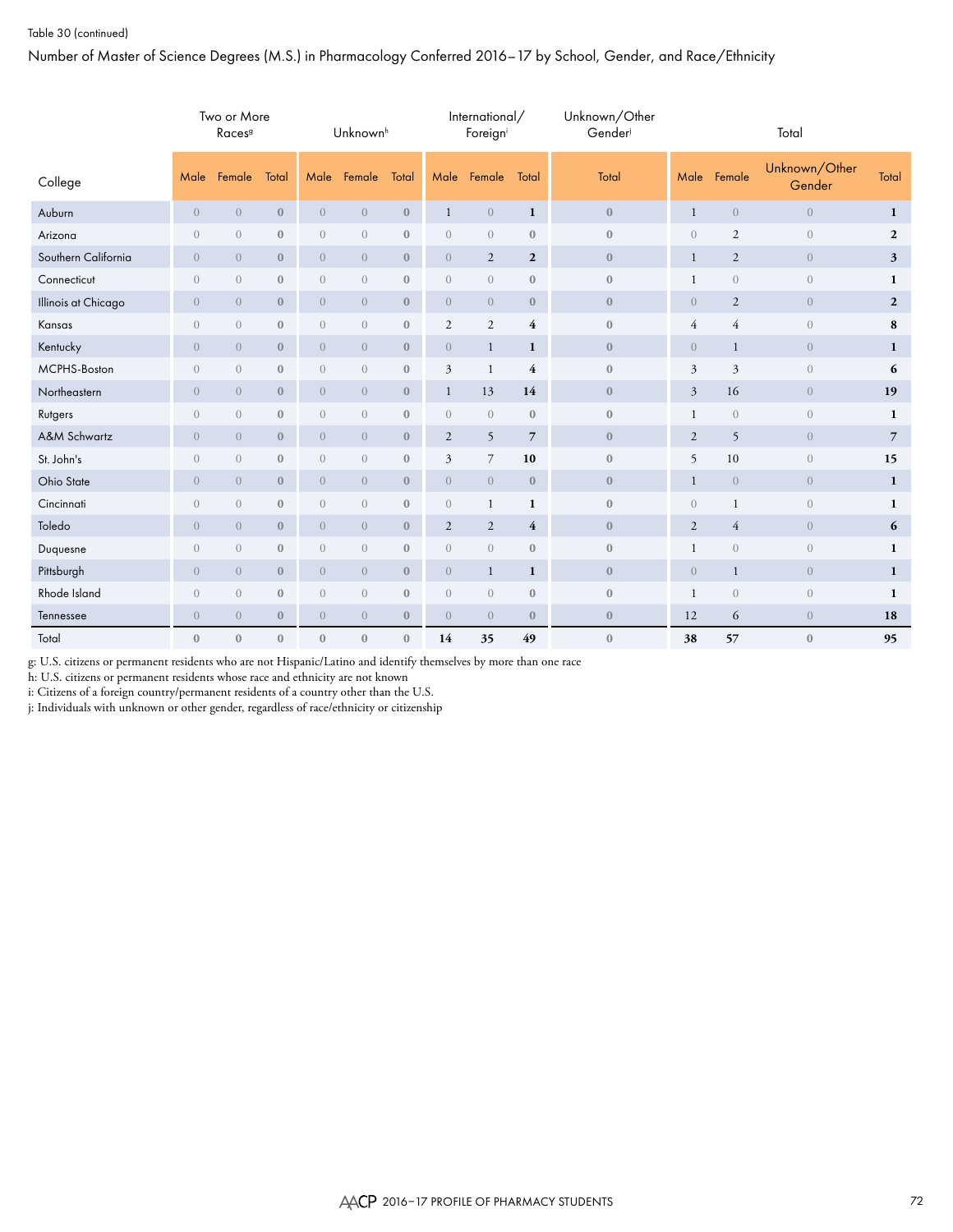Table 30 (continued)

## Number of Master of Science Degrees (M.S.) in Pharmacology Conferred 2016–17 by School, Gender, and Race/Ethnicity

| College | Two or More Races[g] | | | Unknown[h] | | | International/ Foreign[i] | | | Unknown/Other Gender[j] | Total | | | |
|---|---|---|---|---|---|---|---|---|---|---|---|---|---|---|
| | Male | Female | Total | Male | Female | Total | Male | Female | Total | Total | Male | Female | Unknown/Other Gender | Total |
| Auburn | 0 | 0 | 0 | 0 | 0 | 0 | 1 | 0 | 1 | 0 | 1 | 0 | 0 | 1 |
| Arizona | 0 | 0 | 0 | 0 | 0 | 0 | 0 | 0 | 0 | 0 | 0 | 2 | 0 | 2 |
| Southern California | 0 | 0 | 0 | 0 | 0 | 0 | 0 | 2 | 2 | 0 | 1 | 2 | 0 | 3 |
| Connecticut | 0 | 0 | 0 | 0 | 0 | 0 | 0 | 0 | 0 | 0 | 1 | 0 | 0 | 1 |
| Illinois at Chicago | 0 | 0 | 0 | 0 | 0 | 0 | 0 | 0 | 0 | 0 | 0 | 2 | 0 | 2 |
| Kansas | 0 | 0 | 0 | 0 | 0 | 0 | 2 | 2 | 4 | 0 | 4 | 4 | 0 | 8 |
| Kentucky | 0 | 0 | 0 | 0 | 0 | 0 | 0 | 1 | 1 | 0 | 0 | 1 | 0 | 1 |
| MCPHS-Boston | 0 | 0 | 0 | 0 | 0 | 0 | 3 | 1 | 4 | 0 | 3 | 3 | 0 | 6 |
| Northeastern | 0 | 0 | 0 | 0 | 0 | 0 | 1 | 13 | 14 | 0 | 3 | 16 | 0 | 19 |
| Rutgers | 0 | 0 | 0 | 0 | 0 | 0 | 0 | 0 | 0 | 0 | 1 | 0 | 0 | 1 |
| A&M Schwartz | 0 | 0 | 0 | 0 | 0 | 0 | 2 | 5 | 7 | 0 | 2 | 5 | 0 | 7 |
| St. John's | 0 | 0 | 0 | 0 | 0 | 0 | 3 | 7 | 10 | 0 | 5 | 10 | 0 | 15 |
| Ohio State | 0 | 0 | 0 | 0 | 0 | 0 | 0 | 0 | 0 | 0 | 1 | 0 | 0 | 1 |
| Cincinnati | 0 | 0 | 0 | 0 | 0 | 0 | 0 | 1 | 1 | 0 | 0 | 1 | 0 | 1 |
| Toledo | 0 | 0 | 0 | 0 | 0 | 0 | 2 | 2 | 4 | 0 | 2 | 4 | 0 | 6 |
| Duquesne | 0 | 0 | 0 | 0 | 0 | 0 | 0 | 0 | 0 | 0 | 1 | 0 | 0 | 1 |
| Pittsburgh | 0 | 0 | 0 | 0 | 0 | 0 | 0 | 1 | 1 | 0 | 0 | 1 | 0 | 1 |
| Rhode Island | 0 | 0 | 0 | 0 | 0 | 0 | 0 | 0 | 0 | 0 | 1 | 0 | 0 | 1 |
| Tennessee | 0 | 0 | 0 | 0 | 0 | 0 | 0 | 0 | 0 | 0 | 12 | 6 | 0 | 18 |
| Total | 0 | 0 | 0 | 0 | 0 | 0 | 14 | 35 | 49 | 0 | 38 | 57 | 0 | 95 |

g: U.S. citizens or permanent residents who are not Hispanic/Latino and identify themselves by more than one race
h: U.S. citizens or permanent residents whose race and ethnicity are not known
i: Citizens of a foreign country/permanent residents of a country other than the U.S.
j: Individuals with unknown or other gender, regardless of race/ethnicity or citizenship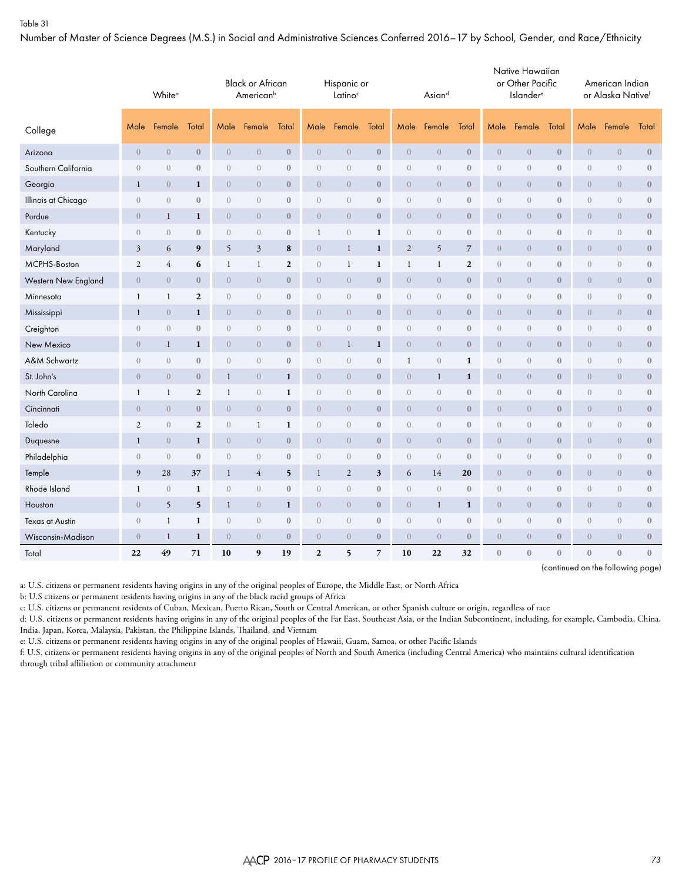Table 31

Number of Master of Science Degrees (M.S.) in Social and Administrative Sciences Conferred 2016–17 by School, Gender, and Race/Ethnicity

| College | White[a] | | | Black or African American[b] | | | Hispanic or Latino[c] | | | Asian[d] | | | Native Hawaiian or Other Pacific Islander[e] | | | American Indian or Alaska Native[f] | | |
|---|---|---|---|---|---|---|---|---|---|---|---|---|---|---|---|---|---|---|
| | Male | Female | Total | Male | Female | Total | Male | Female | Total | Male | Female | Total | Male | Female | Total | Male | Female | Total |
| Arizona | 0 | 0 | 0 | 0 | 0 | 0 | 0 | 0 | 0 | 0 | 0 | 0 | 0 | 0 | 0 | 0 | 0 | 0 |
| Southern California | 0 | 0 | 0 | 0 | 0 | 0 | 0 | 0 | 0 | 0 | 0 | 0 | 0 | 0 | 0 | 0 | 0 | 0 |
| Georgia | 1 | 0 | 1 | 0 | 0 | 0 | 0 | 0 | 0 | 0 | 0 | 0 | 0 | 0 | 0 | 0 | 0 | 0 |
| Illinois at Chicago | 0 | 0 | 0 | 0 | 0 | 0 | 0 | 0 | 0 | 0 | 0 | 0 | 0 | 0 | 0 | 0 | 0 | 0 |
| Purdue | 0 | 1 | 1 | 0 | 0 | 0 | 0 | 0 | 0 | 0 | 0 | 0 | 0 | 0 | 0 | 0 | 0 | 0 |
| Kentucky | 0 | 0 | 0 | 0 | 0 | 0 | 1 | 0 | 1 | 0 | 0 | 0 | 0 | 0 | 0 | 0 | 0 | 0 |
| Maryland | 3 | 6 | 9 | 5 | 3 | 8 | 0 | 1 | 1 | 2 | 5 | 7 | 0 | 0 | 0 | 0 | 0 | 0 |
| MCPHS-Boston | 2 | 4 | 6 | 1 | 1 | 2 | 0 | 1 | 1 | 1 | 1 | 2 | 0 | 0 | 0 | 0 | 0 | 0 |
| Western New England | 0 | 0 | 0 | 0 | 0 | 0 | 0 | 0 | 0 | 0 | 0 | 0 | 0 | 0 | 0 | 0 | 0 | 0 |
| Minnesota | 1 | 1 | 2 | 0 | 0 | 0 | 0 | 0 | 0 | 0 | 0 | 0 | 0 | 0 | 0 | 0 | 0 | 0 |
| Mississippi | 1 | 0 | 1 | 0 | 0 | 0 | 0 | 0 | 0 | 0 | 0 | 0 | 0 | 0 | 0 | 0 | 0 | 0 |
| Creighton | 0 | 0 | 0 | 0 | 0 | 0 | 0 | 0 | 0 | 0 | 0 | 0 | 0 | 0 | 0 | 0 | 0 | 0 |
| New Mexico | 0 | 1 | 1 | 0 | 0 | 0 | 0 | 1 | 1 | 0 | 0 | 0 | 0 | 0 | 0 | 0 | 0 | 0 |
| A&M Schwartz | 0 | 0 | 0 | 0 | 0 | 0 | 0 | 0 | 0 | 1 | 0 | 1 | 0 | 0 | 0 | 0 | 0 | 0 |
| St. John's | 0 | 0 | 0 | 1 | 0 | 1 | 0 | 0 | 0 | 0 | 1 | 1 | 0 | 0 | 0 | 0 | 0 | 0 |
| North Carolina | 1 | 1 | 2 | 1 | 0 | 1 | 0 | 0 | 0 | 0 | 0 | 0 | 0 | 0 | 0 | 0 | 0 | 0 |
| Cincinnati | 0 | 0 | 0 | 0 | 0 | 0 | 0 | 0 | 0 | 0 | 0 | 0 | 0 | 0 | 0 | 0 | 0 | 0 |
| Toledo | 2 | 0 | 2 | 0 | 1 | 1 | 0 | 0 | 0 | 0 | 0 | 0 | 0 | 0 | 0 | 0 | 0 | 0 |
| Duquesne | 1 | 0 | 1 | 0 | 0 | 0 | 0 | 0 | 0 | 0 | 0 | 0 | 0 | 0 | 0 | 0 | 0 | 0 |
| Philadelphia | 0 | 0 | 0 | 0 | 0 | 0 | 0 | 0 | 0 | 0 | 0 | 0 | 0 | 0 | 0 | 0 | 0 | 0 |
| Temple | 9 | 28 | 37 | 1 | 4 | 5 | 1 | 2 | 3 | 6 | 14 | 20 | 0 | 0 | 0 | 0 | 0 | 0 |
| Rhode Island | 1 | 0 | 1 | 0 | 0 | 0 | 0 | 0 | 0 | 0 | 0 | 0 | 0 | 0 | 0 | 0 | 0 | 0 |
| Houston | 0 | 5 | 5 | 1 | 0 | 1 | 0 | 0 | 0 | 0 | 1 | 1 | 0 | 0 | 0 | 0 | 0 | 0 |
| Texas at Austin | 0 | 1 | 1 | 0 | 0 | 0 | 0 | 0 | 0 | 0 | 0 | 0 | 0 | 0 | 0 | 0 | 0 | 0 |
| Wisconsin-Madison | 0 | 1 | 1 | 0 | 0 | 0 | 0 | 0 | 0 | 0 | 0 | 0 | 0 | 0 | 0 | 0 | 0 | 0 |
| Total | 22 | 49 | 71 | 10 | 9 | 19 | 2 | 5 | 7 | 10 | 22 | 32 | 0 | 0 | 0 | 0 | 0 | 0 |

(continued on the following page)

a: U.S. citizens or permanent residents having origins in any of the original peoples of Europe, the Middle East, or North Africa
b: U.S citizens or permanent residents having origins in any of the black racial groups of Africa
c: U.S. citizens or permanent residents of Cuban, Mexican, Puerto Rican, South or Central American, or other Spanish culture or origin, regardless of race
d: U.S. citizens or permanent residents having origins in any of the original peoples of the Far East, Southeast Asia, or the Indian Subcontinent, including, for example, Cambodia, China, India, Japan, Korea, Malaysia, Pakistan, the Philippine Islands, Thailand, and Vietnam
e: U.S. citizens or permanent residents having origins in any of the original peoples of Hawaii, Guam, Samoa, or other Pacific Islands
f: U.S. citizens or permanent residents having origins in any of the original peoples of North and South America (including Central America) who maintains cultural identification through tribal affiliation or community attachment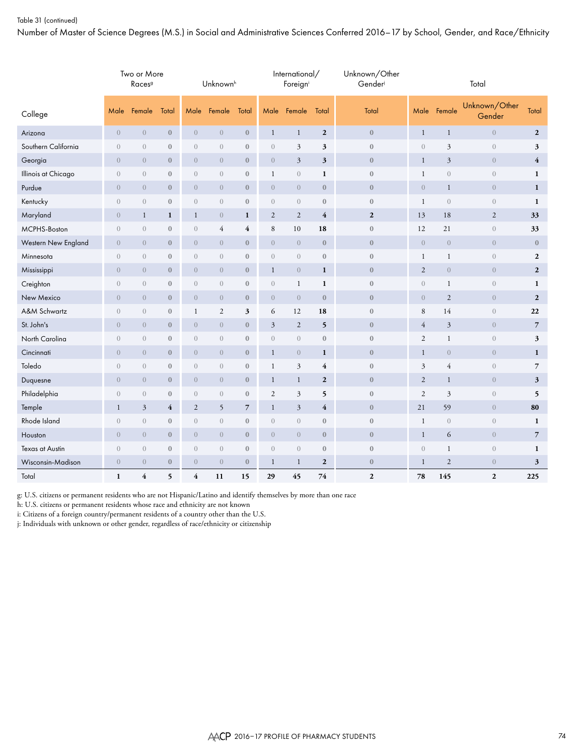Table 31 (continued)

Number of Master of Science Degrees (M.S.) in Social and Administrative Sciences Conferred 2016–17 by School, Gender, and Race/Ethnicity

| College | Two or More Races[g] | | | Unknown[h] | | | International/ Foreign[i] | | | Unknown/Other Gender[j] | Total | | | |
|---|---|---|---|---|---|---|---|---|---|---|---|---|---|---|
| | Male | Female | Total | Male | Female | Total | Male | Female | Total | Total | Male | Female | Unknown/Other Gender | Total |
| Arizona | 0 | 0 | **0** | 0 | 0 | **0** | 1 | 1 | **2** | **0** | 1 | 1 | 0 | **2** |
| Southern California | 0 | 0 | **0** | 0 | 0 | **0** | 0 | 3 | **3** | **0** | 0 | 3 | 0 | **3** |
| Georgia | 0 | 0 | **0** | 0 | 0 | **0** | 0 | 3 | **3** | **0** | 1 | 3 | 0 | **4** |
| Illinois at Chicago | 0 | 0 | **0** | 0 | 0 | **0** | 1 | 0 | **1** | **0** | 1 | 0 | 0 | **1** |
| Purdue | 0 | 0 | **0** | 0 | 0 | **0** | 0 | 0 | **0** | **0** | 0 | 1 | 0 | **1** |
| Kentucky | 0 | 0 | **0** | 0 | 0 | **0** | 0 | 0 | **0** | **0** | 1 | 0 | 0 | **1** |
| Maryland | 0 | 1 | **1** | 1 | 0 | **1** | 2 | 2 | **4** | **2** | 13 | 18 | 2 | **33** |
| MCPHS-Boston | 0 | 0 | **0** | 0 | 4 | **4** | 8 | 10 | **18** | **0** | 12 | 21 | 0 | **33** |
| Western New England | 0 | 0 | **0** | 0 | 0 | **0** | 0 | 0 | **0** | **0** | 0 | 0 | 0 | **0** |
| Minnesota | 0 | 0 | **0** | 0 | 0 | **0** | 0 | 0 | **0** | **0** | 1 | 1 | 0 | **2** |
| Mississippi | 0 | 0 | **0** | 0 | 0 | **0** | 1 | 0 | **1** | **0** | 2 | 0 | 0 | **2** |
| Creighton | 0 | 0 | **0** | 0 | 0 | **0** | 0 | 1 | **1** | **0** | 0 | 1 | 0 | **1** |
| New Mexico | 0 | 0 | **0** | 0 | 0 | **0** | 0 | 0 | **0** | **0** | 0 | 2 | 0 | **2** |
| A&M Schwartz | 0 | 0 | **0** | 1 | 2 | **3** | 6 | 12 | **18** | **0** | 8 | 14 | 0 | **22** |
| St. John's | 0 | 0 | **0** | 0 | 0 | **0** | 3 | 2 | **5** | **0** | 4 | 3 | 0 | **7** |
| North Carolina | 0 | 0 | **0** | 0 | 0 | **0** | 0 | 0 | **0** | **0** | 2 | 1 | 0 | **3** |
| Cincinnati | 0 | 0 | **0** | 0 | 0 | **0** | 1 | 0 | **1** | **0** | 1 | 0 | 0 | **1** |
| Toledo | 0 | 0 | **0** | 0 | 0 | **0** | 1 | 3 | **4** | **0** | 3 | 4 | 0 | **7** |
| Duquesne | 0 | 0 | **0** | 0 | 0 | **0** | 1 | 1 | **2** | **0** | 2 | 1 | 0 | **3** |
| Philadelphia | 0 | 0 | **0** | 0 | 0 | **0** | 2 | 3 | **5** | **0** | 2 | 3 | 0 | **5** |
| Temple | 1 | 3 | **4** | 2 | 5 | **7** | 1 | 3 | **4** | **0** | 21 | 59 | 0 | **80** |
| Rhode Island | 0 | 0 | **0** | 0 | 0 | **0** | 0 | 0 | **0** | **0** | 1 | 0 | 0 | **1** |
| Houston | 0 | 0 | **0** | 0 | 0 | **0** | 0 | 0 | **0** | **0** | 1 | 6 | 0 | **7** |
| Texas at Austin | 0 | 0 | **0** | 0 | 0 | **0** | 0 | 0 | **0** | **0** | 0 | 1 | 0 | **1** |
| Wisconsin-Madison | 0 | 0 | **0** | 0 | 0 | **0** | 1 | 1 | **2** | **0** | 1 | 2 | 0 | **3** |
| Total | **1** | **4** | **5** | **4** | **11** | **15** | **29** | **45** | **74** | **2** | **78** | **145** | **2** | **225** |

g: U.S. citizens or permanent residents who are not Hispanic/Latino and identify themselves by more than one race
h: U.S. citizens or permanent residents whose race and ethnicity are not known
i: Citizens of a foreign country/permanent residents of a country other than the U.S.
j: Individuals with unknown or other gender, regardless of race/ethnicity or citizenship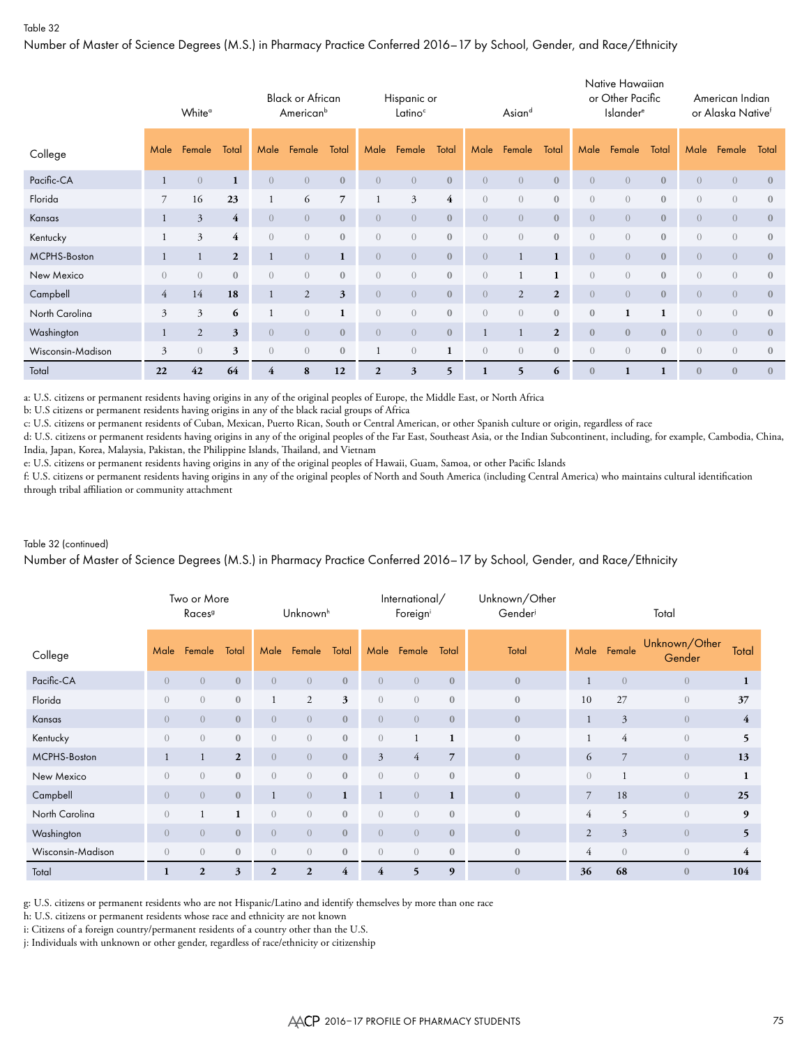Table 32

Number of Master of Science Degrees (M.S.) in Pharmacy Practice Conferred 2016–17 by School, Gender, and Race/Ethnicity

| College | White[a] | | | Black or African American[b] | | | Hispanic or Latino[c] | | | Asian[d] | | | Native Hawaiian or Other Pacific Islander[e] | | | American Indian or Alaska Native[f] | | |
|---|---|---|---|---|---|---|---|---|---|---|---|---|---|---|---|---|---|---|
| | Male | Female | Total | Male | Female | Total | Male | Female | Total | Male | Female | Total | Male | Female | Total | Male | Female | Total |
| Pacific-CA | 1 | 0 | 1 | 0 | 0 | 0 | 0 | 0 | 0 | 0 | 0 | 0 | 0 | 0 | 0 | 0 | 0 | 0 |
| Florida | 7 | 16 | 23 | 1 | 6 | 7 | 1 | 3 | 4 | 0 | 0 | 0 | 0 | 0 | 0 | 0 | 0 | 0 |
| Kansas | 1 | 3 | 4 | 0 | 0 | 0 | 0 | 0 | 0 | 0 | 0 | 0 | 0 | 0 | 0 | 0 | 0 | 0 |
| Kentucky | 1 | 3 | 4 | 0 | 0 | 0 | 0 | 0 | 0 | 0 | 0 | 0 | 0 | 0 | 0 | 0 | 0 | 0 |
| MCPHS-Boston | 1 | 1 | 2 | 1 | 0 | 1 | 0 | 0 | 0 | 0 | 1 | 1 | 0 | 0 | 0 | 0 | 0 | 0 |
| New Mexico | 0 | 0 | 0 | 0 | 0 | 0 | 0 | 0 | 0 | 0 | 1 | 1 | 0 | 0 | 0 | 0 | 0 | 0 |
| Campbell | 4 | 14 | 18 | 1 | 2 | 3 | 0 | 0 | 0 | 0 | 2 | 2 | 0 | 0 | 0 | 0 | 0 | 0 |
| North Carolina | 3 | 3 | 6 | 1 | 0 | 1 | 0 | 0 | 0 | 0 | 0 | 0 | 0 | 1 | 1 | 0 | 0 | 0 |
| Washington | 1 | 2 | 3 | 0 | 0 | 0 | 0 | 0 | 0 | 1 | 1 | 2 | 0 | 0 | 0 | 0 | 0 | 0 |
| Wisconsin-Madison | 3 | 0 | 3 | 0 | 0 | 0 | 1 | 0 | 1 | 0 | 0 | 0 | 0 | 0 | 0 | 0 | 0 | 0 |
| Total | 22 | 42 | 64 | 4 | 8 | 12 | 2 | 3 | 5 | 1 | 5 | 6 | 0 | 1 | 1 | 0 | 0 | 0 |

a: U.S. citizens or permanent residents having origins in any of the original peoples of Europe, the Middle East, or North Africa
b: U.S citizens or permanent residents having origins in any of the black racial groups of Africa
c: U.S. citizens or permanent residents of Cuban, Mexican, Puerto Rican, South or Central American, or other Spanish culture or origin, regardless of race
d: U.S. citizens or permanent residents having origins in any of the original peoples of the Far East, Southeast Asia, or the Indian Subcontinent, including, for example, Cambodia, China, India, Japan, Korea, Malaysia, Pakistan, the Philippine Islands, Thailand, and Vietnam
e: U.S. citizens or permanent residents having origins in any of the original peoples of Hawaii, Guam, Samoa, or other Pacific Islands
f: U.S. citizens or permanent residents having origins in any of the original peoples of North and South America (including Central America) who maintains cultural identification through tribal affiliation or community attachment

Table 32 (continued)

Number of Master of Science Degrees (M.S.) in Pharmacy Practice Conferred 2016–17 by School, Gender, and Race/Ethnicity

| College | Two or More Races[g] | | | Unknown[h] | | | International/ Foreign[i] | | | Unknown/Other Gender[j] | Total | | | |
|---|---|---|---|---|---|---|---|---|---|---|---|---|---|---|
| | Male | Female | Total | Male | Female | Total | Male | Female | Total | Total | Male | Female | Unknown/Other Gender | Total |
| Pacific-CA | 0 | 0 | 0 | 0 | 0 | 0 | 0 | 0 | 0 | 0 | 1 | 0 | 0 | 1 |
| Florida | 0 | 0 | 0 | 1 | 2 | 3 | 0 | 0 | 0 | 0 | 10 | 27 | 0 | 37 |
| Kansas | 0 | 0 | 0 | 0 | 0 | 0 | 0 | 0 | 0 | 0 | 1 | 3 | 0 | 4 |
| Kentucky | 0 | 0 | 0 | 0 | 0 | 0 | 0 | 1 | 1 | 0 | 1 | 4 | 0 | 5 |
| MCPHS-Boston | 1 | 1 | 2 | 0 | 0 | 0 | 3 | 4 | 7 | 0 | 6 | 7 | 0 | 13 |
| New Mexico | 0 | 0 | 0 | 0 | 0 | 0 | 0 | 0 | 0 | 0 | 0 | 1 | 0 | 1 |
| Campbell | 0 | 0 | 0 | 1 | 0 | 1 | 1 | 0 | 1 | 0 | 7 | 18 | 0 | 25 |
| North Carolina | 0 | 1 | 1 | 0 | 0 | 0 | 0 | 0 | 0 | 0 | 4 | 5 | 0 | 9 |
| Washington | 0 | 0 | 0 | 0 | 0 | 0 | 0 | 0 | 0 | 0 | 2 | 3 | 0 | 5 |
| Wisconsin-Madison | 0 | 0 | 0 | 0 | 0 | 0 | 0 | 0 | 0 | 0 | 4 | 0 | 0 | 4 |
| Total | 1 | 2 | 3 | 2 | 2 | 4 | 4 | 5 | 9 | 0 | 36 | 68 | 0 | 104 |

g: U.S. citizens or permanent residents who are not Hispanic/Latino and identify themselves by more than one race
h: U.S. citizens or permanent residents whose race and ethnicity are not known
i: Citizens of a foreign country/permanent residents of a country other than the U.S.
j: Individuals with unknown or other gender, regardless of race/ethnicity or citizenship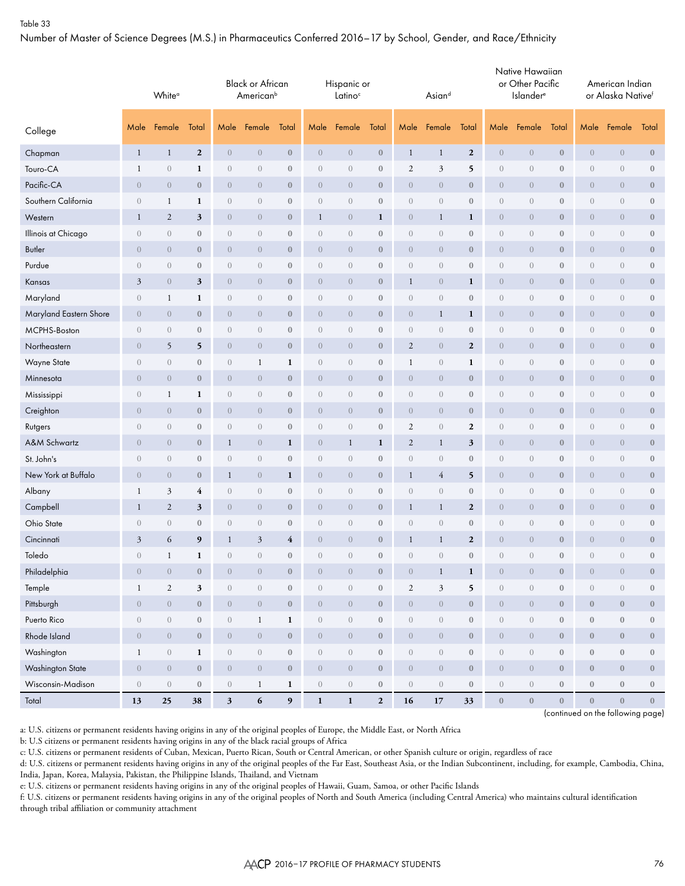Table 33

Number of Master of Science Degrees (M.S.) in Pharmaceutics Conferred 2016–17 by School, Gender, and Race/Ethnicity

| College | White[a] | | | Black or African American[b] | | | Hispanic or Latino[c] | | | Asian[d] | | | Native Hawaiian or Other Pacific Islander[e] | | | American Indian or Alaska Native[f] | | |
|---|---|---|---|---|---|---|---|---|---|---|---|---|---|---|---|---|---|---|
| | Male | Female | Total | Male | Female | Total | Male | Female | Total | Male | Female | Total | Male | Female | Total | Male | Female | Total |
| Chapman | 1 | 1 | 2 | 0 | 0 | 0 | 0 | 0 | 0 | 1 | 1 | 2 | 0 | 0 | 0 | 0 | 0 | 0 |
| Touro-CA | 1 | 0 | 1 | 0 | 0 | 0 | 0 | 0 | 0 | 2 | 3 | 5 | 0 | 0 | 0 | 0 | 0 | 0 |
| Pacific-CA | 0 | 0 | 0 | 0 | 0 | 0 | 0 | 0 | 0 | 0 | 0 | 0 | 0 | 0 | 0 | 0 | 0 | 0 |
| Southern California | 0 | 1 | 1 | 0 | 0 | 0 | 0 | 0 | 0 | 0 | 0 | 0 | 0 | 0 | 0 | 0 | 0 | 0 |
| Western | 1 | 2 | 3 | 0 | 0 | 0 | 1 | 0 | 1 | 0 | 1 | 1 | 0 | 0 | 0 | 0 | 0 | 0 |
| Illinois at Chicago | 0 | 0 | 0 | 0 | 0 | 0 | 0 | 0 | 0 | 0 | 0 | 0 | 0 | 0 | 0 | 0 | 0 | 0 |
| Butler | 0 | 0 | 0 | 0 | 0 | 0 | 0 | 0 | 0 | 0 | 0 | 0 | 0 | 0 | 0 | 0 | 0 | 0 |
| Purdue | 0 | 0 | 0 | 0 | 0 | 0 | 0 | 0 | 0 | 0 | 0 | 0 | 0 | 0 | 0 | 0 | 0 | 0 |
| Kansas | 3 | 0 | 3 | 0 | 0 | 0 | 0 | 0 | 0 | 1 | 0 | 1 | 0 | 0 | 0 | 0 | 0 | 0 |
| Maryland | 0 | 1 | 1 | 0 | 0 | 0 | 0 | 0 | 0 | 0 | 0 | 0 | 0 | 0 | 0 | 0 | 0 | 0 |
| Maryland Eastern Shore | 0 | 0 | 0 | 0 | 0 | 0 | 0 | 0 | 0 | 0 | 1 | 1 | 0 | 0 | 0 | 0 | 0 | 0 |
| MCPHS-Boston | 0 | 0 | 0 | 0 | 0 | 0 | 0 | 0 | 0 | 0 | 0 | 0 | 0 | 0 | 0 | 0 | 0 | 0 |
| Northeastern | 0 | 5 | 5 | 0 | 0 | 0 | 0 | 0 | 0 | 2 | 0 | 2 | 0 | 0 | 0 | 0 | 0 | 0 |
| Wayne State | 0 | 0 | 0 | 0 | 1 | 1 | 0 | 0 | 0 | 1 | 0 | 1 | 0 | 0 | 0 | 0 | 0 | 0 |
| Minnesota | 0 | 0 | 0 | 0 | 0 | 0 | 0 | 0 | 0 | 0 | 0 | 0 | 0 | 0 | 0 | 0 | 0 | 0 |
| Mississippi | 0 | 1 | 1 | 0 | 0 | 0 | 0 | 0 | 0 | 0 | 0 | 0 | 0 | 0 | 0 | 0 | 0 | 0 |
| Creighton | 0 | 0 | 0 | 0 | 0 | 0 | 0 | 0 | 0 | 0 | 0 | 0 | 0 | 0 | 0 | 0 | 0 | 0 |
| Rutgers | 0 | 0 | 0 | 0 | 0 | 0 | 0 | 0 | 0 | 2 | 0 | 2 | 0 | 0 | 0 | 0 | 0 | 0 |
| A&M Schwartz | 0 | 0 | 0 | 1 | 0 | 1 | 0 | 1 | 1 | 2 | 1 | 3 | 0 | 0 | 0 | 0 | 0 | 0 |
| St. John's | 0 | 0 | 0 | 0 | 0 | 0 | 0 | 0 | 0 | 0 | 0 | 0 | 0 | 0 | 0 | 0 | 0 | 0 |
| New York at Buffalo | 0 | 0 | 0 | 1 | 0 | 1 | 0 | 0 | 0 | 1 | 4 | 5 | 0 | 0 | 0 | 0 | 0 | 0 |
| Albany | 1 | 3 | 4 | 0 | 0 | 0 | 0 | 0 | 0 | 0 | 0 | 0 | 0 | 0 | 0 | 0 | 0 | 0 |
| Campbell | 1 | 2 | 3 | 0 | 0 | 0 | 0 | 0 | 0 | 1 | 1 | 2 | 0 | 0 | 0 | 0 | 0 | 0 |
| Ohio State | 0 | 0 | 0 | 0 | 0 | 0 | 0 | 0 | 0 | 0 | 0 | 0 | 0 | 0 | 0 | 0 | 0 | 0 |
| Cincinnati | 3 | 6 | 9 | 1 | 3 | 4 | 0 | 0 | 0 | 1 | 1 | 2 | 0 | 0 | 0 | 0 | 0 | 0 |
| Toledo | 0 | 1 | 1 | 0 | 0 | 0 | 0 | 0 | 0 | 0 | 0 | 0 | 0 | 0 | 0 | 0 | 0 | 0 |
| Philadelphia | 0 | 0 | 0 | 0 | 0 | 0 | 0 | 0 | 0 | 0 | 1 | 1 | 0 | 0 | 0 | 0 | 0 | 0 |
| Temple | 1 | 2 | 3 | 0 | 0 | 0 | 0 | 0 | 0 | 2 | 3 | 5 | 0 | 0 | 0 | 0 | 0 | 0 |
| Pittsburgh | 0 | 0 | 0 | 0 | 0 | 0 | 0 | 0 | 0 | 0 | 0 | 0 | 0 | 0 | 0 | 0 | 0 | 0 |
| Puerto Rico | 0 | 0 | 0 | 0 | 1 | 1 | 0 | 0 | 0 | 0 | 0 | 0 | 0 | 0 | 0 | 0 | 0 | 0 |
| Rhode Island | 0 | 0 | 0 | 0 | 0 | 0 | 0 | 0 | 0 | 0 | 0 | 0 | 0 | 0 | 0 | 0 | 0 | 0 |
| Washington | 1 | 0 | 1 | 0 | 0 | 0 | 0 | 0 | 0 | 0 | 0 | 0 | 0 | 0 | 0 | 0 | 0 | 0 |
| Washington State | 0 | 0 | 0 | 0 | 0 | 0 | 0 | 0 | 0 | 0 | 0 | 0 | 0 | 0 | 0 | 0 | 0 | 0 |
| Wisconsin-Madison | 0 | 0 | 0 | 0 | 1 | 1 | 0 | 0 | 0 | 0 | 0 | 0 | 0 | 0 | 0 | 0 | 0 | 0 |
| Total | 13 | 25 | 38 | 3 | 6 | 9 | 1 | 1 | 2 | 16 | 17 | 33 | 0 | 0 | 0 | 0 | 0 | 0 |

(continued on the following page)

a: U.S. citizens or permanent residents having origins in any of the original peoples of Europe, the Middle East, or North Africa

b: U.S citizens or permanent residents having origins in any of the black racial groups of Africa

c: U.S. citizens or permanent residents of Cuban, Mexican, Puerto Rican, South or Central American, or other Spanish culture or origin, regardless of race

d: U.S. citizens or permanent residents having origins in any of the original peoples of the Far East, Southeast Asia, or the Indian Subcontinent, including, for example, Cambodia, China, India, Japan, Korea, Malaysia, Pakistan, the Philippine Islands, Thailand, and Vietnam

e: U.S. citizens or permanent residents having origins in any of the original peoples of Hawaii, Guam, Samoa, or other Pacific Islands

f: U.S. citizens or permanent residents having origins in any of the original peoples of North and South America (including Central America) who maintains cultural identification through tribal affiliation or community attachment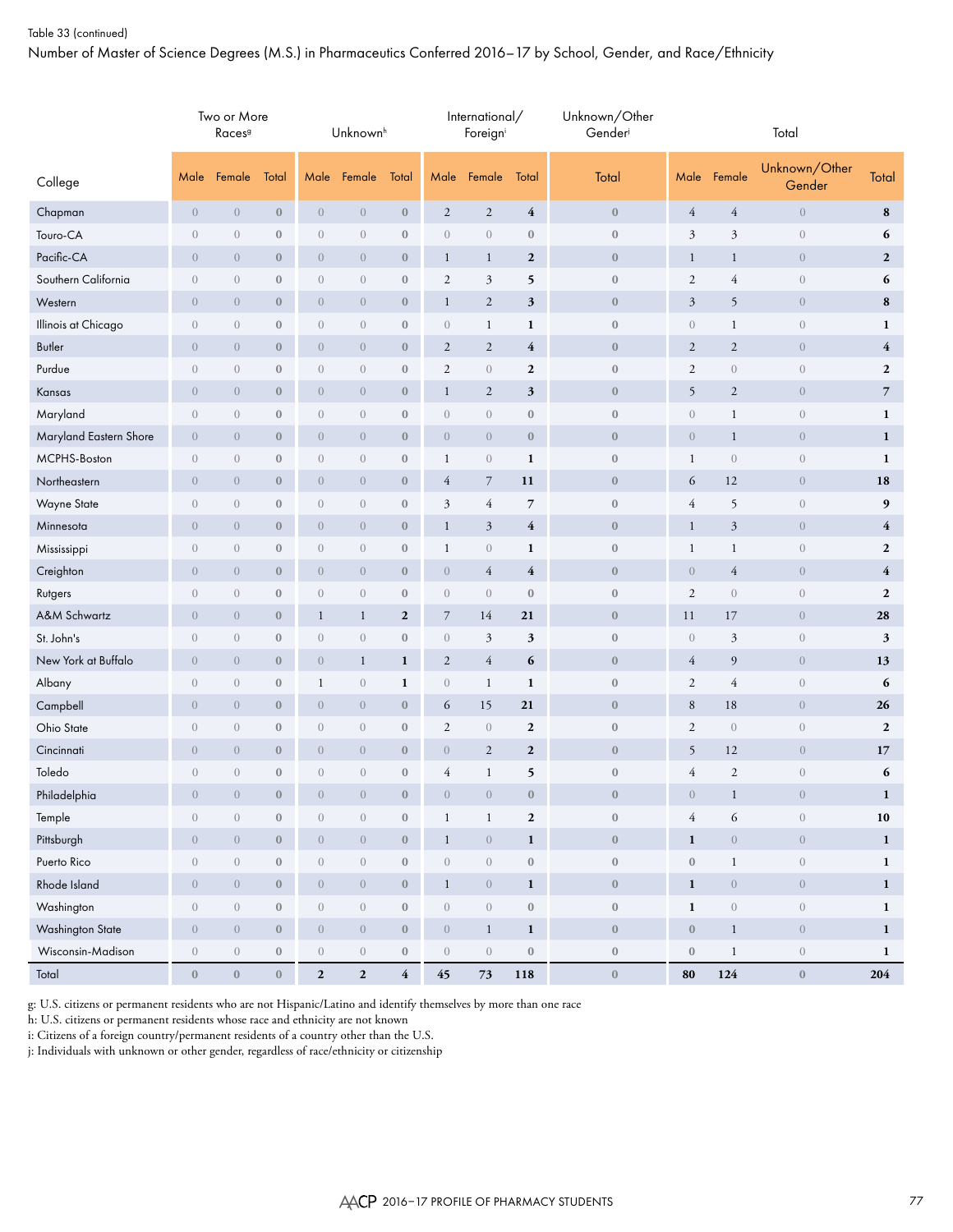Table 33 (continued)

Number of Master of Science Degrees (M.S.) in Pharmaceutics Conferred 2016–17 by School, Gender, and Race/Ethnicity

| College | Two or More Races[g] | | | Unknown[h] | | | International/ Foreign[i] | | | Unknown/Other Gender[j] | Total | | | |
|---|---|---|---|---|---|---|---|---|---|---|---|---|---|---|
| | Male | Female | Total | Male | Female | Total | Male | Female | Total | Total | Male | Female | Unknown/Other Gender | Total |
| Chapman | 0 | 0 | 0 | 0 | 0 | 0 | 2 | 2 | 4 | 0 | 4 | 4 | 0 | 8 |
| Touro-CA | 0 | 0 | 0 | 0 | 0 | 0 | 0 | 0 | 0 | 0 | 3 | 3 | 0 | 6 |
| Pacific-CA | 0 | 0 | 0 | 0 | 0 | 0 | 1 | 1 | 2 | 0 | 1 | 1 | 0 | 2 |
| Southern California | 0 | 0 | 0 | 0 | 0 | 0 | 2 | 3 | 5 | 0 | 2 | 4 | 0 | 6 |
| Western | 0 | 0 | 0 | 0 | 0 | 0 | 1 | 2 | 3 | 0 | 3 | 5 | 0 | 8 |
| Illinois at Chicago | 0 | 0 | 0 | 0 | 0 | 0 | 0 | 1 | 1 | 0 | 0 | 1 | 0 | 1 |
| Butler | 0 | 0 | 0 | 0 | 0 | 0 | 2 | 2 | 4 | 0 | 2 | 2 | 0 | 4 |
| Purdue | 0 | 0 | 0 | 0 | 0 | 0 | 2 | 0 | 2 | 0 | 2 | 0 | 0 | 2 |
| Kansas | 0 | 0 | 0 | 0 | 0 | 0 | 1 | 2 | 3 | 0 | 5 | 2 | 0 | 7 |
| Maryland | 0 | 0 | 0 | 0 | 0 | 0 | 0 | 0 | 0 | 0 | 0 | 1 | 0 | 1 |
| Maryland Eastern Shore | 0 | 0 | 0 | 0 | 0 | 0 | 0 | 0 | 0 | 0 | 0 | 1 | 0 | 1 |
| MCPHS-Boston | 0 | 0 | 0 | 0 | 0 | 0 | 1 | 0 | 1 | 0 | 1 | 0 | 0 | 1 |
| Northeastern | 0 | 0 | 0 | 0 | 0 | 0 | 4 | 7 | 11 | 0 | 6 | 12 | 0 | 18 |
| Wayne State | 0 | 0 | 0 | 0 | 0 | 0 | 3 | 4 | 7 | 0 | 4 | 5 | 0 | 9 |
| Minnesota | 0 | 0 | 0 | 0 | 0 | 0 | 1 | 3 | 4 | 0 | 1 | 3 | 0 | 4 |
| Mississippi | 0 | 0 | 0 | 0 | 0 | 0 | 1 | 0 | 1 | 0 | 1 | 1 | 0 | 2 |
| Creighton | 0 | 0 | 0 | 0 | 0 | 0 | 0 | 4 | 4 | 0 | 0 | 4 | 0 | 4 |
| Rutgers | 0 | 0 | 0 | 0 | 0 | 0 | 0 | 0 | 0 | 0 | 2 | 0 | 0 | 2 |
| A&M Schwartz | 0 | 0 | 0 | 1 | 1 | 2 | 7 | 14 | 21 | 0 | 11 | 17 | 0 | 28 |
| St. John's | 0 | 0 | 0 | 0 | 0 | 0 | 0 | 3 | 3 | 0 | 0 | 3 | 0 | 3 |
| New York at Buffalo | 0 | 0 | 0 | 0 | 1 | 1 | 2 | 4 | 6 | 0 | 4 | 9 | 0 | 13 |
| Albany | 0 | 0 | 0 | 1 | 0 | 1 | 0 | 1 | 1 | 0 | 2 | 4 | 0 | 6 |
| Campbell | 0 | 0 | 0 | 0 | 0 | 0 | 6 | 15 | 21 | 0 | 8 | 18 | 0 | 26 |
| Ohio State | 0 | 0 | 0 | 0 | 0 | 0 | 2 | 0 | 2 | 0 | 2 | 0 | 0 | 2 |
| Cincinnati | 0 | 0 | 0 | 0 | 0 | 0 | 0 | 2 | 2 | 0 | 5 | 12 | 0 | 17 |
| Toledo | 0 | 0 | 0 | 0 | 0 | 0 | 4 | 1 | 5 | 0 | 4 | 2 | 0 | 6 |
| Philadelphia | 0 | 0 | 0 | 0 | 0 | 0 | 0 | 0 | 0 | 0 | 0 | 1 | 0 | 1 |
| Temple | 0 | 0 | 0 | 0 | 0 | 0 | 1 | 1 | 2 | 0 | 4 | 6 | 0 | 10 |
| Pittsburgh | 0 | 0 | 0 | 0 | 0 | 0 | 1 | 0 | 1 | 0 | 1 | 0 | 0 | 1 |
| Puerto Rico | 0 | 0 | 0 | 0 | 0 | 0 | 0 | 0 | 0 | 0 | 0 | 1 | 0 | 1 |
| Rhode Island | 0 | 0 | 0 | 0 | 0 | 0 | 1 | 0 | 1 | 0 | 1 | 0 | 0 | 1 |
| Washington | 0 | 0 | 0 | 0 | 0 | 0 | 0 | 0 | 0 | 0 | 1 | 0 | 0 | 1 |
| Washington State | 0 | 0 | 0 | 0 | 0 | 0 | 0 | 1 | 1 | 0 | 0 | 1 | 0 | 1 |
| Wisconsin-Madison | 0 | 0 | 0 | 0 | 0 | 0 | 0 | 0 | 0 | 0 | 0 | 1 | 0 | 1 |
| Total | 0 | 0 | 0 | 2 | 2 | 4 | 45 | 73 | 118 | 0 | 80 | 124 | 0 | 204 |

g: U.S. citizens or permanent residents who are not Hispanic/Latino and identify themselves by more than one race

h: U.S. citizens or permanent residents whose race and ethnicity are not known

i: Citizens of a foreign country/permanent residents of a country other than the U.S.

j: Individuals with unknown or other gender, regardless of race/ethnicity or citizenship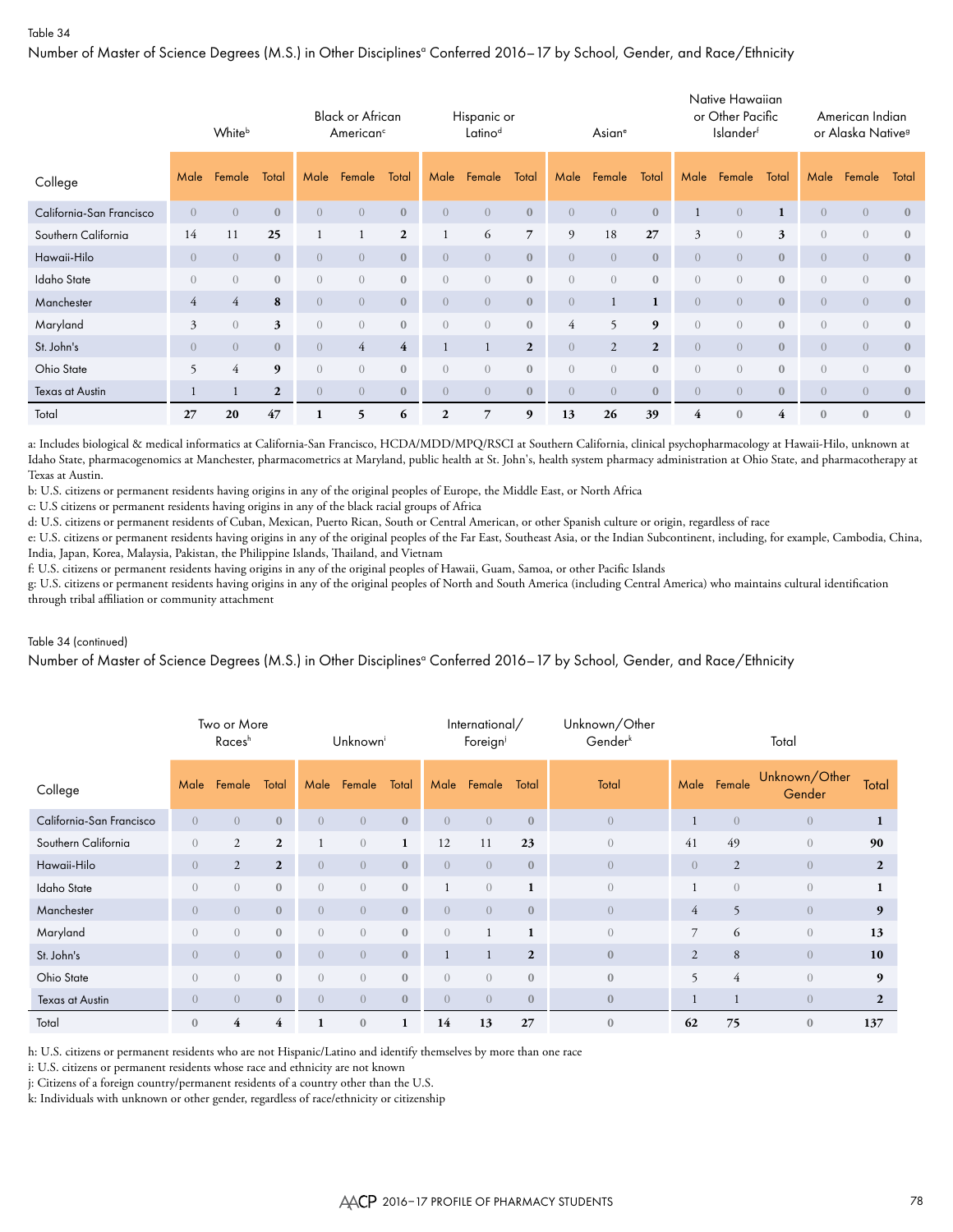Table 34

Number of Master of Science Degrees (M.S.) in Other Disciplines[a] Conferred 2016–17 by School, Gender, and Race/Ethnicity

| College | White[b] | | | Black or African American[c] | | | Hispanic or Latino[d] | | | Asian[e] | | | Native Hawaiian or Other Pacific Islander[f] | | | American Indian or Alaska Native[g] | | |
|---|---|---|---|---|---|---|---|---|---|---|---|---|---|---|---|---|---|---|
| | Male | Female | Total | Male | Female | Total | Male | Female | Total | Male | Female | Total | Male | Female | Total | Male | Female | Total |
| California-San Francisco | 0 | 0 | **0** | 0 | 0 | **0** | 0 | 0 | **0** | 0 | 0 | **0** | 1 | 0 | **1** | 0 | 0 | **0** |
| Southern California | 14 | 11 | **25** | 1 | 1 | **2** | 1 | 6 | **7** | 9 | 18 | **27** | 3 | 0 | **3** | 0 | 0 | **0** |
| Hawaii-Hilo | 0 | 0 | **0** | 0 | 0 | **0** | 0 | 0 | **0** | 0 | 0 | **0** | 0 | 0 | **0** | 0 | 0 | **0** |
| Idaho State | 0 | 0 | **0** | 0 | 0 | **0** | 0 | 0 | **0** | 0 | 0 | **0** | 0 | 0 | **0** | 0 | 0 | **0** |
| Manchester | 4 | 4 | **8** | 0 | 0 | **0** | 0 | 0 | **0** | 0 | 1 | **1** | 0 | 0 | **0** | 0 | 0 | **0** |
| Maryland | 3 | 0 | **3** | 0 | 0 | **0** | 0 | 0 | **0** | 4 | 5 | **9** | 0 | 0 | **0** | 0 | 0 | **0** |
| St. John's | 0 | 0 | **0** | 0 | 4 | **4** | 1 | 1 | **2** | 0 | 2 | **2** | 0 | 0 | **0** | 0 | 0 | **0** |
| Ohio State | 5 | 4 | **9** | 0 | 0 | **0** | 0 | 0 | **0** | 0 | 0 | **0** | 0 | 0 | **0** | 0 | 0 | **0** |
| Texas at Austin | 1 | 1 | **2** | 0 | 0 | **0** | 0 | 0 | **0** | 0 | 0 | **0** | 0 | 0 | **0** | 0 | 0 | **0** |
| Total | **27** | **20** | **47** | **1** | **5** | **6** | **2** | **7** | **9** | **13** | **26** | **39** | **4** | **0** | **4** | **0** | **0** | **0** |

a: Includes biological & medical informatics at California-San Francisco, HCDA/MDD/MPQ/RSCI at Southern California, clinical psychopharmacology at Hawaii-Hilo, unknown at Idaho State, pharmacogenomics at Manchester, pharmacometrics at Maryland, public health at St. John's, health system pharmacy administration at Ohio State, and pharmacotherapy at Texas at Austin.

b: U.S. citizens or permanent residents having origins in any of the original peoples of Europe, the Middle East, or North Africa

c: U.S citizens or permanent residents having origins in any of the black racial groups of Africa

d: U.S. citizens or permanent residents of Cuban, Mexican, Puerto Rican, South or Central American, or other Spanish culture or origin, regardless of race

e: U.S. citizens or permanent residents having origins in any of the original peoples of the Far East, Southeast Asia, or the Indian Subcontinent, including, for example, Cambodia, China, India, Japan, Korea, Malaysia, Pakistan, the Philippine Islands, Thailand, and Vietnam

f: U.S. citizens or permanent residents having origins in any of the original peoples of Hawaii, Guam, Samoa, or other Pacific Islands

g: U.S. citizens or permanent residents having origins in any of the original peoples of North and South America (including Central America) who maintains cultural identification through tribal affiliation or community attachment

Table 34 (continued)

Number of Master of Science Degrees (M.S.) in Other Disciplines[a] Conferred 2016–17 by School, Gender, and Race/Ethnicity

| College | Two or More Races[h] | | | Unknown[i] | | | International/ Foreign[j] | | | Unknown/Other Gender[k] | Total | | | |
|---|---|---|---|---|---|---|---|---|---|---|---|---|---|---|
| | Male | Female | Total | Male | Female | Total | Male | Female | Total | Total | Male | Female | Unknown/Other Gender | Total |
| California-San Francisco | 0 | 0 | **0** | 0 | 0 | **0** | 0 | 0 | **0** | 0 | 1 | 0 | 0 | **1** |
| Southern California | 0 | 2 | **2** | 1 | 0 | **1** | 12 | 11 | **23** | 0 | 41 | 49 | 0 | **90** |
| Hawaii-Hilo | 0 | 2 | **2** | 0 | 0 | **0** | 0 | 0 | **0** | 0 | 0 | 2 | 0 | **2** |
| Idaho State | 0 | 0 | **0** | 0 | 0 | **0** | 1 | 0 | **1** | 0 | 1 | 0 | 0 | **1** |
| Manchester | 0 | 0 | **0** | 0 | 0 | **0** | 0 | 0 | **0** | 0 | 4 | 5 | 0 | **9** |
| Maryland | 0 | 0 | **0** | 0 | 0 | **0** | 0 | 1 | **1** | 0 | 7 | 6 | 0 | **13** |
| St. John's | 0 | 0 | **0** | 0 | 0 | **0** | 1 | 1 | **2** | **0** | 2 | 8 | 0 | **10** |
| Ohio State | 0 | 0 | **0** | 0 | 0 | **0** | 0 | 0 | **0** | **0** | 5 | 4 | 0 | **9** |
| Texas at Austin | 0 | 0 | **0** | 0 | 0 | **0** | 0 | 0 | **0** | **0** | 1 | 1 | 0 | **2** |
| Total | **0** | **4** | **4** | **1** | **0** | **1** | **14** | **13** | **27** | **0** | **62** | **75** | **0** | **137** |

h: U.S. citizens or permanent residents who are not Hispanic/Latino and identify themselves by more than one race

i: U.S. citizens or permanent residents whose race and ethnicity are not known

j: Citizens of a foreign country/permanent residents of a country other than the U.S.

k: Individuals with unknown or other gender, regardless of race/ethnicity or citizenship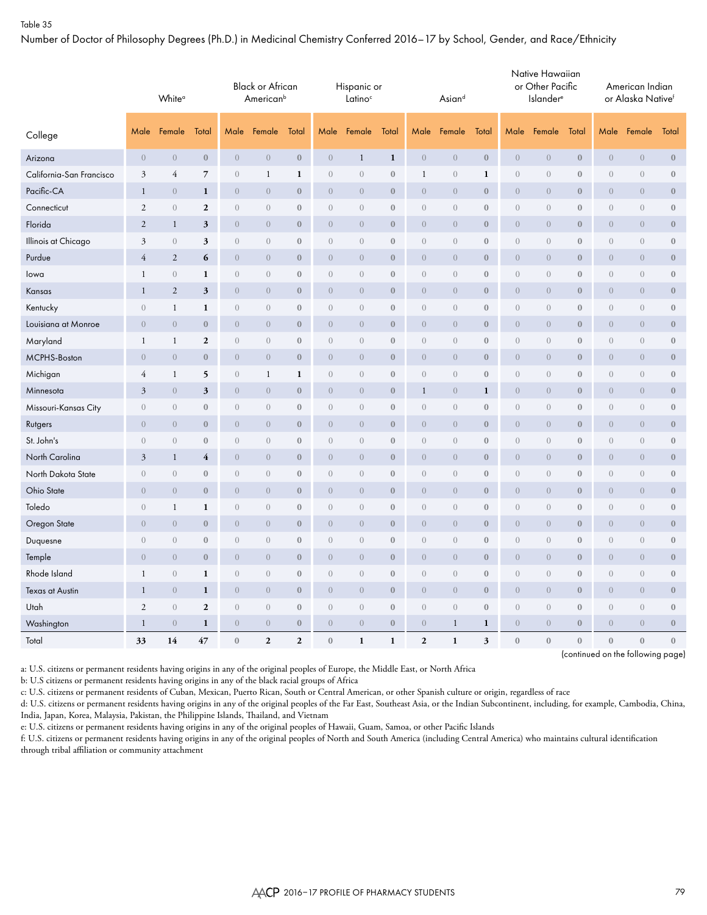Table 35

Number of Doctor of Philosophy Degrees (Ph.D.) in Medicinal Chemistry Conferred 2016–17 by School, Gender, and Race/Ethnicity

| College | White[a] | | | Black or African American[b] | | | Hispanic or Latino[c] | | | Asian[d] | | | Native Hawaiian or Other Pacific Islander[e] | | | American Indian or Alaska Native[f] | | |
|---|---|---|---|---|---|---|---|---|---|---|---|---|---|---|---|---|---|---|
| | Male | Female | Total | Male | Female | Total | Male | Female | Total | Male | Female | Total | Male | Female | Total | Male | Female | Total |
| Arizona | 0 | 0 | 0 | 0 | 0 | 0 | 0 | 1 | 1 | 0 | 0 | 0 | 0 | 0 | 0 | 0 | 0 | 0 |
| California-San Francisco | 3 | 4 | 7 | 0 | 1 | 1 | 0 | 0 | 0 | 1 | 0 | 1 | 0 | 0 | 0 | 0 | 0 | 0 |
| Pacific-CA | 1 | 0 | 1 | 0 | 0 | 0 | 0 | 0 | 0 | 0 | 0 | 0 | 0 | 0 | 0 | 0 | 0 | 0 |
| Connecticut | 2 | 0 | 2 | 0 | 0 | 0 | 0 | 0 | 0 | 0 | 0 | 0 | 0 | 0 | 0 | 0 | 0 | 0 |
| Florida | 2 | 1 | 3 | 0 | 0 | 0 | 0 | 0 | 0 | 0 | 0 | 0 | 0 | 0 | 0 | 0 | 0 | 0 |
| Illinois at Chicago | 3 | 0 | 3 | 0 | 0 | 0 | 0 | 0 | 0 | 0 | 0 | 0 | 0 | 0 | 0 | 0 | 0 | 0 |
| Purdue | 4 | 2 | 6 | 0 | 0 | 0 | 0 | 0 | 0 | 0 | 0 | 0 | 0 | 0 | 0 | 0 | 0 | 0 |
| Iowa | 1 | 0 | 1 | 0 | 0 | 0 | 0 | 0 | 0 | 0 | 0 | 0 | 0 | 0 | 0 | 0 | 0 | 0 |
| Kansas | 1 | 2 | 3 | 0 | 0 | 0 | 0 | 0 | 0 | 0 | 0 | 0 | 0 | 0 | 0 | 0 | 0 | 0 |
| Kentucky | 0 | 1 | 1 | 0 | 0 | 0 | 0 | 0 | 0 | 0 | 0 | 0 | 0 | 0 | 0 | 0 | 0 | 0 |
| Louisiana at Monroe | 0 | 0 | 0 | 0 | 0 | 0 | 0 | 0 | 0 | 0 | 0 | 0 | 0 | 0 | 0 | 0 | 0 | 0 |
| Maryland | 1 | 1 | 2 | 0 | 0 | 0 | 0 | 0 | 0 | 0 | 0 | 0 | 0 | 0 | 0 | 0 | 0 | 0 |
| MCPHS-Boston | 0 | 0 | 0 | 0 | 0 | 0 | 0 | 0 | 0 | 0 | 0 | 0 | 0 | 0 | 0 | 0 | 0 | 0 |
| Michigan | 4 | 1 | 5 | 0 | 1 | 1 | 0 | 0 | 0 | 0 | 0 | 0 | 0 | 0 | 0 | 0 | 0 | 0 |
| Minnesota | 3 | 0 | 3 | 0 | 0 | 0 | 0 | 0 | 0 | 1 | 0 | 1 | 0 | 0 | 0 | 0 | 0 | 0 |
| Missouri-Kansas City | 0 | 0 | 0 | 0 | 0 | 0 | 0 | 0 | 0 | 0 | 0 | 0 | 0 | 0 | 0 | 0 | 0 | 0 |
| Rutgers | 0 | 0 | 0 | 0 | 0 | 0 | 0 | 0 | 0 | 0 | 0 | 0 | 0 | 0 | 0 | 0 | 0 | 0 |
| St. John's | 0 | 0 | 0 | 0 | 0 | 0 | 0 | 0 | 0 | 0 | 0 | 0 | 0 | 0 | 0 | 0 | 0 | 0 |
| North Carolina | 3 | 1 | 4 | 0 | 0 | 0 | 0 | 0 | 0 | 0 | 0 | 0 | 0 | 0 | 0 | 0 | 0 | 0 |
| North Dakota State | 0 | 0 | 0 | 0 | 0 | 0 | 0 | 0 | 0 | 0 | 0 | 0 | 0 | 0 | 0 | 0 | 0 | 0 |
| Ohio State | 0 | 0 | 0 | 0 | 0 | 0 | 0 | 0 | 0 | 0 | 0 | 0 | 0 | 0 | 0 | 0 | 0 | 0 |
| Toledo | 0 | 1 | 1 | 0 | 0 | 0 | 0 | 0 | 0 | 0 | 0 | 0 | 0 | 0 | 0 | 0 | 0 | 0 |
| Oregon State | 0 | 0 | 0 | 0 | 0 | 0 | 0 | 0 | 0 | 0 | 0 | 0 | 0 | 0 | 0 | 0 | 0 | 0 |
| Duquesne | 0 | 0 | 0 | 0 | 0 | 0 | 0 | 0 | 0 | 0 | 0 | 0 | 0 | 0 | 0 | 0 | 0 | 0 |
| Temple | 0 | 0 | 0 | 0 | 0 | 0 | 0 | 0 | 0 | 0 | 0 | 0 | 0 | 0 | 0 | 0 | 0 | 0 |
| Rhode Island | 1 | 0 | 1 | 0 | 0 | 0 | 0 | 0 | 0 | 0 | 0 | 0 | 0 | 0 | 0 | 0 | 0 | 0 |
| Texas at Austin | 1 | 0 | 1 | 0 | 0 | 0 | 0 | 0 | 0 | 0 | 0 | 0 | 0 | 0 | 0 | 0 | 0 | 0 |
| Utah | 2 | 0 | 2 | 0 | 0 | 0 | 0 | 0 | 0 | 0 | 0 | 0 | 0 | 0 | 0 | 0 | 0 | 0 |
| Washington | 1 | 0 | 1 | 0 | 0 | 0 | 0 | 0 | 0 | 0 | 1 | 1 | 0 | 0 | 0 | 0 | 0 | 0 |
| Total | 33 | 14 | 47 | 0 | 2 | 2 | 0 | 1 | 1 | 2 | 1 | 3 | 0 | 0 | 0 | 0 | 0 | 0 |

(continued on the following page)

a: U.S. citizens or permanent residents having origins in any of the original peoples of Europe, the Middle East, or North Africa
b: U.S citizens or permanent residents having origins in any of the black racial groups of Africa
c: U.S. citizens or permanent residents of Cuban, Mexican, Puerto Rican, South or Central American, or other Spanish culture or origin, regardless of race
d: U.S. citizens or permanent residents having origins in any of the original peoples of the Far East, Southeast Asia, or the Indian Subcontinent, including, for example, Cambodia, China, India, Japan, Korea, Malaysia, Pakistan, the Philippine Islands, Thailand, and Vietnam
e: U.S. citizens or permanent residents having origins in any of the original peoples of Hawaii, Guam, Samoa, or other Pacific Islands
f: U.S. citizens or permanent residents having origins in any of the original peoples of North and South America (including Central America) who maintains cultural identification through tribal affiliation or community attachment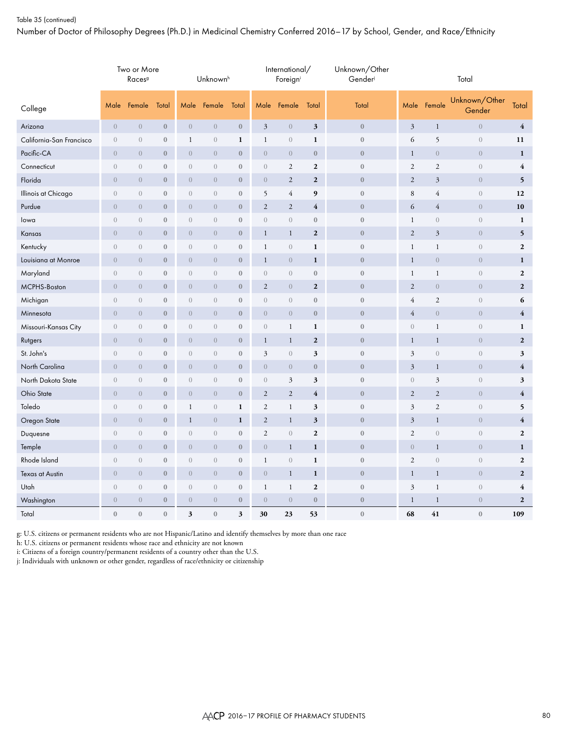Table 35 (continued)

Number of Doctor of Philosophy Degrees (Ph.D.) in Medicinal Chemistry Conferred 2016–17 by School, Gender, and Race/Ethnicity

| | Two or More Races[g] | | | Unknown[h] | | | International/ Foreign[i] | | | Unknown/Other Gender[j] | Total | | | |
|---|---|---|---|---|---|---|---|---|---|---|---|---|---|---|
| College | Male | Female | Total | Male | Female | Total | Male | Female | Total | Total | Male | Female | Unknown/Other Gender | Total |
| Arizona | 0 | 0 | 0 | 0 | 0 | 0 | 3 | 0 | 3 | 0 | 3 | 1 | 0 | 4 |
| California-San Francisco | 0 | 0 | 0 | 1 | 0 | 1 | 1 | 0 | 1 | 0 | 6 | 5 | 0 | 11 |
| Pacific-CA | 0 | 0 | 0 | 0 | 0 | 0 | 0 | 0 | 0 | 0 | 1 | 0 | 0 | 1 |
| Connecticut | 0 | 0 | 0 | 0 | 0 | 0 | 0 | 2 | 2 | 0 | 2 | 2 | 0 | 4 |
| Florida | 0 | 0 | 0 | 0 | 0 | 0 | 0 | 2 | 2 | 0 | 2 | 3 | 0 | 5 |
| Illinois at Chicago | 0 | 0 | 0 | 0 | 0 | 0 | 5 | 4 | 9 | 0 | 8 | 4 | 0 | 12 |
| Purdue | 0 | 0 | 0 | 0 | 0 | 0 | 2 | 2 | 4 | 0 | 6 | 4 | 0 | 10 |
| Iowa | 0 | 0 | 0 | 0 | 0 | 0 | 0 | 0 | 0 | 0 | 1 | 0 | 0 | 1 |
| Kansas | 0 | 0 | 0 | 0 | 0 | 0 | 1 | 1 | 2 | 0 | 2 | 3 | 0 | 5 |
| Kentucky | 0 | 0 | 0 | 0 | 0 | 0 | 1 | 0 | 1 | 0 | 1 | 1 | 0 | 2 |
| Louisiana at Monroe | 0 | 0 | 0 | 0 | 0 | 0 | 1 | 0 | 1 | 0 | 1 | 0 | 0 | 1 |
| Maryland | 0 | 0 | 0 | 0 | 0 | 0 | 0 | 0 | 0 | 0 | 1 | 1 | 0 | 2 |
| MCPHS-Boston | 0 | 0 | 0 | 0 | 0 | 0 | 2 | 0 | 2 | 0 | 2 | 0 | 0 | 2 |
| Michigan | 0 | 0 | 0 | 0 | 0 | 0 | 0 | 0 | 0 | 0 | 4 | 2 | 0 | 6 |
| Minnesota | 0 | 0 | 0 | 0 | 0 | 0 | 0 | 0 | 0 | 0 | 4 | 0 | 0 | 4 |
| Missouri-Kansas City | 0 | 0 | 0 | 0 | 0 | 0 | 0 | 1 | 1 | 0 | 0 | 1 | 0 | 1 |
| Rutgers | 0 | 0 | 0 | 0 | 0 | 0 | 1 | 1 | 2 | 0 | 1 | 1 | 0 | 2 |
| St. John's | 0 | 0 | 0 | 0 | 0 | 0 | 3 | 0 | 3 | 0 | 3 | 0 | 0 | 3 |
| North Carolina | 0 | 0 | 0 | 0 | 0 | 0 | 0 | 0 | 0 | 0 | 3 | 1 | 0 | 4 |
| North Dakota State | 0 | 0 | 0 | 0 | 0 | 0 | 0 | 3 | 3 | 0 | 0 | 3 | 0 | 3 |
| Ohio State | 0 | 0 | 0 | 0 | 0 | 0 | 2 | 2 | 4 | 0 | 2 | 2 | 0 | 4 |
| Toledo | 0 | 0 | 0 | 1 | 0 | 1 | 2 | 1 | 3 | 0 | 3 | 2 | 0 | 5 |
| Oregon State | 0 | 0 | 0 | 1 | 0 | 1 | 2 | 1 | 3 | 0 | 3 | 1 | 0 | 4 |
| Duquesne | 0 | 0 | 0 | 0 | 0 | 0 | 2 | 0 | 2 | 0 | 2 | 0 | 0 | 2 |
| Temple | 0 | 0 | 0 | 0 | 0 | 0 | 0 | 1 | 1 | 0 | 0 | 1 | 0 | 1 |
| Rhode Island | 0 | 0 | 0 | 0 | 0 | 0 | 1 | 0 | 1 | 0 | 2 | 0 | 0 | 2 |
| Texas at Austin | 0 | 0 | 0 | 0 | 0 | 0 | 0 | 1 | 1 | 0 | 1 | 1 | 0 | 2 |
| Utah | 0 | 0 | 0 | 0 | 0 | 0 | 1 | 1 | 2 | 0 | 3 | 1 | 0 | 4 |
| Washington | 0 | 0 | 0 | 0 | 0 | 0 | 0 | 0 | 0 | 0 | 1 | 1 | 0 | 2 |
| Total | 0 | 0 | 0 | 3 | 0 | 3 | 30 | 23 | 53 | 0 | 68 | 41 | 0 | 109 |

g: U.S. citizens or permanent residents who are not Hispanic/Latino and identify themselves by more than one race
h: U.S. citizens or permanent residents whose race and ethnicity are not known
i: Citizens of a foreign country/permanent residents of a country other than the U.S.
j: Individuals with unknown or other gender, regardless of race/ethnicity or citizenship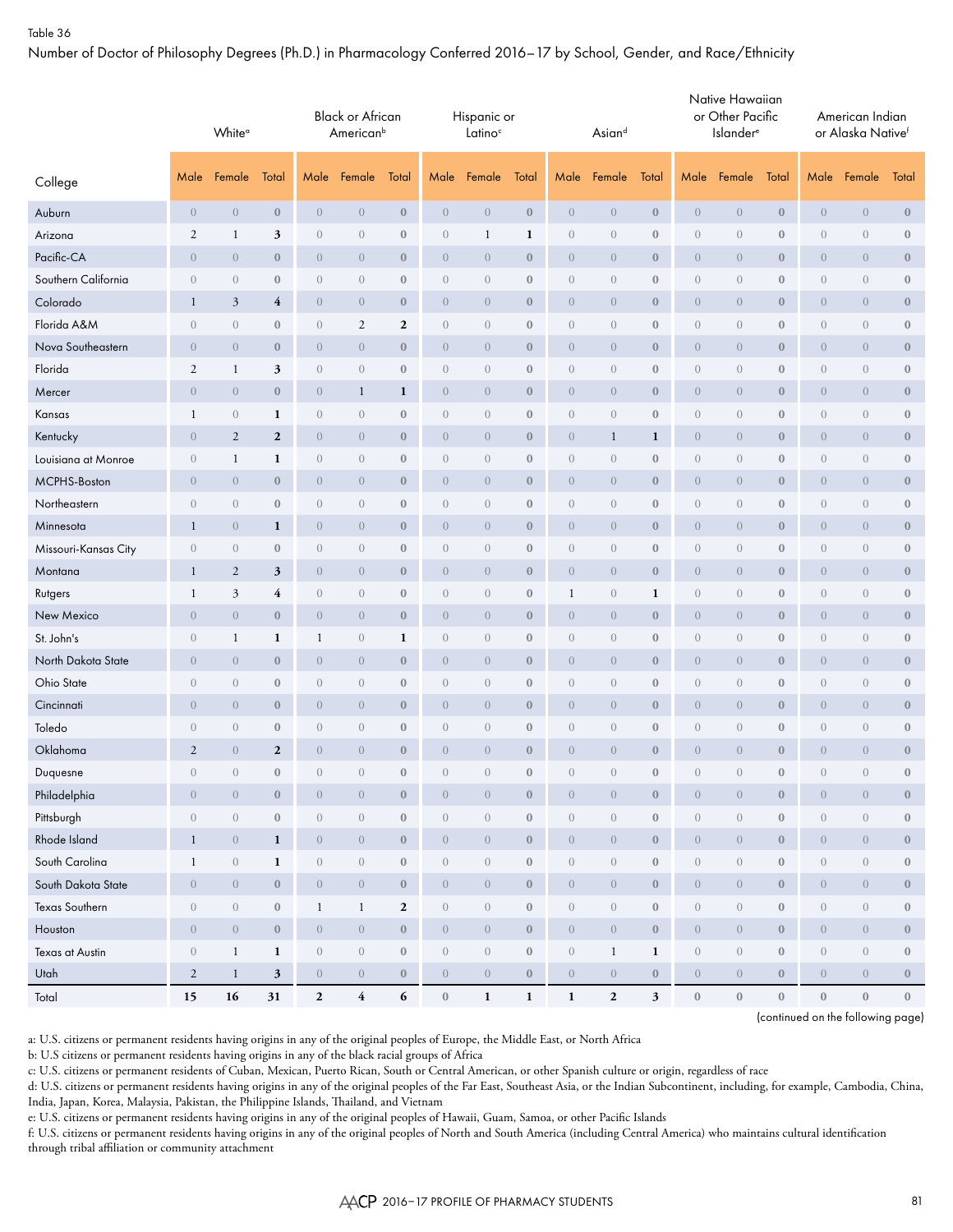Table 36

Number of Doctor of Philosophy Degrees (Ph.D.) in Pharmacology Conferred 2016–17 by School, Gender, and Race/Ethnicity

| College | White[a] | | | Black or African American[b] | | | Hispanic or Latino[c] | | | Asian[d] | | | Native Hawaiian or Other Pacific Islander[e] | | | American Indian or Alaska Native[f] | | |
|---|---|---|---|---|---|---|---|---|---|---|---|---|---|---|---|---|---|---|
| | Male | Female | Total | Male | Female | Total | Male | Female | Total | Male | Female | Total | Male | Female | Total | Male | Female | Total |
| Auburn | 0 | 0 | **0** | 0 | 0 | **0** | 0 | 0 | **0** | 0 | 0 | **0** | 0 | 0 | **0** | 0 | 0 | **0** |
| Arizona | 2 | 1 | **3** | 0 | 0 | **0** | 0 | 1 | **1** | 0 | 0 | **0** | 0 | 0 | **0** | 0 | 0 | **0** |
| Pacific-CA | 0 | 0 | **0** | 0 | 0 | **0** | 0 | 0 | **0** | 0 | 0 | **0** | 0 | 0 | **0** | 0 | 0 | **0** |
| Southern California | 0 | 0 | **0** | 0 | 0 | **0** | 0 | 0 | **0** | 0 | 0 | **0** | 0 | 0 | **0** | 0 | 0 | **0** |
| Colorado | 1 | 3 | **4** | 0 | 0 | **0** | 0 | 0 | **0** | 0 | 0 | **0** | 0 | 0 | **0** | 0 | 0 | **0** |
| Florida A&M | 0 | 0 | **0** | 0 | 2 | **2** | 0 | 0 | **0** | 0 | 0 | **0** | 0 | 0 | **0** | 0 | 0 | **0** |
| Nova Southeastern | 0 | 0 | **0** | 0 | 0 | **0** | 0 | 0 | **0** | 0 | 0 | **0** | 0 | 0 | **0** | 0 | 0 | **0** |
| Florida | 2 | 1 | **3** | 0 | 0 | **0** | 0 | 0 | **0** | 0 | 0 | **0** | 0 | 0 | **0** | 0 | 0 | **0** |
| Mercer | 0 | 0 | **0** | 0 | 1 | **1** | 0 | 0 | **0** | 0 | 0 | **0** | 0 | 0 | **0** | 0 | 0 | **0** |
| Kansas | 1 | 0 | **1** | 0 | 0 | **0** | 0 | 0 | **0** | 0 | 0 | **0** | 0 | 0 | **0** | 0 | 0 | **0** |
| Kentucky | 0 | 2 | **2** | 0 | 0 | **0** | 0 | 0 | **0** | 0 | 1 | **1** | 0 | 0 | **0** | 0 | 0 | **0** |
| Louisiana at Monroe | 0 | 1 | **1** | 0 | 0 | **0** | 0 | 0 | **0** | 0 | 0 | **0** | 0 | 0 | **0** | 0 | 0 | **0** |
| MCPHS-Boston | 0 | 0 | **0** | 0 | 0 | **0** | 0 | 0 | **0** | 0 | 0 | **0** | 0 | 0 | **0** | 0 | 0 | **0** |
| Northeastern | 0 | 0 | **0** | 0 | 0 | **0** | 0 | 0 | **0** | 0 | 0 | **0** | 0 | 0 | **0** | 0 | 0 | **0** |
| Minnesota | 1 | 0 | **1** | 0 | 0 | **0** | 0 | 0 | **0** | 0 | 0 | **0** | 0 | 0 | **0** | 0 | 0 | **0** |
| Missouri-Kansas City | 0 | 0 | **0** | 0 | 0 | **0** | 0 | 0 | **0** | 0 | 0 | **0** | 0 | 0 | **0** | 0 | 0 | **0** |
| Montana | 1 | 2 | **3** | 0 | 0 | **0** | 0 | 0 | **0** | 0 | 0 | **0** | 0 | 0 | **0** | 0 | 0 | **0** |
| Rutgers | 1 | 3 | **4** | 0 | 0 | **0** | 0 | 0 | **0** | 1 | 0 | **1** | 0 | 0 | **0** | 0 | 0 | **0** |
| New Mexico | 0 | 0 | **0** | 0 | 0 | **0** | 0 | 0 | **0** | 0 | 0 | **0** | 0 | 0 | **0** | 0 | 0 | **0** |
| St. John's | 0 | 1 | **1** | 1 | 0 | **1** | 0 | 0 | **0** | 0 | 0 | **0** | 0 | 0 | **0** | 0 | 0 | **0** |
| North Dakota State | 0 | 0 | **0** | 0 | 0 | **0** | 0 | 0 | **0** | 0 | 0 | **0** | 0 | 0 | **0** | 0 | 0 | **0** |
| Ohio State | 0 | 0 | **0** | 0 | 0 | **0** | 0 | 0 | **0** | 0 | 0 | **0** | 0 | 0 | **0** | 0 | 0 | **0** |
| Cincinnati | 0 | 0 | **0** | 0 | 0 | **0** | 0 | 0 | **0** | 0 | 0 | **0** | 0 | 0 | **0** | 0 | 0 | **0** |
| Toledo | 0 | 0 | **0** | 0 | 0 | **0** | 0 | 0 | **0** | 0 | 0 | **0** | 0 | 0 | **0** | 0 | 0 | **0** |
| Oklahoma | 2 | 0 | **2** | 0 | 0 | **0** | 0 | 0 | **0** | 0 | 0 | **0** | 0 | 0 | **0** | 0 | 0 | **0** |
| Duquesne | 0 | 0 | **0** | 0 | 0 | **0** | 0 | 0 | **0** | 0 | 0 | **0** | 0 | 0 | **0** | 0 | 0 | **0** |
| Philadelphia | 0 | 0 | **0** | 0 | 0 | **0** | 0 | 0 | **0** | 0 | 0 | **0** | 0 | 0 | **0** | 0 | 0 | **0** |
| Pittsburgh | 0 | 0 | **0** | 0 | 0 | **0** | 0 | 0 | **0** | 0 | 0 | **0** | 0 | 0 | **0** | 0 | 0 | **0** |
| Rhode Island | 1 | 0 | **1** | 0 | 0 | **0** | 0 | 0 | **0** | 0 | 0 | **0** | 0 | 0 | **0** | 0 | 0 | **0** |
| South Carolina | 1 | 0 | **1** | 0 | 0 | **0** | 0 | 0 | **0** | 0 | 0 | **0** | 0 | 0 | **0** | 0 | 0 | **0** |
| South Dakota State | 0 | 0 | **0** | 0 | 0 | **0** | 0 | 0 | **0** | 0 | 0 | **0** | 0 | 0 | **0** | 0 | 0 | **0** |
| Texas Southern | 0 | 0 | **0** | 1 | 1 | **2** | 0 | 0 | **0** | 0 | 0 | **0** | 0 | 0 | **0** | 0 | 0 | **0** |
| Houston | 0 | 0 | **0** | 0 | 0 | **0** | 0 | 0 | **0** | 0 | 0 | **0** | 0 | 0 | **0** | 0 | 0 | **0** |
| Texas at Austin | 0 | 1 | **1** | 0 | 0 | **0** | 0 | 0 | **0** | 0 | 1 | **1** | 0 | 0 | **0** | 0 | 0 | **0** |
| Utah | 2 | 1 | **3** | 0 | 0 | **0** | 0 | 0 | **0** | 0 | 0 | **0** | 0 | 0 | **0** | 0 | 0 | **0** |
| Total | **15** | **16** | **31** | **2** | **4** | **6** | **0** | **1** | **1** | **1** | **2** | **3** | **0** | **0** | **0** | **0** | **0** | **0** |

(continued on the following page)

a: U.S. citizens or permanent residents having origins in any of the original peoples of Europe, the Middle East, or North Africa
b: U.S citizens or permanent residents having origins in any of the black racial groups of Africa
c: U.S. citizens or permanent residents of Cuban, Mexican, Puerto Rican, South or Central American, or other Spanish culture or origin, regardless of race
d: U.S. citizens or permanent residents having origins in any of the original peoples of the Far East, Southeast Asia, or the Indian Subcontinent, including, for example, Cambodia, China, India, Japan, Korea, Malaysia, Pakistan, the Philippine Islands, Thailand, and Vietnam
e: U.S. citizens or permanent residents having origins in any of the original peoples of Hawaii, Guam, Samoa, or other Pacific Islands
f: U.S. citizens or permanent residents having origins in any of the original peoples of North and South America (including Central America) who maintains cultural identification through tribal affiliation or community attachment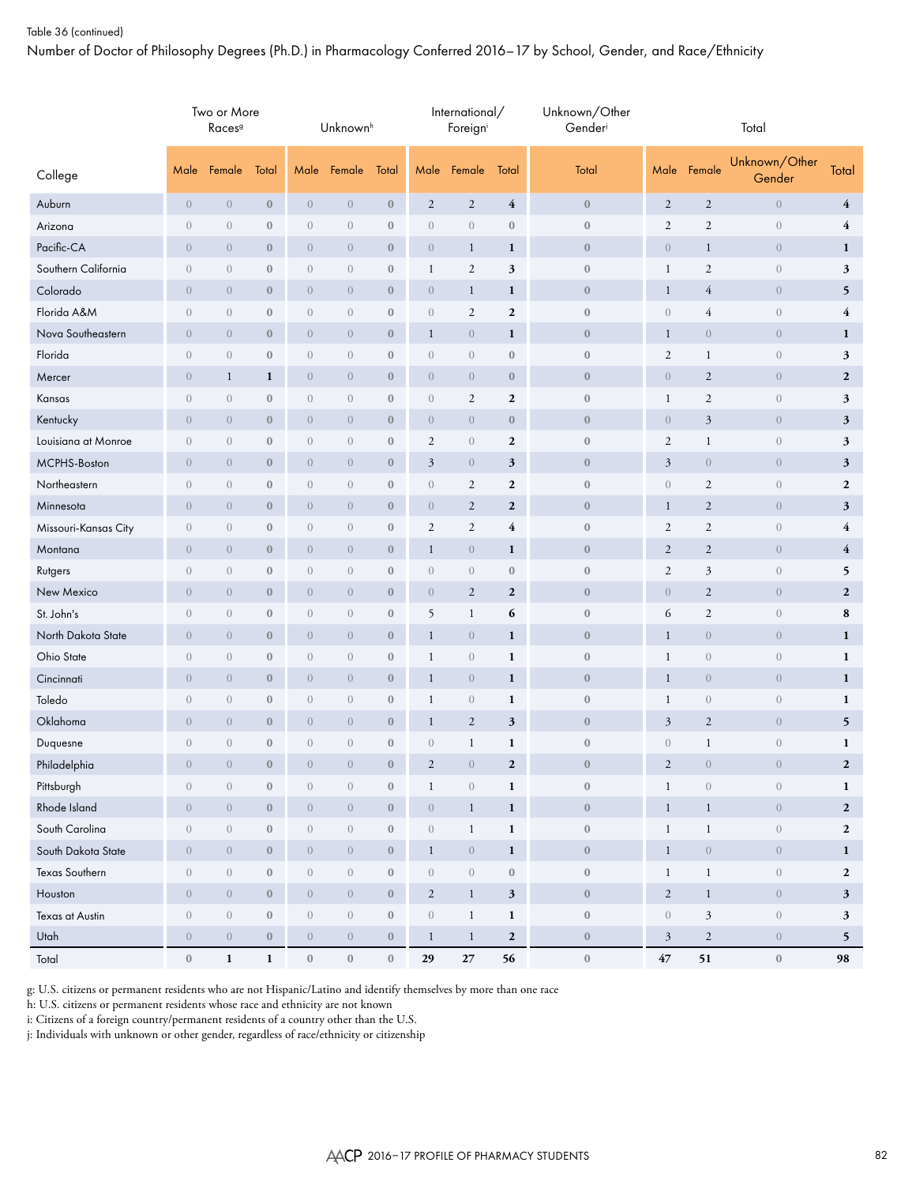Table 36 (continued)

Number of Doctor of Philosophy Degrees (Ph.D.) in Pharmacology Conferred 2016–17 by School, Gender, and Race/Ethnicity

| College | Two or More Races[g] | | | Unknown[h] | | | International/ Foreign[i] | | | Unknown/Other Gender[j] | Total | | | |
|---|---|---|---|---|---|---|---|---|---|---|---|---|---|---|
| | Male | Female | Total | Male | Female | Total | Male | Female | Total | Total | Male | Female | Unknown/Other Gender | Total |
| Auburn | 0 | 0 | **0** | 0 | 0 | **0** | 2 | 2 | **4** | **0** | 2 | 2 | 0 | **4** |
| Arizona | 0 | 0 | **0** | 0 | 0 | **0** | 0 | 0 | **0** | **0** | 2 | 2 | 0 | **4** |
| Pacific-CA | 0 | 0 | **0** | 0 | 0 | **0** | 0 | 1 | **1** | **0** | 0 | 1 | 0 | **1** |
| Southern California | 0 | 0 | **0** | 0 | 0 | **0** | 1 | 2 | **3** | **0** | 1 | 2 | 0 | **3** |
| Colorado | 0 | 0 | **0** | 0 | 0 | **0** | 0 | 1 | **1** | **0** | 1 | 4 | 0 | **5** |
| Florida A&M | 0 | 0 | **0** | 0 | 0 | **0** | 0 | 2 | **2** | **0** | 0 | 4 | 0 | **4** |
| Nova Southeastern | 0 | 0 | **0** | 0 | 0 | **0** | 1 | 0 | **1** | **0** | 1 | 0 | 0 | **1** |
| Florida | 0 | 0 | **0** | 0 | 0 | **0** | 0 | 0 | **0** | **0** | 2 | 1 | 0 | **3** |
| Mercer | 0 | 1 | **1** | 0 | 0 | **0** | 0 | 0 | **0** | **0** | 0 | 2 | 0 | **2** |
| Kansas | 0 | 0 | **0** | 0 | 0 | **0** | 0 | 2 | **2** | **0** | 1 | 2 | 0 | **3** |
| Kentucky | 0 | 0 | **0** | 0 | 0 | **0** | 0 | 0 | **0** | **0** | 0 | 3 | 0 | **3** |
| Louisiana at Monroe | 0 | 0 | **0** | 0 | 0 | **0** | 2 | 0 | **2** | **0** | 2 | 1 | 0 | **3** |
| MCPHS-Boston | 0 | 0 | **0** | 0 | 0 | **0** | 3 | 0 | **3** | **0** | 3 | 0 | 0 | **3** |
| Northeastern | 0 | 0 | **0** | 0 | 0 | **0** | 0 | 2 | **2** | **0** | 0 | 2 | 0 | **2** |
| Minnesota | 0 | 0 | **0** | 0 | 0 | **0** | 0 | 2 | **2** | **0** | 1 | 2 | 0 | **3** |
| Missouri-Kansas City | 0 | 0 | **0** | 0 | 0 | **0** | 2 | 2 | **4** | **0** | 2 | 2 | 0 | **4** |
| Montana | 0 | 0 | **0** | 0 | 0 | **0** | 1 | 0 | **1** | **0** | 2 | 2 | 0 | **4** |
| Rutgers | 0 | 0 | **0** | 0 | 0 | **0** | 0 | 0 | **0** | **0** | 2 | 3 | 0 | **5** |
| New Mexico | 0 | 0 | **0** | 0 | 0 | **0** | 0 | 2 | **2** | **0** | 0 | 2 | 0 | **2** |
| St. John's | 0 | 0 | **0** | 0 | 0 | **0** | 5 | 1 | **6** | **0** | 6 | 2 | 0 | **8** |
| North Dakota State | 0 | 0 | **0** | 0 | 0 | **0** | 1 | 0 | **1** | **0** | 1 | 0 | 0 | **1** |
| Ohio State | 0 | 0 | **0** | 0 | 0 | **0** | 1 | 0 | **1** | **0** | 1 | 0 | 0 | **1** |
| Cincinnati | 0 | 0 | **0** | 0 | 0 | **0** | 1 | 0 | **1** | **0** | 1 | 0 | 0 | **1** |
| Toledo | 0 | 0 | **0** | 0 | 0 | **0** | 1 | 0 | **1** | **0** | 1 | 0 | 0 | **1** |
| Oklahoma | 0 | 0 | **0** | 0 | 0 | **0** | 1 | 2 | **3** | **0** | 3 | 2 | 0 | **5** |
| Duquesne | 0 | 0 | **0** | 0 | 0 | **0** | 0 | 1 | **1** | **0** | 0 | 1 | 0 | **1** |
| Philadelphia | 0 | 0 | **0** | 0 | 0 | **0** | 2 | 0 | **2** | **0** | 2 | 0 | 0 | **2** |
| Pittsburgh | 0 | 0 | **0** | 0 | 0 | **0** | 1 | 0 | **1** | **0** | 1 | 0 | 0 | **1** |
| Rhode Island | 0 | 0 | **0** | 0 | 0 | **0** | 0 | 1 | **1** | **0** | 1 | 1 | 0 | **2** |
| South Carolina | 0 | 0 | **0** | 0 | 0 | **0** | 0 | 1 | **1** | **0** | 1 | 1 | 0 | **2** |
| South Dakota State | 0 | 0 | **0** | 0 | 0 | **0** | 1 | 0 | **1** | **0** | 1 | 0 | 0 | **1** |
| Texas Southern | 0 | 0 | **0** | 0 | 0 | **0** | 0 | 0 | **0** | **0** | 1 | 1 | 0 | **2** |
| Houston | 0 | 0 | **0** | 0 | 0 | **0** | 2 | 1 | **3** | **0** | 2 | 1 | 0 | **3** |
| Texas at Austin | 0 | 0 | **0** | 0 | 0 | **0** | 0 | 1 | **1** | **0** | 0 | 3 | 0 | **3** |
| Utah | 0 | 0 | **0** | 0 | 0 | **0** | 1 | 1 | **2** | **0** | 3 | 2 | 0 | **5** |
| Total | **0** | **1** | **1** | **0** | **0** | **0** | **29** | **27** | **56** | **0** | **47** | **51** | **0** | **98** |

g: U.S. citizens or permanent residents who are not Hispanic/Latino and identify themselves by more than one race

h: U.S. citizens or permanent residents whose race and ethnicity are not known

i: Citizens of a foreign country/permanent residents of a country other than the U.S.

j: Individuals with unknown or other gender, regardless of race/ethnicity or citizenship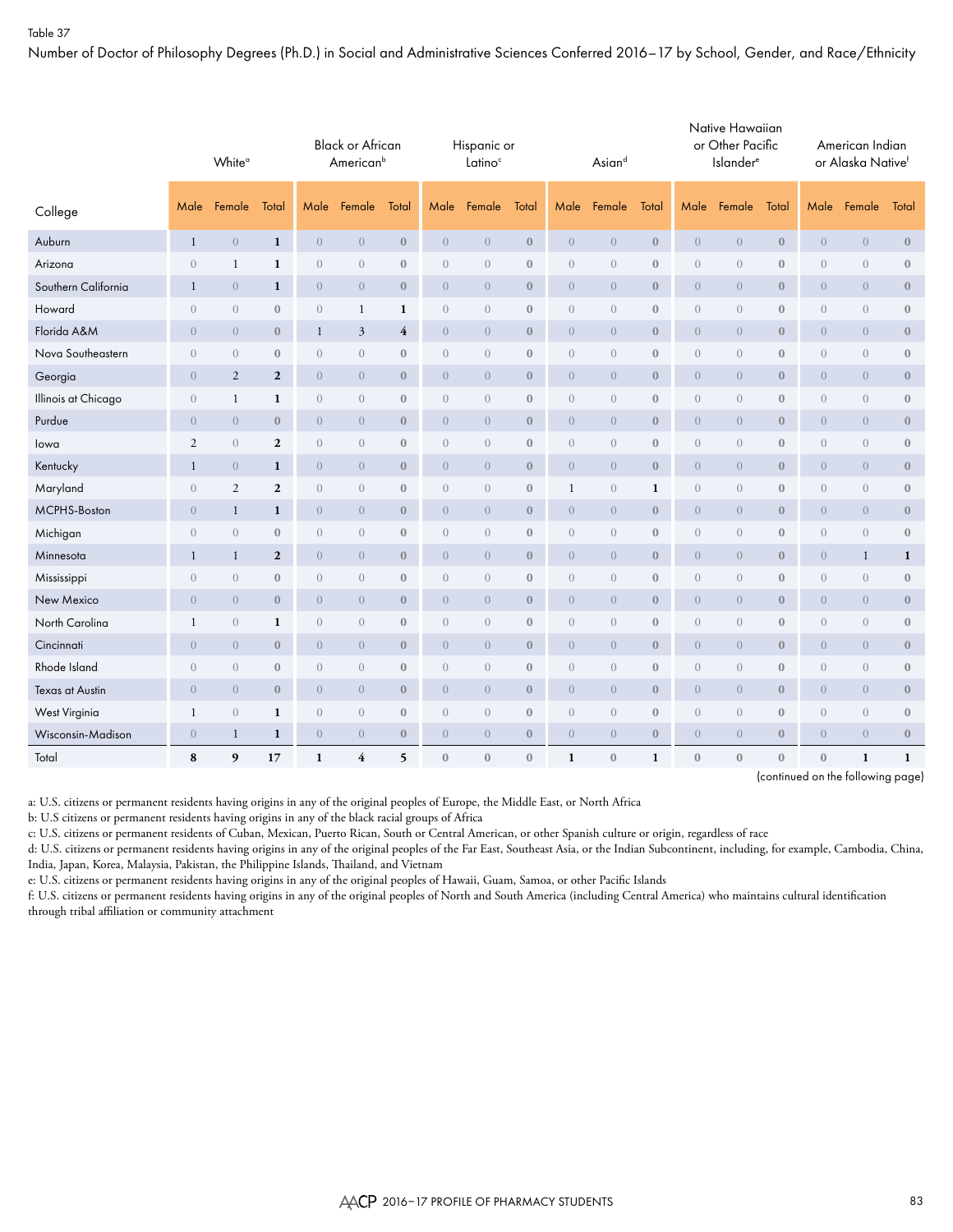Table 37

Number of Doctor of Philosophy Degrees (Ph.D.) in Social and Administrative Sciences Conferred 2016–17 by School, Gender, and Race/Ethnicity

| College | White[a] | | | Black or African American[b] | | | Hispanic or Latino[c] | | | Asian[d] | | | Native Hawaiian or Other Pacific Islander[e] | | | American Indian or Alaska Native[f] | | |
|---|---|---|---|---|---|---|---|---|---|---|---|---|---|---|---|---|---|---|
| | Male | Female | Total | Male | Female | Total | Male | Female | Total | Male | Female | Total | Male | Female | Total | Male | Female | Total |
| Auburn | 1 | 0 | 1 | 0 | 0 | 0 | 0 | 0 | 0 | 0 | 0 | 0 | 0 | 0 | 0 | 0 | 0 | 0 |
| Arizona | 0 | 1 | 1 | 0 | 0 | 0 | 0 | 0 | 0 | 0 | 0 | 0 | 0 | 0 | 0 | 0 | 0 | 0 |
| Southern California | 1 | 0 | 1 | 0 | 0 | 0 | 0 | 0 | 0 | 0 | 0 | 0 | 0 | 0 | 0 | 0 | 0 | 0 |
| Howard | 0 | 0 | 0 | 0 | 1 | 1 | 0 | 0 | 0 | 0 | 0 | 0 | 0 | 0 | 0 | 0 | 0 | 0 |
| Florida A&M | 0 | 0 | 0 | 1 | 3 | 4 | 0 | 0 | 0 | 0 | 0 | 0 | 0 | 0 | 0 | 0 | 0 | 0 |
| Nova Southeastern | 0 | 0 | 0 | 0 | 0 | 0 | 0 | 0 | 0 | 0 | 0 | 0 | 0 | 0 | 0 | 0 | 0 | 0 |
| Georgia | 0 | 2 | 2 | 0 | 0 | 0 | 0 | 0 | 0 | 0 | 0 | 0 | 0 | 0 | 0 | 0 | 0 | 0 |
| Illinois at Chicago | 0 | 1 | 1 | 0 | 0 | 0 | 0 | 0 | 0 | 0 | 0 | 0 | 0 | 0 | 0 | 0 | 0 | 0 |
| Purdue | 0 | 0 | 0 | 0 | 0 | 0 | 0 | 0 | 0 | 0 | 0 | 0 | 0 | 0 | 0 | 0 | 0 | 0 |
| Iowa | 2 | 0 | 2 | 0 | 0 | 0 | 0 | 0 | 0 | 0 | 0 | 0 | 0 | 0 | 0 | 0 | 0 | 0 |
| Kentucky | 1 | 0 | 1 | 0 | 0 | 0 | 0 | 0 | 0 | 0 | 0 | 0 | 0 | 0 | 0 | 0 | 0 | 0 |
| Maryland | 0 | 2 | 2 | 0 | 0 | 0 | 0 | 0 | 0 | 1 | 0 | 1 | 0 | 0 | 0 | 0 | 0 | 0 |
| MCPHS-Boston | 0 | 1 | 1 | 0 | 0 | 0 | 0 | 0 | 0 | 0 | 0 | 0 | 0 | 0 | 0 | 0 | 0 | 0 |
| Michigan | 0 | 0 | 0 | 0 | 0 | 0 | 0 | 0 | 0 | 0 | 0 | 0 | 0 | 0 | 0 | 0 | 0 | 0 |
| Minnesota | 1 | 1 | 2 | 0 | 0 | 0 | 0 | 0 | 0 | 0 | 0 | 0 | 0 | 0 | 0 | 0 | 1 | 1 |
| Mississippi | 0 | 0 | 0 | 0 | 0 | 0 | 0 | 0 | 0 | 0 | 0 | 0 | 0 | 0 | 0 | 0 | 0 | 0 |
| New Mexico | 0 | 0 | 0 | 0 | 0 | 0 | 0 | 0 | 0 | 0 | 0 | 0 | 0 | 0 | 0 | 0 | 0 | 0 |
| North Carolina | 1 | 0 | 1 | 0 | 0 | 0 | 0 | 0 | 0 | 0 | 0 | 0 | 0 | 0 | 0 | 0 | 0 | 0 |
| Cincinnati | 0 | 0 | 0 | 0 | 0 | 0 | 0 | 0 | 0 | 0 | 0 | 0 | 0 | 0 | 0 | 0 | 0 | 0 |
| Rhode Island | 0 | 0 | 0 | 0 | 0 | 0 | 0 | 0 | 0 | 0 | 0 | 0 | 0 | 0 | 0 | 0 | 0 | 0 |
| Texas at Austin | 0 | 0 | 0 | 0 | 0 | 0 | 0 | 0 | 0 | 0 | 0 | 0 | 0 | 0 | 0 | 0 | 0 | 0 |
| West Virginia | 1 | 0 | 1 | 0 | 0 | 0 | 0 | 0 | 0 | 0 | 0 | 0 | 0 | 0 | 0 | 0 | 0 | 0 |
| Wisconsin-Madison | 0 | 1 | 1 | 0 | 0 | 0 | 0 | 0 | 0 | 0 | 0 | 0 | 0 | 0 | 0 | 0 | 0 | 0 |
| Total | 8 | 9 | 17 | 1 | 4 | 5 | 0 | 0 | 0 | 1 | 0 | 1 | 0 | 0 | 0 | 0 | 1 | 1 |

(continued on the following page)

a: U.S. citizens or permanent residents having origins in any of the original peoples of Europe, the Middle East, or North Africa

b: U.S citizens or permanent residents having origins in any of the black racial groups of Africa

c: U.S. citizens or permanent residents of Cuban, Mexican, Puerto Rican, South or Central American, or other Spanish culture or origin, regardless of race

d: U.S. citizens or permanent residents having origins in any of the original peoples of the Far East, Southeast Asia, or the Indian Subcontinent, including, for example, Cambodia, China, India, Japan, Korea, Malaysia, Pakistan, the Philippine Islands, Thailand, and Vietnam

e: U.S. citizens or permanent residents having origins in any of the original peoples of Hawaii, Guam, Samoa, or other Pacific Islands

f: U.S. citizens or permanent residents having origins in any of the original peoples of North and South America (including Central America) who maintains cultural identification through tribal affiliation or community attachment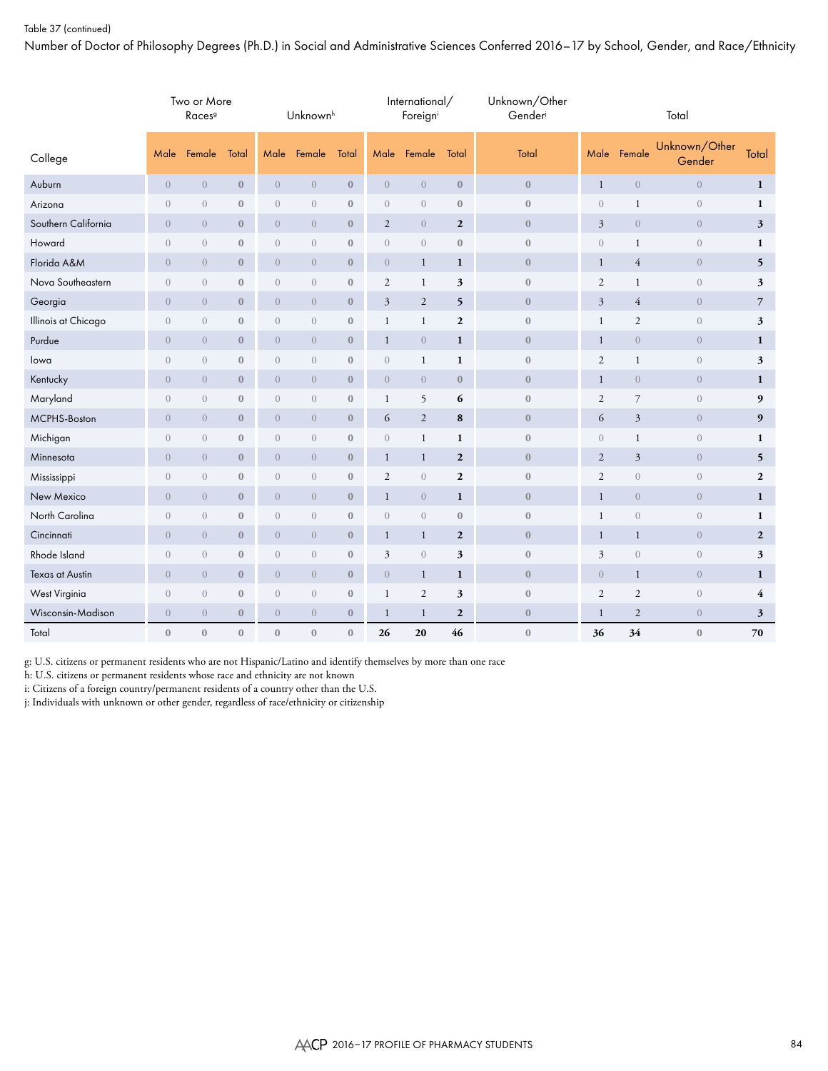Table 37 (continued)

Number of Doctor of Philosophy Degrees (Ph.D.) in Social and Administrative Sciences Conferred 2016–17 by School, Gender, and Race/Ethnicity

| | Two or More Races[g] | | | Unknown[h] | | | International/ Foreign[i] | | | Unknown/Other Gender[j] | Total | | | |
|---|---|---|---|---|---|---|---|---|---|---|---|---|---|---|
| College | Male | Female | Total | Male | Female | Total | Male | Female | Total | Total | Male | Female | Unknown/Other Gender | Total |
| Auburn | 0 | 0 | 0 | 0 | 0 | 0 | 0 | 0 | 0 | 0 | 1 | 0 | 0 | 1 |
| Arizona | 0 | 0 | 0 | 0 | 0 | 0 | 0 | 0 | 0 | 0 | 0 | 1 | 0 | 1 |
| Southern California | 0 | 0 | 0 | 0 | 0 | 0 | 2 | 0 | 2 | 0 | 3 | 0 | 0 | 3 |
| Howard | 0 | 0 | 0 | 0 | 0 | 0 | 0 | 0 | 0 | 0 | 0 | 1 | 0 | 1 |
| Florida A&M | 0 | 0 | 0 | 0 | 0 | 0 | 0 | 1 | 1 | 0 | 1 | 4 | 0 | 5 |
| Nova Southeastern | 0 | 0 | 0 | 0 | 0 | 0 | 2 | 1 | 3 | 0 | 2 | 1 | 0 | 3 |
| Georgia | 0 | 0 | 0 | 0 | 0 | 0 | 3 | 2 | 5 | 0 | 3 | 4 | 0 | 7 |
| Illinois at Chicago | 0 | 0 | 0 | 0 | 0 | 0 | 1 | 1 | 2 | 0 | 1 | 2 | 0 | 3 |
| Purdue | 0 | 0 | 0 | 0 | 0 | 0 | 1 | 0 | 1 | 0 | 1 | 0 | 0 | 1 |
| Iowa | 0 | 0 | 0 | 0 | 0 | 0 | 0 | 1 | 1 | 0 | 2 | 1 | 0 | 3 |
| Kentucky | 0 | 0 | 0 | 0 | 0 | 0 | 0 | 0 | 0 | 0 | 1 | 0 | 0 | 1 |
| Maryland | 0 | 0 | 0 | 0 | 0 | 0 | 1 | 5 | 6 | 0 | 2 | 7 | 0 | 9 |
| MCPHS-Boston | 0 | 0 | 0 | 0 | 0 | 0 | 6 | 2 | 8 | 0 | 6 | 3 | 0 | 9 |
| Michigan | 0 | 0 | 0 | 0 | 0 | 0 | 0 | 1 | 1 | 0 | 0 | 1 | 0 | 1 |
| Minnesota | 0 | 0 | 0 | 0 | 0 | 0 | 1 | 1 | 2 | 0 | 2 | 3 | 0 | 5 |
| Mississippi | 0 | 0 | 0 | 0 | 0 | 0 | 2 | 0 | 2 | 0 | 2 | 0 | 0 | 2 |
| New Mexico | 0 | 0 | 0 | 0 | 0 | 0 | 1 | 0 | 1 | 0 | 1 | 0 | 0 | 1 |
| North Carolina | 0 | 0 | 0 | 0 | 0 | 0 | 0 | 0 | 0 | 0 | 1 | 0 | 0 | 1 |
| Cincinnati | 0 | 0 | 0 | 0 | 0 | 0 | 1 | 1 | 2 | 0 | 1 | 1 | 0 | 2 |
| Rhode Island | 0 | 0 | 0 | 0 | 0 | 0 | 3 | 0 | 3 | 0 | 3 | 0 | 0 | 3 |
| Texas at Austin | 0 | 0 | 0 | 0 | 0 | 0 | 0 | 1 | 1 | 0 | 0 | 1 | 0 | 1 |
| West Virginia | 0 | 0 | 0 | 0 | 0 | 0 | 1 | 2 | 3 | 0 | 2 | 2 | 0 | 4 |
| Wisconsin-Madison | 0 | 0 | 0 | 0 | 0 | 0 | 1 | 1 | 2 | 0 | 1 | 2 | 0 | 3 |
| Total | 0 | 0 | 0 | 0 | 0 | 0 | 26 | 20 | 46 | 0 | 36 | 34 | 0 | 70 |

g: U.S. citizens or permanent residents who are not Hispanic/Latino and identify themselves by more than one race
h: U.S. citizens or permanent residents whose race and ethnicity are not known
i: Citizens of a foreign country/permanent residents of a country other than the U.S.
j: Individuals with unknown or other gender, regardless of race/ethnicity or citizenship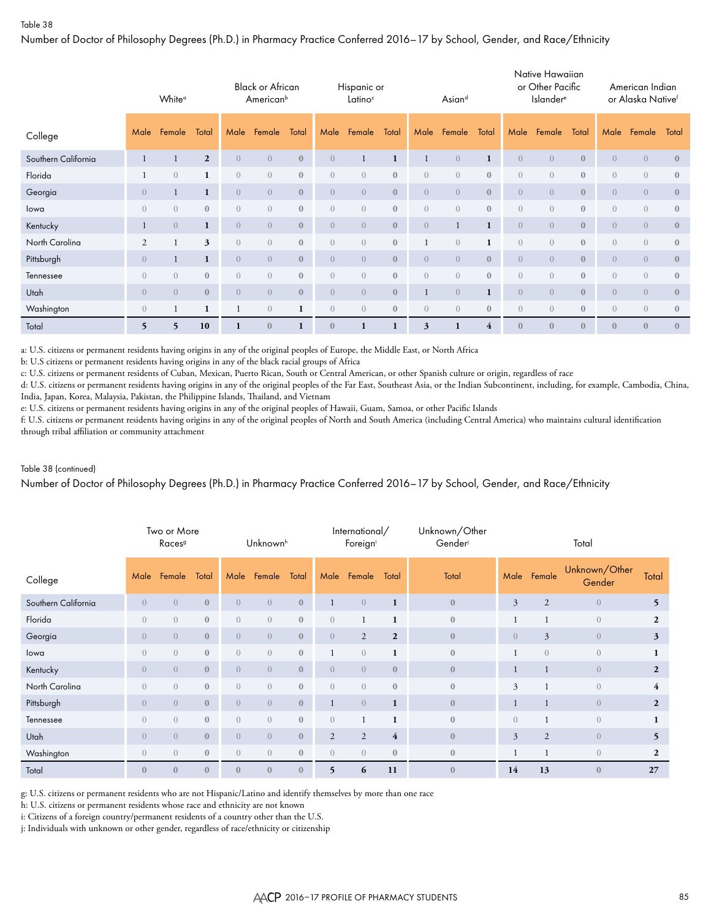Table 38

Number of Doctor of Philosophy Degrees (Ph.D.) in Pharmacy Practice Conferred 2016–17 by School, Gender, and Race/Ethnicity

| | White[a] | | | Black or African American[b] | | | Hispanic or Latino[c] | | | Asian[d] | | | Native Hawaiian or Other Pacific Islander[e] | | | American Indian or Alaska Native[f] | | |
|---|---|---|---|---|---|---|---|---|---|---|---|---|---|---|---|---|---|---|
| College | Male | Female | Total | Male | Female | Total | Male | Female | Total | Male | Female | Total | Male | Female | Total | Male | Female | Total |
| Southern California | 1 | 1 | 2 | 0 | 0 | 0 | 0 | 1 | 1 | 1 | 0 | 1 | 0 | 0 | 0 | 0 | 0 | 0 |
| Florida | 1 | 0 | 1 | 0 | 0 | 0 | 0 | 0 | 0 | 0 | 0 | 0 | 0 | 0 | 0 | 0 | 0 | 0 |
| Georgia | 0 | 1 | 1 | 0 | 0 | 0 | 0 | 0 | 0 | 0 | 0 | 0 | 0 | 0 | 0 | 0 | 0 | 0 |
| Iowa | 0 | 0 | 0 | 0 | 0 | 0 | 0 | 0 | 0 | 0 | 0 | 0 | 0 | 0 | 0 | 0 | 0 | 0 |
| Kentucky | 1 | 0 | 1 | 0 | 0 | 0 | 0 | 0 | 0 | 0 | 1 | 1 | 0 | 0 | 0 | 0 | 0 | 0 |
| North Carolina | 2 | 1 | 3 | 0 | 0 | 0 | 0 | 0 | 0 | 1 | 0 | 1 | 0 | 0 | 0 | 0 | 0 | 0 |
| Pittsburgh | 0 | 1 | 1 | 0 | 0 | 0 | 0 | 0 | 0 | 0 | 0 | 0 | 0 | 0 | 0 | 0 | 0 | 0 |
| Tennessee | 0 | 0 | 0 | 0 | 0 | 0 | 0 | 0 | 0 | 0 | 0 | 0 | 0 | 0 | 0 | 0 | 0 | 0 |
| Utah | 0 | 0 | 0 | 0 | 0 | 0 | 0 | 0 | 0 | 1 | 0 | 1 | 0 | 0 | 0 | 0 | 0 | 0 |
| Washington | 0 | 1 | 1 | 1 | 0 | 1 | 0 | 0 | 0 | 0 | 0 | 0 | 0 | 0 | 0 | 0 | 0 | 0 |
| Total | 5 | 5 | 10 | 1 | 0 | 1 | 0 | 1 | 1 | 3 | 1 | 4 | 0 | 0 | 0 | 0 | 0 | 0 |

a: U.S. citizens or permanent residents having origins in any of the original peoples of Europe, the Middle East, or North Africa
b: U.S citizens or permanent residents having origins in any of the black racial groups of Africa
c: U.S. citizens or permanent residents of Cuban, Mexican, Puerto Rican, South or Central American, or other Spanish culture or origin, regardless of race
d: U.S. citizens or permanent residents having origins in any of the original peoples of the Far East, Southeast Asia, or the Indian Subcontinent, including, for example, Cambodia, China, India, Japan, Korea, Malaysia, Pakistan, the Philippine Islands, Thailand, and Vietnam
e: U.S. citizens or permanent residents having origins in any of the original peoples of Hawaii, Guam, Samoa, or other Pacific Islands
f: U.S. citizens or permanent residents having origins in any of the original peoples of North and South America (including Central America) who maintains cultural identification through tribal affiliation or community attachment

Table 38 (continued)

Number of Doctor of Philosophy Degrees (Ph.D.) in Pharmacy Practice Conferred 2016–17 by School, Gender, and Race/Ethnicity

| | Two or More Races[g] | | | Unknown[h] | | | International/ Foreign[i] | | | Unknown/Other Gender[j] | Total | | | |
|---|---|---|---|---|---|---|---|---|---|---|---|---|---|---|
| College | Male | Female | Total | Male | Female | Total | Male | Female | Total | Total | Male | Female | Unknown/Other Gender | Total |
| Southern California | 0 | 0 | 0 | 0 | 0 | 0 | 1 | 0 | 1 | 0 | 3 | 2 | 0 | 5 |
| Florida | 0 | 0 | 0 | 0 | 0 | 0 | 0 | 1 | 1 | 0 | 1 | 1 | 0 | 2 |
| Georgia | 0 | 0 | 0 | 0 | 0 | 0 | 0 | 2 | 2 | 0 | 0 | 3 | 0 | 3 |
| Iowa | 0 | 0 | 0 | 0 | 0 | 0 | 1 | 0 | 1 | 0 | 1 | 0 | 0 | 1 |
| Kentucky | 0 | 0 | 0 | 0 | 0 | 0 | 0 | 0 | 0 | 0 | 1 | 1 | 0 | 2 |
| North Carolina | 0 | 0 | 0 | 0 | 0 | 0 | 0 | 0 | 0 | 0 | 3 | 1 | 0 | 4 |
| Pittsburgh | 0 | 0 | 0 | 0 | 0 | 0 | 1 | 0 | 1 | 0 | 1 | 1 | 0 | 2 |
| Tennessee | 0 | 0 | 0 | 0 | 0 | 0 | 0 | 1 | 1 | 0 | 0 | 1 | 0 | 1 |
| Utah | 0 | 0 | 0 | 0 | 0 | 0 | 2 | 2 | 4 | 0 | 3 | 2 | 0 | 5 |
| Washington | 0 | 0 | 0 | 0 | 0 | 0 | 0 | 0 | 0 | 0 | 1 | 1 | 0 | 2 |
| Total | 0 | 0 | 0 | 0 | 0 | 0 | 5 | 6 | 11 | 0 | 14 | 13 | 0 | 27 |

g: U.S. citizens or permanent residents who are not Hispanic/Latino and identify themselves by more than one race
h: U.S. citizens or permanent residents whose race and ethnicity are not known
i: Citizens of a foreign country/permanent residents of a country other than the U.S.
j: Individuals with unknown or other gender, regardless of race/ethnicity or citizenship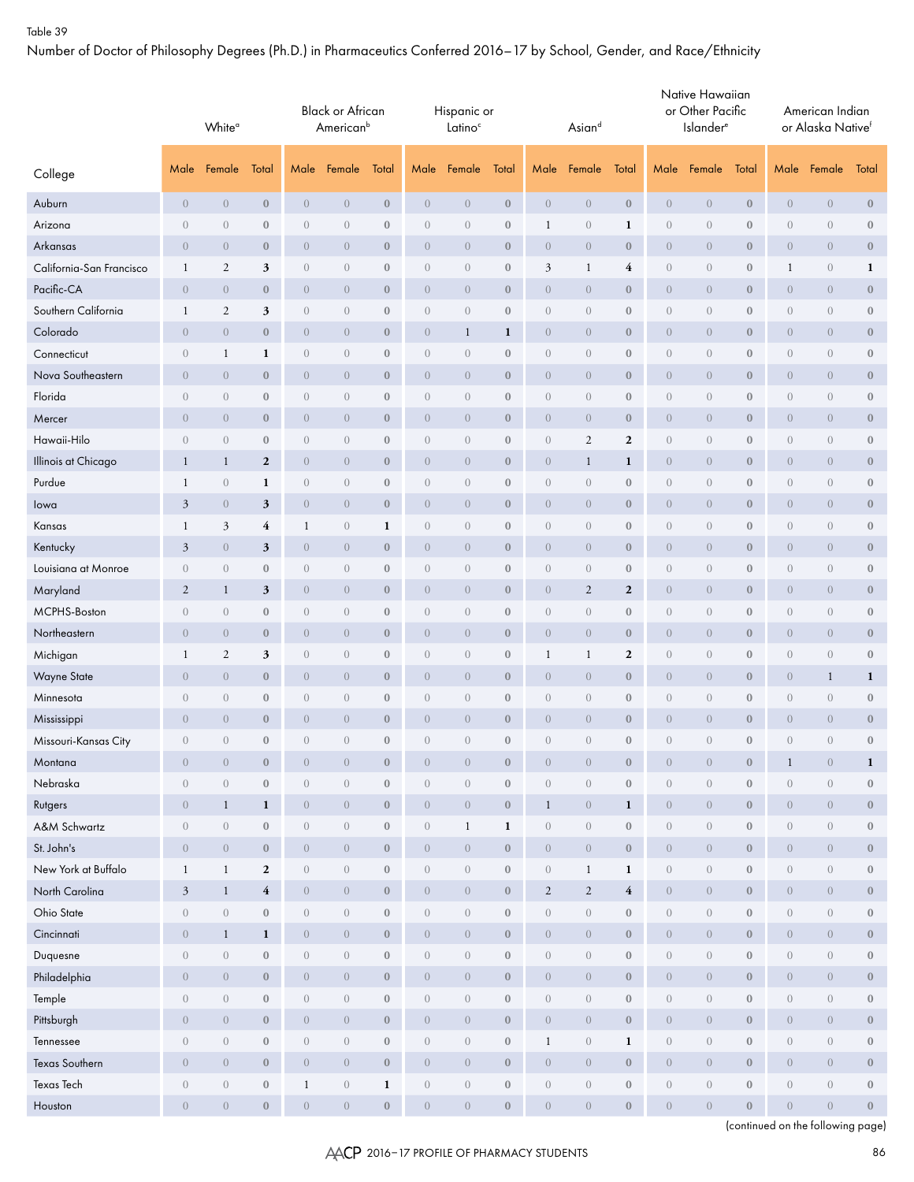Table 39

Number of Doctor of Philosophy Degrees (Ph.D.) in Pharmaceutics Conferred 2016–17 by School, Gender, and Race/Ethnicity

| College | White[a] | | | Black or African American[b] | | | Hispanic or Latino[c] | | | Asian[d] | | | Native Hawaiian or Other Pacific Islander[e] | | | American Indian or Alaska Native[f] | | |
|---|---|---|---|---|---|---|---|---|---|---|---|---|---|---|---|---|---|---|
| | Male | Female | Total | Male | Female | Total | Male | Female | Total | Male | Female | Total | Male | Female | Total | Male | Female | Total |
| Auburn | 0 | 0 | 0 | 0 | 0 | 0 | 0 | 0 | 0 | 0 | 0 | 0 | 0 | 0 | 0 | 0 | 0 | 0 |
| Arizona | 0 | 0 | 0 | 0 | 0 | 0 | 0 | 0 | 0 | 1 | 0 | 1 | 0 | 0 | 0 | 0 | 0 | 0 |
| Arkansas | 0 | 0 | 0 | 0 | 0 | 0 | 0 | 0 | 0 | 0 | 0 | 0 | 0 | 0 | 0 | 0 | 0 | 0 |
| California-San Francisco | 1 | 2 | 3 | 0 | 0 | 0 | 0 | 0 | 0 | 3 | 1 | 4 | 0 | 0 | 0 | 1 | 0 | 1 |
| Pacific-CA | 0 | 0 | 0 | 0 | 0 | 0 | 0 | 0 | 0 | 0 | 0 | 0 | 0 | 0 | 0 | 0 | 0 | 0 |
| Southern California | 1 | 2 | 3 | 0 | 0 | 0 | 0 | 0 | 0 | 0 | 0 | 0 | 0 | 0 | 0 | 0 | 0 | 0 |
| Colorado | 0 | 0 | 0 | 0 | 0 | 0 | 0 | 1 | 1 | 0 | 0 | 0 | 0 | 0 | 0 | 0 | 0 | 0 |
| Connecticut | 0 | 1 | 1 | 0 | 0 | 0 | 0 | 0 | 0 | 0 | 0 | 0 | 0 | 0 | 0 | 0 | 0 | 0 |
| Nova Southeastern | 0 | 0 | 0 | 0 | 0 | 0 | 0 | 0 | 0 | 0 | 0 | 0 | 0 | 0 | 0 | 0 | 0 | 0 |
| Florida | 0 | 0 | 0 | 0 | 0 | 0 | 0 | 0 | 0 | 0 | 0 | 0 | 0 | 0 | 0 | 0 | 0 | 0 |
| Mercer | 0 | 0 | 0 | 0 | 0 | 0 | 0 | 0 | 0 | 0 | 0 | 0 | 0 | 0 | 0 | 0 | 0 | 0 |
| Hawaii-Hilo | 0 | 0 | 0 | 0 | 0 | 0 | 0 | 0 | 0 | 0 | 2 | 2 | 0 | 0 | 0 | 0 | 0 | 0 |
| Illinois at Chicago | 1 | 1 | 2 | 0 | 0 | 0 | 0 | 0 | 0 | 0 | 1 | 1 | 0 | 0 | 0 | 0 | 0 | 0 |
| Purdue | 1 | 0 | 1 | 0 | 0 | 0 | 0 | 0 | 0 | 0 | 0 | 0 | 0 | 0 | 0 | 0 | 0 | 0 |
| Iowa | 3 | 0 | 3 | 0 | 0 | 0 | 0 | 0 | 0 | 0 | 0 | 0 | 0 | 0 | 0 | 0 | 0 | 0 |
| Kansas | 1 | 3 | 4 | 1 | 0 | 1 | 0 | 0 | 0 | 0 | 0 | 0 | 0 | 0 | 0 | 0 | 0 | 0 |
| Kentucky | 3 | 0 | 3 | 0 | 0 | 0 | 0 | 0 | 0 | 0 | 0 | 0 | 0 | 0 | 0 | 0 | 0 | 0 |
| Louisiana at Monroe | 0 | 0 | 0 | 0 | 0 | 0 | 0 | 0 | 0 | 0 | 0 | 0 | 0 | 0 | 0 | 0 | 0 | 0 |
| Maryland | 2 | 1 | 3 | 0 | 0 | 0 | 0 | 0 | 0 | 0 | 2 | 2 | 0 | 0 | 0 | 0 | 0 | 0 |
| MCPHS-Boston | 0 | 0 | 0 | 0 | 0 | 0 | 0 | 0 | 0 | 0 | 0 | 0 | 0 | 0 | 0 | 0 | 0 | 0 |
| Northeastern | 0 | 0 | 0 | 0 | 0 | 0 | 0 | 0 | 0 | 0 | 0 | 0 | 0 | 0 | 0 | 0 | 0 | 0 |
| Michigan | 1 | 2 | 3 | 0 | 0 | 0 | 0 | 0 | 0 | 1 | 1 | 2 | 0 | 0 | 0 | 0 | 0 | 0 |
| Wayne State | 0 | 0 | 0 | 0 | 0 | 0 | 0 | 0 | 0 | 0 | 0 | 0 | 0 | 0 | 0 | 0 | 1 | 1 |
| Minnesota | 0 | 0 | 0 | 0 | 0 | 0 | 0 | 0 | 0 | 0 | 0 | 0 | 0 | 0 | 0 | 0 | 0 | 0 |
| Mississippi | 0 | 0 | 0 | 0 | 0 | 0 | 0 | 0 | 0 | 0 | 0 | 0 | 0 | 0 | 0 | 0 | 0 | 0 |
| Missouri-Kansas City | 0 | 0 | 0 | 0 | 0 | 0 | 0 | 0 | 0 | 0 | 0 | 0 | 0 | 0 | 0 | 0 | 0 | 0 |
| Montana | 0 | 0 | 0 | 0 | 0 | 0 | 0 | 0 | 0 | 0 | 0 | 0 | 0 | 0 | 0 | 1 | 0 | 1 |
| Nebraska | 0 | 0 | 0 | 0 | 0 | 0 | 0 | 0 | 0 | 0 | 0 | 0 | 0 | 0 | 0 | 0 | 0 | 0 |
| Rutgers | 0 | 1 | 1 | 0 | 0 | 0 | 0 | 0 | 0 | 1 | 0 | 1 | 0 | 0 | 0 | 0 | 0 | 0 |
| A&M Schwartz | 0 | 0 | 0 | 0 | 0 | 0 | 0 | 1 | 1 | 0 | 0 | 0 | 0 | 0 | 0 | 0 | 0 | 0 |
| St. John's | 0 | 0 | 0 | 0 | 0 | 0 | 0 | 0 | 0 | 0 | 0 | 0 | 0 | 0 | 0 | 0 | 0 | 0 |
| New York at Buffalo | 1 | 1 | 2 | 0 | 0 | 0 | 0 | 0 | 0 | 0 | 1 | 1 | 0 | 0 | 0 | 0 | 0 | 0 |
| North Carolina | 3 | 1 | 4 | 0 | 0 | 0 | 0 | 0 | 0 | 2 | 2 | 4 | 0 | 0 | 0 | 0 | 0 | 0 |
| Ohio State | 0 | 0 | 0 | 0 | 0 | 0 | 0 | 0 | 0 | 0 | 0 | 0 | 0 | 0 | 0 | 0 | 0 | 0 |
| Cincinnati | 0 | 1 | 1 | 0 | 0 | 0 | 0 | 0 | 0 | 0 | 0 | 0 | 0 | 0 | 0 | 0 | 0 | 0 |
| Duquesne | 0 | 0 | 0 | 0 | 0 | 0 | 0 | 0 | 0 | 0 | 0 | 0 | 0 | 0 | 0 | 0 | 0 | 0 |
| Philadelphia | 0 | 0 | 0 | 0 | 0 | 0 | 0 | 0 | 0 | 0 | 0 | 0 | 0 | 0 | 0 | 0 | 0 | 0 |
| Temple | 0 | 0 | 0 | 0 | 0 | 0 | 0 | 0 | 0 | 0 | 0 | 0 | 0 | 0 | 0 | 0 | 0 | 0 |
| Pittsburgh | 0 | 0 | 0 | 0 | 0 | 0 | 0 | 0 | 0 | 0 | 0 | 0 | 0 | 0 | 0 | 0 | 0 | 0 |
| Tennessee | 0 | 0 | 0 | 0 | 0 | 0 | 0 | 0 | 0 | 1 | 0 | 1 | 0 | 0 | 0 | 0 | 0 | 0 |
| Texas Southern | 0 | 0 | 0 | 0 | 0 | 0 | 0 | 0 | 0 | 0 | 0 | 0 | 0 | 0 | 0 | 0 | 0 | 0 |
| Texas Tech | 0 | 0 | 0 | 1 | 0 | 1 | 0 | 0 | 0 | 0 | 0 | 0 | 0 | 0 | 0 | 0 | 0 | 0 |
| Houston | 0 | 0 | 0 | 0 | 0 | 0 | 0 | 0 | 0 | 0 | 0 | 0 | 0 | 0 | 0 | 0 | 0 | 0 |

(continued on the following page)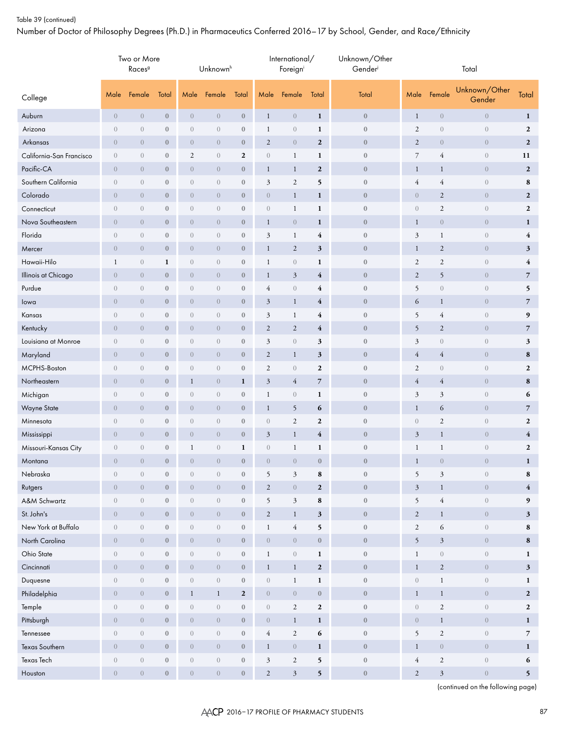Table 39 (continued)

Number of Doctor of Philosophy Degrees (Ph.D.) in Pharmaceutics Conferred 2016–17 by School, Gender, and Race/Ethnicity

| College | Two or More Races[g] | | | Unknown[h] | | | International/ Foreign[i] | | | Unknown/Other Gender[j] | Total | | | |
|---|---|---|---|---|---|---|---|---|---|---|---|---|---|---|
| | Male | Female | Total | Male | Female | Total | Male | Female | Total | Total | Male | Female | Unknown/Other Gender | Total |
| Auburn | 0 | 0 | **0** | 0 | 0 | **0** | 1 | 0 | **1** | **0** | 1 | 0 | 0 | **1** |
| Arizona | 0 | 0 | **0** | 0 | 0 | **0** | 1 | 0 | **1** | **0** | 2 | 0 | 0 | **2** |
| Arkansas | 0 | 0 | **0** | 0 | 0 | **0** | 2 | 0 | **2** | **0** | 2 | 0 | 0 | **2** |
| California-San Francisco | 0 | 0 | **0** | 2 | 0 | **2** | 0 | 1 | **1** | **0** | 7 | 4 | 0 | **11** |
| Pacific-CA | 0 | 0 | **0** | 0 | 0 | **0** | 1 | 1 | **2** | **0** | 1 | 1 | 0 | **2** |
| Southern California | 0 | 0 | **0** | 0 | 0 | **0** | 3 | 2 | **5** | **0** | 4 | 4 | 0 | **8** |
| Colorado | 0 | 0 | **0** | 0 | 0 | **0** | 0 | 1 | **1** | **0** | 0 | 2 | 0 | **2** |
| Connecticut | 0 | 0 | **0** | 0 | 0 | **0** | 0 | 1 | **1** | **0** | 0 | 2 | 0 | **2** |
| Nova Southeastern | 0 | 0 | **0** | 0 | 0 | **0** | 1 | 0 | **1** | **0** | 1 | 0 | 0 | **1** |
| Florida | 0 | 0 | **0** | 0 | 0 | **0** | 3 | 1 | **4** | **0** | 3 | 1 | 0 | **4** |
| Mercer | 0 | 0 | **0** | 0 | 0 | **0** | 1 | 2 | **3** | **0** | 1 | 2 | 0 | **3** |
| Hawaii-Hilo | 1 | 0 | **1** | 0 | 0 | **0** | 1 | 0 | **1** | **0** | 2 | 2 | 0 | **4** |
| Illinois at Chicago | 0 | 0 | **0** | 0 | 0 | **0** | 1 | 3 | **4** | **0** | 2 | 5 | 0 | **7** |
| Purdue | 0 | 0 | **0** | 0 | 0 | **0** | 4 | 0 | **4** | **0** | 5 | 0 | 0 | **5** |
| Iowa | 0 | 0 | **0** | 0 | 0 | **0** | 3 | 1 | **4** | **0** | 6 | 1 | 0 | **7** |
| Kansas | 0 | 0 | **0** | 0 | 0 | **0** | 3 | 1 | **4** | **0** | 5 | 4 | 0 | **9** |
| Kentucky | 0 | 0 | **0** | 0 | 0 | **0** | 2 | 2 | **4** | **0** | 5 | 2 | 0 | **7** |
| Louisiana at Monroe | 0 | 0 | **0** | 0 | 0 | **0** | 3 | 0 | **3** | **0** | 3 | 0 | 0 | **3** |
| Maryland | 0 | 0 | **0** | 0 | 0 | **0** | 2 | 1 | **3** | **0** | 4 | 4 | 0 | **8** |
| MCPHS-Boston | 0 | 0 | **0** | 0 | 0 | **0** | 2 | 0 | **2** | **0** | 2 | 0 | 0 | **2** |
| Northeastern | 0 | 0 | **0** | 1 | 0 | **1** | 3 | 4 | **7** | **0** | 4 | 4 | 0 | **8** |
| Michigan | 0 | 0 | **0** | 0 | 0 | **0** | 1 | 0 | **1** | **0** | 3 | 3 | 0 | **6** |
| Wayne State | 0 | 0 | **0** | 0 | 0 | **0** | 1 | 5 | **6** | **0** | 1 | 6 | 0 | **7** |
| Minnesota | 0 | 0 | **0** | 0 | 0 | **0** | 0 | 2 | **2** | **0** | 0 | 2 | 0 | **2** |
| Mississippi | 0 | 0 | **0** | 0 | 0 | **0** | 3 | 1 | **4** | **0** | 3 | 1 | 0 | **4** |
| Missouri-Kansas City | 0 | 0 | **0** | 1 | 0 | **1** | 0 | 1 | **1** | **0** | 1 | 1 | 0 | **2** |
| Montana | 0 | 0 | **0** | 0 | 0 | **0** | 0 | 0 | **0** | **0** | 1 | 0 | 0 | **1** |
| Nebraska | 0 | 0 | **0** | 0 | 0 | **0** | 5 | 3 | **8** | **0** | 5 | 3 | 0 | **8** |
| Rutgers | 0 | 0 | **0** | 0 | 0 | **0** | 2 | 0 | **2** | **0** | 3 | 1 | 0 | **4** |
| A&M Schwartz | 0 | 0 | **0** | 0 | 0 | **0** | 5 | 3 | **8** | **0** | 5 | 4 | 0 | **9** |
| St. John's | 0 | 0 | **0** | 0 | 0 | **0** | 2 | 1 | **3** | **0** | 2 | 1 | 0 | **3** |
| New York at Buffalo | 0 | 0 | **0** | 0 | 0 | **0** | 1 | 4 | **5** | **0** | 2 | 6 | 0 | **8** |
| North Carolina | 0 | 0 | **0** | 0 | 0 | **0** | 0 | 0 | **0** | **0** | 5 | 3 | 0 | **8** |
| Ohio State | 0 | 0 | **0** | 0 | 0 | **0** | 1 | 0 | **1** | **0** | 1 | 0 | 0 | **1** |
| Cincinnati | 0 | 0 | **0** | 0 | 0 | **0** | 1 | 1 | **2** | **0** | 1 | 2 | 0 | **3** |
| Duquesne | 0 | 0 | **0** | 0 | 0 | **0** | 0 | 1 | **1** | **0** | 0 | 1 | 0 | **1** |
| Philadelphia | 0 | 0 | **0** | 1 | 1 | **2** | 0 | 0 | **0** | **0** | 1 | 1 | 0 | **2** |
| Temple | 0 | 0 | **0** | 0 | 0 | **0** | 0 | 2 | **2** | **0** | 0 | 2 | 0 | **2** |
| Pittsburgh | 0 | 0 | **0** | 0 | 0 | **0** | 0 | 1 | **1** | **0** | 0 | 1 | 0 | **1** |
| Tennessee | 0 | 0 | **0** | 0 | 0 | **0** | 4 | 2 | **6** | **0** | 5 | 2 | 0 | **7** |
| Texas Southern | 0 | 0 | **0** | 0 | 0 | **0** | 1 | 0 | **1** | **0** | 1 | 0 | 0 | **1** |
| Texas Tech | 0 | 0 | **0** | 0 | 0 | **0** | 3 | 2 | **5** | **0** | 4 | 2 | 0 | **6** |
| Houston | 0 | 0 | **0** | 0 | 0 | **0** | 2 | 3 | **5** | **0** | 2 | 3 | 0 | **5** |

(continued on the following page)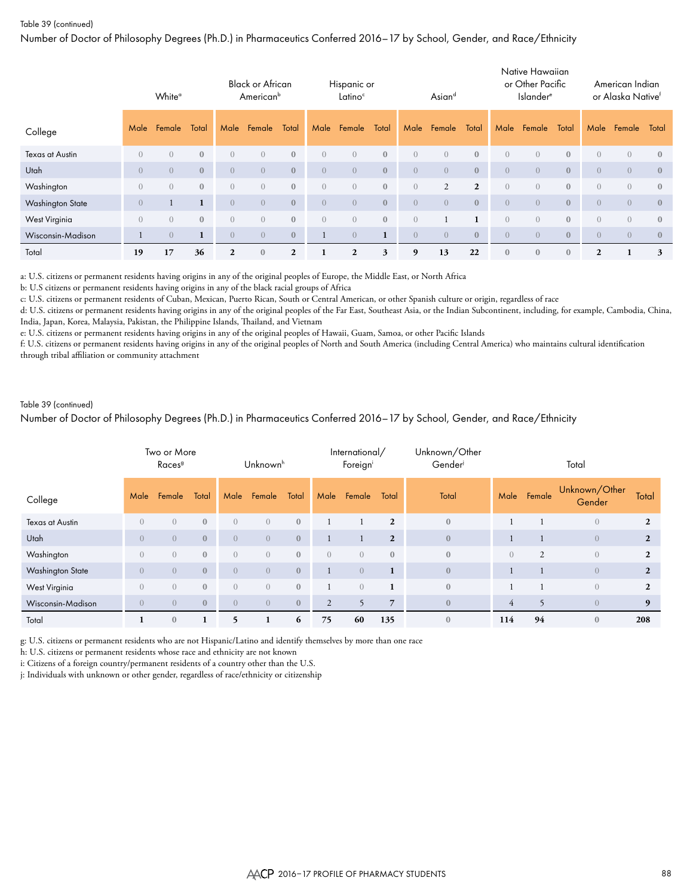Table 39 (continued)

Number of Doctor of Philosophy Degrees (Ph.D.) in Pharmaceutics Conferred 2016–17 by School, Gender, and Race/Ethnicity

| | White[a] | | | Black or African American[b] | | | Hispanic or Latino[c] | | | Asian[d] | | | Native Hawaiian or Other Pacific Islander[e] | | | American Indian or Alaska Native[f] | | |
|---|---|---|---|---|---|---|---|---|---|---|---|---|---|---|---|---|---|---|
| College | Male | Female | Total | Male | Female | Total | Male | Female | Total | Male | Female | Total | Male | Female | Total | Male | Female | Total |
| Texas at Austin | 0 | 0 | 0 | 0 | 0 | 0 | 0 | 0 | 0 | 0 | 0 | 0 | 0 | 0 | 0 | 0 | 0 | 0 |
| Utah | 0 | 0 | 0 | 0 | 0 | 0 | 0 | 0 | 0 | 0 | 0 | 0 | 0 | 0 | 0 | 0 | 0 | 0 |
| Washington | 0 | 0 | 0 | 0 | 0 | 0 | 0 | 0 | 0 | 0 | 2 | 2 | 0 | 0 | 0 | 0 | 0 | 0 |
| Washington State | 0 | 1 | 1 | 0 | 0 | 0 | 0 | 0 | 0 | 0 | 0 | 0 | 0 | 0 | 0 | 0 | 0 | 0 |
| West Virginia | 0 | 0 | 0 | 0 | 0 | 0 | 0 | 0 | 0 | 0 | 1 | 1 | 0 | 0 | 0 | 0 | 0 | 0 |
| Wisconsin-Madison | 1 | 0 | 1 | 0 | 0 | 0 | 1 | 0 | 1 | 0 | 0 | 0 | 0 | 0 | 0 | 0 | 0 | 0 |
| Total | 19 | 17 | 36 | 2 | 0 | 2 | 1 | 2 | 3 | 9 | 13 | 22 | 0 | 0 | 0 | 2 | 1 | 3 |

a: U.S. citizens or permanent residents having origins in any of the original peoples of Europe, the Middle East, or North Africa
b: U.S citizens or permanent residents having origins in any of the black racial groups of Africa
c: U.S. citizens or permanent residents of Cuban, Mexican, Puerto Rican, South or Central American, or other Spanish culture or origin, regardless of race
d: U.S. citizens or permanent residents having origins in any of the original peoples of the Far East, Southeast Asia, or the Indian Subcontinent, including, for example, Cambodia, China, India, Japan, Korea, Malaysia, Pakistan, the Philippine Islands, Thailand, and Vietnam
e: U.S. citizens or permanent residents having origins in any of the original peoples of Hawaii, Guam, Samoa, or other Pacific Islands
f: U.S. citizens or permanent residents having origins in any of the original peoples of North and South America (including Central America) who maintains cultural identification through tribal affiliation or community attachment

Table 39 (continued)

Number of Doctor of Philosophy Degrees (Ph.D.) in Pharmaceutics Conferred 2016–17 by School, Gender, and Race/Ethnicity

| | Two or More Races[g] | | | Unknown[h] | | | International/ Foreign[i] | | | Unknown/Other Gender[j] | Total | | | |
|---|---|---|---|---|---|---|---|---|---|---|---|---|---|---|
| College | Male | Female | Total | Male | Female | Total | Male | Female | Total | Total | Male | Female | Unknown/Other Gender | Total |
| Texas at Austin | 0 | 0 | 0 | 0 | 0 | 0 | 1 | 1 | 2 | 0 | 1 | 1 | 0 | 2 |
| Utah | 0 | 0 | 0 | 0 | 0 | 0 | 1 | 1 | 2 | 0 | 1 | 1 | 0 | 2 |
| Washington | 0 | 0 | 0 | 0 | 0 | 0 | 0 | 0 | 0 | 0 | 0 | 2 | 0 | 2 |
| Washington State | 0 | 0 | 0 | 0 | 0 | 0 | 1 | 0 | 1 | 0 | 1 | 1 | 0 | 2 |
| West Virginia | 0 | 0 | 0 | 0 | 0 | 0 | 1 | 0 | 1 | 0 | 1 | 1 | 0 | 2 |
| Wisconsin-Madison | 0 | 0 | 0 | 0 | 0 | 0 | 2 | 5 | 7 | 0 | 4 | 5 | 0 | 9 |
| Total | 1 | 0 | 1 | 5 | 1 | 6 | 75 | 60 | 135 | 0 | 114 | 94 | 0 | 208 |

g: U.S. citizens or permanent residents who are not Hispanic/Latino and identify themselves by more than one race
h: U.S. citizens or permanent residents whose race and ethnicity are not known
i: Citizens of a foreign country/permanent residents of a country other than the U.S.
j: Individuals with unknown or other gender, regardless of race/ethnicity or citizenship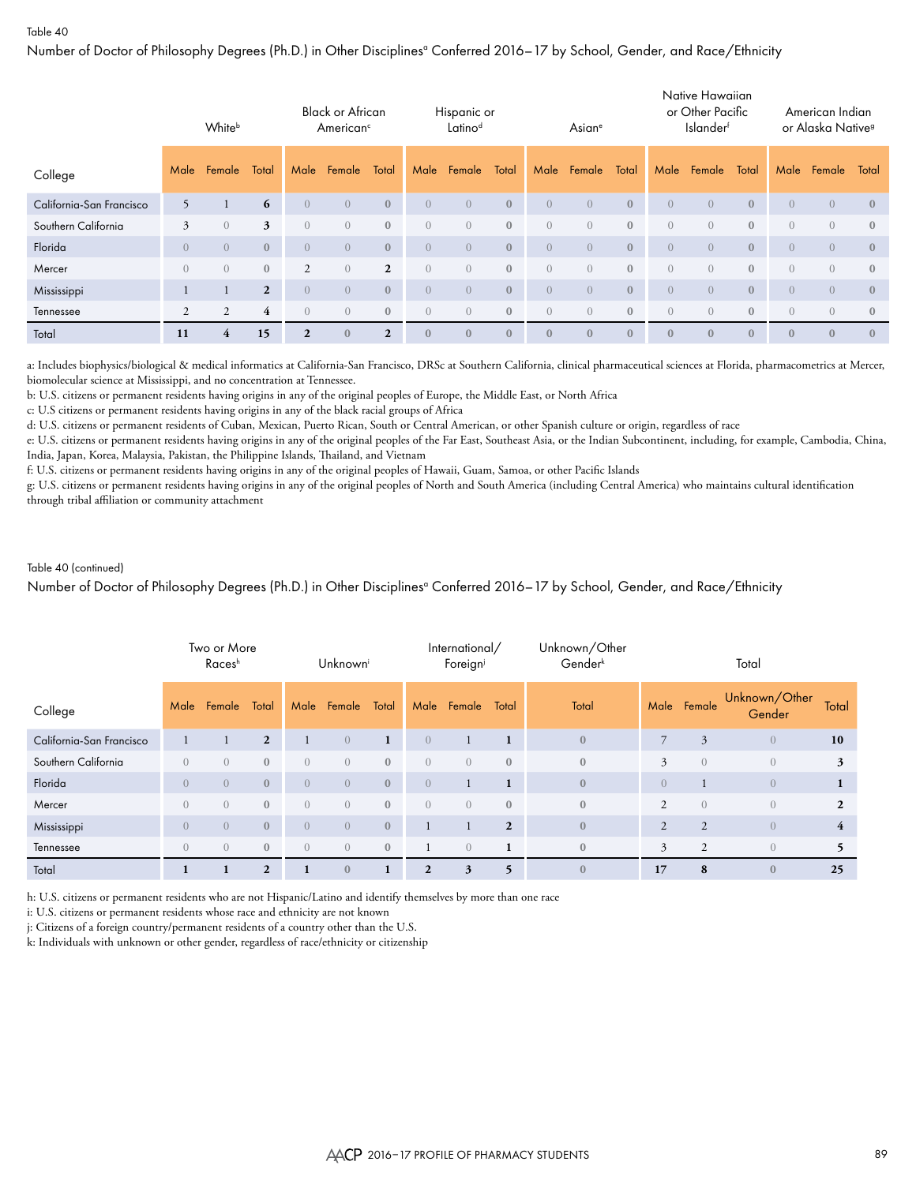Table 40

Number of Doctor of Philosophy Degrees (Ph.D.) in Other Disciplines[a] Conferred 2016–17 by School, Gender, and Race/Ethnicity

| College | White[b] | | | Black or African American[c] | | | Hispanic or Latino[d] | | | Asian[e] | | | Native Hawaiian or Other Pacific Islander[f] | | | American Indian or Alaska Native[g] | | |
|---|---|---|---|---|---|---|---|---|---|---|---|---|---|---|---|---|---|---|
| | Male | Female | Total | Male | Female | Total | Male | Female | Total | Male | Female | Total | Male | Female | Total | Male | Female | Total |
| California-San Francisco | 5 | 1 | 6 | 0 | 0 | 0 | 0 | 0 | 0 | 0 | 0 | 0 | 0 | 0 | 0 | 0 | 0 | 0 |
| Southern California | 3 | 0 | 3 | 0 | 0 | 0 | 0 | 0 | 0 | 0 | 0 | 0 | 0 | 0 | 0 | 0 | 0 | 0 |
| Florida | 0 | 0 | 0 | 0 | 0 | 0 | 0 | 0 | 0 | 0 | 0 | 0 | 0 | 0 | 0 | 0 | 0 | 0 |
| Mercer | 0 | 0 | 0 | 2 | 0 | 2 | 0 | 0 | 0 | 0 | 0 | 0 | 0 | 0 | 0 | 0 | 0 | 0 |
| Mississippi | 1 | 1 | 2 | 0 | 0 | 0 | 0 | 0 | 0 | 0 | 0 | 0 | 0 | 0 | 0 | 0 | 0 | 0 |
| Tennessee | 2 | 2 | 4 | 0 | 0 | 0 | 0 | 0 | 0 | 0 | 0 | 0 | 0 | 0 | 0 | 0 | 0 | 0 |
| Total | 11 | 4 | 15 | 2 | 0 | 2 | 0 | 0 | 0 | 0 | 0 | 0 | 0 | 0 | 0 | 0 | 0 | 0 |

a: Includes biophysics/biological & medical informatics at California-San Francisco, DRSc at Southern California, clinical pharmaceutical sciences at Florida, pharmacometrics at Mercer, biomolecular science at Mississippi, and no concentration at Tennessee.

b: U.S. citizens or permanent residents having origins in any of the original peoples of Europe, the Middle East, or North Africa

c: U.S citizens or permanent residents having origins in any of the black racial groups of Africa

d: U.S. citizens or permanent residents of Cuban, Mexican, Puerto Rican, South or Central American, or other Spanish culture or origin, regardless of race

e: U.S. citizens or permanent residents having origins in any of the original peoples of the Far East, Southeast Asia, or the Indian Subcontinent, including, for example, Cambodia, China, India, Japan, Korea, Malaysia, Pakistan, the Philippine Islands, Thailand, and Vietnam

f: U.S. citizens or permanent residents having origins in any of the original peoples of Hawaii, Guam, Samoa, or other Pacific Islands

g: U.S. citizens or permanent residents having origins in any of the original peoples of North and South America (including Central America) who maintains cultural identification through tribal affiliation or community attachment

Table 40 (continued)

Number of Doctor of Philosophy Degrees (Ph.D.) in Other Disciplines[a] Conferred 2016–17 by School, Gender, and Race/Ethnicity

| College | Two or More Races[h] | | | Unknown[i] | | | International/ Foreign[j] | | | Unknown/Other Gender[k] | Total | | | |
|---|---|---|---|---|---|---|---|---|---|---|---|---|---|---|
| | Male | Female | Total | Male | Female | Total | Male | Female | Total | Total | Male | Female | Unknown/Other Gender | Total |
| California-San Francisco | 1 | 1 | 2 | 1 | 0 | 1 | 0 | 1 | 1 | 0 | 7 | 3 | 0 | 10 |
| Southern California | 0 | 0 | 0 | 0 | 0 | 0 | 0 | 0 | 0 | 0 | 3 | 0 | 0 | 3 |
| Florida | 0 | 0 | 0 | 0 | 0 | 0 | 0 | 1 | 1 | 0 | 0 | 1 | 0 | 1 |
| Mercer | 0 | 0 | 0 | 0 | 0 | 0 | 0 | 0 | 0 | 0 | 2 | 0 | 0 | 2 |
| Mississippi | 0 | 0 | 0 | 0 | 0 | 0 | 1 | 1 | 2 | 0 | 2 | 2 | 0 | 4 |
| Tennessee | 0 | 0 | 0 | 0 | 0 | 0 | 1 | 0 | 1 | 0 | 3 | 2 | 0 | 5 |
| Total | 1 | 1 | 2 | 1 | 0 | 1 | 2 | 3 | 5 | 0 | 17 | 8 | 0 | 25 |

h: U.S. citizens or permanent residents who are not Hispanic/Latino and identify themselves by more than one race

i: U.S. citizens or permanent residents whose race and ethnicity are not known

j: Citizens of a foreign country/permanent residents of a country other than the U.S.

k: Individuals with unknown or other gender, regardless of race/ethnicity or citizenship